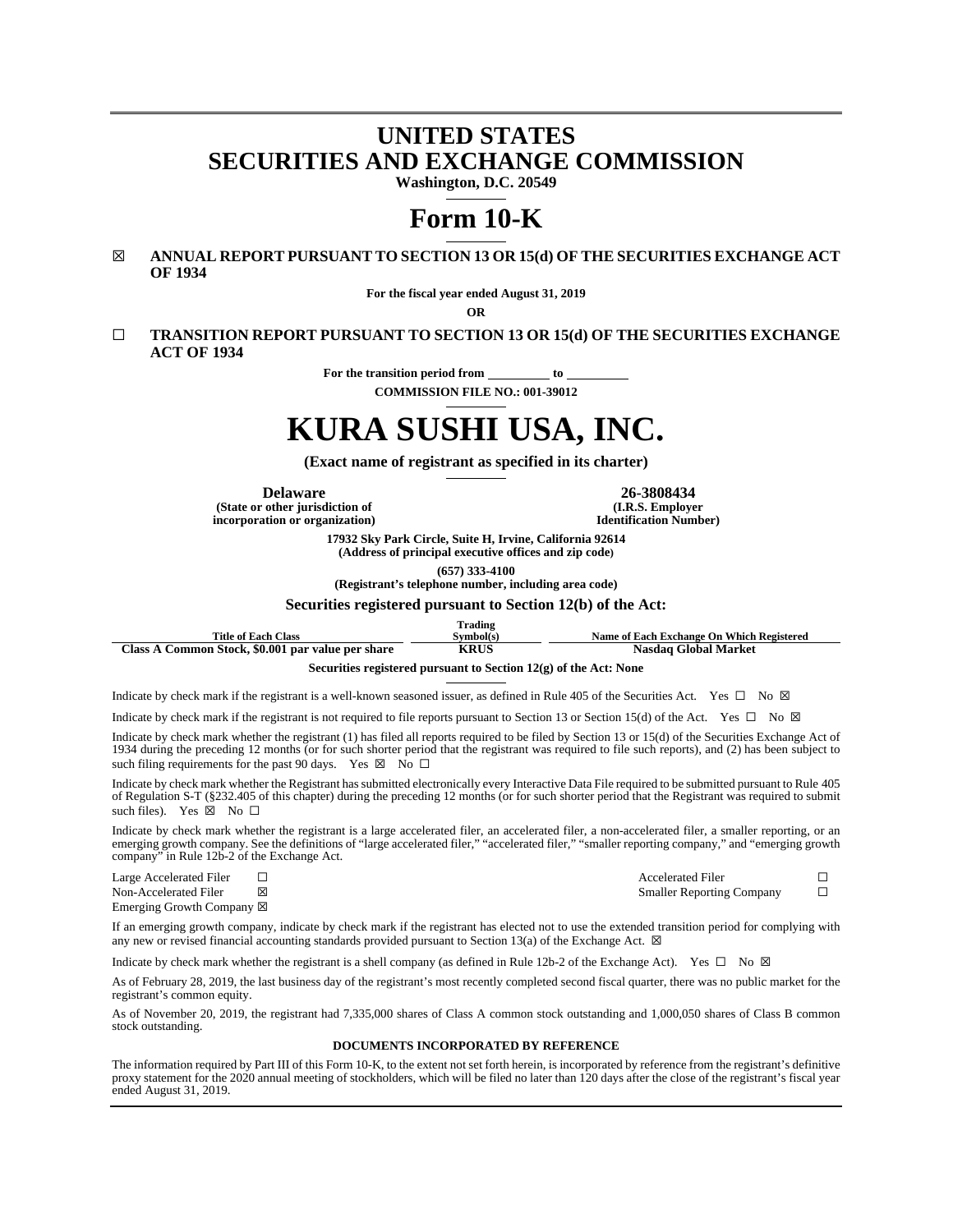# UNITED STATES
# SECURITIES AND EXCHANGE COMMISSION

**Washington, D.C. 20549**

# Form 10-K

☒ **ANNUAL REPORT PURSUANT TO SECTION 13 OR 15(d) OF THE SECURITIES EXCHANGE ACT OF 1934**

**For the fiscal year ended August 31, 2019**

**OR**

☐ **TRANSITION REPORT PURSUANT TO SECTION 13 OR 15(d) OF THE SECURITIES EXCHANGE ACT OF 1934**

**For the transition period from \_\_\_\_\_\_\_\_\_\_ to \_\_\_\_\_\_\_\_\_\_**

**COMMISSION FILE NO.: 001-39012**

# KURA SUSHI USA, INC.

**(Exact name of registrant as specified in its charter)**

| **Delaware** | **26-3808434** |
|---|---|
| **(State or other jurisdiction of incorporation or organization)** | **(I.R.S. Employer Identification Number)** |

**17932 Sky Park Circle, Suite H, Irvine, California 92614**
**(Address of principal executive offices and zip code)**

**(657) 333-4100**
**(Registrant's telephone number, including area code)**

**Securities registered pursuant to Section 12(b) of the Act:**

| Title of Each Class | Trading Symbol(s) | Name of Each Exchange On Which Registered |
|---|---|---|
| **Class A Common Stock, $0.001 par value per share** | **KRUS** | **Nasdaq Global Market** |

**Securities registered pursuant to Section 12(g) of the Act: None**

Indicate by check mark if the registrant is a well-known seasoned issuer, as defined in Rule 405 of the Securities Act. Yes ☐ No ☒

Indicate by check mark if the registrant is not required to file reports pursuant to Section 13 or Section 15(d) of the Act. Yes ☐ No ☒

Indicate by check mark whether the registrant (1) has filed all reports required to be filed by Section 13 or 15(d) of the Securities Exchange Act of 1934 during the preceding 12 months (or for such shorter period that the registrant was required to file such reports), and (2) has been subject to such filing requirements for the past 90 days. Yes ☒ No ☐

Indicate by check mark whether the Registrant has submitted electronically every Interactive Data File required to be submitted pursuant to Rule 405 of Regulation S-T (§232.405 of this chapter) during the preceding 12 months (or for such shorter period that the Registrant was required to submit such files). Yes ☒ No ☐

Indicate by check mark whether the registrant is a large accelerated filer, an accelerated filer, a non-accelerated filer, a smaller reporting, or an emerging growth company. See the definitions of "large accelerated filer," "accelerated filer," "smaller reporting company," and "emerging growth company" in Rule 12b-2 of the Exchange Act.

| | | | |
|---|---|---|---|
| Large Accelerated Filer | ☐ | Accelerated Filer | ☐ |
| Non-Accelerated Filer | ☒ | Smaller Reporting Company | ☐ |
| Emerging Growth Company ☒ | | | |

If an emerging growth company, indicate by check mark if the registrant has elected not to use the extended transition period for complying with any new or revised financial accounting standards provided pursuant to Section 13(a) of the Exchange Act. ☒

Indicate by check mark whether the registrant is a shell company (as defined in Rule 12b-2 of the Exchange Act). Yes ☐ No ☒

As of February 28, 2019, the last business day of the registrant's most recently completed second fiscal quarter, there was no public market for the registrant's common equity.

As of November 20, 2019, the registrant had 7,335,000 shares of Class A common stock outstanding and 1,000,050 shares of Class B common stock outstanding.

**DOCUMENTS INCORPORATED BY REFERENCE**

The information required by Part III of this Form 10-K, to the extent not set forth herein, is incorporated by reference from the registrant's definitive proxy statement for the 2020 annual meeting of stockholders, which will be filed no later than 120 days after the close of the registrant's fiscal year ended August 31, 2019.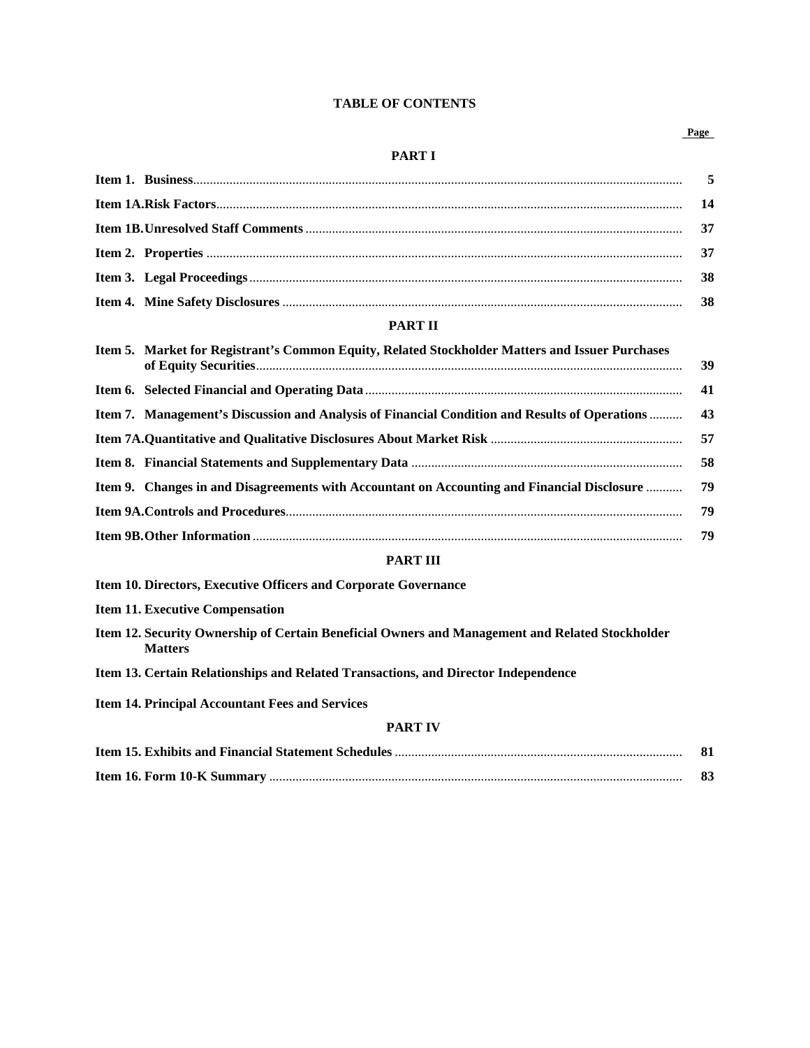# TABLE OF CONTENTS

| | Page |
|---|---|
| **PART I** | |
| **Item 1. Business** | 5 |
| **Item 1A. Risk Factors** | 14 |
| **Item 1B. Unresolved Staff Comments** | 37 |
| **Item 2. Properties** | 37 |
| **Item 3. Legal Proceedings** | 38 |
| **Item 4. Mine Safety Disclosures** | 38 |
| **PART II** | |
| **Item 5. Market for Registrant's Common Equity, Related Stockholder Matters and Issuer Purchases of Equity Securities** | 39 |
| **Item 6. Selected Financial and Operating Data** | 41 |
| **Item 7. Management's Discussion and Analysis of Financial Condition and Results of Operations** | 43 |
| **Item 7A. Quantitative and Qualitative Disclosures About Market Risk** | 57 |
| **Item 8. Financial Statements and Supplementary Data** | 58 |
| **Item 9. Changes in and Disagreements with Accountant on Accounting and Financial Disclosure** | 79 |
| **Item 9A. Controls and Procedures** | 79 |
| **Item 9B. Other Information** | 79 |
| **PART III** | |
| **Item 10. Directors, Executive Officers and Corporate Governance** | |
| **Item 11. Executive Compensation** | |
| **Item 12. Security Ownership of Certain Beneficial Owners and Management and Related Stockholder Matters** | |
| **Item 13. Certain Relationships and Related Transactions, and Director Independence** | |
| **Item 14. Principal Accountant Fees and Services** | |
| **PART IV** | |
| **Item 15. Exhibits and Financial Statement Schedules** | 81 |
| **Item 16. Form 10-K Summary** | 83 |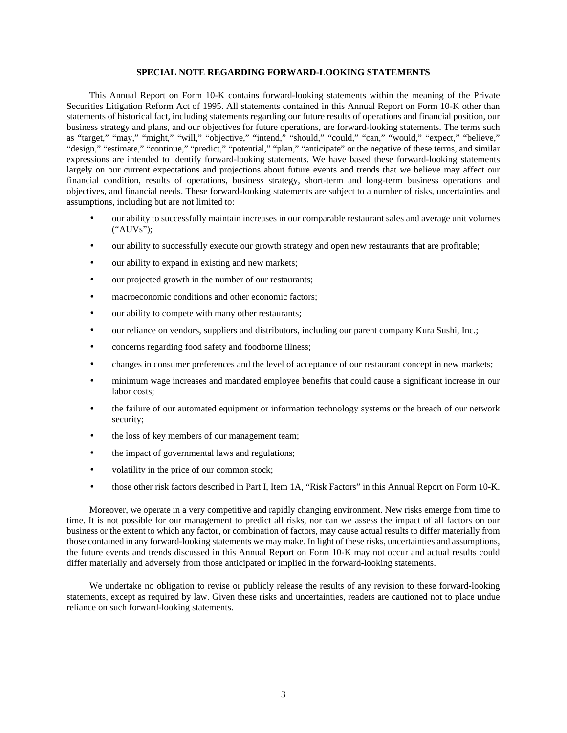## SPECIAL NOTE REGARDING FORWARD-LOOKING STATEMENTS

This Annual Report on Form 10-K contains forward-looking statements within the meaning of the Private Securities Litigation Reform Act of 1995. All statements contained in this Annual Report on Form 10-K other than statements of historical fact, including statements regarding our future results of operations and financial position, our business strategy and plans, and our objectives for future operations, are forward-looking statements. The terms such as "target," "may," "might," "will," "objective," "intend," "should," "could," "can," "would," "expect," "believe," "design," "estimate," "continue," "predict," "potential," "plan," "anticipate" or the negative of these terms, and similar expressions are intended to identify forward-looking statements. We have based these forward-looking statements largely on our current expectations and projections about future events and trends that we believe may affect our financial condition, results of operations, business strategy, short-term and long-term business operations and objectives, and financial needs. These forward-looking statements are subject to a number of risks, uncertainties and assumptions, including but are not limited to:

- our ability to successfully maintain increases in our comparable restaurant sales and average unit volumes ("AUVs");
- our ability to successfully execute our growth strategy and open new restaurants that are profitable;
- our ability to expand in existing and new markets;
- our projected growth in the number of our restaurants;
- macroeconomic conditions and other economic factors;
- our ability to compete with many other restaurants;
- our reliance on vendors, suppliers and distributors, including our parent company Kura Sushi, Inc.;
- concerns regarding food safety and foodborne illness;
- changes in consumer preferences and the level of acceptance of our restaurant concept in new markets;
- minimum wage increases and mandated employee benefits that could cause a significant increase in our labor costs;
- the failure of our automated equipment or information technology systems or the breach of our network security;
- the loss of key members of our management team;
- the impact of governmental laws and regulations;
- volatility in the price of our common stock;
- those other risk factors described in Part I, Item 1A, "Risk Factors" in this Annual Report on Form 10-K.

Moreover, we operate in a very competitive and rapidly changing environment. New risks emerge from time to time. It is not possible for our management to predict all risks, nor can we assess the impact of all factors on our business or the extent to which any factor, or combination of factors, may cause actual results to differ materially from those contained in any forward-looking statements we may make. In light of these risks, uncertainties and assumptions, the future events and trends discussed in this Annual Report on Form 10-K may not occur and actual results could differ materially and adversely from those anticipated or implied in the forward-looking statements.

We undertake no obligation to revise or publicly release the results of any revision to these forward-looking statements, except as required by law. Given these risks and uncertainties, readers are cautioned not to place undue reliance on such forward-looking statements.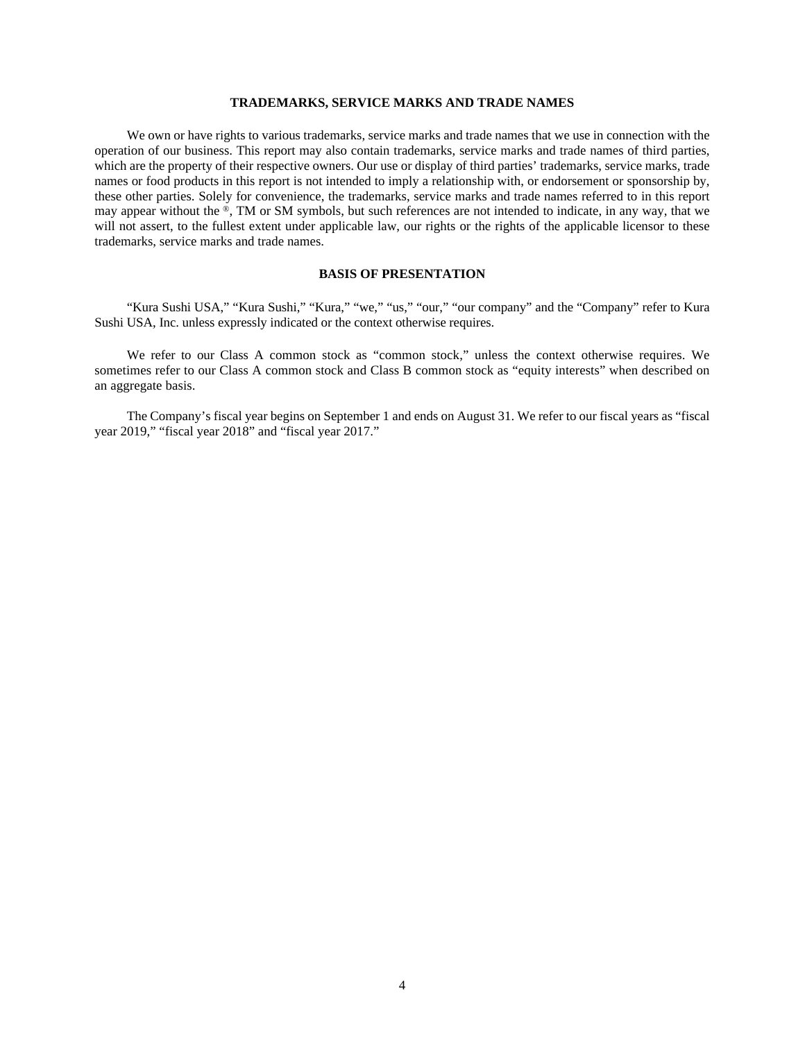## TRADEMARKS, SERVICE MARKS AND TRADE NAMES

We own or have rights to various trademarks, service marks and trade names that we use in connection with the operation of our business. This report may also contain trademarks, service marks and trade names of third parties, which are the property of their respective owners. Our use or display of third parties' trademarks, service marks, trade names or food products in this report is not intended to imply a relationship with, or endorsement or sponsorship by, these other parties. Solely for convenience, the trademarks, service marks and trade names referred to in this report may appear without the ®, TM or SM symbols, but such references are not intended to indicate, in any way, that we will not assert, to the fullest extent under applicable law, our rights or the rights of the applicable licensor to these trademarks, service marks and trade names.

## BASIS OF PRESENTATION

"Kura Sushi USA," "Kura Sushi," "Kura," "we," "us," "our," "our company" and the "Company" refer to Kura Sushi USA, Inc. unless expressly indicated or the context otherwise requires.

We refer to our Class A common stock as "common stock," unless the context otherwise requires. We sometimes refer to our Class A common stock and Class B common stock as "equity interests" when described on an aggregate basis.

The Company's fiscal year begins on September 1 and ends on August 31. We refer to our fiscal years as "fiscal year 2019," "fiscal year 2018" and "fiscal year 2017."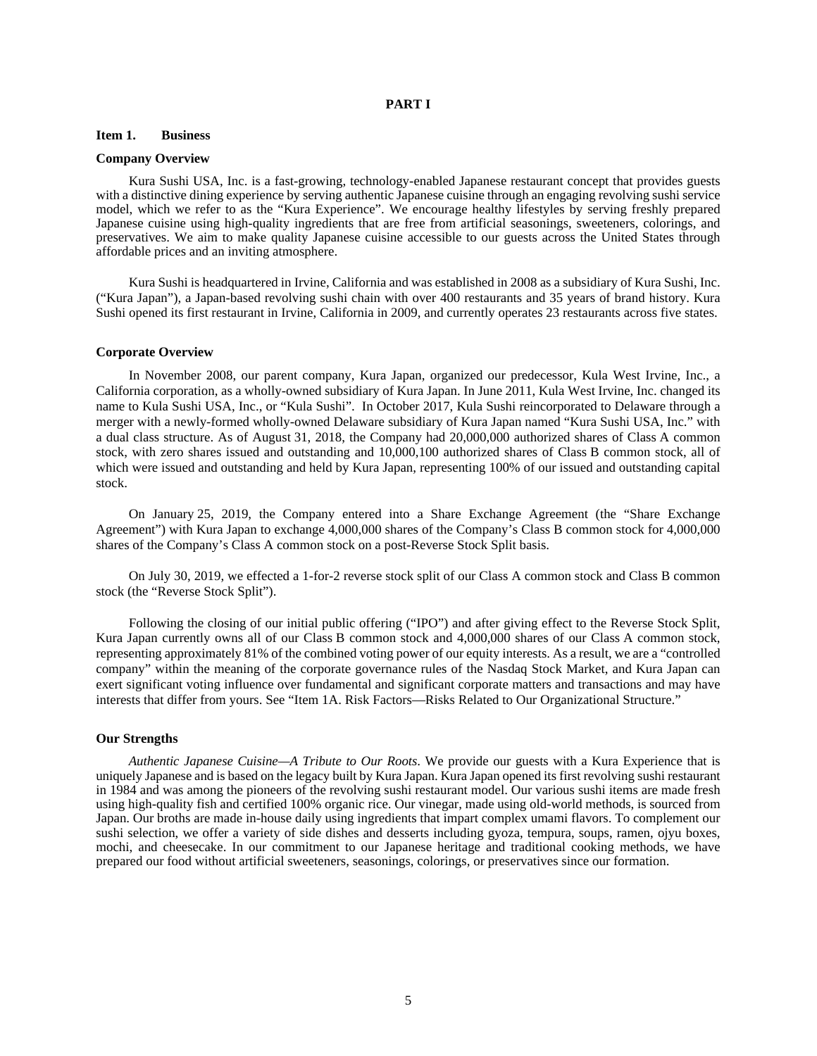# PART I

## Item 1. Business

### Company Overview

Kura Sushi USA, Inc. is a fast-growing, technology-enabled Japanese restaurant concept that provides guests with a distinctive dining experience by serving authentic Japanese cuisine through an engaging revolving sushi service model, which we refer to as the "Kura Experience". We encourage healthy lifestyles by serving freshly prepared Japanese cuisine using high-quality ingredients that are free from artificial seasonings, sweeteners, colorings, and preservatives. We aim to make quality Japanese cuisine accessible to our guests across the United States through affordable prices and an inviting atmosphere.

Kura Sushi is headquartered in Irvine, California and was established in 2008 as a subsidiary of Kura Sushi, Inc. ("Kura Japan"), a Japan-based revolving sushi chain with over 400 restaurants and 35 years of brand history. Kura Sushi opened its first restaurant in Irvine, California in 2009, and currently operates 23 restaurants across five states.

### Corporate Overview

In November 2008, our parent company, Kura Japan, organized our predecessor, Kula West Irvine, Inc., a California corporation, as a wholly-owned subsidiary of Kura Japan. In June 2011, Kula West Irvine, Inc. changed its name to Kula Sushi USA, Inc., or "Kula Sushi". In October 2017, Kula Sushi reincorporated to Delaware through a merger with a newly-formed wholly-owned Delaware subsidiary of Kura Japan named "Kura Sushi USA, Inc." with a dual class structure. As of August 31, 2018, the Company had 20,000,000 authorized shares of Class A common stock, with zero shares issued and outstanding and 10,000,100 authorized shares of Class B common stock, all of which were issued and outstanding and held by Kura Japan, representing 100% of our issued and outstanding capital stock.

On January 25, 2019, the Company entered into a Share Exchange Agreement (the "Share Exchange Agreement") with Kura Japan to exchange 4,000,000 shares of the Company's Class B common stock for 4,000,000 shares of the Company's Class A common stock on a post-Reverse Stock Split basis.

On July 30, 2019, we effected a 1-for-2 reverse stock split of our Class A common stock and Class B common stock (the "Reverse Stock Split").

Following the closing of our initial public offering ("IPO") and after giving effect to the Reverse Stock Split, Kura Japan currently owns all of our Class B common stock and 4,000,000 shares of our Class A common stock, representing approximately 81% of the combined voting power of our equity interests. As a result, we are a "controlled company" within the meaning of the corporate governance rules of the Nasdaq Stock Market, and Kura Japan can exert significant voting influence over fundamental and significant corporate matters and transactions and may have interests that differ from yours. See "Item 1A. Risk Factors—Risks Related to Our Organizational Structure."

### Our Strengths

*Authentic Japanese Cuisine—A Tribute to Our Roots*. We provide our guests with a Kura Experience that is uniquely Japanese and is based on the legacy built by Kura Japan. Kura Japan opened its first revolving sushi restaurant in 1984 and was among the pioneers of the revolving sushi restaurant model. Our various sushi items are made fresh using high-quality fish and certified 100% organic rice. Our vinegar, made using old-world methods, is sourced from Japan. Our broths are made in-house daily using ingredients that impart complex umami flavors. To complement our sushi selection, we offer a variety of side dishes and desserts including gyoza, tempura, soups, ramen, ojyu boxes, mochi, and cheesecake. In our commitment to our Japanese heritage and traditional cooking methods, we have prepared our food without artificial sweeteners, seasonings, colorings, or preservatives since our formation.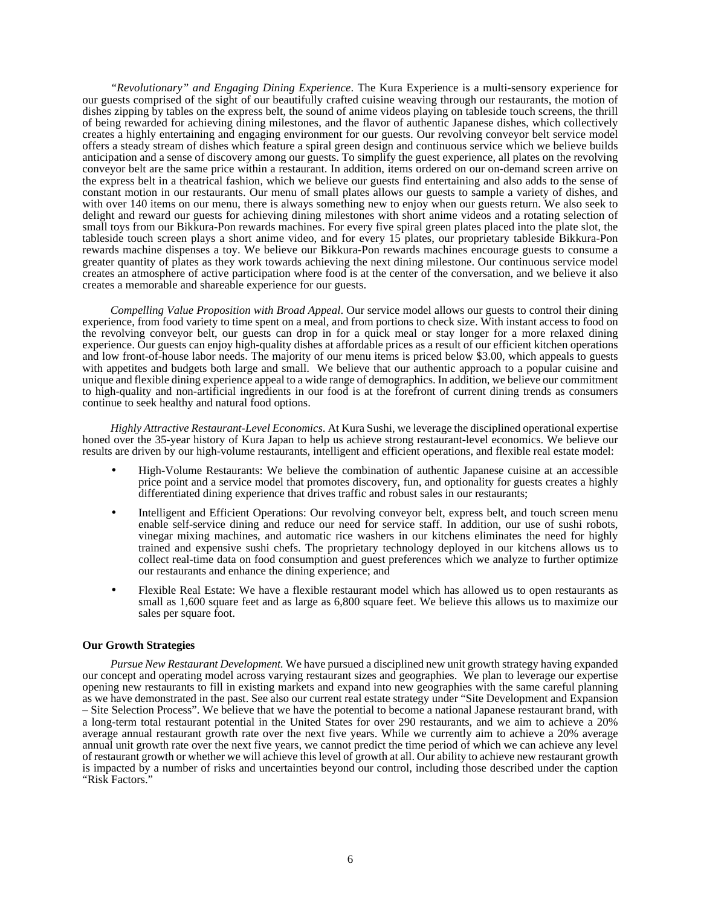*"Revolutionary" and Engaging Dining Experience*. The Kura Experience is a multi-sensory experience for our guests comprised of the sight of our beautifully crafted cuisine weaving through our restaurants, the motion of dishes zipping by tables on the express belt, the sound of anime videos playing on tableside touch screens, the thrill of being rewarded for achieving dining milestones, and the flavor of authentic Japanese dishes, which collectively creates a highly entertaining and engaging environment for our guests. Our revolving conveyor belt service model offers a steady stream of dishes which feature a spiral green design and continuous service which we believe builds anticipation and a sense of discovery among our guests. To simplify the guest experience, all plates on the revolving conveyor belt are the same price within a restaurant. In addition, items ordered on our on-demand screen arrive on the express belt in a theatrical fashion, which we believe our guests find entertaining and also adds to the sense of constant motion in our restaurants. Our menu of small plates allows our guests to sample a variety of dishes, and with over 140 items on our menu, there is always something new to enjoy when our guests return. We also seek to delight and reward our guests for achieving dining milestones with short anime videos and a rotating selection of small toys from our Bikkura-Pon rewards machines. For every five spiral green plates placed into the plate slot, the tableside touch screen plays a short anime video, and for every 15 plates, our proprietary tableside Bikkura-Pon rewards machine dispenses a toy. We believe our Bikkura-Pon rewards machines encourage guests to consume a greater quantity of plates as they work towards achieving the next dining milestone. Our continuous service model creates an atmosphere of active participation where food is at the center of the conversation, and we believe it also creates a memorable and shareable experience for our guests.

*Compelling Value Proposition with Broad Appeal*. Our service model allows our guests to control their dining experience, from food variety to time spent on a meal, and from portions to check size. With instant access to food on the revolving conveyor belt, our guests can drop in for a quick meal or stay longer for a more relaxed dining experience. Our guests can enjoy high-quality dishes at affordable prices as a result of our efficient kitchen operations and low front-of-house labor needs. The majority of our menu items is priced below $3.00, which appeals to guests with appetites and budgets both large and small. We believe that our authentic approach to a popular cuisine and unique and flexible dining experience appeal to a wide range of demographics. In addition, we believe our commitment to high-quality and non-artificial ingredients in our food is at the forefront of current dining trends as consumers continue to seek healthy and natural food options.

*Highly Attractive Restaurant-Level Economics*. At Kura Sushi, we leverage the disciplined operational expertise honed over the 35-year history of Kura Japan to help us achieve strong restaurant-level economics. We believe our results are driven by our high-volume restaurants, intelligent and efficient operations, and flexible real estate model:

- High-Volume Restaurants: We believe the combination of authentic Japanese cuisine at an accessible price point and a service model that promotes discovery, fun, and optionality for guests creates a highly differentiated dining experience that drives traffic and robust sales in our restaurants;
- Intelligent and Efficient Operations: Our revolving conveyor belt, express belt, and touch screen menu enable self-service dining and reduce our need for service staff. In addition, our use of sushi robots, vinegar mixing machines, and automatic rice washers in our kitchens eliminates the need for highly trained and expensive sushi chefs. The proprietary technology deployed in our kitchens allows us to collect real-time data on food consumption and guest preferences which we analyze to further optimize our restaurants and enhance the dining experience; and
- Flexible Real Estate: We have a flexible restaurant model which has allowed us to open restaurants as small as 1,600 square feet and as large as 6,800 square feet. We believe this allows us to maximize our sales per square foot.

### Our Growth Strategies

*Pursue New Restaurant Development.* We have pursued a disciplined new unit growth strategy having expanded our concept and operating model across varying restaurant sizes and geographies. We plan to leverage our expertise opening new restaurants to fill in existing markets and expand into new geographies with the same careful planning as we have demonstrated in the past. See also our current real estate strategy under "Site Development and Expansion – Site Selection Process". We believe that we have the potential to become a national Japanese restaurant brand, with a long-term total restaurant potential in the United States for over 290 restaurants, and we aim to achieve a 20% average annual restaurant growth rate over the next five years. While we currently aim to achieve a 20% average annual unit growth rate over the next five years, we cannot predict the time period of which we can achieve any level of restaurant growth or whether we will achieve this level of growth at all. Our ability to achieve new restaurant growth is impacted by a number of risks and uncertainties beyond our control, including those described under the caption "Risk Factors."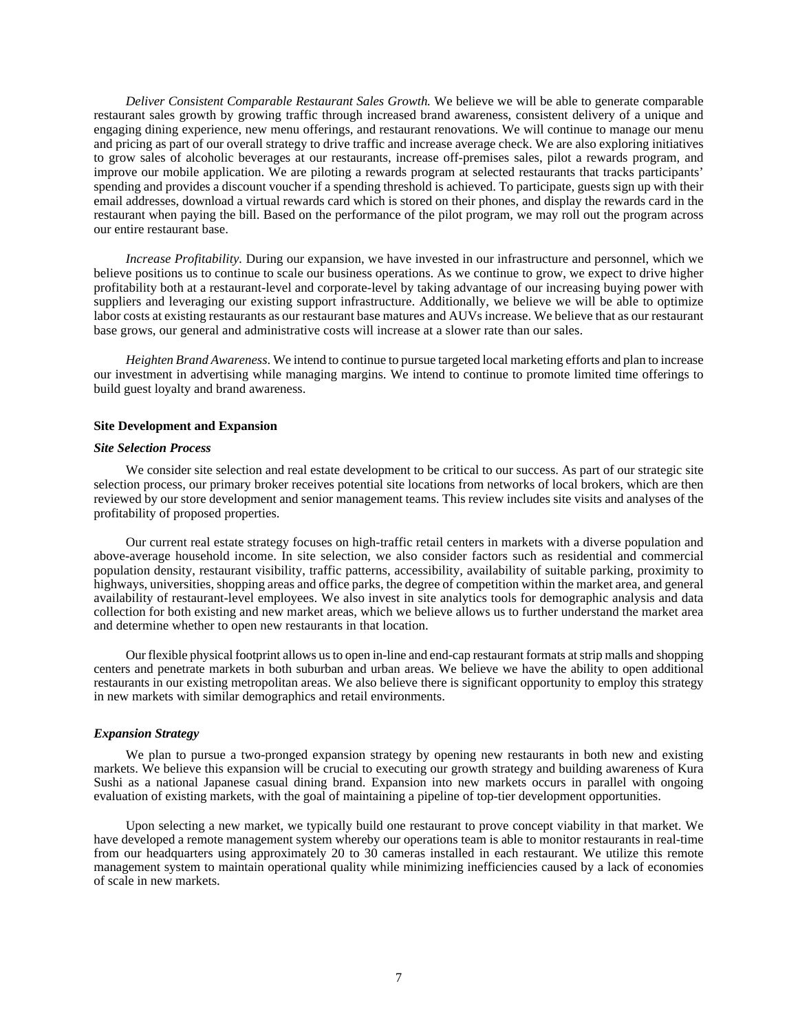*Deliver Consistent Comparable Restaurant Sales Growth.* We believe we will be able to generate comparable restaurant sales growth by growing traffic through increased brand awareness, consistent delivery of a unique and engaging dining experience, new menu offerings, and restaurant renovations. We will continue to manage our menu and pricing as part of our overall strategy to drive traffic and increase average check. We are also exploring initiatives to grow sales of alcoholic beverages at our restaurants, increase off-premises sales, pilot a rewards program, and improve our mobile application. We are piloting a rewards program at selected restaurants that tracks participants' spending and provides a discount voucher if a spending threshold is achieved. To participate, guests sign up with their email addresses, download a virtual rewards card which is stored on their phones, and display the rewards card in the restaurant when paying the bill. Based on the performance of the pilot program, we may roll out the program across our entire restaurant base.

*Increase Profitability.* During our expansion, we have invested in our infrastructure and personnel, which we believe positions us to continue to scale our business operations. As we continue to grow, we expect to drive higher profitability both at a restaurant-level and corporate-level by taking advantage of our increasing buying power with suppliers and leveraging our existing support infrastructure. Additionally, we believe we will be able to optimize labor costs at existing restaurants as our restaurant base matures and AUVs increase. We believe that as our restaurant base grows, our general and administrative costs will increase at a slower rate than our sales.

*Heighten Brand Awareness.* We intend to continue to pursue targeted local marketing efforts and plan to increase our investment in advertising while managing margins. We intend to continue to promote limited time offerings to build guest loyalty and brand awareness.

## Site Development and Expansion

### *Site Selection Process*

We consider site selection and real estate development to be critical to our success. As part of our strategic site selection process, our primary broker receives potential site locations from networks of local brokers, which are then reviewed by our store development and senior management teams. This review includes site visits and analyses of the profitability of proposed properties.

Our current real estate strategy focuses on high-traffic retail centers in markets with a diverse population and above-average household income. In site selection, we also consider factors such as residential and commercial population density, restaurant visibility, traffic patterns, accessibility, availability of suitable parking, proximity to highways, universities, shopping areas and office parks, the degree of competition within the market area, and general availability of restaurant-level employees. We also invest in site analytics tools for demographic analysis and data collection for both existing and new market areas, which we believe allows us to further understand the market area and determine whether to open new restaurants in that location.

Our flexible physical footprint allows us to open in-line and end-cap restaurant formats at strip malls and shopping centers and penetrate markets in both suburban and urban areas. We believe we have the ability to open additional restaurants in our existing metropolitan areas. We also believe there is significant opportunity to employ this strategy in new markets with similar demographics and retail environments.

### *Expansion Strategy*

We plan to pursue a two-pronged expansion strategy by opening new restaurants in both new and existing markets. We believe this expansion will be crucial to executing our growth strategy and building awareness of Kura Sushi as a national Japanese casual dining brand. Expansion into new markets occurs in parallel with ongoing evaluation of existing markets, with the goal of maintaining a pipeline of top-tier development opportunities.

Upon selecting a new market, we typically build one restaurant to prove concept viability in that market. We have developed a remote management system whereby our operations team is able to monitor restaurants in real-time from our headquarters using approximately 20 to 30 cameras installed in each restaurant. We utilize this remote management system to maintain operational quality while minimizing inefficiencies caused by a lack of economies of scale in new markets.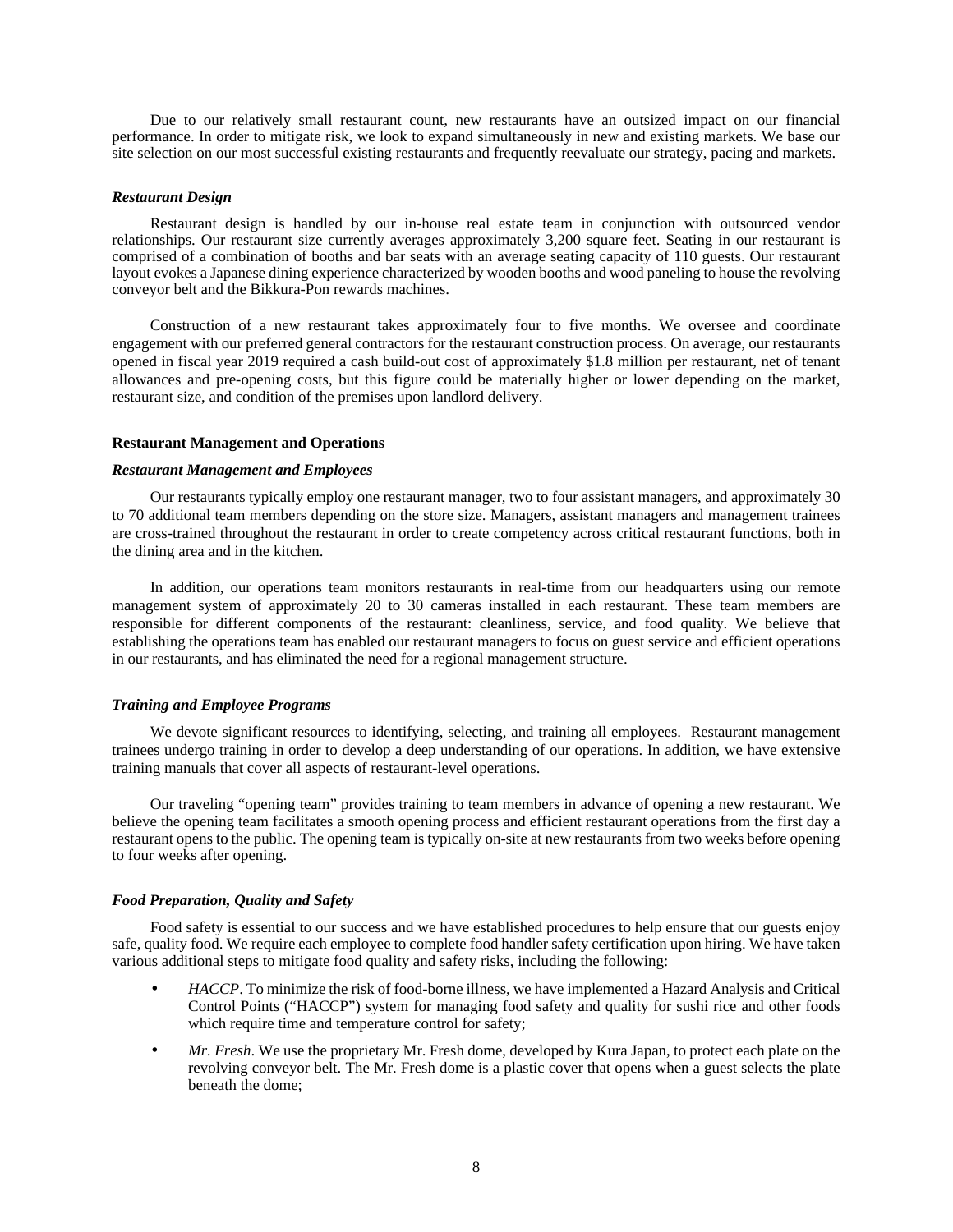Due to our relatively small restaurant count, new restaurants have an outsized impact on our financial performance. In order to mitigate risk, we look to expand simultaneously in new and existing markets. We base our site selection on our most successful existing restaurants and frequently reevaluate our strategy, pacing and markets.

### *Restaurant Design*

Restaurant design is handled by our in-house real estate team in conjunction with outsourced vendor relationships. Our restaurant size currently averages approximately 3,200 square feet. Seating in our restaurant is comprised of a combination of booths and bar seats with an average seating capacity of 110 guests. Our restaurant layout evokes a Japanese dining experience characterized by wooden booths and wood paneling to house the revolving conveyor belt and the Bikkura-Pon rewards machines.

Construction of a new restaurant takes approximately four to five months. We oversee and coordinate engagement with our preferred general contractors for the restaurant construction process. On average, our restaurants opened in fiscal year 2019 required a cash build-out cost of approximately $1.8 million per restaurant, net of tenant allowances and pre-opening costs, but this figure could be materially higher or lower depending on the market, restaurant size, and condition of the premises upon landlord delivery.

## Restaurant Management and Operations

### *Restaurant Management and Employees*

Our restaurants typically employ one restaurant manager, two to four assistant managers, and approximately 30 to 70 additional team members depending on the store size. Managers, assistant managers and management trainees are cross-trained throughout the restaurant in order to create competency across critical restaurant functions, both in the dining area and in the kitchen.

In addition, our operations team monitors restaurants in real-time from our headquarters using our remote management system of approximately 20 to 30 cameras installed in each restaurant. These team members are responsible for different components of the restaurant: cleanliness, service, and food quality. We believe that establishing the operations team has enabled our restaurant managers to focus on guest service and efficient operations in our restaurants, and has eliminated the need for a regional management structure.

### *Training and Employee Programs*

We devote significant resources to identifying, selecting, and training all employees. Restaurant management trainees undergo training in order to develop a deep understanding of our operations. In addition, we have extensive training manuals that cover all aspects of restaurant-level operations.

Our traveling "opening team" provides training to team members in advance of opening a new restaurant. We believe the opening team facilitates a smooth opening process and efficient restaurant operations from the first day a restaurant opens to the public. The opening team is typically on-site at new restaurants from two weeks before opening to four weeks after opening.

### *Food Preparation, Quality and Safety*

Food safety is essential to our success and we have established procedures to help ensure that our guests enjoy safe, quality food. We require each employee to complete food handler safety certification upon hiring. We have taken various additional steps to mitigate food quality and safety risks, including the following:

- *HACCP*. To minimize the risk of food-borne illness, we have implemented a Hazard Analysis and Critical Control Points ("HACCP") system for managing food safety and quality for sushi rice and other foods which require time and temperature control for safety;
- *Mr. Fresh*. We use the proprietary Mr. Fresh dome, developed by Kura Japan, to protect each plate on the revolving conveyor belt. The Mr. Fresh dome is a plastic cover that opens when a guest selects the plate beneath the dome;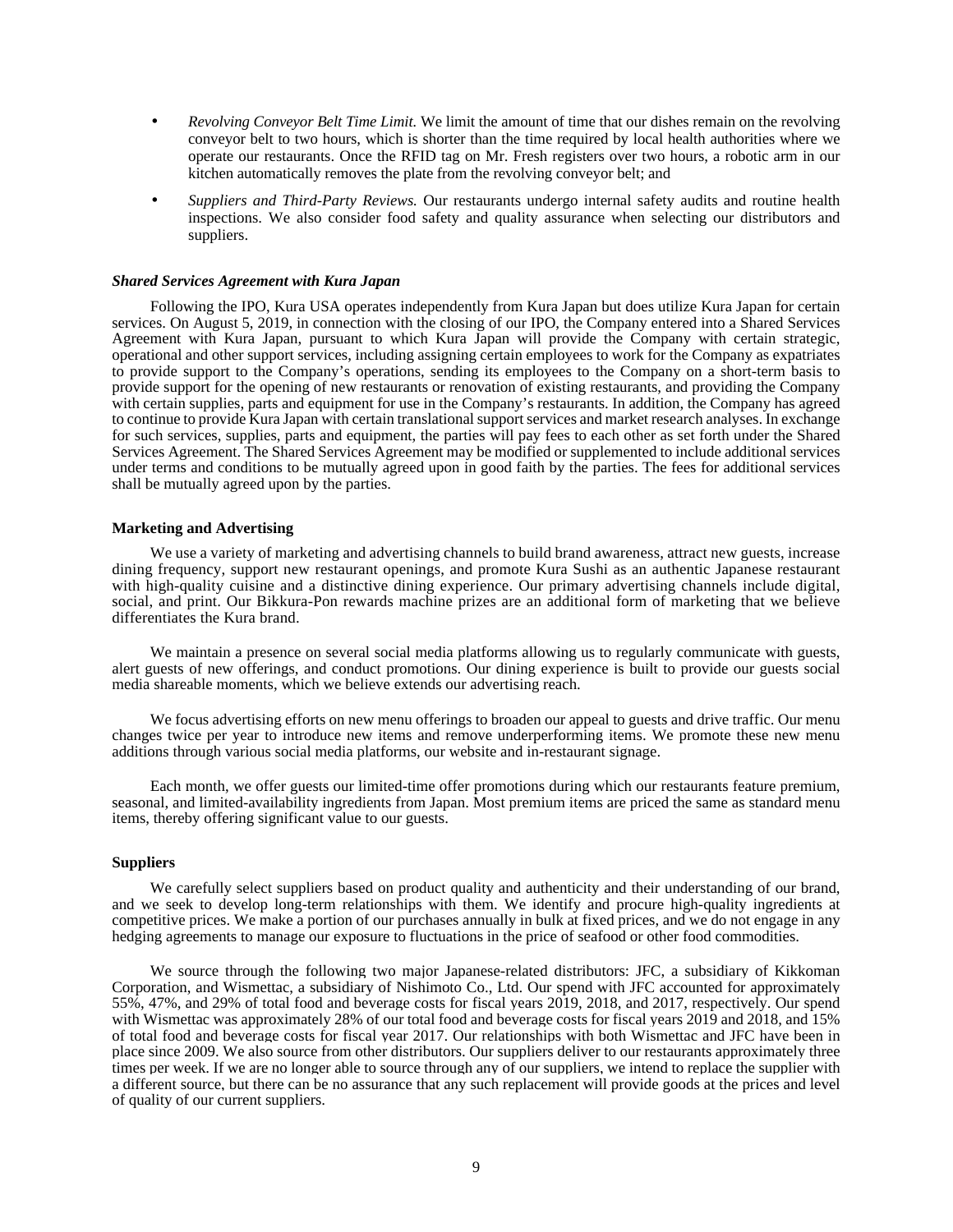- *Revolving Conveyor Belt Time Limit.* We limit the amount of time that our dishes remain on the revolving conveyor belt to two hours, which is shorter than the time required by local health authorities where we operate our restaurants. Once the RFID tag on Mr. Fresh registers over two hours, a robotic arm in our kitchen automatically removes the plate from the revolving conveyor belt; and
- *Suppliers and Third-Party Reviews.* Our restaurants undergo internal safety audits and routine health inspections. We also consider food safety and quality assurance when selecting our distributors and suppliers.

### *Shared Services Agreement with Kura Japan*

Following the IPO, Kura USA operates independently from Kura Japan but does utilize Kura Japan for certain services. On August 5, 2019, in connection with the closing of our IPO, the Company entered into a Shared Services Agreement with Kura Japan, pursuant to which Kura Japan will provide the Company with certain strategic, operational and other support services, including assigning certain employees to work for the Company as expatriates to provide support to the Company's operations, sending its employees to the Company on a short-term basis to provide support for the opening of new restaurants or renovation of existing restaurants, and providing the Company with certain supplies, parts and equipment for use in the Company's restaurants. In addition, the Company has agreed to continue to provide Kura Japan with certain translational support services and market research analyses. In exchange for such services, supplies, parts and equipment, the parties will pay fees to each other as set forth under the Shared Services Agreement. The Shared Services Agreement may be modified or supplemented to include additional services under terms and conditions to be mutually agreed upon in good faith by the parties. The fees for additional services shall be mutually agreed upon by the parties.

### Marketing and Advertising

We use a variety of marketing and advertising channels to build brand awareness, attract new guests, increase dining frequency, support new restaurant openings, and promote Kura Sushi as an authentic Japanese restaurant with high-quality cuisine and a distinctive dining experience. Our primary advertising channels include digital, social, and print. Our Bikkura-Pon rewards machine prizes are an additional form of marketing that we believe differentiates the Kura brand.

We maintain a presence on several social media platforms allowing us to regularly communicate with guests, alert guests of new offerings, and conduct promotions. Our dining experience is built to provide our guests social media shareable moments, which we believe extends our advertising reach.

We focus advertising efforts on new menu offerings to broaden our appeal to guests and drive traffic. Our menu changes twice per year to introduce new items and remove underperforming items. We promote these new menu additions through various social media platforms, our website and in-restaurant signage.

Each month, we offer guests our limited-time offer promotions during which our restaurants feature premium, seasonal, and limited-availability ingredients from Japan. Most premium items are priced the same as standard menu items, thereby offering significant value to our guests.

### Suppliers

We carefully select suppliers based on product quality and authenticity and their understanding of our brand, and we seek to develop long-term relationships with them. We identify and procure high-quality ingredients at competitive prices. We make a portion of our purchases annually in bulk at fixed prices, and we do not engage in any hedging agreements to manage our exposure to fluctuations in the price of seafood or other food commodities.

We source through the following two major Japanese-related distributors: JFC, a subsidiary of Kikkoman Corporation, and Wismettac, a subsidiary of Nishimoto Co., Ltd. Our spend with JFC accounted for approximately 55%, 47%, and 29% of total food and beverage costs for fiscal years 2019, 2018, and 2017, respectively. Our spend with Wismettac was approximately 28% of our total food and beverage costs for fiscal years 2019 and 2018, and 15% of total food and beverage costs for fiscal year 2017. Our relationships with both Wismettac and JFC have been in place since 2009. We also source from other distributors. Our suppliers deliver to our restaurants approximately three times per week. If we are no longer able to source through any of our suppliers, we intend to replace the supplier with a different source, but there can be no assurance that any such replacement will provide goods at the prices and level of quality of our current suppliers.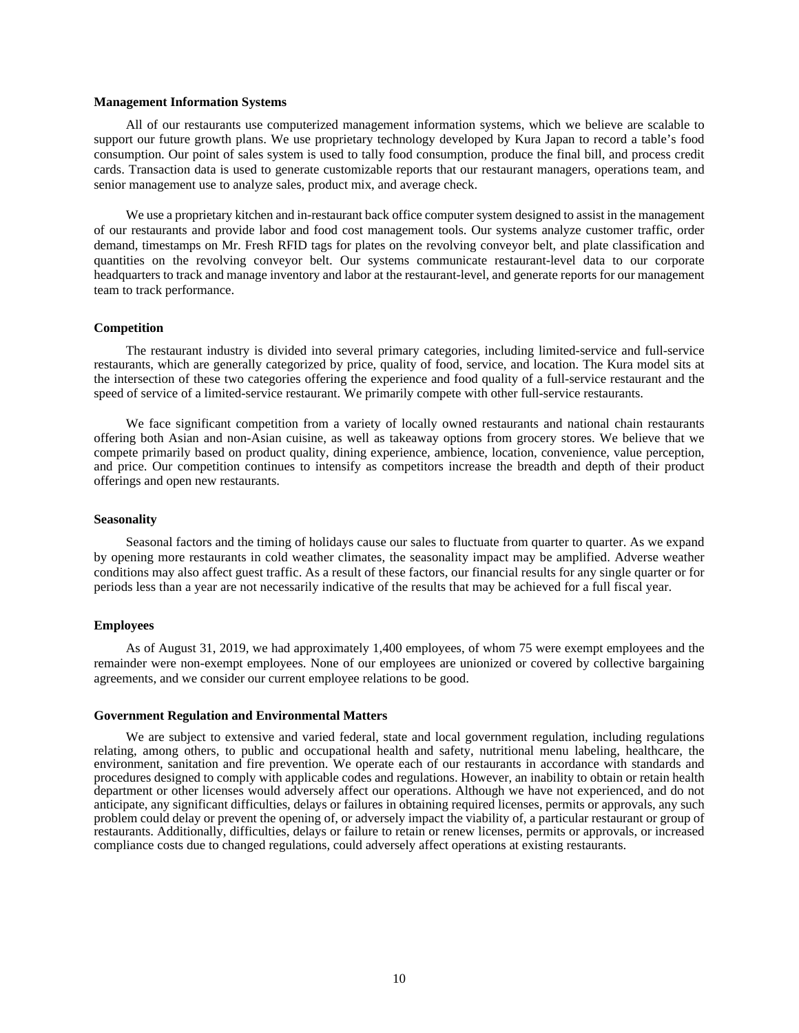**Management Information Systems**

All of our restaurants use computerized management information systems, which we believe are scalable to support our future growth plans. We use proprietary technology developed by Kura Japan to record a table's food consumption. Our point of sales system is used to tally food consumption, produce the final bill, and process credit cards. Transaction data is used to generate customizable reports that our restaurant managers, operations team, and senior management use to analyze sales, product mix, and average check.

We use a proprietary kitchen and in-restaurant back office computer system designed to assist in the management of our restaurants and provide labor and food cost management tools. Our systems analyze customer traffic, order demand, timestamps on Mr. Fresh RFID tags for plates on the revolving conveyor belt, and plate classification and quantities on the revolving conveyor belt. Our systems communicate restaurant-level data to our corporate headquarters to track and manage inventory and labor at the restaurant-level, and generate reports for our management team to track performance.

**Competition**

The restaurant industry is divided into several primary categories, including limited-service and full-service restaurants, which are generally categorized by price, quality of food, service, and location. The Kura model sits at the intersection of these two categories offering the experience and food quality of a full-service restaurant and the speed of service of a limited-service restaurant. We primarily compete with other full-service restaurants.

We face significant competition from a variety of locally owned restaurants and national chain restaurants offering both Asian and non-Asian cuisine, as well as takeaway options from grocery stores. We believe that we compete primarily based on product quality, dining experience, ambience, location, convenience, value perception, and price. Our competition continues to intensify as competitors increase the breadth and depth of their product offerings and open new restaurants.

**Seasonality**

Seasonal factors and the timing of holidays cause our sales to fluctuate from quarter to quarter. As we expand by opening more restaurants in cold weather climates, the seasonality impact may be amplified. Adverse weather conditions may also affect guest traffic. As a result of these factors, our financial results for any single quarter or for periods less than a year are not necessarily indicative of the results that may be achieved for a full fiscal year.

**Employees**

As of August 31, 2019, we had approximately 1,400 employees, of whom 75 were exempt employees and the remainder were non-exempt employees. None of our employees are unionized or covered by collective bargaining agreements, and we consider our current employee relations to be good.

**Government Regulation and Environmental Matters**

We are subject to extensive and varied federal, state and local government regulation, including regulations relating, among others, to public and occupational health and safety, nutritional menu labeling, healthcare, the environment, sanitation and fire prevention. We operate each of our restaurants in accordance with standards and procedures designed to comply with applicable codes and regulations. However, an inability to obtain or retain health department or other licenses would adversely affect our operations. Although we have not experienced, and do not anticipate, any significant difficulties, delays or failures in obtaining required licenses, permits or approvals, any such problem could delay or prevent the opening of, or adversely impact the viability of, a particular restaurant or group of restaurants. Additionally, difficulties, delays or failure to retain or renew licenses, permits or approvals, or increased compliance costs due to changed regulations, could adversely affect operations at existing restaurants.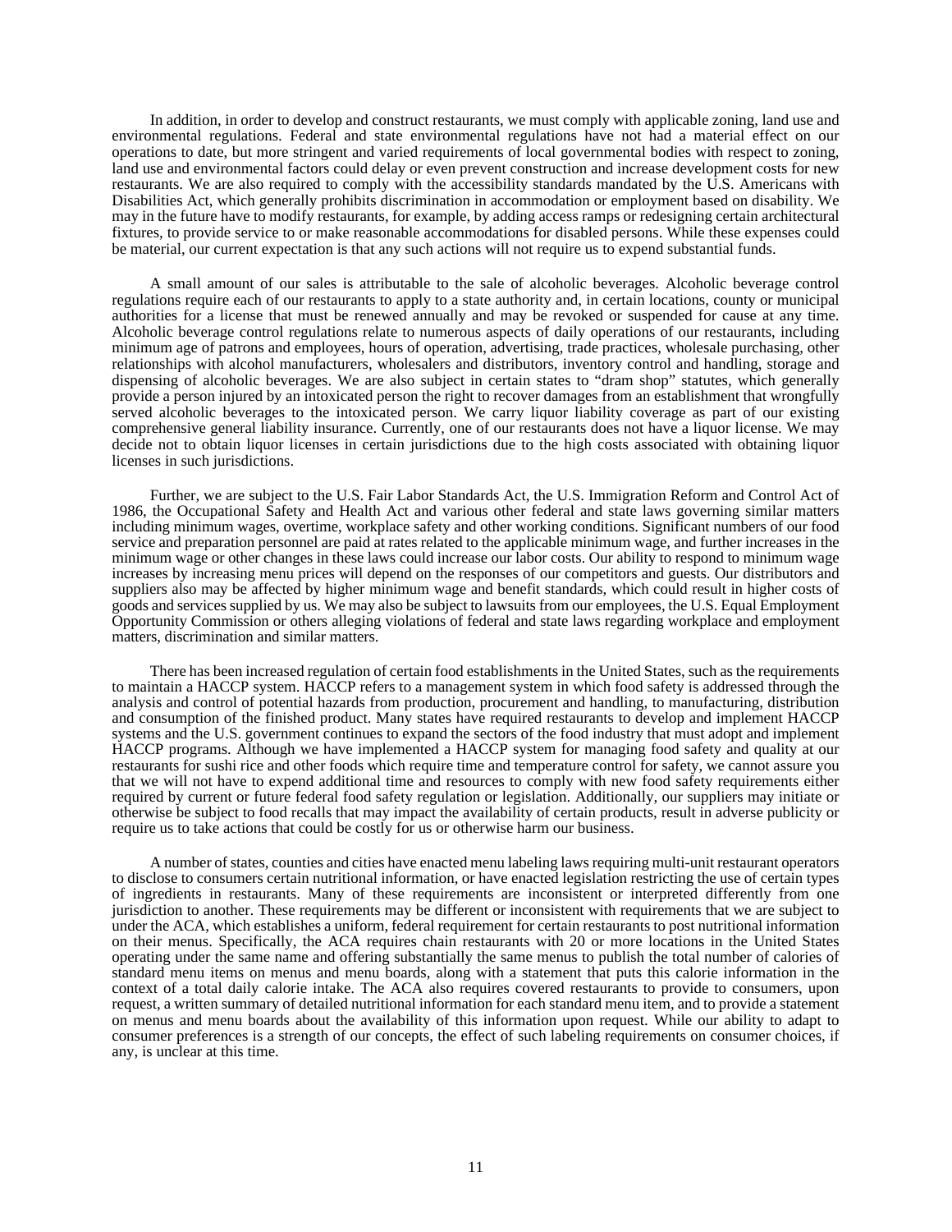In addition, in order to develop and construct restaurants, we must comply with applicable zoning, land use and environmental regulations. Federal and state environmental regulations have not had a material effect on our operations to date, but more stringent and varied requirements of local governmental bodies with respect to zoning, land use and environmental factors could delay or even prevent construction and increase development costs for new restaurants. We are also required to comply with the accessibility standards mandated by the U.S. Americans with Disabilities Act, which generally prohibits discrimination in accommodation or employment based on disability. We may in the future have to modify restaurants, for example, by adding access ramps or redesigning certain architectural fixtures, to provide service to or make reasonable accommodations for disabled persons. While these expenses could be material, our current expectation is that any such actions will not require us to expend substantial funds.

A small amount of our sales is attributable to the sale of alcoholic beverages. Alcoholic beverage control regulations require each of our restaurants to apply to a state authority and, in certain locations, county or municipal authorities for a license that must be renewed annually and may be revoked or suspended for cause at any time. Alcoholic beverage control regulations relate to numerous aspects of daily operations of our restaurants, including minimum age of patrons and employees, hours of operation, advertising, trade practices, wholesale purchasing, other relationships with alcohol manufacturers, wholesalers and distributors, inventory control and handling, storage and dispensing of alcoholic beverages. We are also subject in certain states to "dram shop" statutes, which generally provide a person injured by an intoxicated person the right to recover damages from an establishment that wrongfully served alcoholic beverages to the intoxicated person. We carry liquor liability coverage as part of our existing comprehensive general liability insurance. Currently, one of our restaurants does not have a liquor license. We may decide not to obtain liquor licenses in certain jurisdictions due to the high costs associated with obtaining liquor licenses in such jurisdictions.

Further, we are subject to the U.S. Fair Labor Standards Act, the U.S. Immigration Reform and Control Act of 1986, the Occupational Safety and Health Act and various other federal and state laws governing similar matters including minimum wages, overtime, workplace safety and other working conditions. Significant numbers of our food service and preparation personnel are paid at rates related to the applicable minimum wage, and further increases in the minimum wage or other changes in these laws could increase our labor costs. Our ability to respond to minimum wage increases by increasing menu prices will depend on the responses of our competitors and guests. Our distributors and suppliers also may be affected by higher minimum wage and benefit standards, which could result in higher costs of goods and services supplied by us. We may also be subject to lawsuits from our employees, the U.S. Equal Employment Opportunity Commission or others alleging violations of federal and state laws regarding workplace and employment matters, discrimination and similar matters.

There has been increased regulation of certain food establishments in the United States, such as the requirements to maintain a HACCP system. HACCP refers to a management system in which food safety is addressed through the analysis and control of potential hazards from production, procurement and handling, to manufacturing, distribution and consumption of the finished product. Many states have required restaurants to develop and implement HACCP systems and the U.S. government continues to expand the sectors of the food industry that must adopt and implement HACCP programs. Although we have implemented a HACCP system for managing food safety and quality at our restaurants for sushi rice and other foods which require time and temperature control for safety, we cannot assure you that we will not have to expend additional time and resources to comply with new food safety requirements either required by current or future federal food safety regulation or legislation. Additionally, our suppliers may initiate or otherwise be subject to food recalls that may impact the availability of certain products, result in adverse publicity or require us to take actions that could be costly for us or otherwise harm our business.

A number of states, counties and cities have enacted menu labeling laws requiring multi-unit restaurant operators to disclose to consumers certain nutritional information, or have enacted legislation restricting the use of certain types of ingredients in restaurants. Many of these requirements are inconsistent or interpreted differently from one jurisdiction to another. These requirements may be different or inconsistent with requirements that we are subject to under the ACA, which establishes a uniform, federal requirement for certain restaurants to post nutritional information on their menus. Specifically, the ACA requires chain restaurants with 20 or more locations in the United States operating under the same name and offering substantially the same menus to publish the total number of calories of standard menu items on menus and menu boards, along with a statement that puts this calorie information in the context of a total daily calorie intake. The ACA also requires covered restaurants to provide to consumers, upon request, a written summary of detailed nutritional information for each standard menu item, and to provide a statement on menus and menu boards about the availability of this information upon request. While our ability to adapt to consumer preferences is a strength of our concepts, the effect of such labeling requirements on consumer choices, if any, is unclear at this time.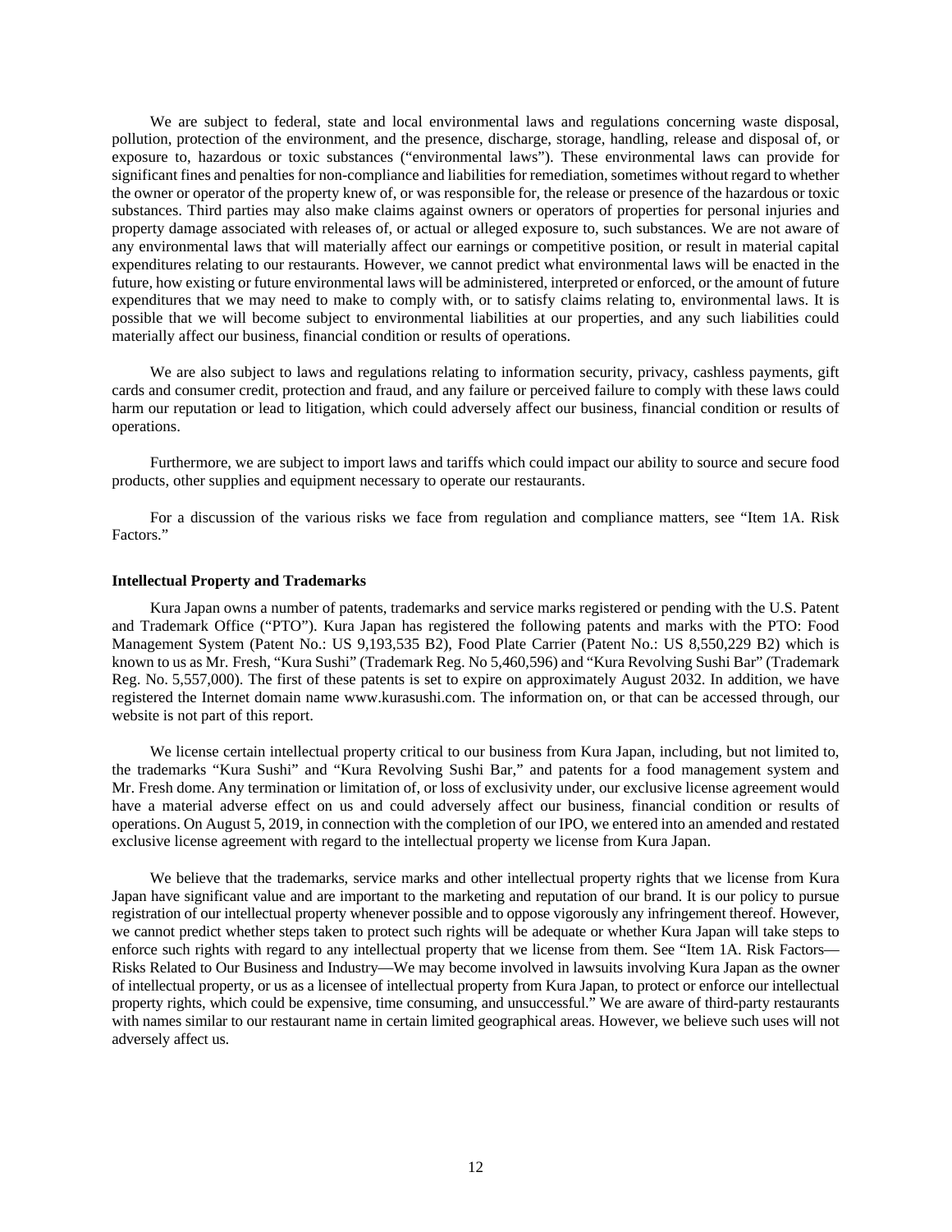We are subject to federal, state and local environmental laws and regulations concerning waste disposal, pollution, protection of the environment, and the presence, discharge, storage, handling, release and disposal of, or exposure to, hazardous or toxic substances ("environmental laws"). These environmental laws can provide for significant fines and penalties for non-compliance and liabilities for remediation, sometimes without regard to whether the owner or operator of the property knew of, or was responsible for, the release or presence of the hazardous or toxic substances. Third parties may also make claims against owners or operators of properties for personal injuries and property damage associated with releases of, or actual or alleged exposure to, such substances. We are not aware of any environmental laws that will materially affect our earnings or competitive position, or result in material capital expenditures relating to our restaurants. However, we cannot predict what environmental laws will be enacted in the future, how existing or future environmental laws will be administered, interpreted or enforced, or the amount of future expenditures that we may need to make to comply with, or to satisfy claims relating to, environmental laws. It is possible that we will become subject to environmental liabilities at our properties, and any such liabilities could materially affect our business, financial condition or results of operations.

We are also subject to laws and regulations relating to information security, privacy, cashless payments, gift cards and consumer credit, protection and fraud, and any failure or perceived failure to comply with these laws could harm our reputation or lead to litigation, which could adversely affect our business, financial condition or results of operations.

Furthermore, we are subject to import laws and tariffs which could impact our ability to source and secure food products, other supplies and equipment necessary to operate our restaurants.

For a discussion of the various risks we face from regulation and compliance matters, see "Item 1A. Risk Factors."

**Intellectual Property and Trademarks**

Kura Japan owns a number of patents, trademarks and service marks registered or pending with the U.S. Patent and Trademark Office ("PTO"). Kura Japan has registered the following patents and marks with the PTO: Food Management System (Patent No.: US 9,193,535 B2), Food Plate Carrier (Patent No.: US 8,550,229 B2) which is known to us as Mr. Fresh, "Kura Sushi" (Trademark Reg. No 5,460,596) and "Kura Revolving Sushi Bar" (Trademark Reg. No. 5,557,000). The first of these patents is set to expire on approximately August 2032. In addition, we have registered the Internet domain name www.kurasushi.com. The information on, or that can be accessed through, our website is not part of this report.

We license certain intellectual property critical to our business from Kura Japan, including, but not limited to, the trademarks "Kura Sushi" and "Kura Revolving Sushi Bar," and patents for a food management system and Mr. Fresh dome. Any termination or limitation of, or loss of exclusivity under, our exclusive license agreement would have a material adverse effect on us and could adversely affect our business, financial condition or results of operations. On August 5, 2019, in connection with the completion of our IPO, we entered into an amended and restated exclusive license agreement with regard to the intellectual property we license from Kura Japan.

We believe that the trademarks, service marks and other intellectual property rights that we license from Kura Japan have significant value and are important to the marketing and reputation of our brand. It is our policy to pursue registration of our intellectual property whenever possible and to oppose vigorously any infringement thereof. However, we cannot predict whether steps taken to protect such rights will be adequate or whether Kura Japan will take steps to enforce such rights with regard to any intellectual property that we license from them. See "Item 1A. Risk Factors—Risks Related to Our Business and Industry—We may become involved in lawsuits involving Kura Japan as the owner of intellectual property, or us as a licensee of intellectual property from Kura Japan, to protect or enforce our intellectual property rights, which could be expensive, time consuming, and unsuccessful." We are aware of third-party restaurants with names similar to our restaurant name in certain limited geographical areas. However, we believe such uses will not adversely affect us.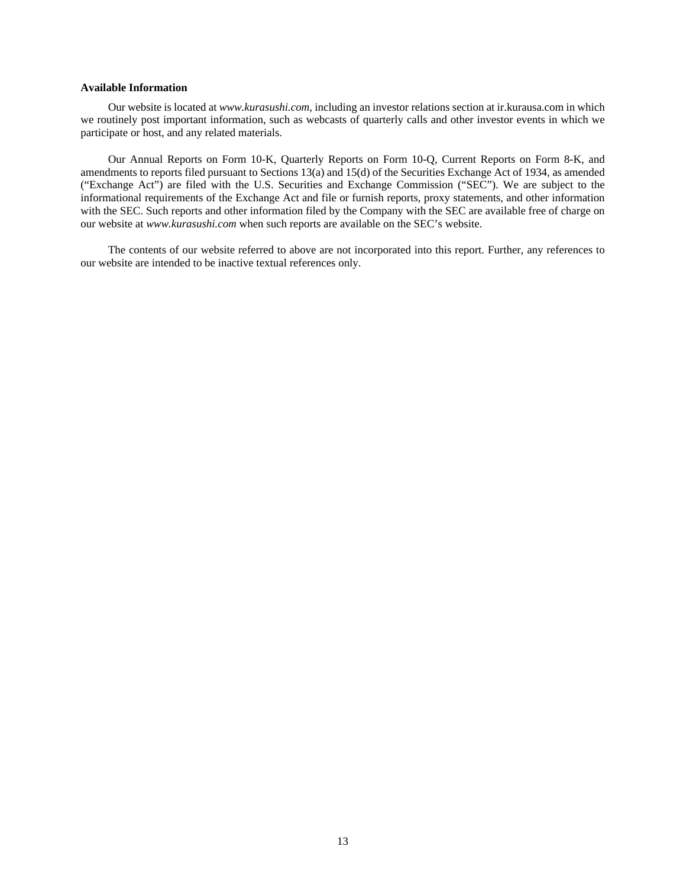**Available Information**

Our website is located at *www.kurasushi.com*, including an investor relations section at ir.kurausa.com in which we routinely post important information, such as webcasts of quarterly calls and other investor events in which we participate or host, and any related materials.

Our Annual Reports on Form 10-K, Quarterly Reports on Form 10-Q, Current Reports on Form 8-K, and amendments to reports filed pursuant to Sections 13(a) and 15(d) of the Securities Exchange Act of 1934, as amended ("Exchange Act") are filed with the U.S. Securities and Exchange Commission ("SEC"). We are subject to the informational requirements of the Exchange Act and file or furnish reports, proxy statements, and other information with the SEC. Such reports and other information filed by the Company with the SEC are available free of charge on our website at *www.kurasushi.com* when such reports are available on the SEC's website.

The contents of our website referred to above are not incorporated into this report. Further, any references to our website are intended to be inactive textual references only.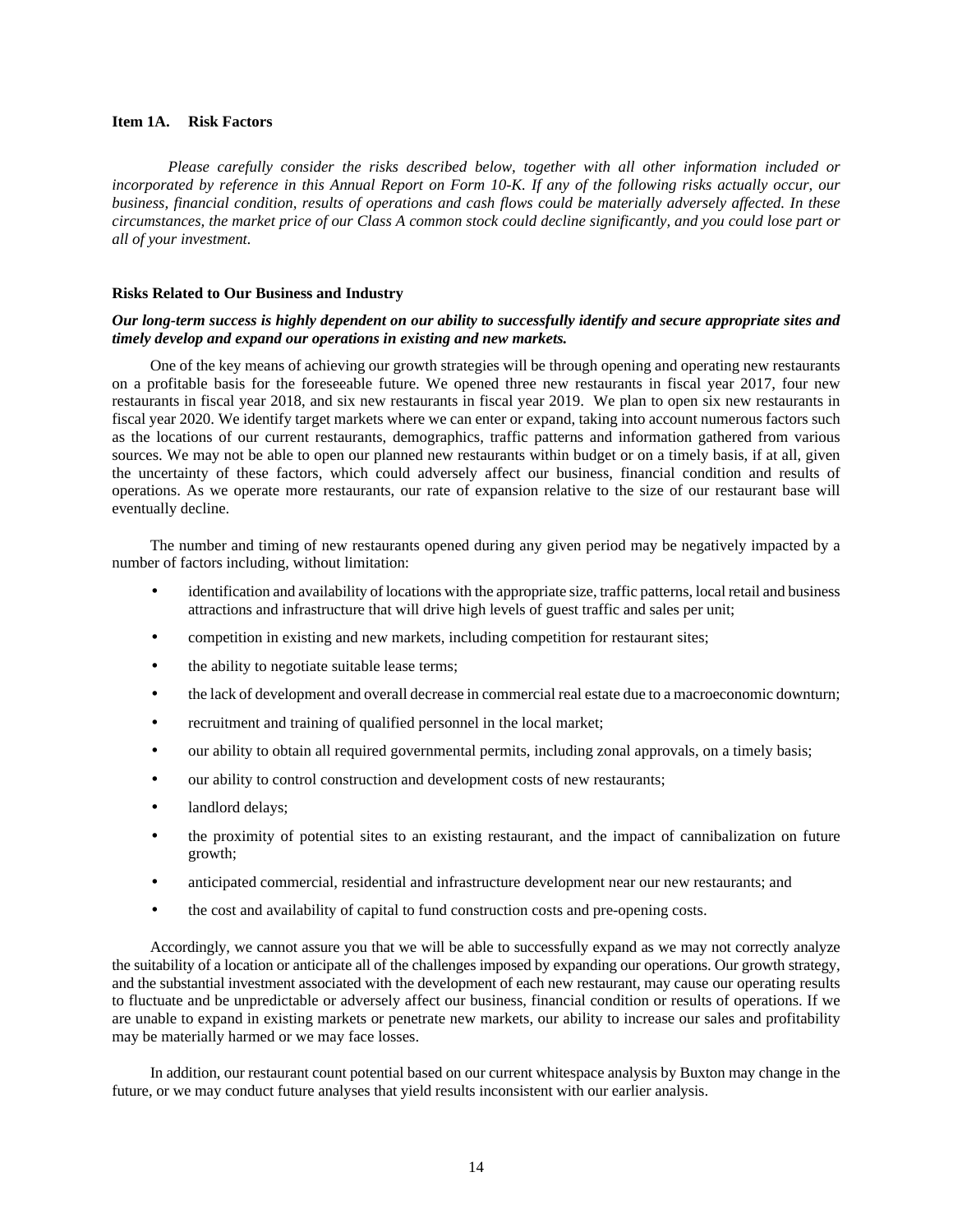## Item 1A. Risk Factors

*Please carefully consider the risks described below, together with all other information included or incorporated by reference in this Annual Report on Form 10-K. If any of the following risks actually occur, our business, financial condition, results of operations and cash flows could be materially adversely affected. In these circumstances, the market price of our Class A common stock could decline significantly, and you could lose part or all of your investment.*

### Risks Related to Our Business and Industry

***Our long-term success is highly dependent on our ability to successfully identify and secure appropriate sites and timely develop and expand our operations in existing and new markets.***

One of the key means of achieving our growth strategies will be through opening and operating new restaurants on a profitable basis for the foreseeable future. We opened three new restaurants in fiscal year 2017, four new restaurants in fiscal year 2018, and six new restaurants in fiscal year 2019. We plan to open six new restaurants in fiscal year 2020. We identify target markets where we can enter or expand, taking into account numerous factors such as the locations of our current restaurants, demographics, traffic patterns and information gathered from various sources. We may not be able to open our planned new restaurants within budget or on a timely basis, if at all, given the uncertainty of these factors, which could adversely affect our business, financial condition and results of operations. As we operate more restaurants, our rate of expansion relative to the size of our restaurant base will eventually decline.

The number and timing of new restaurants opened during any given period may be negatively impacted by a number of factors including, without limitation:

- identification and availability of locations with the appropriate size, traffic patterns, local retail and business attractions and infrastructure that will drive high levels of guest traffic and sales per unit;
- competition in existing and new markets, including competition for restaurant sites;
- the ability to negotiate suitable lease terms;
- the lack of development and overall decrease in commercial real estate due to a macroeconomic downturn;
- recruitment and training of qualified personnel in the local market;
- our ability to obtain all required governmental permits, including zonal approvals, on a timely basis;
- our ability to control construction and development costs of new restaurants;
- landlord delays;
- the proximity of potential sites to an existing restaurant, and the impact of cannibalization on future growth;
- anticipated commercial, residential and infrastructure development near our new restaurants; and
- the cost and availability of capital to fund construction costs and pre-opening costs.

Accordingly, we cannot assure you that we will be able to successfully expand as we may not correctly analyze the suitability of a location or anticipate all of the challenges imposed by expanding our operations. Our growth strategy, and the substantial investment associated with the development of each new restaurant, may cause our operating results to fluctuate and be unpredictable or adversely affect our business, financial condition or results of operations. If we are unable to expand in existing markets or penetrate new markets, our ability to increase our sales and profitability may be materially harmed or we may face losses.

In addition, our restaurant count potential based on our current whitespace analysis by Buxton may change in the future, or we may conduct future analyses that yield results inconsistent with our earlier analysis.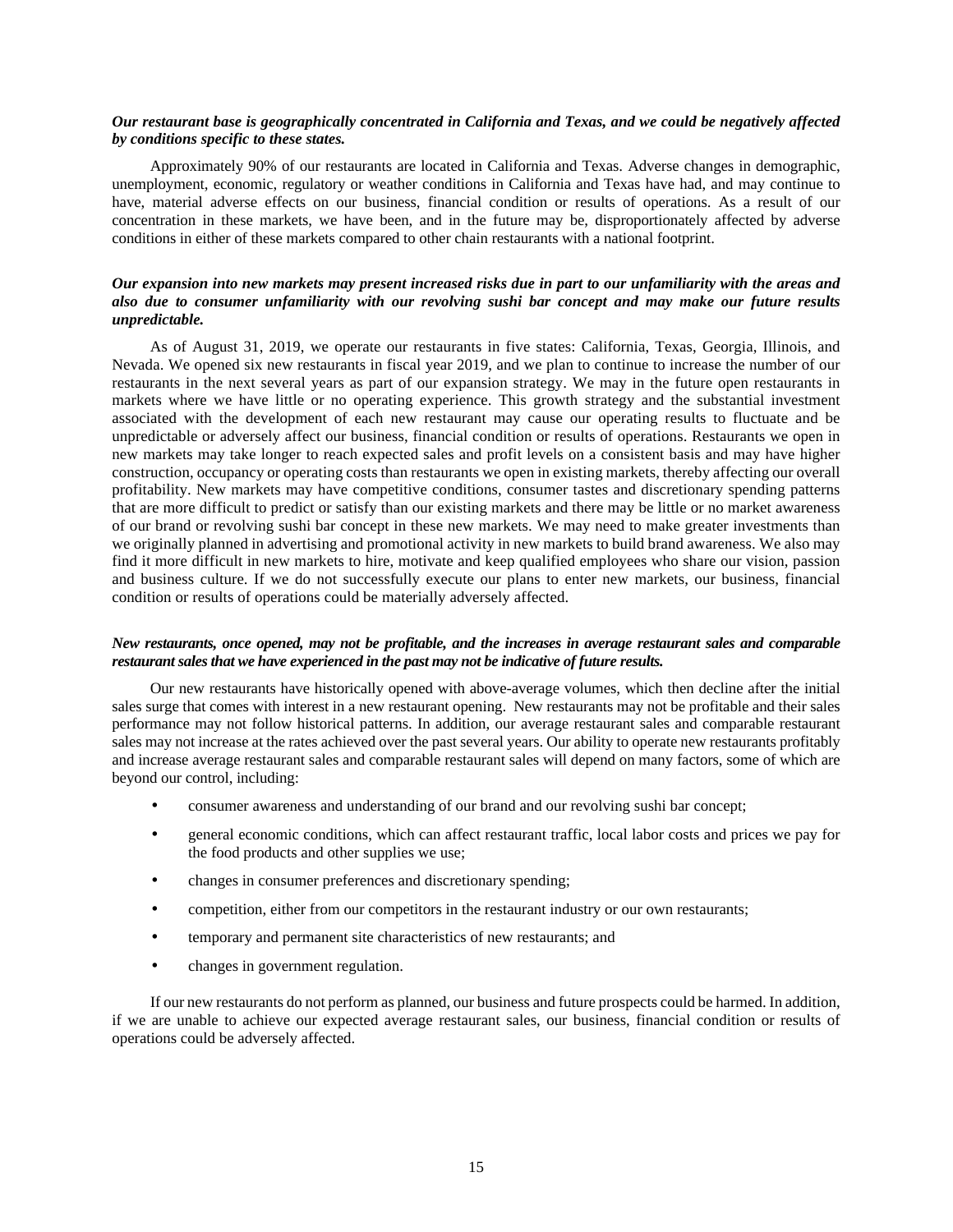***Our restaurant base is geographically concentrated in California and Texas, and we could be negatively affected by conditions specific to these states.***

Approximately 90% of our restaurants are located in California and Texas. Adverse changes in demographic, unemployment, economic, regulatory or weather conditions in California and Texas have had, and may continue to have, material adverse effects on our business, financial condition or results of operations. As a result of our concentration in these markets, we have been, and in the future may be, disproportionately affected by adverse conditions in either of these markets compared to other chain restaurants with a national footprint.

***Our expansion into new markets may present increased risks due in part to our unfamiliarity with the areas and also due to consumer unfamiliarity with our revolving sushi bar concept and may make our future results unpredictable.***

As of August 31, 2019, we operate our restaurants in five states: California, Texas, Georgia, Illinois, and Nevada. We opened six new restaurants in fiscal year 2019, and we plan to continue to increase the number of our restaurants in the next several years as part of our expansion strategy. We may in the future open restaurants in markets where we have little or no operating experience. This growth strategy and the substantial investment associated with the development of each new restaurant may cause our operating results to fluctuate and be unpredictable or adversely affect our business, financial condition or results of operations. Restaurants we open in new markets may take longer to reach expected sales and profit levels on a consistent basis and may have higher construction, occupancy or operating costs than restaurants we open in existing markets, thereby affecting our overall profitability. New markets may have competitive conditions, consumer tastes and discretionary spending patterns that are more difficult to predict or satisfy than our existing markets and there may be little or no market awareness of our brand or revolving sushi bar concept in these new markets. We may need to make greater investments than we originally planned in advertising and promotional activity in new markets to build brand awareness. We also may find it more difficult in new markets to hire, motivate and keep qualified employees who share our vision, passion and business culture. If we do not successfully execute our plans to enter new markets, our business, financial condition or results of operations could be materially adversely affected.

***New restaurants, once opened, may not be profitable, and the increases in average restaurant sales and comparable restaurant sales that we have experienced in the past may not be indicative of future results.***

Our new restaurants have historically opened with above-average volumes, which then decline after the initial sales surge that comes with interest in a new restaurant opening. New restaurants may not be profitable and their sales performance may not follow historical patterns. In addition, our average restaurant sales and comparable restaurant sales may not increase at the rates achieved over the past several years. Our ability to operate new restaurants profitably and increase average restaurant sales and comparable restaurant sales will depend on many factors, some of which are beyond our control, including:

- consumer awareness and understanding of our brand and our revolving sushi bar concept;
- general economic conditions, which can affect restaurant traffic, local labor costs and prices we pay for the food products and other supplies we use;
- changes in consumer preferences and discretionary spending;
- competition, either from our competitors in the restaurant industry or our own restaurants;
- temporary and permanent site characteristics of new restaurants; and
- changes in government regulation.

If our new restaurants do not perform as planned, our business and future prospects could be harmed. In addition, if we are unable to achieve our expected average restaurant sales, our business, financial condition or results of operations could be adversely affected.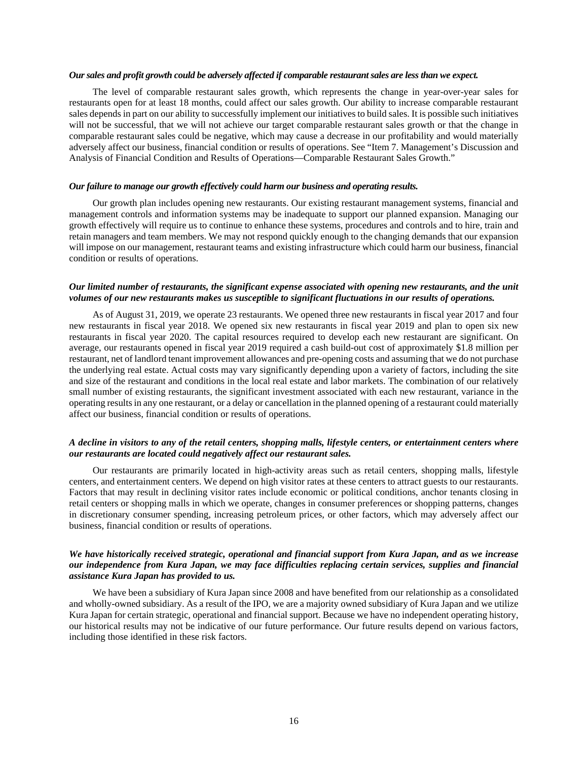***Our sales and profit growth could be adversely affected if comparable restaurant sales are less than we expect.***

The level of comparable restaurant sales growth, which represents the change in year-over-year sales for restaurants open for at least 18 months, could affect our sales growth. Our ability to increase comparable restaurant sales depends in part on our ability to successfully implement our initiatives to build sales. It is possible such initiatives will not be successful, that we will not achieve our target comparable restaurant sales growth or that the change in comparable restaurant sales could be negative, which may cause a decrease in our profitability and would materially adversely affect our business, financial condition or results of operations. See "Item 7. Management's Discussion and Analysis of Financial Condition and Results of Operations—Comparable Restaurant Sales Growth."

***Our failure to manage our growth effectively could harm our business and operating results.***

Our growth plan includes opening new restaurants. Our existing restaurant management systems, financial and management controls and information systems may be inadequate to support our planned expansion. Managing our growth effectively will require us to continue to enhance these systems, procedures and controls and to hire, train and retain managers and team members. We may not respond quickly enough to the changing demands that our expansion will impose on our management, restaurant teams and existing infrastructure which could harm our business, financial condition or results of operations.

***Our limited number of restaurants, the significant expense associated with opening new restaurants, and the unit volumes of our new restaurants makes us susceptible to significant fluctuations in our results of operations.***

As of August 31, 2019, we operate 23 restaurants. We opened three new restaurants in fiscal year 2017 and four new restaurants in fiscal year 2018. We opened six new restaurants in fiscal year 2019 and plan to open six new restaurants in fiscal year 2020. The capital resources required to develop each new restaurant are significant. On average, our restaurants opened in fiscal year 2019 required a cash build-out cost of approximately $1.8 million per restaurant, net of landlord tenant improvement allowances and pre-opening costs and assuming that we do not purchase the underlying real estate. Actual costs may vary significantly depending upon a variety of factors, including the site and size of the restaurant and conditions in the local real estate and labor markets. The combination of our relatively small number of existing restaurants, the significant investment associated with each new restaurant, variance in the operating results in any one restaurant, or a delay or cancellation in the planned opening of a restaurant could materially affect our business, financial condition or results of operations.

***A decline in visitors to any of the retail centers, shopping malls, lifestyle centers, or entertainment centers where our restaurants are located could negatively affect our restaurant sales.***

Our restaurants are primarily located in high-activity areas such as retail centers, shopping malls, lifestyle centers, and entertainment centers. We depend on high visitor rates at these centers to attract guests to our restaurants. Factors that may result in declining visitor rates include economic or political conditions, anchor tenants closing in retail centers or shopping malls in which we operate, changes in consumer preferences or shopping patterns, changes in discretionary consumer spending, increasing petroleum prices, or other factors, which may adversely affect our business, financial condition or results of operations.

***We have historically received strategic, operational and financial support from Kura Japan, and as we increase our independence from Kura Japan, we may face difficulties replacing certain services, supplies and financial assistance Kura Japan has provided to us.***

We have been a subsidiary of Kura Japan since 2008 and have benefited from our relationship as a consolidated and wholly-owned subsidiary. As a result of the IPO, we are a majority owned subsidiary of Kura Japan and we utilize Kura Japan for certain strategic, operational and financial support. Because we have no independent operating history, our historical results may not be indicative of our future performance. Our future results depend on various factors, including those identified in these risk factors.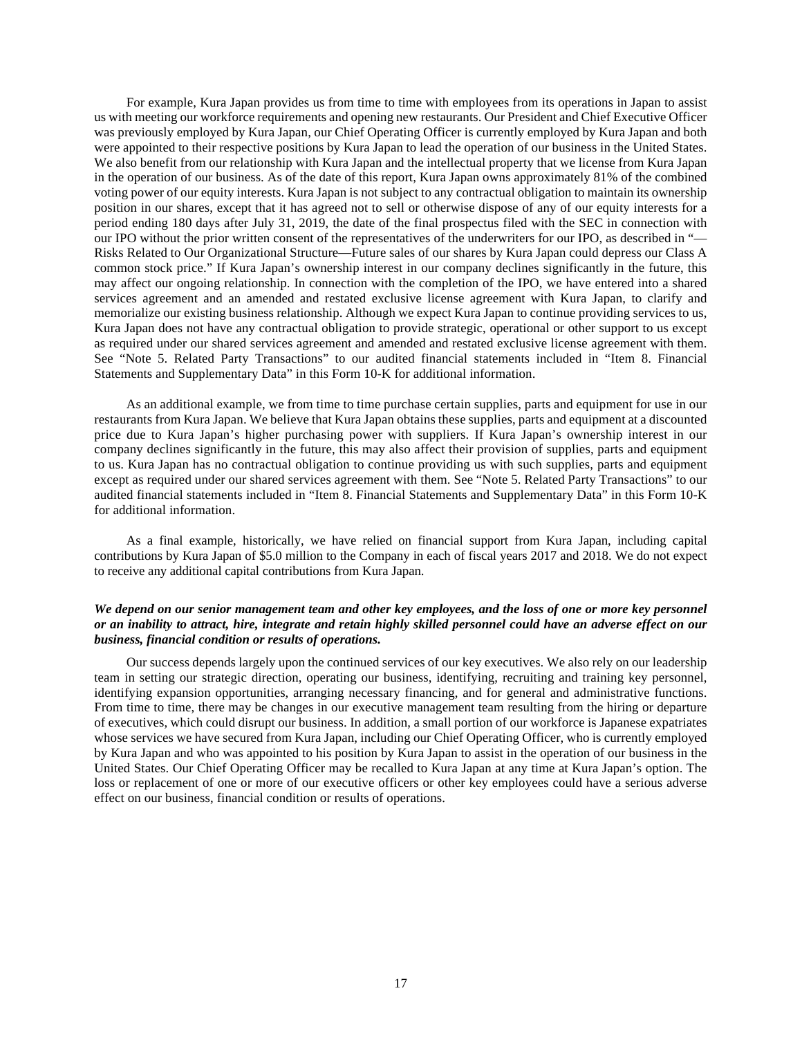For example, Kura Japan provides us from time to time with employees from its operations in Japan to assist us with meeting our workforce requirements and opening new restaurants. Our President and Chief Executive Officer was previously employed by Kura Japan, our Chief Operating Officer is currently employed by Kura Japan and both were appointed to their respective positions by Kura Japan to lead the operation of our business in the United States. We also benefit from our relationship with Kura Japan and the intellectual property that we license from Kura Japan in the operation of our business. As of the date of this report, Kura Japan owns approximately 81% of the combined voting power of our equity interests. Kura Japan is not subject to any contractual obligation to maintain its ownership position in our shares, except that it has agreed not to sell or otherwise dispose of any of our equity interests for a period ending 180 days after July 31, 2019, the date of the final prospectus filed with the SEC in connection with our IPO without the prior written consent of the representatives of the underwriters for our IPO, as described in "—Risks Related to Our Organizational Structure—Future sales of our shares by Kura Japan could depress our Class A common stock price." If Kura Japan's ownership interest in our company declines significantly in the future, this may affect our ongoing relationship. In connection with the completion of the IPO, we have entered into a shared services agreement and an amended and restated exclusive license agreement with Kura Japan, to clarify and memorialize our existing business relationship. Although we expect Kura Japan to continue providing services to us, Kura Japan does not have any contractual obligation to provide strategic, operational or other support to us except as required under our shared services agreement and amended and restated exclusive license agreement with them. See "Note 5. Related Party Transactions" to our audited financial statements included in "Item 8. Financial Statements and Supplementary Data" in this Form 10-K for additional information.

As an additional example, we from time to time purchase certain supplies, parts and equipment for use in our restaurants from Kura Japan. We believe that Kura Japan obtains these supplies, parts and equipment at a discounted price due to Kura Japan's higher purchasing power with suppliers. If Kura Japan's ownership interest in our company declines significantly in the future, this may also affect their provision of supplies, parts and equipment to us. Kura Japan has no contractual obligation to continue providing us with such supplies, parts and equipment except as required under our shared services agreement with them. See "Note 5. Related Party Transactions" to our audited financial statements included in "Item 8. Financial Statements and Supplementary Data" in this Form 10-K for additional information.

As a final example, historically, we have relied on financial support from Kura Japan, including capital contributions by Kura Japan of $5.0 million to the Company in each of fiscal years 2017 and 2018. We do not expect to receive any additional capital contributions from Kura Japan.

***We depend on our senior management team and other key employees, and the loss of one or more key personnel or an inability to attract, hire, integrate and retain highly skilled personnel could have an adverse effect on our business, financial condition or results of operations.***

Our success depends largely upon the continued services of our key executives. We also rely on our leadership team in setting our strategic direction, operating our business, identifying, recruiting and training key personnel, identifying expansion opportunities, arranging necessary financing, and for general and administrative functions. From time to time, there may be changes in our executive management team resulting from the hiring or departure of executives, which could disrupt our business. In addition, a small portion of our workforce is Japanese expatriates whose services we have secured from Kura Japan, including our Chief Operating Officer, who is currently employed by Kura Japan and who was appointed to his position by Kura Japan to assist in the operation of our business in the United States. Our Chief Operating Officer may be recalled to Kura Japan at any time at Kura Japan's option. The loss or replacement of one or more of our executive officers or other key employees could have a serious adverse effect on our business, financial condition or results of operations.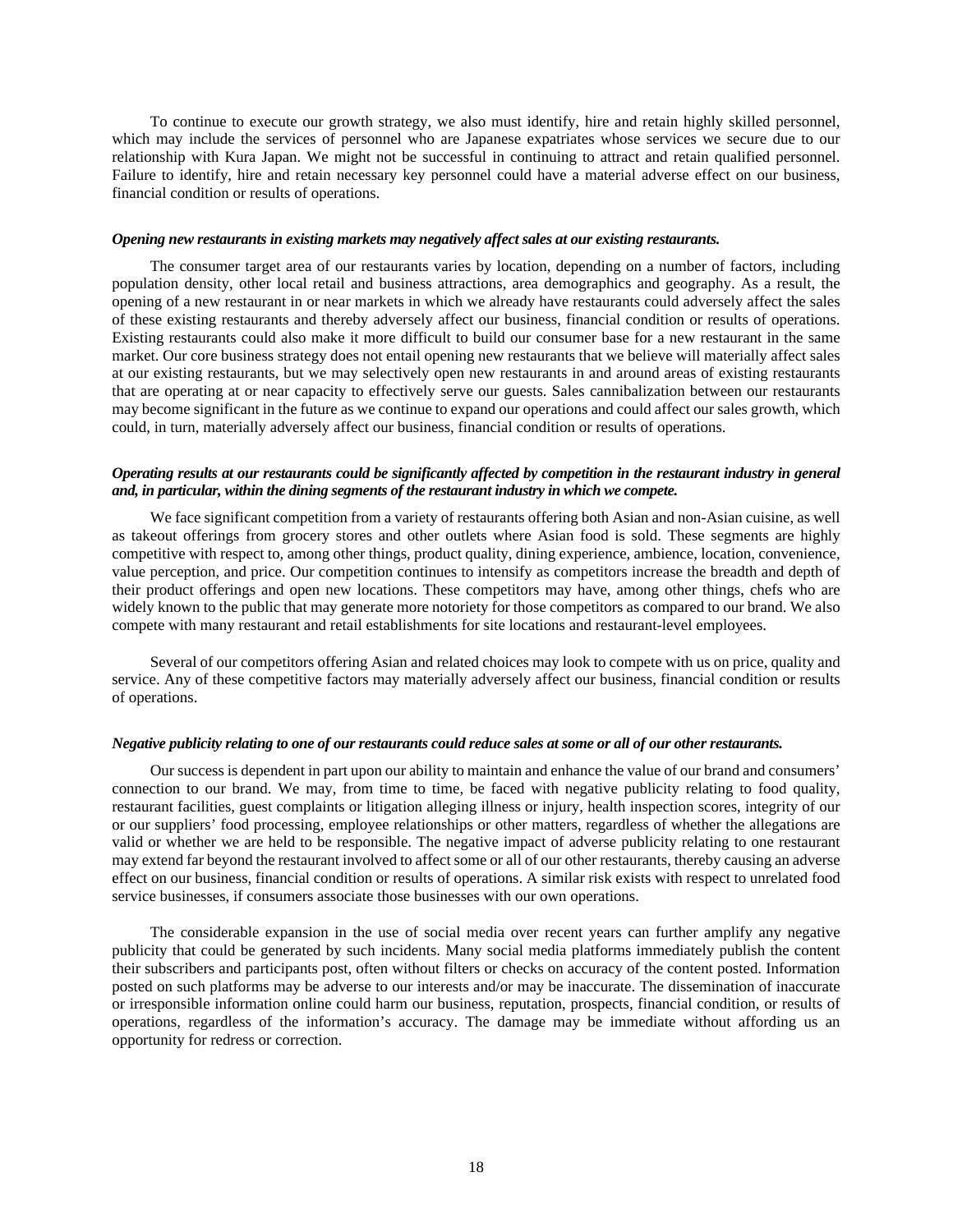To continue to execute our growth strategy, we also must identify, hire and retain highly skilled personnel, which may include the services of personnel who are Japanese expatriates whose services we secure due to our relationship with Kura Japan. We might not be successful in continuing to attract and retain qualified personnel. Failure to identify, hire and retain necessary key personnel could have a material adverse effect on our business, financial condition or results of operations.

***Opening new restaurants in existing markets may negatively affect sales at our existing restaurants.***

The consumer target area of our restaurants varies by location, depending on a number of factors, including population density, other local retail and business attractions, area demographics and geography. As a result, the opening of a new restaurant in or near markets in which we already have restaurants could adversely affect the sales of these existing restaurants and thereby adversely affect our business, financial condition or results of operations. Existing restaurants could also make it more difficult to build our consumer base for a new restaurant in the same market. Our core business strategy does not entail opening new restaurants that we believe will materially affect sales at our existing restaurants, but we may selectively open new restaurants in and around areas of existing restaurants that are operating at or near capacity to effectively serve our guests. Sales cannibalization between our restaurants may become significant in the future as we continue to expand our operations and could affect our sales growth, which could, in turn, materially adversely affect our business, financial condition or results of operations.

***Operating results at our restaurants could be significantly affected by competition in the restaurant industry in general and, in particular, within the dining segments of the restaurant industry in which we compete.***

We face significant competition from a variety of restaurants offering both Asian and non-Asian cuisine, as well as takeout offerings from grocery stores and other outlets where Asian food is sold. These segments are highly competitive with respect to, among other things, product quality, dining experience, ambience, location, convenience, value perception, and price. Our competition continues to intensify as competitors increase the breadth and depth of their product offerings and open new locations. These competitors may have, among other things, chefs who are widely known to the public that may generate more notoriety for those competitors as compared to our brand. We also compete with many restaurant and retail establishments for site locations and restaurant-level employees.

Several of our competitors offering Asian and related choices may look to compete with us on price, quality and service. Any of these competitive factors may materially adversely affect our business, financial condition or results of operations.

***Negative publicity relating to one of our restaurants could reduce sales at some or all of our other restaurants.***

Our success is dependent in part upon our ability to maintain and enhance the value of our brand and consumers' connection to our brand. We may, from time to time, be faced with negative publicity relating to food quality, restaurant facilities, guest complaints or litigation alleging illness or injury, health inspection scores, integrity of our or our suppliers' food processing, employee relationships or other matters, regardless of whether the allegations are valid or whether we are held to be responsible. The negative impact of adverse publicity relating to one restaurant may extend far beyond the restaurant involved to affect some or all of our other restaurants, thereby causing an adverse effect on our business, financial condition or results of operations. A similar risk exists with respect to unrelated food service businesses, if consumers associate those businesses with our own operations.

The considerable expansion in the use of social media over recent years can further amplify any negative publicity that could be generated by such incidents. Many social media platforms immediately publish the content their subscribers and participants post, often without filters or checks on accuracy of the content posted. Information posted on such platforms may be adverse to our interests and/or may be inaccurate. The dissemination of inaccurate or irresponsible information online could harm our business, reputation, prospects, financial condition, or results of operations, regardless of the information's accuracy. The damage may be immediate without affording us an opportunity for redress or correction.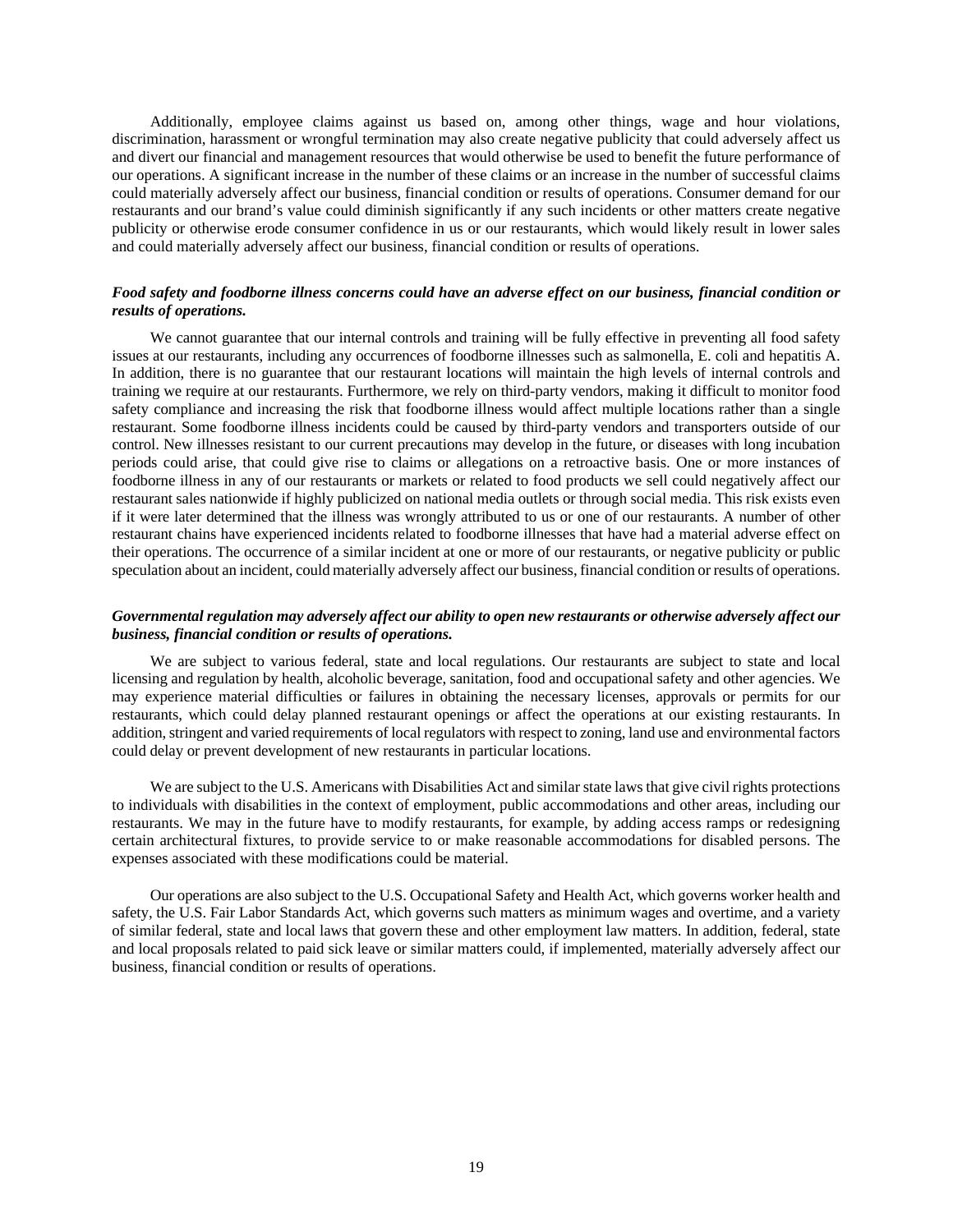Additionally, employee claims against us based on, among other things, wage and hour violations, discrimination, harassment or wrongful termination may also create negative publicity that could adversely affect us and divert our financial and management resources that would otherwise be used to benefit the future performance of our operations. A significant increase in the number of these claims or an increase in the number of successful claims could materially adversely affect our business, financial condition or results of operations. Consumer demand for our restaurants and our brand's value could diminish significantly if any such incidents or other matters create negative publicity or otherwise erode consumer confidence in us or our restaurants, which would likely result in lower sales and could materially adversely affect our business, financial condition or results of operations.

***Food safety and foodborne illness concerns could have an adverse effect on our business, financial condition or results of operations.***

We cannot guarantee that our internal controls and training will be fully effective in preventing all food safety issues at our restaurants, including any occurrences of foodborne illnesses such as salmonella, E. coli and hepatitis A. In addition, there is no guarantee that our restaurant locations will maintain the high levels of internal controls and training we require at our restaurants. Furthermore, we rely on third-party vendors, making it difficult to monitor food safety compliance and increasing the risk that foodborne illness would affect multiple locations rather than a single restaurant. Some foodborne illness incidents could be caused by third-party vendors and transporters outside of our control. New illnesses resistant to our current precautions may develop in the future, or diseases with long incubation periods could arise, that could give rise to claims or allegations on a retroactive basis. One or more instances of foodborne illness in any of our restaurants or markets or related to food products we sell could negatively affect our restaurant sales nationwide if highly publicized on national media outlets or through social media. This risk exists even if it were later determined that the illness was wrongly attributed to us or one of our restaurants. A number of other restaurant chains have experienced incidents related to foodborne illnesses that have had a material adverse effect on their operations. The occurrence of a similar incident at one or more of our restaurants, or negative publicity or public speculation about an incident, could materially adversely affect our business, financial condition or results of operations.

***Governmental regulation may adversely affect our ability to open new restaurants or otherwise adversely affect our business, financial condition or results of operations.***

We are subject to various federal, state and local regulations. Our restaurants are subject to state and local licensing and regulation by health, alcoholic beverage, sanitation, food and occupational safety and other agencies. We may experience material difficulties or failures in obtaining the necessary licenses, approvals or permits for our restaurants, which could delay planned restaurant openings or affect the operations at our existing restaurants. In addition, stringent and varied requirements of local regulators with respect to zoning, land use and environmental factors could delay or prevent development of new restaurants in particular locations.

We are subject to the U.S. Americans with Disabilities Act and similar state laws that give civil rights protections to individuals with disabilities in the context of employment, public accommodations and other areas, including our restaurants. We may in the future have to modify restaurants, for example, by adding access ramps or redesigning certain architectural fixtures, to provide service to or make reasonable accommodations for disabled persons. The expenses associated with these modifications could be material.

Our operations are also subject to the U.S. Occupational Safety and Health Act, which governs worker health and safety, the U.S. Fair Labor Standards Act, which governs such matters as minimum wages and overtime, and a variety of similar federal, state and local laws that govern these and other employment law matters. In addition, federal, state and local proposals related to paid sick leave or similar matters could, if implemented, materially adversely affect our business, financial condition or results of operations.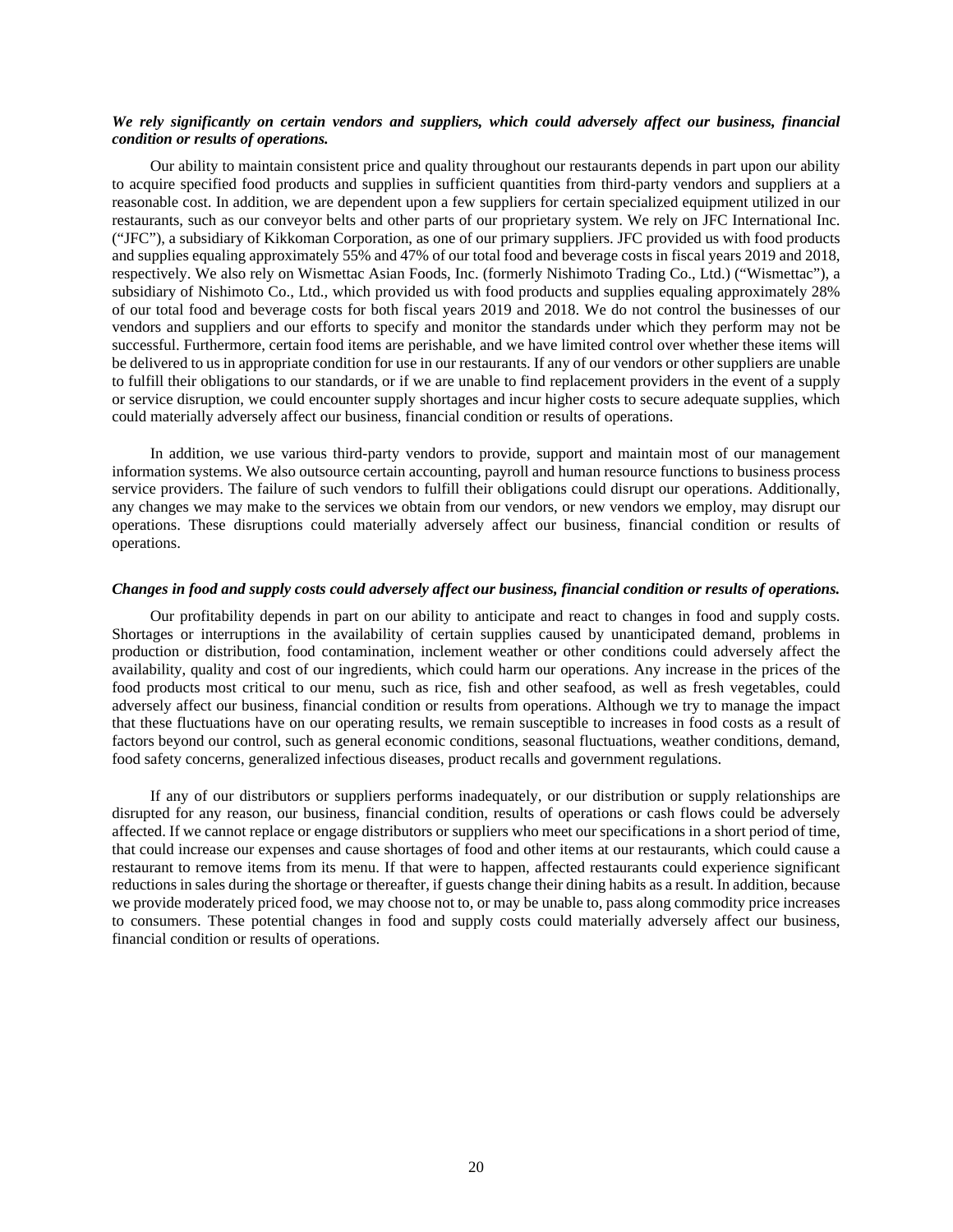***We rely significantly on certain vendors and suppliers, which could adversely affect our business, financial condition or results of operations.***

Our ability to maintain consistent price and quality throughout our restaurants depends in part upon our ability to acquire specified food products and supplies in sufficient quantities from third-party vendors and suppliers at a reasonable cost. In addition, we are dependent upon a few suppliers for certain specialized equipment utilized in our restaurants, such as our conveyor belts and other parts of our proprietary system. We rely on JFC International Inc. ("JFC"), a subsidiary of Kikkoman Corporation, as one of our primary suppliers. JFC provided us with food products and supplies equaling approximately 55% and 47% of our total food and beverage costs in fiscal years 2019 and 2018, respectively. We also rely on Wismettac Asian Foods, Inc. (formerly Nishimoto Trading Co., Ltd.) ("Wismettac"), a subsidiary of Nishimoto Co., Ltd., which provided us with food products and supplies equaling approximately 28% of our total food and beverage costs for both fiscal years 2019 and 2018. We do not control the businesses of our vendors and suppliers and our efforts to specify and monitor the standards under which they perform may not be successful. Furthermore, certain food items are perishable, and we have limited control over whether these items will be delivered to us in appropriate condition for use in our restaurants. If any of our vendors or other suppliers are unable to fulfill their obligations to our standards, or if we are unable to find replacement providers in the event of a supply or service disruption, we could encounter supply shortages and incur higher costs to secure adequate supplies, which could materially adversely affect our business, financial condition or results of operations.

In addition, we use various third-party vendors to provide, support and maintain most of our management information systems. We also outsource certain accounting, payroll and human resource functions to business process service providers. The failure of such vendors to fulfill their obligations could disrupt our operations. Additionally, any changes we may make to the services we obtain from our vendors, or new vendors we employ, may disrupt our operations. These disruptions could materially adversely affect our business, financial condition or results of operations.

***Changes in food and supply costs could adversely affect our business, financial condition or results of operations.***

Our profitability depends in part on our ability to anticipate and react to changes in food and supply costs. Shortages or interruptions in the availability of certain supplies caused by unanticipated demand, problems in production or distribution, food contamination, inclement weather or other conditions could adversely affect the availability, quality and cost of our ingredients, which could harm our operations. Any increase in the prices of the food products most critical to our menu, such as rice, fish and other seafood, as well as fresh vegetables, could adversely affect our business, financial condition or results from operations. Although we try to manage the impact that these fluctuations have on our operating results, we remain susceptible to increases in food costs as a result of factors beyond our control, such as general economic conditions, seasonal fluctuations, weather conditions, demand, food safety concerns, generalized infectious diseases, product recalls and government regulations.

If any of our distributors or suppliers performs inadequately, or our distribution or supply relationships are disrupted for any reason, our business, financial condition, results of operations or cash flows could be adversely affected. If we cannot replace or engage distributors or suppliers who meet our specifications in a short period of time, that could increase our expenses and cause shortages of food and other items at our restaurants, which could cause a restaurant to remove items from its menu. If that were to happen, affected restaurants could experience significant reductions in sales during the shortage or thereafter, if guests change their dining habits as a result. In addition, because we provide moderately priced food, we may choose not to, or may be unable to, pass along commodity price increases to consumers. These potential changes in food and supply costs could materially adversely affect our business, financial condition or results of operations.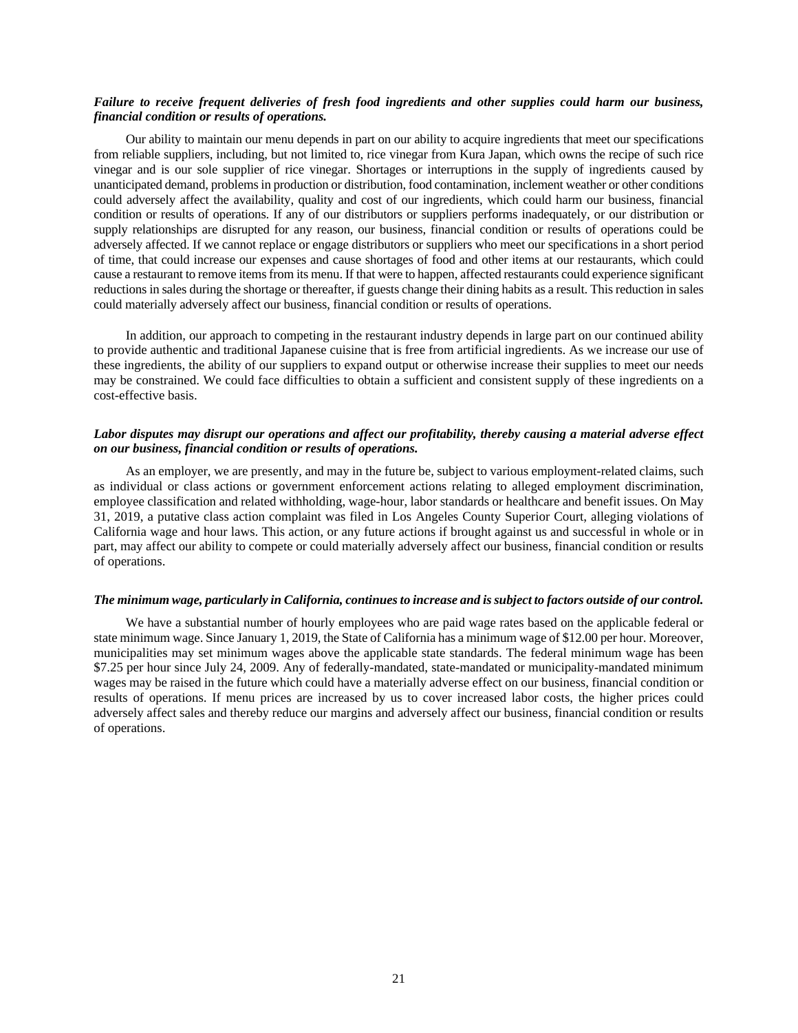***Failure to receive frequent deliveries of fresh food ingredients and other supplies could harm our business, financial condition or results of operations.***

Our ability to maintain our menu depends in part on our ability to acquire ingredients that meet our specifications from reliable suppliers, including, but not limited to, rice vinegar from Kura Japan, which owns the recipe of such rice vinegar and is our sole supplier of rice vinegar. Shortages or interruptions in the supply of ingredients caused by unanticipated demand, problems in production or distribution, food contamination, inclement weather or other conditions could adversely affect the availability, quality and cost of our ingredients, which could harm our business, financial condition or results of operations. If any of our distributors or suppliers performs inadequately, or our distribution or supply relationships are disrupted for any reason, our business, financial condition or results of operations could be adversely affected. If we cannot replace or engage distributors or suppliers who meet our specifications in a short period of time, that could increase our expenses and cause shortages of food and other items at our restaurants, which could cause a restaurant to remove items from its menu. If that were to happen, affected restaurants could experience significant reductions in sales during the shortage or thereafter, if guests change their dining habits as a result. This reduction in sales could materially adversely affect our business, financial condition or results of operations.

In addition, our approach to competing in the restaurant industry depends in large part on our continued ability to provide authentic and traditional Japanese cuisine that is free from artificial ingredients. As we increase our use of these ingredients, the ability of our suppliers to expand output or otherwise increase their supplies to meet our needs may be constrained. We could face difficulties to obtain a sufficient and consistent supply of these ingredients on a cost-effective basis.

***Labor disputes may disrupt our operations and affect our profitability, thereby causing a material adverse effect on our business, financial condition or results of operations.***

As an employer, we are presently, and may in the future be, subject to various employment-related claims, such as individual or class actions or government enforcement actions relating to alleged employment discrimination, employee classification and related withholding, wage-hour, labor standards or healthcare and benefit issues. On May 31, 2019, a putative class action complaint was filed in Los Angeles County Superior Court, alleging violations of California wage and hour laws. This action, or any future actions if brought against us and successful in whole or in part, may affect our ability to compete or could materially adversely affect our business, financial condition or results of operations.

***The minimum wage, particularly in California, continues to increase and is subject to factors outside of our control.***

We have a substantial number of hourly employees who are paid wage rates based on the applicable federal or state minimum wage. Since January 1, 2019, the State of California has a minimum wage of $12.00 per hour. Moreover, municipalities may set minimum wages above the applicable state standards. The federal minimum wage has been $7.25 per hour since July 24, 2009. Any of federally-mandated, state-mandated or municipality-mandated minimum wages may be raised in the future which could have a materially adverse effect on our business, financial condition or results of operations. If menu prices are increased by us to cover increased labor costs, the higher prices could adversely affect sales and thereby reduce our margins and adversely affect our business, financial condition or results of operations.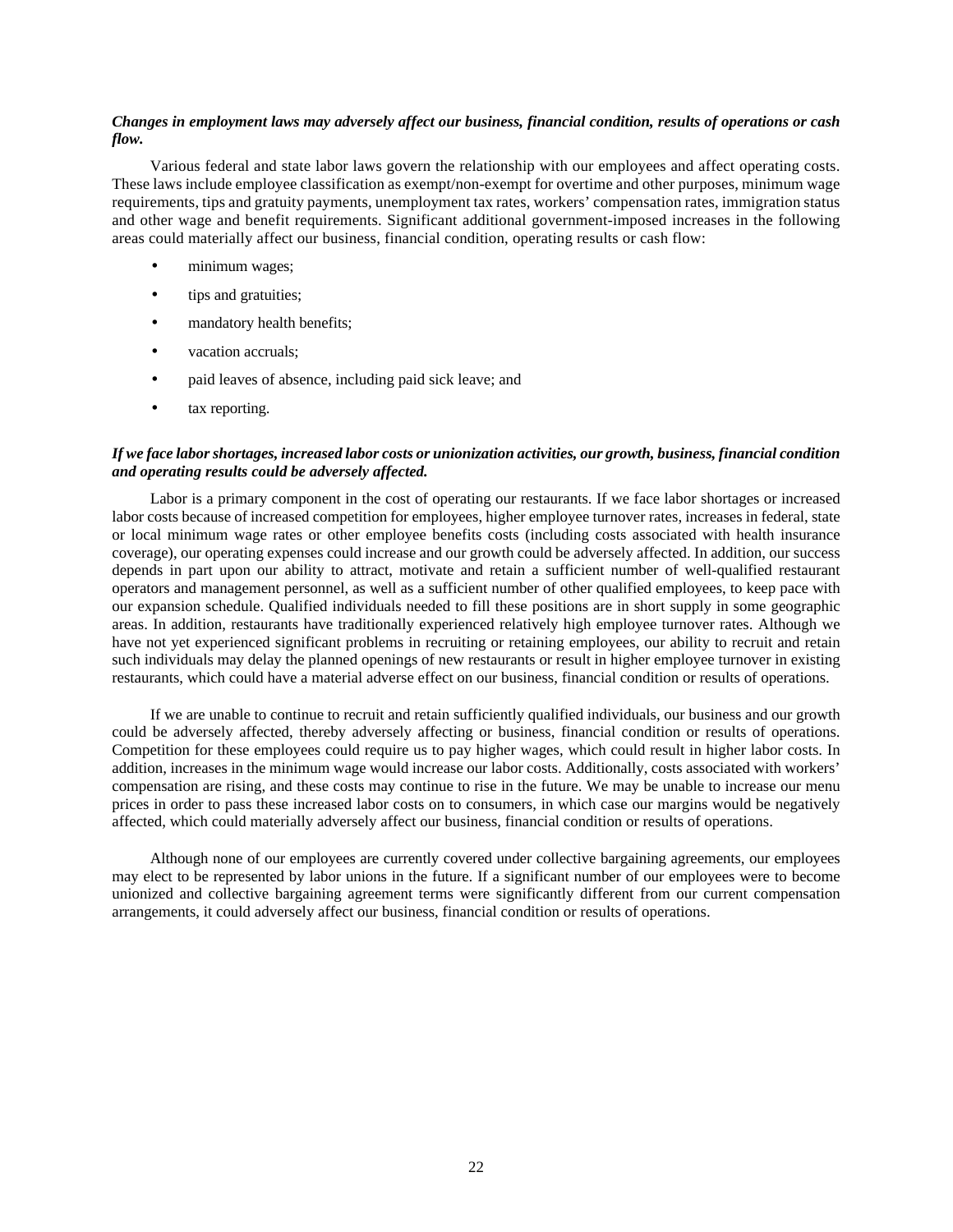***Changes in employment laws may adversely affect our business, financial condition, results of operations or cash flow.***

Various federal and state labor laws govern the relationship with our employees and affect operating costs. These laws include employee classification as exempt/non-exempt for overtime and other purposes, minimum wage requirements, tips and gratuity payments, unemployment tax rates, workers' compensation rates, immigration status and other wage and benefit requirements. Significant additional government-imposed increases in the following areas could materially affect our business, financial condition, operating results or cash flow:

- minimum wages;
- tips and gratuities;
- mandatory health benefits;
- vacation accruals;
- paid leaves of absence, including paid sick leave; and
- tax reporting.

***If we face labor shortages, increased labor costs or unionization activities, our growth, business, financial condition and operating results could be adversely affected.***

Labor is a primary component in the cost of operating our restaurants. If we face labor shortages or increased labor costs because of increased competition for employees, higher employee turnover rates, increases in federal, state or local minimum wage rates or other employee benefits costs (including costs associated with health insurance coverage), our operating expenses could increase and our growth could be adversely affected. In addition, our success depends in part upon our ability to attract, motivate and retain a sufficient number of well-qualified restaurant operators and management personnel, as well as a sufficient number of other qualified employees, to keep pace with our expansion schedule. Qualified individuals needed to fill these positions are in short supply in some geographic areas. In addition, restaurants have traditionally experienced relatively high employee turnover rates. Although we have not yet experienced significant problems in recruiting or retaining employees, our ability to recruit and retain such individuals may delay the planned openings of new restaurants or result in higher employee turnover in existing restaurants, which could have a material adverse effect on our business, financial condition or results of operations.

If we are unable to continue to recruit and retain sufficiently qualified individuals, our business and our growth could be adversely affected, thereby adversely affecting or business, financial condition or results of operations. Competition for these employees could require us to pay higher wages, which could result in higher labor costs. In addition, increases in the minimum wage would increase our labor costs. Additionally, costs associated with workers' compensation are rising, and these costs may continue to rise in the future. We may be unable to increase our menu prices in order to pass these increased labor costs on to consumers, in which case our margins would be negatively affected, which could materially adversely affect our business, financial condition or results of operations.

Although none of our employees are currently covered under collective bargaining agreements, our employees may elect to be represented by labor unions in the future. If a significant number of our employees were to become unionized and collective bargaining agreement terms were significantly different from our current compensation arrangements, it could adversely affect our business, financial condition or results of operations.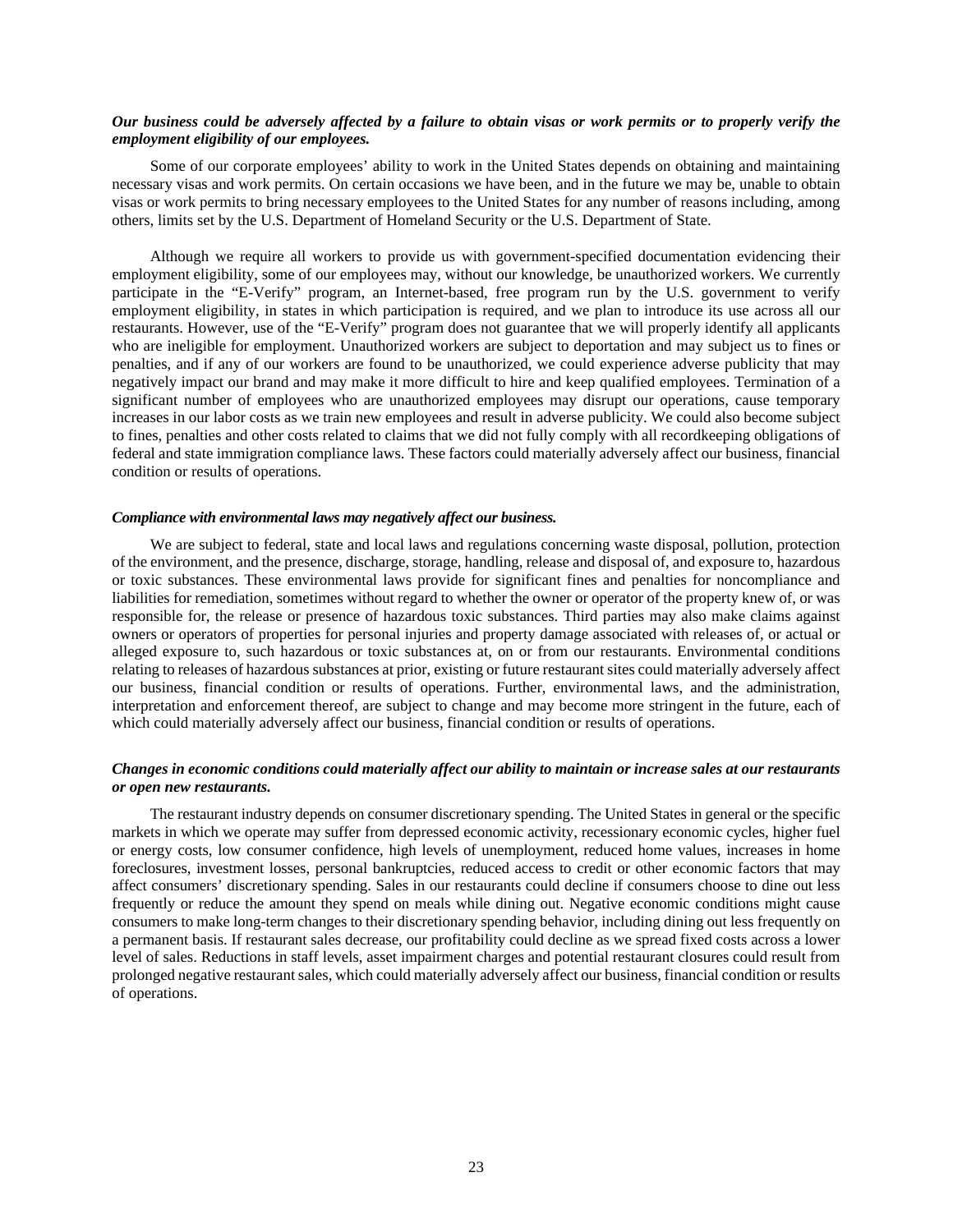***Our business could be adversely affected by a failure to obtain visas or work permits or to properly verify the employment eligibility of our employees.***

Some of our corporate employees' ability to work in the United States depends on obtaining and maintaining necessary visas and work permits. On certain occasions we have been, and in the future we may be, unable to obtain visas or work permits to bring necessary employees to the United States for any number of reasons including, among others, limits set by the U.S. Department of Homeland Security or the U.S. Department of State.

Although we require all workers to provide us with government-specified documentation evidencing their employment eligibility, some of our employees may, without our knowledge, be unauthorized workers. We currently participate in the "E-Verify" program, an Internet-based, free program run by the U.S. government to verify employment eligibility, in states in which participation is required, and we plan to introduce its use across all our restaurants. However, use of the "E-Verify" program does not guarantee that we will properly identify all applicants who are ineligible for employment. Unauthorized workers are subject to deportation and may subject us to fines or penalties, and if any of our workers are found to be unauthorized, we could experience adverse publicity that may negatively impact our brand and may make it more difficult to hire and keep qualified employees. Termination of a significant number of employees who are unauthorized employees may disrupt our operations, cause temporary increases in our labor costs as we train new employees and result in adverse publicity. We could also become subject to fines, penalties and other costs related to claims that we did not fully comply with all recordkeeping obligations of federal and state immigration compliance laws. These factors could materially adversely affect our business, financial condition or results of operations.

***Compliance with environmental laws may negatively affect our business.***

We are subject to federal, state and local laws and regulations concerning waste disposal, pollution, protection of the environment, and the presence, discharge, storage, handling, release and disposal of, and exposure to, hazardous or toxic substances. These environmental laws provide for significant fines and penalties for noncompliance and liabilities for remediation, sometimes without regard to whether the owner or operator of the property knew of, or was responsible for, the release or presence of hazardous toxic substances. Third parties may also make claims against owners or operators of properties for personal injuries and property damage associated with releases of, or actual or alleged exposure to, such hazardous or toxic substances at, on or from our restaurants. Environmental conditions relating to releases of hazardous substances at prior, existing or future restaurant sites could materially adversely affect our business, financial condition or results of operations. Further, environmental laws, and the administration, interpretation and enforcement thereof, are subject to change and may become more stringent in the future, each of which could materially adversely affect our business, financial condition or results of operations.

***Changes in economic conditions could materially affect our ability to maintain or increase sales at our restaurants or open new restaurants.***

The restaurant industry depends on consumer discretionary spending. The United States in general or the specific markets in which we operate may suffer from depressed economic activity, recessionary economic cycles, higher fuel or energy costs, low consumer confidence, high levels of unemployment, reduced home values, increases in home foreclosures, investment losses, personal bankruptcies, reduced access to credit or other economic factors that may affect consumers' discretionary spending. Sales in our restaurants could decline if consumers choose to dine out less frequently or reduce the amount they spend on meals while dining out. Negative economic conditions might cause consumers to make long-term changes to their discretionary spending behavior, including dining out less frequently on a permanent basis. If restaurant sales decrease, our profitability could decline as we spread fixed costs across a lower level of sales. Reductions in staff levels, asset impairment charges and potential restaurant closures could result from prolonged negative restaurant sales, which could materially adversely affect our business, financial condition or results of operations.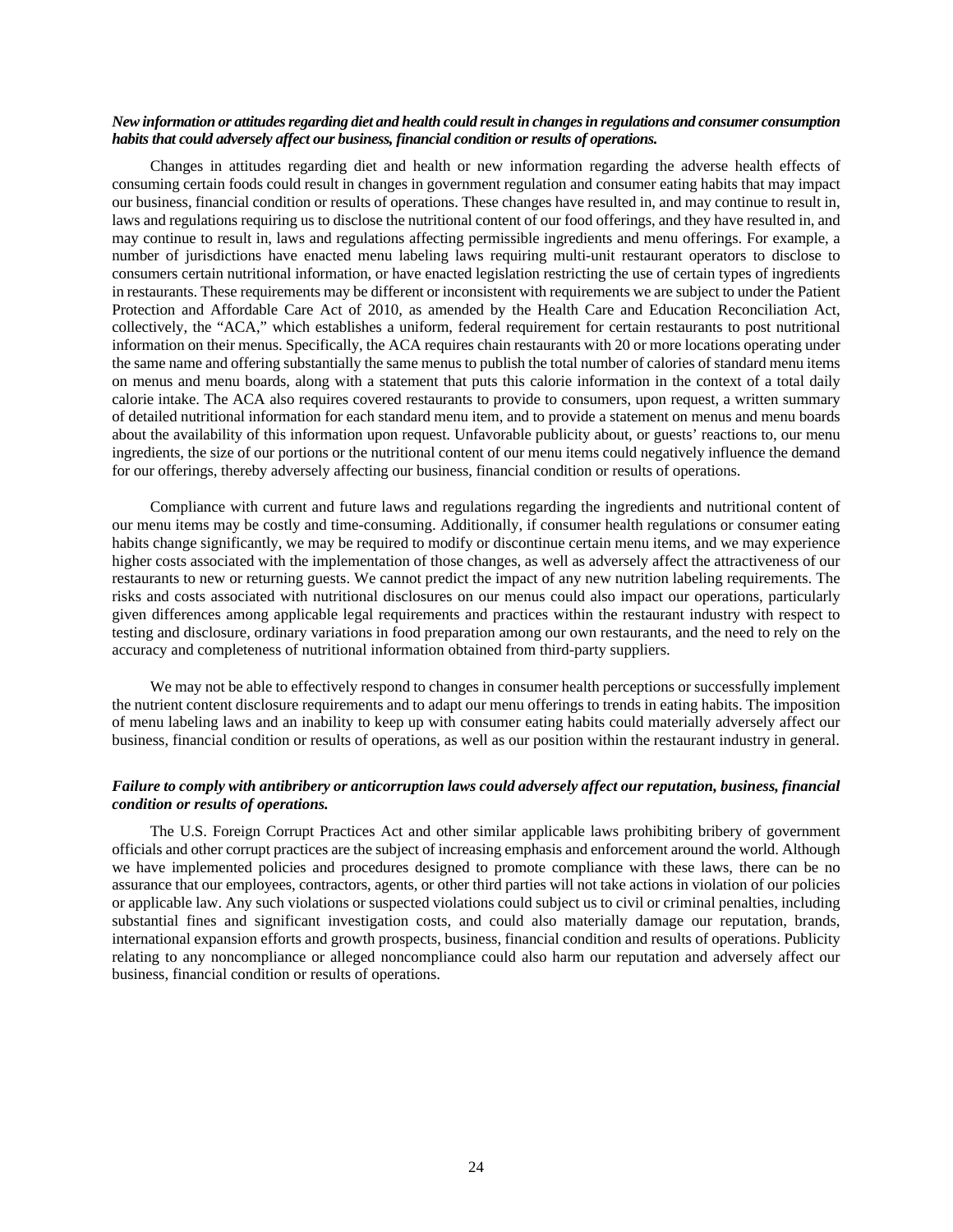***New information or attitudes regarding diet and health could result in changes in regulations and consumer consumption habits that could adversely affect our business, financial condition or results of operations.***

Changes in attitudes regarding diet and health or new information regarding the adverse health effects of consuming certain foods could result in changes in government regulation and consumer eating habits that may impact our business, financial condition or results of operations. These changes have resulted in, and may continue to result in, laws and regulations requiring us to disclose the nutritional content of our food offerings, and they have resulted in, and may continue to result in, laws and regulations affecting permissible ingredients and menu offerings. For example, a number of jurisdictions have enacted menu labeling laws requiring multi-unit restaurant operators to disclose to consumers certain nutritional information, or have enacted legislation restricting the use of certain types of ingredients in restaurants. These requirements may be different or inconsistent with requirements we are subject to under the Patient Protection and Affordable Care Act of 2010, as amended by the Health Care and Education Reconciliation Act, collectively, the "ACA," which establishes a uniform, federal requirement for certain restaurants to post nutritional information on their menus. Specifically, the ACA requires chain restaurants with 20 or more locations operating under the same name and offering substantially the same menus to publish the total number of calories of standard menu items on menus and menu boards, along with a statement that puts this calorie information in the context of a total daily calorie intake. The ACA also requires covered restaurants to provide to consumers, upon request, a written summary of detailed nutritional information for each standard menu item, and to provide a statement on menus and menu boards about the availability of this information upon request. Unfavorable publicity about, or guests' reactions to, our menu ingredients, the size of our portions or the nutritional content of our menu items could negatively influence the demand for our offerings, thereby adversely affecting our business, financial condition or results of operations.

Compliance with current and future laws and regulations regarding the ingredients and nutritional content of our menu items may be costly and time-consuming. Additionally, if consumer health regulations or consumer eating habits change significantly, we may be required to modify or discontinue certain menu items, and we may experience higher costs associated with the implementation of those changes, as well as adversely affect the attractiveness of our restaurants to new or returning guests. We cannot predict the impact of any new nutrition labeling requirements. The risks and costs associated with nutritional disclosures on our menus could also impact our operations, particularly given differences among applicable legal requirements and practices within the restaurant industry with respect to testing and disclosure, ordinary variations in food preparation among our own restaurants, and the need to rely on the accuracy and completeness of nutritional information obtained from third-party suppliers.

We may not be able to effectively respond to changes in consumer health perceptions or successfully implement the nutrient content disclosure requirements and to adapt our menu offerings to trends in eating habits. The imposition of menu labeling laws and an inability to keep up with consumer eating habits could materially adversely affect our business, financial condition or results of operations, as well as our position within the restaurant industry in general.

***Failure to comply with antibribery or anticorruption laws could adversely affect our reputation, business, financial condition or results of operations.***

The U.S. Foreign Corrupt Practices Act and other similar applicable laws prohibiting bribery of government officials and other corrupt practices are the subject of increasing emphasis and enforcement around the world. Although we have implemented policies and procedures designed to promote compliance with these laws, there can be no assurance that our employees, contractors, agents, or other third parties will not take actions in violation of our policies or applicable law. Any such violations or suspected violations could subject us to civil or criminal penalties, including substantial fines and significant investigation costs, and could also materially damage our reputation, brands, international expansion efforts and growth prospects, business, financial condition and results of operations. Publicity relating to any noncompliance or alleged noncompliance could also harm our reputation and adversely affect our business, financial condition or results of operations.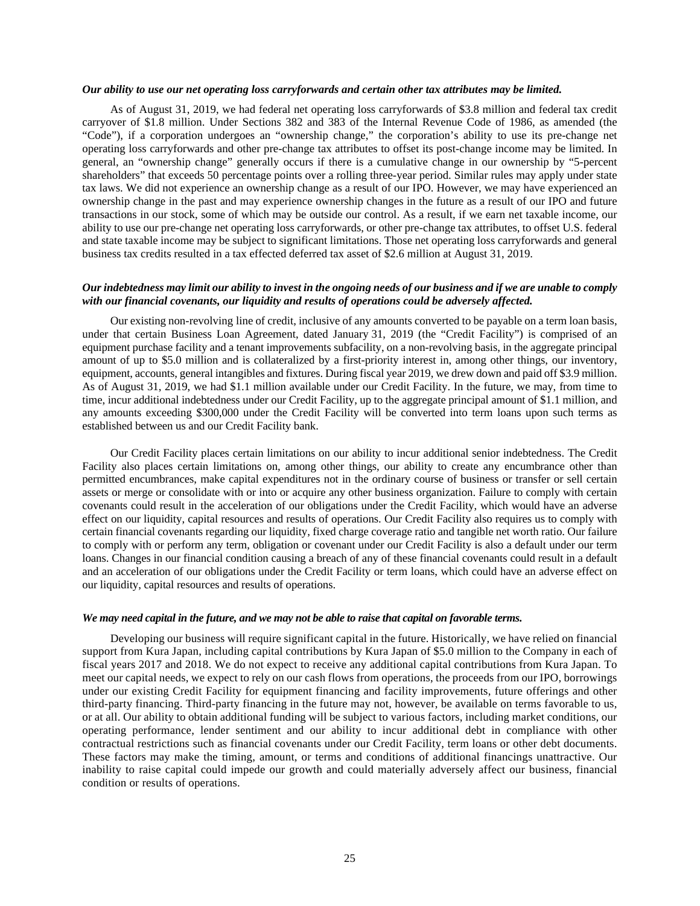***Our ability to use our net operating loss carryforwards and certain other tax attributes may be limited.***

As of August 31, 2019, we had federal net operating loss carryforwards of $3.8 million and federal tax credit carryover of $1.8 million. Under Sections 382 and 383 of the Internal Revenue Code of 1986, as amended (the "Code"), if a corporation undergoes an "ownership change," the corporation's ability to use its pre-change net operating loss carryforwards and other pre-change tax attributes to offset its post-change income may be limited. In general, an "ownership change" generally occurs if there is a cumulative change in our ownership by "5-percent shareholders" that exceeds 50 percentage points over a rolling three-year period. Similar rules may apply under state tax laws. We did not experience an ownership change as a result of our IPO. However, we may have experienced an ownership change in the past and may experience ownership changes in the future as a result of our IPO and future transactions in our stock, some of which may be outside our control. As a result, if we earn net taxable income, our ability to use our pre-change net operating loss carryforwards, or other pre-change tax attributes, to offset U.S. federal and state taxable income may be subject to significant limitations. Those net operating loss carryforwards and general business tax credits resulted in a tax effected deferred tax asset of $2.6 million at August 31, 2019.

***Our indebtedness may limit our ability to invest in the ongoing needs of our business and if we are unable to comply with our financial covenants, our liquidity and results of operations could be adversely affected.***

Our existing non-revolving line of credit, inclusive of any amounts converted to be payable on a term loan basis, under that certain Business Loan Agreement, dated January 31, 2019 (the "Credit Facility") is comprised of an equipment purchase facility and a tenant improvements subfacility, on a non-revolving basis, in the aggregate principal amount of up to $5.0 million and is collateralized by a first-priority interest in, among other things, our inventory, equipment, accounts, general intangibles and fixtures. During fiscal year 2019, we drew down and paid off $3.9 million. As of August 31, 2019, we had $1.1 million available under our Credit Facility. In the future, we may, from time to time, incur additional indebtedness under our Credit Facility, up to the aggregate principal amount of $1.1 million, and any amounts exceeding $300,000 under the Credit Facility will be converted into term loans upon such terms as established between us and our Credit Facility bank.

Our Credit Facility places certain limitations on our ability to incur additional senior indebtedness. The Credit Facility also places certain limitations on, among other things, our ability to create any encumbrance other than permitted encumbrances, make capital expenditures not in the ordinary course of business or transfer or sell certain assets or merge or consolidate with or into or acquire any other business organization. Failure to comply with certain covenants could result in the acceleration of our obligations under the Credit Facility, which would have an adverse effect on our liquidity, capital resources and results of operations. Our Credit Facility also requires us to comply with certain financial covenants regarding our liquidity, fixed charge coverage ratio and tangible net worth ratio. Our failure to comply with or perform any term, obligation or covenant under our Credit Facility is also a default under our term loans. Changes in our financial condition causing a breach of any of these financial covenants could result in a default and an acceleration of our obligations under the Credit Facility or term loans, which could have an adverse effect on our liquidity, capital resources and results of operations.

***We may need capital in the future, and we may not be able to raise that capital on favorable terms.***

Developing our business will require significant capital in the future. Historically, we have relied on financial support from Kura Japan, including capital contributions by Kura Japan of $5.0 million to the Company in each of fiscal years 2017 and 2018. We do not expect to receive any additional capital contributions from Kura Japan. To meet our capital needs, we expect to rely on our cash flows from operations, the proceeds from our IPO, borrowings under our existing Credit Facility for equipment financing and facility improvements, future offerings and other third-party financing. Third-party financing in the future may not, however, be available on terms favorable to us, or at all. Our ability to obtain additional funding will be subject to various factors, including market conditions, our operating performance, lender sentiment and our ability to incur additional debt in compliance with other contractual restrictions such as financial covenants under our Credit Facility, term loans or other debt documents. These factors may make the timing, amount, or terms and conditions of additional financings unattractive. Our inability to raise capital could impede our growth and could materially adversely affect our business, financial condition or results of operations.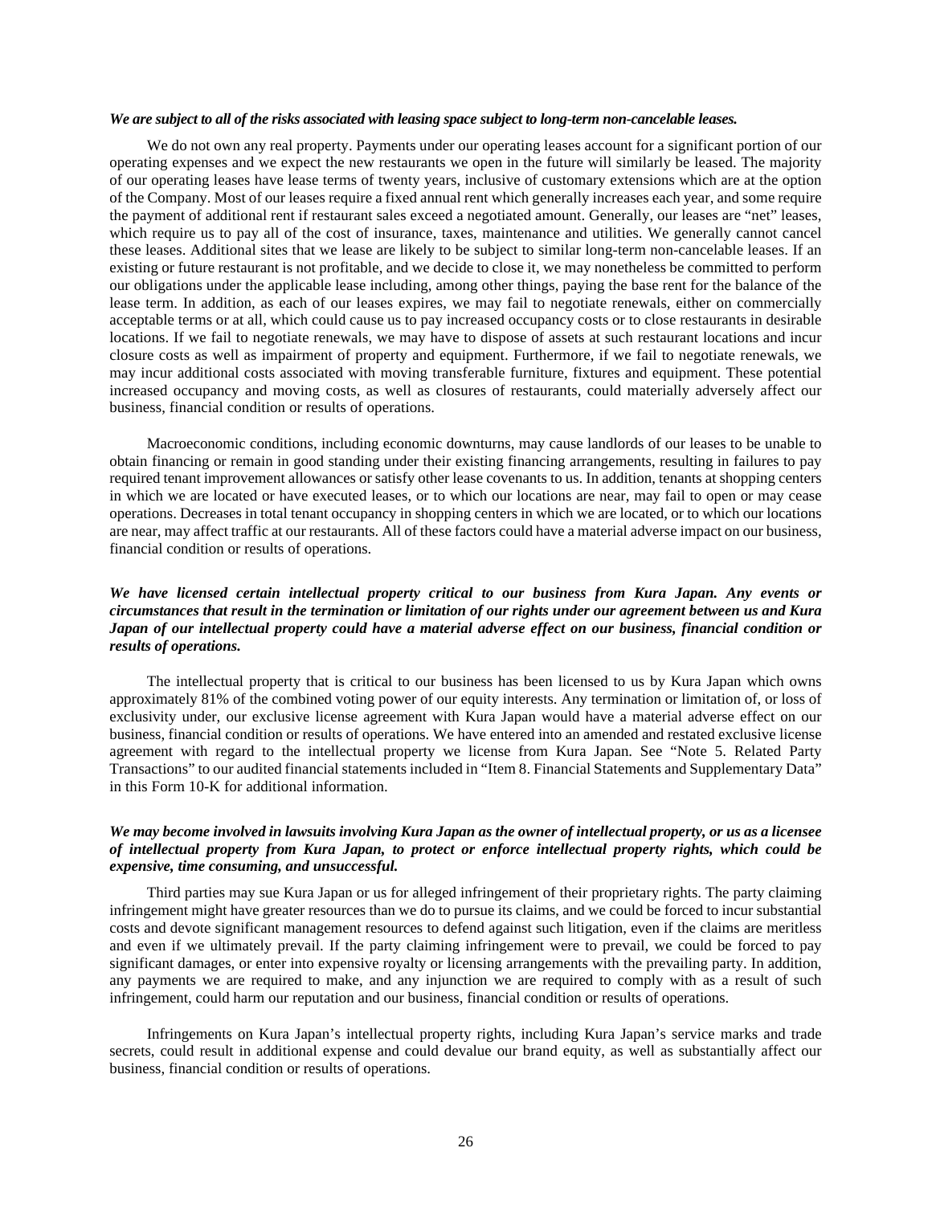***We are subject to all of the risks associated with leasing space subject to long-term non-cancelable leases.***

We do not own any real property. Payments under our operating leases account for a significant portion of our operating expenses and we expect the new restaurants we open in the future will similarly be leased. The majority of our operating leases have lease terms of twenty years, inclusive of customary extensions which are at the option of the Company. Most of our leases require a fixed annual rent which generally increases each year, and some require the payment of additional rent if restaurant sales exceed a negotiated amount. Generally, our leases are "net" leases, which require us to pay all of the cost of insurance, taxes, maintenance and utilities. We generally cannot cancel these leases. Additional sites that we lease are likely to be subject to similar long-term non-cancelable leases. If an existing or future restaurant is not profitable, and we decide to close it, we may nonetheless be committed to perform our obligations under the applicable lease including, among other things, paying the base rent for the balance of the lease term. In addition, as each of our leases expires, we may fail to negotiate renewals, either on commercially acceptable terms or at all, which could cause us to pay increased occupancy costs or to close restaurants in desirable locations. If we fail to negotiate renewals, we may have to dispose of assets at such restaurant locations and incur closure costs as well as impairment of property and equipment. Furthermore, if we fail to negotiate renewals, we may incur additional costs associated with moving transferable furniture, fixtures and equipment. These potential increased occupancy and moving costs, as well as closures of restaurants, could materially adversely affect our business, financial condition or results of operations.

Macroeconomic conditions, including economic downturns, may cause landlords of our leases to be unable to obtain financing or remain in good standing under their existing financing arrangements, resulting in failures to pay required tenant improvement allowances or satisfy other lease covenants to us. In addition, tenants at shopping centers in which we are located or have executed leases, or to which our locations are near, may fail to open or may cease operations. Decreases in total tenant occupancy in shopping centers in which we are located, or to which our locations are near, may affect traffic at our restaurants. All of these factors could have a material adverse impact on our business, financial condition or results of operations.

***We have licensed certain intellectual property critical to our business from Kura Japan. Any events or circumstances that result in the termination or limitation of our rights under our agreement between us and Kura Japan of our intellectual property could have a material adverse effect on our business, financial condition or results of operations.***

The intellectual property that is critical to our business has been licensed to us by Kura Japan which owns approximately 81% of the combined voting power of our equity interests. Any termination or limitation of, or loss of exclusivity under, our exclusive license agreement with Kura Japan would have a material adverse effect on our business, financial condition or results of operations. We have entered into an amended and restated exclusive license agreement with regard to the intellectual property we license from Kura Japan. See "Note 5. Related Party Transactions" to our audited financial statements included in "Item 8. Financial Statements and Supplementary Data" in this Form 10-K for additional information.

***We may become involved in lawsuits involving Kura Japan as the owner of intellectual property, or us as a licensee of intellectual property from Kura Japan, to protect or enforce intellectual property rights, which could be expensive, time consuming, and unsuccessful.***

Third parties may sue Kura Japan or us for alleged infringement of their proprietary rights. The party claiming infringement might have greater resources than we do to pursue its claims, and we could be forced to incur substantial costs and devote significant management resources to defend against such litigation, even if the claims are meritless and even if we ultimately prevail. If the party claiming infringement were to prevail, we could be forced to pay significant damages, or enter into expensive royalty or licensing arrangements with the prevailing party. In addition, any payments we are required to make, and any injunction we are required to comply with as a result of such infringement, could harm our reputation and our business, financial condition or results of operations.

Infringements on Kura Japan's intellectual property rights, including Kura Japan's service marks and trade secrets, could result in additional expense and could devalue our brand equity, as well as substantially affect our business, financial condition or results of operations.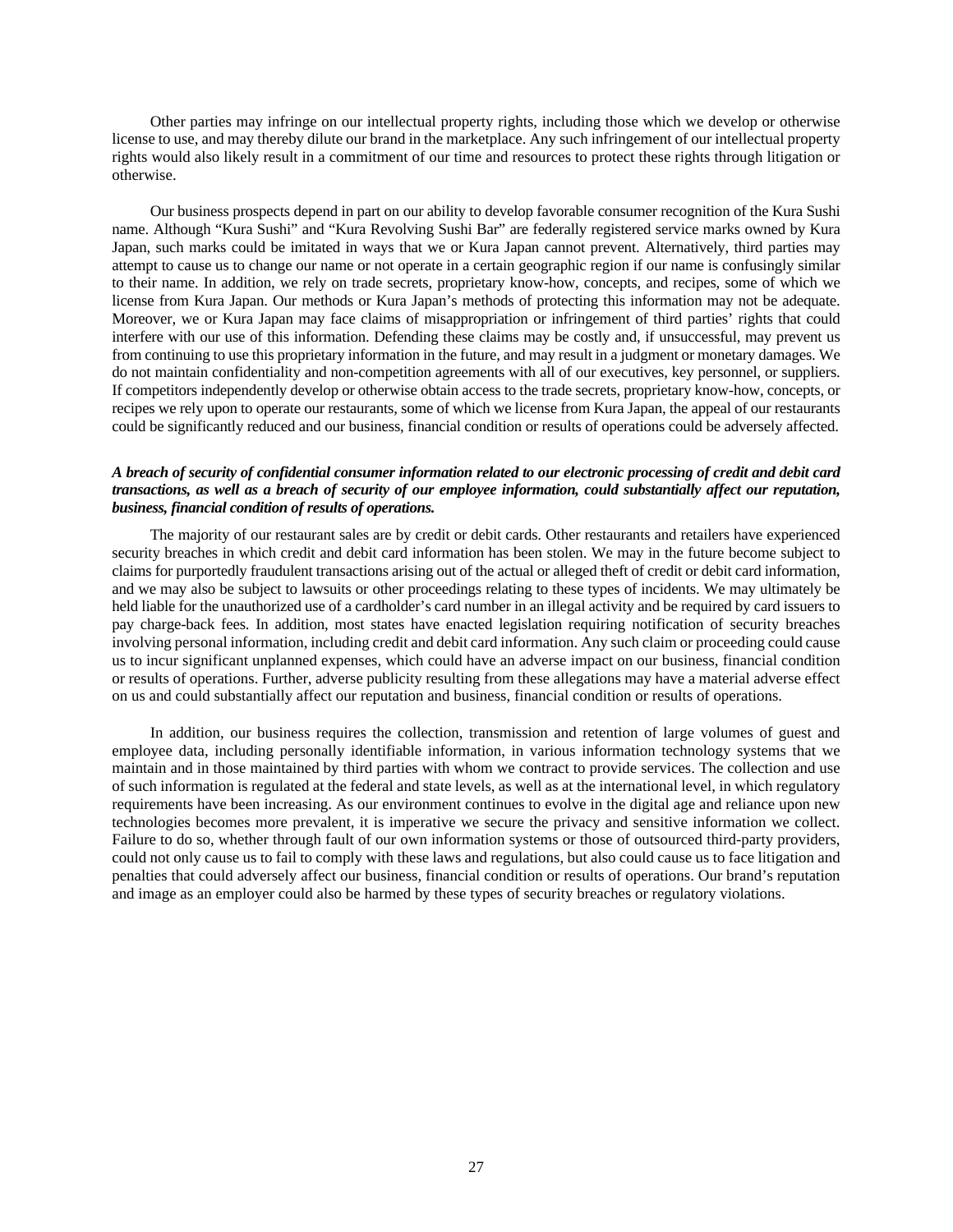Other parties may infringe on our intellectual property rights, including those which we develop or otherwise license to use, and may thereby dilute our brand in the marketplace. Any such infringement of our intellectual property rights would also likely result in a commitment of our time and resources to protect these rights through litigation or otherwise.

Our business prospects depend in part on our ability to develop favorable consumer recognition of the Kura Sushi name. Although "Kura Sushi" and "Kura Revolving Sushi Bar" are federally registered service marks owned by Kura Japan, such marks could be imitated in ways that we or Kura Japan cannot prevent. Alternatively, third parties may attempt to cause us to change our name or not operate in a certain geographic region if our name is confusingly similar to their name. In addition, we rely on trade secrets, proprietary know-how, concepts, and recipes, some of which we license from Kura Japan. Our methods or Kura Japan's methods of protecting this information may not be adequate. Moreover, we or Kura Japan may face claims of misappropriation or infringement of third parties' rights that could interfere with our use of this information. Defending these claims may be costly and, if unsuccessful, may prevent us from continuing to use this proprietary information in the future, and may result in a judgment or monetary damages. We do not maintain confidentiality and non-competition agreements with all of our executives, key personnel, or suppliers. If competitors independently develop or otherwise obtain access to the trade secrets, proprietary know-how, concepts, or recipes we rely upon to operate our restaurants, some of which we license from Kura Japan, the appeal of our restaurants could be significantly reduced and our business, financial condition or results of operations could be adversely affected.

***A breach of security of confidential consumer information related to our electronic processing of credit and debit card transactions, as well as a breach of security of our employee information, could substantially affect our reputation, business, financial condition of results of operations.***

The majority of our restaurant sales are by credit or debit cards. Other restaurants and retailers have experienced security breaches in which credit and debit card information has been stolen. We may in the future become subject to claims for purportedly fraudulent transactions arising out of the actual or alleged theft of credit or debit card information, and we may also be subject to lawsuits or other proceedings relating to these types of incidents. We may ultimately be held liable for the unauthorized use of a cardholder's card number in an illegal activity and be required by card issuers to pay charge-back fees. In addition, most states have enacted legislation requiring notification of security breaches involving personal information, including credit and debit card information. Any such claim or proceeding could cause us to incur significant unplanned expenses, which could have an adverse impact on our business, financial condition or results of operations. Further, adverse publicity resulting from these allegations may have a material adverse effect on us and could substantially affect our reputation and business, financial condition or results of operations.

In addition, our business requires the collection, transmission and retention of large volumes of guest and employee data, including personally identifiable information, in various information technology systems that we maintain and in those maintained by third parties with whom we contract to provide services. The collection and use of such information is regulated at the federal and state levels, as well as at the international level, in which regulatory requirements have been increasing. As our environment continues to evolve in the digital age and reliance upon new technologies becomes more prevalent, it is imperative we secure the privacy and sensitive information we collect. Failure to do so, whether through fault of our own information systems or those of outsourced third-party providers, could not only cause us to fail to comply with these laws and regulations, but also could cause us to face litigation and penalties that could adversely affect our business, financial condition or results of operations. Our brand's reputation and image as an employer could also be harmed by these types of security breaches or regulatory violations.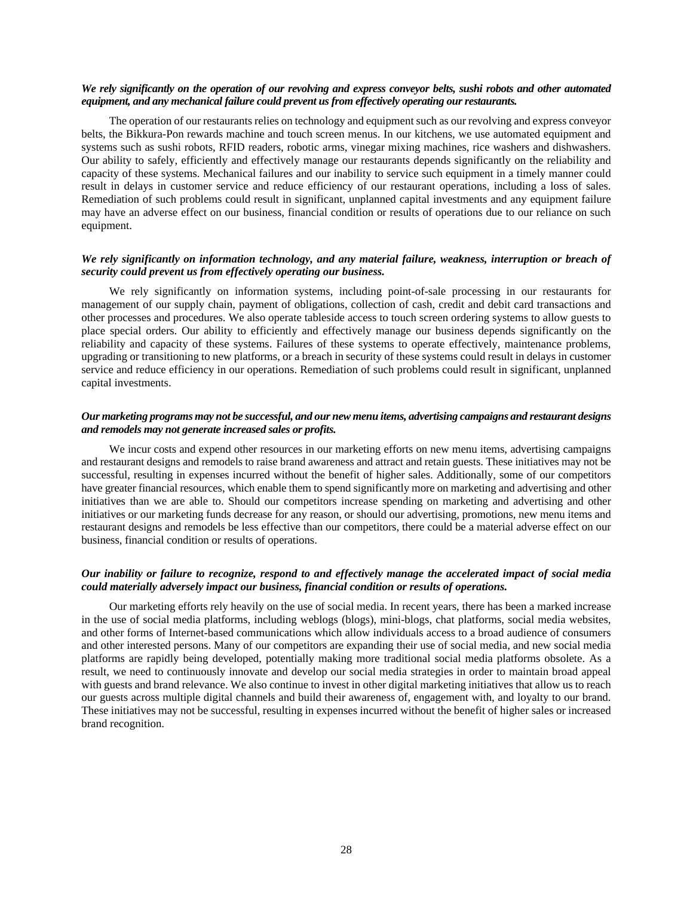***We rely significantly on the operation of our revolving and express conveyor belts, sushi robots and other automated equipment, and any mechanical failure could prevent us from effectively operating our restaurants.***

The operation of our restaurants relies on technology and equipment such as our revolving and express conveyor belts, the Bikkura-Pon rewards machine and touch screen menus. In our kitchens, we use automated equipment and systems such as sushi robots, RFID readers, robotic arms, vinegar mixing machines, rice washers and dishwashers. Our ability to safely, efficiently and effectively manage our restaurants depends significantly on the reliability and capacity of these systems. Mechanical failures and our inability to service such equipment in a timely manner could result in delays in customer service and reduce efficiency of our restaurant operations, including a loss of sales. Remediation of such problems could result in significant, unplanned capital investments and any equipment failure may have an adverse effect on our business, financial condition or results of operations due to our reliance on such equipment.

***We rely significantly on information technology, and any material failure, weakness, interruption or breach of security could prevent us from effectively operating our business.***

We rely significantly on information systems, including point-of-sale processing in our restaurants for management of our supply chain, payment of obligations, collection of cash, credit and debit card transactions and other processes and procedures. We also operate tableside access to touch screen ordering systems to allow guests to place special orders. Our ability to efficiently and effectively manage our business depends significantly on the reliability and capacity of these systems. Failures of these systems to operate effectively, maintenance problems, upgrading or transitioning to new platforms, or a breach in security of these systems could result in delays in customer service and reduce efficiency in our operations. Remediation of such problems could result in significant, unplanned capital investments.

***Our marketing programs may not be successful, and our new menu items, advertising campaigns and restaurant designs and remodels may not generate increased sales or profits.***

We incur costs and expend other resources in our marketing efforts on new menu items, advertising campaigns and restaurant designs and remodels to raise brand awareness and attract and retain guests. These initiatives may not be successful, resulting in expenses incurred without the benefit of higher sales. Additionally, some of our competitors have greater financial resources, which enable them to spend significantly more on marketing and advertising and other initiatives than we are able to. Should our competitors increase spending on marketing and advertising and other initiatives or our marketing funds decrease for any reason, or should our advertising, promotions, new menu items and restaurant designs and remodels be less effective than our competitors, there could be a material adverse effect on our business, financial condition or results of operations.

***Our inability or failure to recognize, respond to and effectively manage the accelerated impact of social media could materially adversely impact our business, financial condition or results of operations.***

Our marketing efforts rely heavily on the use of social media. In recent years, there has been a marked increase in the use of social media platforms, including weblogs (blogs), mini-blogs, chat platforms, social media websites, and other forms of Internet-based communications which allow individuals access to a broad audience of consumers and other interested persons. Many of our competitors are expanding their use of social media, and new social media platforms are rapidly being developed, potentially making more traditional social media platforms obsolete. As a result, we need to continuously innovate and develop our social media strategies in order to maintain broad appeal with guests and brand relevance. We also continue to invest in other digital marketing initiatives that allow us to reach our guests across multiple digital channels and build their awareness of, engagement with, and loyalty to our brand. These initiatives may not be successful, resulting in expenses incurred without the benefit of higher sales or increased brand recognition.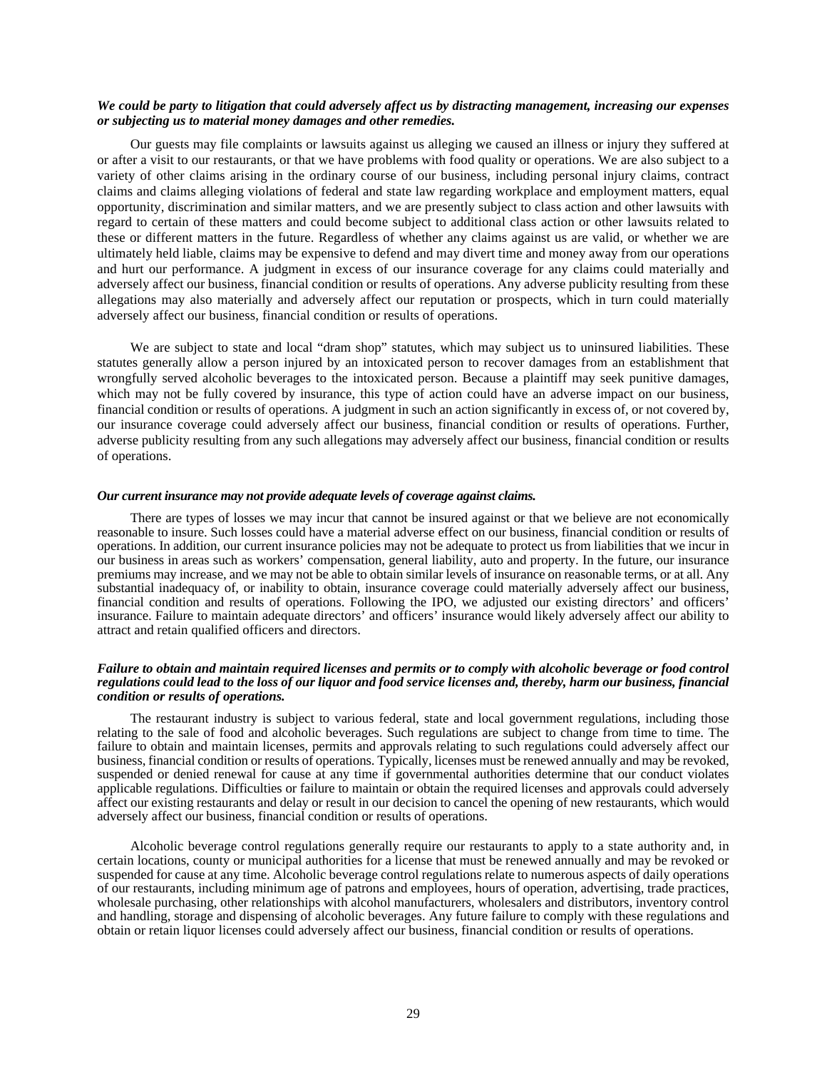***We could be party to litigation that could adversely affect us by distracting management, increasing our expenses or subjecting us to material money damages and other remedies.***

Our guests may file complaints or lawsuits against us alleging we caused an illness or injury they suffered at or after a visit to our restaurants, or that we have problems with food quality or operations. We are also subject to a variety of other claims arising in the ordinary course of our business, including personal injury claims, contract claims and claims alleging violations of federal and state law regarding workplace and employment matters, equal opportunity, discrimination and similar matters, and we are presently subject to class action and other lawsuits with regard to certain of these matters and could become subject to additional class action or other lawsuits related to these or different matters in the future. Regardless of whether any claims against us are valid, or whether we are ultimately held liable, claims may be expensive to defend and may divert time and money away from our operations and hurt our performance. A judgment in excess of our insurance coverage for any claims could materially and adversely affect our business, financial condition or results of operations. Any adverse publicity resulting from these allegations may also materially and adversely affect our reputation or prospects, which in turn could materially adversely affect our business, financial condition or results of operations.

We are subject to state and local "dram shop" statutes, which may subject us to uninsured liabilities. These statutes generally allow a person injured by an intoxicated person to recover damages from an establishment that wrongfully served alcoholic beverages to the intoxicated person. Because a plaintiff may seek punitive damages, which may not be fully covered by insurance, this type of action could have an adverse impact on our business, financial condition or results of operations. A judgment in such an action significantly in excess of, or not covered by, our insurance coverage could adversely affect our business, financial condition or results of operations. Further, adverse publicity resulting from any such allegations may adversely affect our business, financial condition or results of operations.

***Our current insurance may not provide adequate levels of coverage against claims.***

There are types of losses we may incur that cannot be insured against or that we believe are not economically reasonable to insure. Such losses could have a material adverse effect on our business, financial condition or results of operations. In addition, our current insurance policies may not be adequate to protect us from liabilities that we incur in our business in areas such as workers' compensation, general liability, auto and property. In the future, our insurance premiums may increase, and we may not be able to obtain similar levels of insurance on reasonable terms, or at all. Any substantial inadequacy of, or inability to obtain, insurance coverage could materially adversely affect our business, financial condition and results of operations. Following the IPO, we adjusted our existing directors' and officers' insurance. Failure to maintain adequate directors' and officers' insurance would likely adversely affect our ability to attract and retain qualified officers and directors.

***Failure to obtain and maintain required licenses and permits or to comply with alcoholic beverage or food control regulations could lead to the loss of our liquor and food service licenses and, thereby, harm our business, financial condition or results of operations.***

The restaurant industry is subject to various federal, state and local government regulations, including those relating to the sale of food and alcoholic beverages. Such regulations are subject to change from time to time. The failure to obtain and maintain licenses, permits and approvals relating to such regulations could adversely affect our business, financial condition or results of operations. Typically, licenses must be renewed annually and may be revoked, suspended or denied renewal for cause at any time if governmental authorities determine that our conduct violates applicable regulations. Difficulties or failure to maintain or obtain the required licenses and approvals could adversely affect our existing restaurants and delay or result in our decision to cancel the opening of new restaurants, which would adversely affect our business, financial condition or results of operations.

Alcoholic beverage control regulations generally require our restaurants to apply to a state authority and, in certain locations, county or municipal authorities for a license that must be renewed annually and may be revoked or suspended for cause at any time. Alcoholic beverage control regulations relate to numerous aspects of daily operations of our restaurants, including minimum age of patrons and employees, hours of operation, advertising, trade practices, wholesale purchasing, other relationships with alcohol manufacturers, wholesalers and distributors, inventory control and handling, storage and dispensing of alcoholic beverages. Any future failure to comply with these regulations and obtain or retain liquor licenses could adversely affect our business, financial condition or results of operations.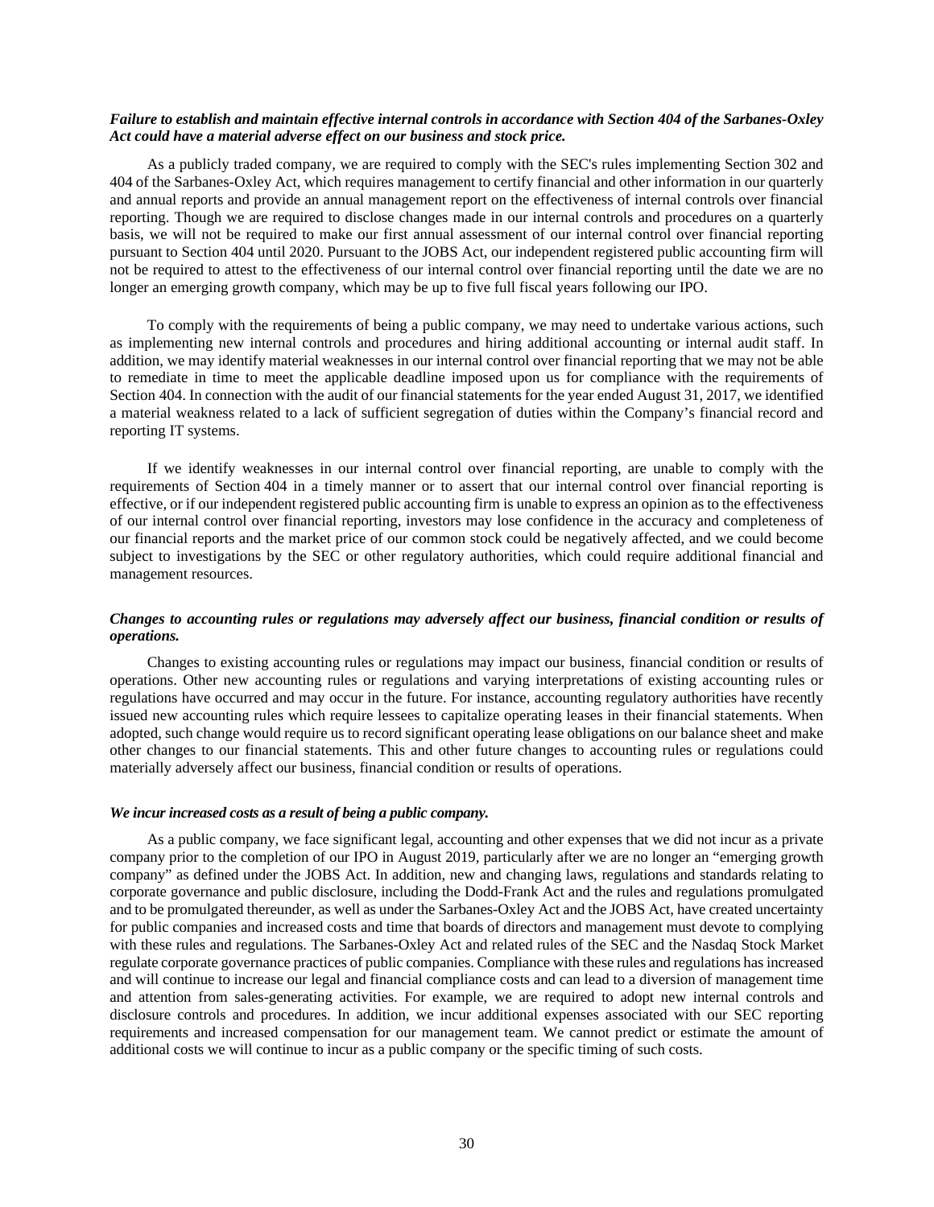***Failure to establish and maintain effective internal controls in accordance with Section 404 of the Sarbanes-Oxley Act could have a material adverse effect on our business and stock price.***

As a publicly traded company, we are required to comply with the SEC's rules implementing Section 302 and 404 of the Sarbanes-Oxley Act, which requires management to certify financial and other information in our quarterly and annual reports and provide an annual management report on the effectiveness of internal controls over financial reporting. Though we are required to disclose changes made in our internal controls and procedures on a quarterly basis, we will not be required to make our first annual assessment of our internal control over financial reporting pursuant to Section 404 until 2020. Pursuant to the JOBS Act, our independent registered public accounting firm will not be required to attest to the effectiveness of our internal control over financial reporting until the date we are no longer an emerging growth company, which may be up to five full fiscal years following our IPO.

To comply with the requirements of being a public company, we may need to undertake various actions, such as implementing new internal controls and procedures and hiring additional accounting or internal audit staff. In addition, we may identify material weaknesses in our internal control over financial reporting that we may not be able to remediate in time to meet the applicable deadline imposed upon us for compliance with the requirements of Section 404. In connection with the audit of our financial statements for the year ended August 31, 2017, we identified a material weakness related to a lack of sufficient segregation of duties within the Company's financial record and reporting IT systems.

If we identify weaknesses in our internal control over financial reporting, are unable to comply with the requirements of Section 404 in a timely manner or to assert that our internal control over financial reporting is effective, or if our independent registered public accounting firm is unable to express an opinion as to the effectiveness of our internal control over financial reporting, investors may lose confidence in the accuracy and completeness of our financial reports and the market price of our common stock could be negatively affected, and we could become subject to investigations by the SEC or other regulatory authorities, which could require additional financial and management resources.

***Changes to accounting rules or regulations may adversely affect our business, financial condition or results of operations.***

Changes to existing accounting rules or regulations may impact our business, financial condition or results of operations. Other new accounting rules or regulations and varying interpretations of existing accounting rules or regulations have occurred and may occur in the future. For instance, accounting regulatory authorities have recently issued new accounting rules which require lessees to capitalize operating leases in their financial statements. When adopted, such change would require us to record significant operating lease obligations on our balance sheet and make other changes to our financial statements. This and other future changes to accounting rules or regulations could materially adversely affect our business, financial condition or results of operations.

***We incur increased costs as a result of being a public company.***

As a public company, we face significant legal, accounting and other expenses that we did not incur as a private company prior to the completion of our IPO in August 2019, particularly after we are no longer an "emerging growth company" as defined under the JOBS Act. In addition, new and changing laws, regulations and standards relating to corporate governance and public disclosure, including the Dodd-Frank Act and the rules and regulations promulgated and to be promulgated thereunder, as well as under the Sarbanes-Oxley Act and the JOBS Act, have created uncertainty for public companies and increased costs and time that boards of directors and management must devote to complying with these rules and regulations. The Sarbanes-Oxley Act and related rules of the SEC and the Nasdaq Stock Market regulate corporate governance practices of public companies. Compliance with these rules and regulations has increased and will continue to increase our legal and financial compliance costs and can lead to a diversion of management time and attention from sales-generating activities. For example, we are required to adopt new internal controls and disclosure controls and procedures. In addition, we incur additional expenses associated with our SEC reporting requirements and increased compensation for our management team. We cannot predict or estimate the amount of additional costs we will continue to incur as a public company or the specific timing of such costs.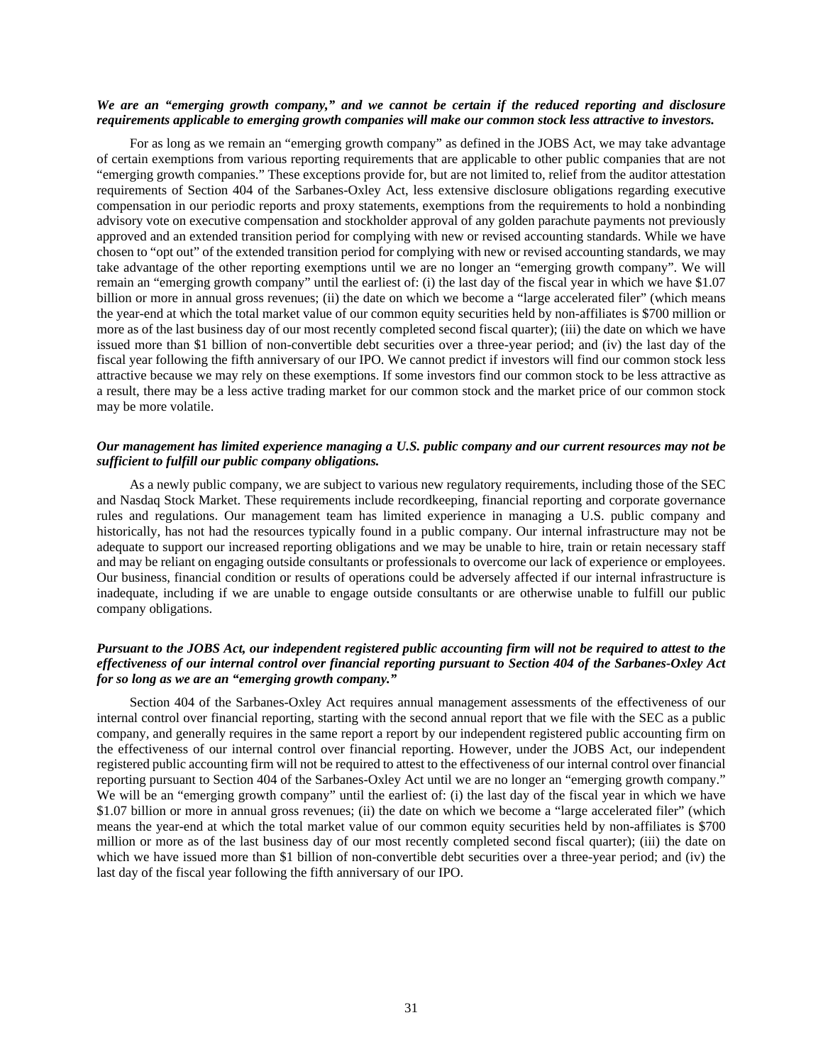***We are an "emerging growth company," and we cannot be certain if the reduced reporting and disclosure requirements applicable to emerging growth companies will make our common stock less attractive to investors.***

For as long as we remain an "emerging growth company" as defined in the JOBS Act, we may take advantage of certain exemptions from various reporting requirements that are applicable to other public companies that are not "emerging growth companies." These exceptions provide for, but are not limited to, relief from the auditor attestation requirements of Section 404 of the Sarbanes-Oxley Act, less extensive disclosure obligations regarding executive compensation in our periodic reports and proxy statements, exemptions from the requirements to hold a nonbinding advisory vote on executive compensation and stockholder approval of any golden parachute payments not previously approved and an extended transition period for complying with new or revised accounting standards. While we have chosen to "opt out" of the extended transition period for complying with new or revised accounting standards, we may take advantage of the other reporting exemptions until we are no longer an "emerging growth company". We will remain an "emerging growth company" until the earliest of: (i) the last day of the fiscal year in which we have $1.07 billion or more in annual gross revenues; (ii) the date on which we become a "large accelerated filer" (which means the year-end at which the total market value of our common equity securities held by non-affiliates is $700 million or more as of the last business day of our most recently completed second fiscal quarter); (iii) the date on which we have issued more than $1 billion of non-convertible debt securities over a three-year period; and (iv) the last day of the fiscal year following the fifth anniversary of our IPO. We cannot predict if investors will find our common stock less attractive because we may rely on these exemptions. If some investors find our common stock to be less attractive as a result, there may be a less active trading market for our common stock and the market price of our common stock may be more volatile.

***Our management has limited experience managing a U.S. public company and our current resources may not be sufficient to fulfill our public company obligations.***

As a newly public company, we are subject to various new regulatory requirements, including those of the SEC and Nasdaq Stock Market. These requirements include recordkeeping, financial reporting and corporate governance rules and regulations. Our management team has limited experience in managing a U.S. public company and historically, has not had the resources typically found in a public company. Our internal infrastructure may not be adequate to support our increased reporting obligations and we may be unable to hire, train or retain necessary staff and may be reliant on engaging outside consultants or professionals to overcome our lack of experience or employees. Our business, financial condition or results of operations could be adversely affected if our internal infrastructure is inadequate, including if we are unable to engage outside consultants or are otherwise unable to fulfill our public company obligations.

***Pursuant to the JOBS Act, our independent registered public accounting firm will not be required to attest to the effectiveness of our internal control over financial reporting pursuant to Section 404 of the Sarbanes-Oxley Act for so long as we are an "emerging growth company."***

Section 404 of the Sarbanes-Oxley Act requires annual management assessments of the effectiveness of our internal control over financial reporting, starting with the second annual report that we file with the SEC as a public company, and generally requires in the same report a report by our independent registered public accounting firm on the effectiveness of our internal control over financial reporting. However, under the JOBS Act, our independent registered public accounting firm will not be required to attest to the effectiveness of our internal control over financial reporting pursuant to Section 404 of the Sarbanes-Oxley Act until we are no longer an "emerging growth company." We will be an "emerging growth company" until the earliest of: (i) the last day of the fiscal year in which we have $1.07 billion or more in annual gross revenues; (ii) the date on which we become a "large accelerated filer" (which means the year-end at which the total market value of our common equity securities held by non-affiliates is $700 million or more as of the last business day of our most recently completed second fiscal quarter); (iii) the date on which we have issued more than $1 billion of non-convertible debt securities over a three-year period; and (iv) the last day of the fiscal year following the fifth anniversary of our IPO.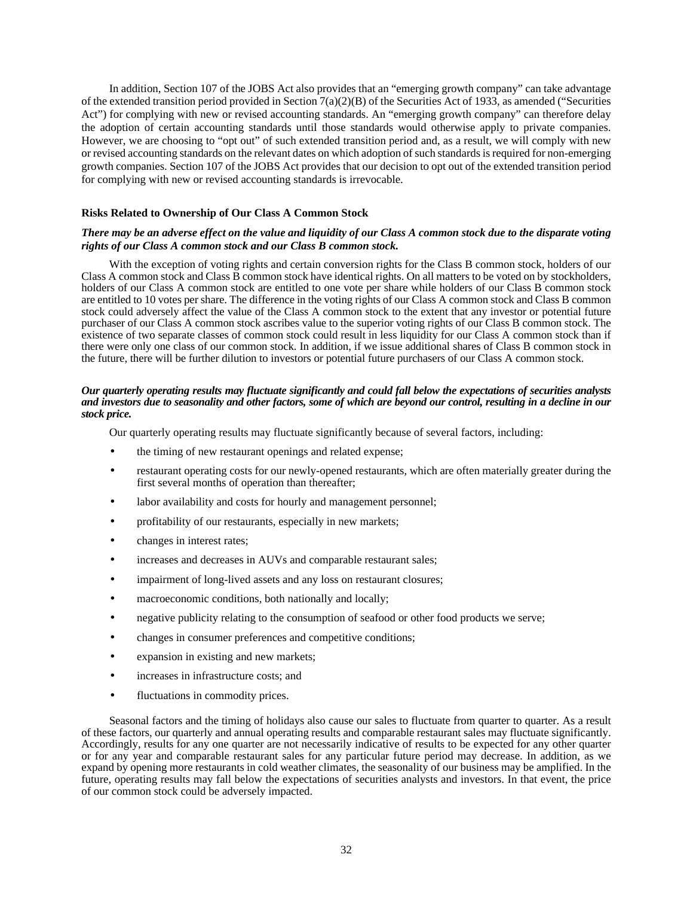In addition, Section 107 of the JOBS Act also provides that an "emerging growth company" can take advantage of the extended transition period provided in Section 7(a)(2)(B) of the Securities Act of 1933, as amended ("Securities Act") for complying with new or revised accounting standards. An "emerging growth company" can therefore delay the adoption of certain accounting standards until those standards would otherwise apply to private companies. However, we are choosing to "opt out" of such extended transition period and, as a result, we will comply with new or revised accounting standards on the relevant dates on which adoption of such standards is required for non-emerging growth companies. Section 107 of the JOBS Act provides that our decision to opt out of the extended transition period for complying with new or revised accounting standards is irrevocable.

**Risks Related to Ownership of Our Class A Common Stock**

***There may be an adverse effect on the value and liquidity of our Class A common stock due to the disparate voting rights of our Class A common stock and our Class B common stock.***

With the exception of voting rights and certain conversion rights for the Class B common stock, holders of our Class A common stock and Class B common stock have identical rights. On all matters to be voted on by stockholders, holders of our Class A common stock are entitled to one vote per share while holders of our Class B common stock are entitled to 10 votes per share. The difference in the voting rights of our Class A common stock and Class B common stock could adversely affect the value of the Class A common stock to the extent that any investor or potential future purchaser of our Class A common stock ascribes value to the superior voting rights of our Class B common stock. The existence of two separate classes of common stock could result in less liquidity for our Class A common stock than if there were only one class of our common stock. In addition, if we issue additional shares of Class B common stock in the future, there will be further dilution to investors or potential future purchasers of our Class A common stock.

***Our quarterly operating results may fluctuate significantly and could fall below the expectations of securities analysts and investors due to seasonality and other factors, some of which are beyond our control, resulting in a decline in our stock price.***

Our quarterly operating results may fluctuate significantly because of several factors, including:

- the timing of new restaurant openings and related expense;
- restaurant operating costs for our newly-opened restaurants, which are often materially greater during the first several months of operation than thereafter;
- labor availability and costs for hourly and management personnel;
- profitability of our restaurants, especially in new markets;
- changes in interest rates;
- increases and decreases in AUVs and comparable restaurant sales;
- impairment of long-lived assets and any loss on restaurant closures;
- macroeconomic conditions, both nationally and locally;
- negative publicity relating to the consumption of seafood or other food products we serve;
- changes in consumer preferences and competitive conditions;
- expansion in existing and new markets;
- increases in infrastructure costs; and
- fluctuations in commodity prices.

Seasonal factors and the timing of holidays also cause our sales to fluctuate from quarter to quarter. As a result of these factors, our quarterly and annual operating results and comparable restaurant sales may fluctuate significantly. Accordingly, results for any one quarter are not necessarily indicative of results to be expected for any other quarter or for any year and comparable restaurant sales for any particular future period may decrease. In addition, as we expand by opening more restaurants in cold weather climates, the seasonality of our business may be amplified. In the future, operating results may fall below the expectations of securities analysts and investors. In that event, the price of our common stock could be adversely impacted.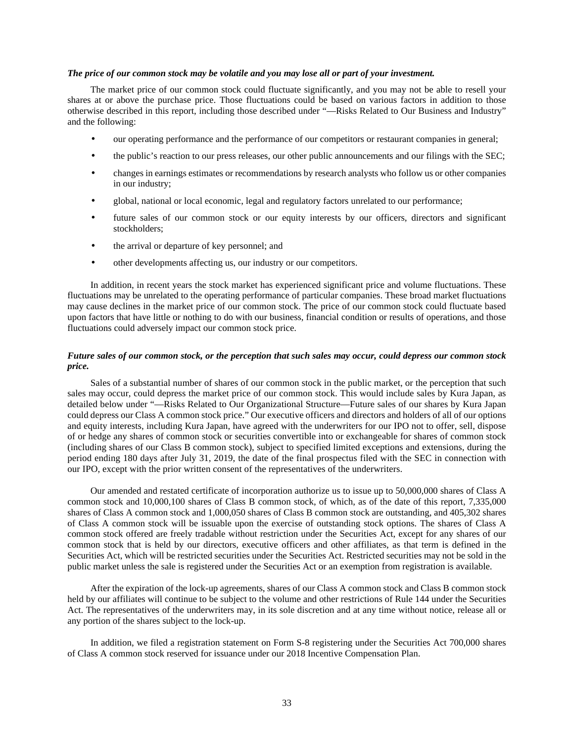***The price of our common stock may be volatile and you may lose all or part of your investment.***

The market price of our common stock could fluctuate significantly, and you may not be able to resell your shares at or above the purchase price. Those fluctuations could be based on various factors in addition to those otherwise described in this report, including those described under "—Risks Related to Our Business and Industry" and the following:

- our operating performance and the performance of our competitors or restaurant companies in general;
- the public's reaction to our press releases, our other public announcements and our filings with the SEC;
- changes in earnings estimates or recommendations by research analysts who follow us or other companies in our industry;
- global, national or local economic, legal and regulatory factors unrelated to our performance;
- future sales of our common stock or our equity interests by our officers, directors and significant stockholders;
- the arrival or departure of key personnel; and
- other developments affecting us, our industry or our competitors.

In addition, in recent years the stock market has experienced significant price and volume fluctuations. These fluctuations may be unrelated to the operating performance of particular companies. These broad market fluctuations may cause declines in the market price of our common stock. The price of our common stock could fluctuate based upon factors that have little or nothing to do with our business, financial condition or results of operations, and those fluctuations could adversely impact our common stock price.

***Future sales of our common stock, or the perception that such sales may occur, could depress our common stock price.***

Sales of a substantial number of shares of our common stock in the public market, or the perception that such sales may occur, could depress the market price of our common stock. This would include sales by Kura Japan, as detailed below under "—Risks Related to Our Organizational Structure—Future sales of our shares by Kura Japan could depress our Class A common stock price." Our executive officers and directors and holders of all of our options and equity interests, including Kura Japan, have agreed with the underwriters for our IPO not to offer, sell, dispose of or hedge any shares of common stock or securities convertible into or exchangeable for shares of common stock (including shares of our Class B common stock), subject to specified limited exceptions and extensions, during the period ending 180 days after July 31, 2019, the date of the final prospectus filed with the SEC in connection with our IPO, except with the prior written consent of the representatives of the underwriters.

Our amended and restated certificate of incorporation authorize us to issue up to 50,000,000 shares of Class A common stock and 10,000,100 shares of Class B common stock, of which, as of the date of this report, 7,335,000 shares of Class A common stock and 1,000,050 shares of Class B common stock are outstanding, and 405,302 shares of Class A common stock will be issuable upon the exercise of outstanding stock options. The shares of Class A common stock offered are freely tradable without restriction under the Securities Act, except for any shares of our common stock that is held by our directors, executive officers and other affiliates, as that term is defined in the Securities Act, which will be restricted securities under the Securities Act. Restricted securities may not be sold in the public market unless the sale is registered under the Securities Act or an exemption from registration is available.

After the expiration of the lock-up agreements, shares of our Class A common stock and Class B common stock held by our affiliates will continue to be subject to the volume and other restrictions of Rule 144 under the Securities Act. The representatives of the underwriters may, in its sole discretion and at any time without notice, release all or any portion of the shares subject to the lock-up.

In addition, we filed a registration statement on Form S-8 registering under the Securities Act 700,000 shares of Class A common stock reserved for issuance under our 2018 Incentive Compensation Plan.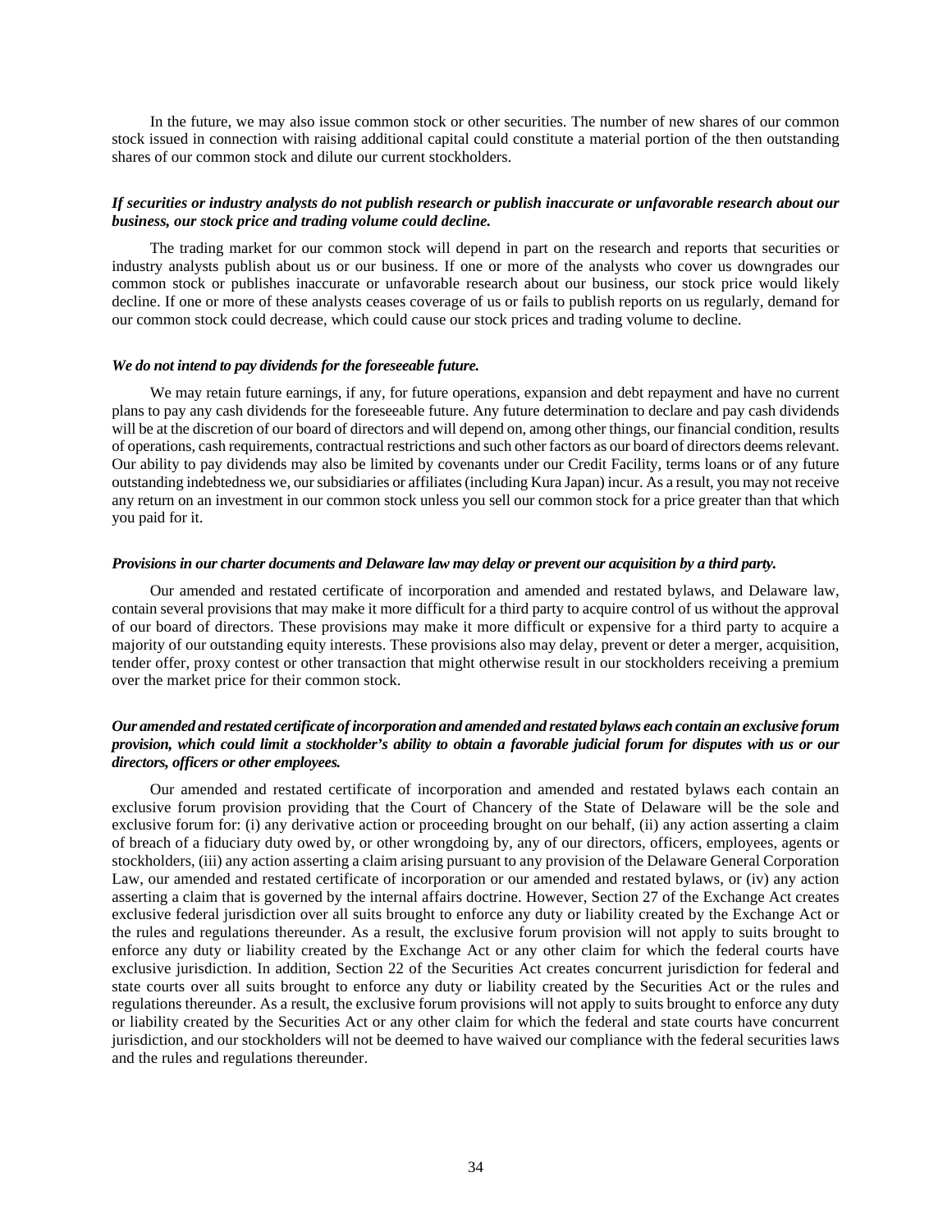In the future, we may also issue common stock or other securities. The number of new shares of our common stock issued in connection with raising additional capital could constitute a material portion of the then outstanding shares of our common stock and dilute our current stockholders.

***If securities or industry analysts do not publish research or publish inaccurate or unfavorable research about our business, our stock price and trading volume could decline.***

The trading market for our common stock will depend in part on the research and reports that securities or industry analysts publish about us or our business. If one or more of the analysts who cover us downgrades our common stock or publishes inaccurate or unfavorable research about our business, our stock price would likely decline. If one or more of these analysts ceases coverage of us or fails to publish reports on us regularly, demand for our common stock could decrease, which could cause our stock prices and trading volume to decline.

***We do not intend to pay dividends for the foreseeable future.***

We may retain future earnings, if any, for future operations, expansion and debt repayment and have no current plans to pay any cash dividends for the foreseeable future. Any future determination to declare and pay cash dividends will be at the discretion of our board of directors and will depend on, among other things, our financial condition, results of operations, cash requirements, contractual restrictions and such other factors as our board of directors deems relevant. Our ability to pay dividends may also be limited by covenants under our Credit Facility, terms loans or of any future outstanding indebtedness we, our subsidiaries or affiliates (including Kura Japan) incur. As a result, you may not receive any return on an investment in our common stock unless you sell our common stock for a price greater than that which you paid for it.

***Provisions in our charter documents and Delaware law may delay or prevent our acquisition by a third party.***

Our amended and restated certificate of incorporation and amended and restated bylaws, and Delaware law, contain several provisions that may make it more difficult for a third party to acquire control of us without the approval of our board of directors. These provisions may make it more difficult or expensive for a third party to acquire a majority of our outstanding equity interests. These provisions also may delay, prevent or deter a merger, acquisition, tender offer, proxy contest or other transaction that might otherwise result in our stockholders receiving a premium over the market price for their common stock.

***Our amended and restated certificate of incorporation and amended and restated bylaws each contain an exclusive forum provision, which could limit a stockholder's ability to obtain a favorable judicial forum for disputes with us or our directors, officers or other employees.***

Our amended and restated certificate of incorporation and amended and restated bylaws each contain an exclusive forum provision providing that the Court of Chancery of the State of Delaware will be the sole and exclusive forum for: (i) any derivative action or proceeding brought on our behalf, (ii) any action asserting a claim of breach of a fiduciary duty owed by, or other wrongdoing by, any of our directors, officers, employees, agents or stockholders, (iii) any action asserting a claim arising pursuant to any provision of the Delaware General Corporation Law, our amended and restated certificate of incorporation or our amended and restated bylaws, or (iv) any action asserting a claim that is governed by the internal affairs doctrine. However, Section 27 of the Exchange Act creates exclusive federal jurisdiction over all suits brought to enforce any duty or liability created by the Exchange Act or the rules and regulations thereunder. As a result, the exclusive forum provision will not apply to suits brought to enforce any duty or liability created by the Exchange Act or any other claim for which the federal courts have exclusive jurisdiction. In addition, Section 22 of the Securities Act creates concurrent jurisdiction for federal and state courts over all suits brought to enforce any duty or liability created by the Securities Act or the rules and regulations thereunder. As a result, the exclusive forum provisions will not apply to suits brought to enforce any duty or liability created by the Securities Act or any other claim for which the federal and state courts have concurrent jurisdiction, and our stockholders will not be deemed to have waived our compliance with the federal securities laws and the rules and regulations thereunder.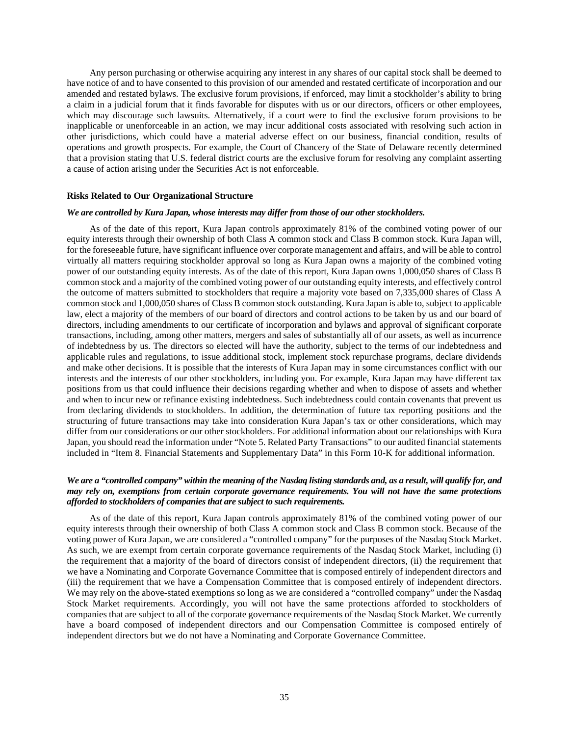Any person purchasing or otherwise acquiring any interest in any shares of our capital stock shall be deemed to have notice of and to have consented to this provision of our amended and restated certificate of incorporation and our amended and restated bylaws. The exclusive forum provisions, if enforced, may limit a stockholder's ability to bring a claim in a judicial forum that it finds favorable for disputes with us or our directors, officers or other employees, which may discourage such lawsuits. Alternatively, if a court were to find the exclusive forum provisions to be inapplicable or unenforceable in an action, we may incur additional costs associated with resolving such action in other jurisdictions, which could have a material adverse effect on our business, financial condition, results of operations and growth prospects. For example, the Court of Chancery of the State of Delaware recently determined that a provision stating that U.S. federal district courts are the exclusive forum for resolving any complaint asserting a cause of action arising under the Securities Act is not enforceable.

**Risks Related to Our Organizational Structure**

***We are controlled by Kura Japan, whose interests may differ from those of our other stockholders.***

As of the date of this report, Kura Japan controls approximately 81% of the combined voting power of our equity interests through their ownership of both Class A common stock and Class B common stock. Kura Japan will, for the foreseeable future, have significant influence over corporate management and affairs, and will be able to control virtually all matters requiring stockholder approval so long as Kura Japan owns a majority of the combined voting power of our outstanding equity interests. As of the date of this report, Kura Japan owns 1,000,050 shares of Class B common stock and a majority of the combined voting power of our outstanding equity interests, and effectively control the outcome of matters submitted to stockholders that require a majority vote based on 7,335,000 shares of Class A common stock and 1,000,050 shares of Class B common stock outstanding. Kura Japan is able to, subject to applicable law, elect a majority of the members of our board of directors and control actions to be taken by us and our board of directors, including amendments to our certificate of incorporation and bylaws and approval of significant corporate transactions, including, among other matters, mergers and sales of substantially all of our assets, as well as incurrence of indebtedness by us. The directors so elected will have the authority, subject to the terms of our indebtedness and applicable rules and regulations, to issue additional stock, implement stock repurchase programs, declare dividends and make other decisions. It is possible that the interests of Kura Japan may in some circumstances conflict with our interests and the interests of our other stockholders, including you. For example, Kura Japan may have different tax positions from us that could influence their decisions regarding whether and when to dispose of assets and whether and when to incur new or refinance existing indebtedness. Such indebtedness could contain covenants that prevent us from declaring dividends to stockholders. In addition, the determination of future tax reporting positions and the structuring of future transactions may take into consideration Kura Japan's tax or other considerations, which may differ from our considerations or our other stockholders. For additional information about our relationships with Kura Japan, you should read the information under "Note 5. Related Party Transactions" to our audited financial statements included in "Item 8. Financial Statements and Supplementary Data" in this Form 10-K for additional information.

***We are a "controlled company" within the meaning of the Nasdaq listing standards and, as a result, will qualify for, and may rely on, exemptions from certain corporate governance requirements. You will not have the same protections afforded to stockholders of companies that are subject to such requirements.***

As of the date of this report, Kura Japan controls approximately 81% of the combined voting power of our equity interests through their ownership of both Class A common stock and Class B common stock. Because of the voting power of Kura Japan, we are considered a "controlled company" for the purposes of the Nasdaq Stock Market. As such, we are exempt from certain corporate governance requirements of the Nasdaq Stock Market, including (i) the requirement that a majority of the board of directors consist of independent directors, (ii) the requirement that we have a Nominating and Corporate Governance Committee that is composed entirely of independent directors and (iii) the requirement that we have a Compensation Committee that is composed entirely of independent directors. We may rely on the above-stated exemptions so long as we are considered a "controlled company" under the Nasdaq Stock Market requirements. Accordingly, you will not have the same protections afforded to stockholders of companies that are subject to all of the corporate governance requirements of the Nasdaq Stock Market. We currently have a board composed of independent directors and our Compensation Committee is composed entirely of independent directors but we do not have a Nominating and Corporate Governance Committee.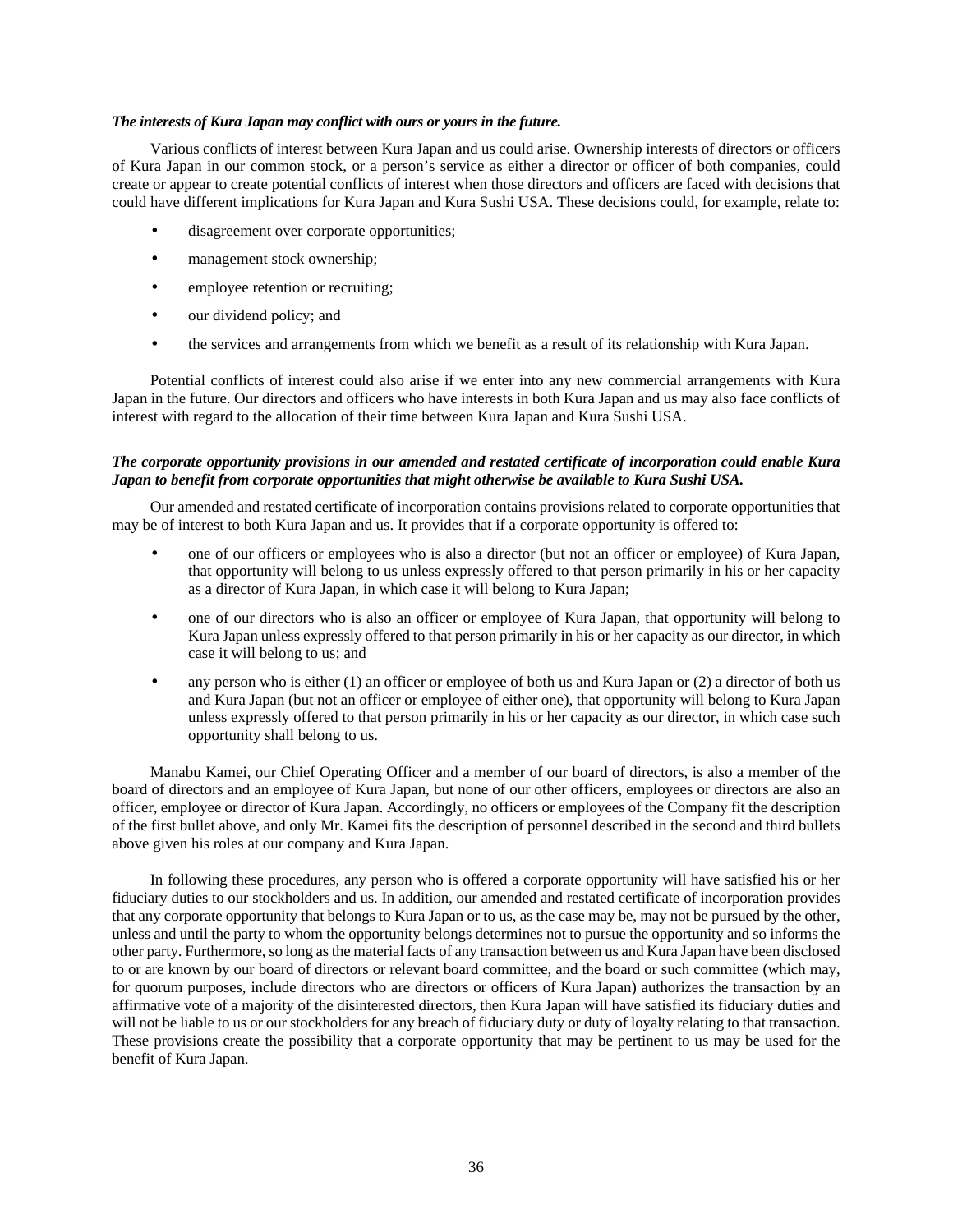***The interests of Kura Japan may conflict with ours or yours in the future.***

Various conflicts of interest between Kura Japan and us could arise. Ownership interests of directors or officers of Kura Japan in our common stock, or a person's service as either a director or officer of both companies, could create or appear to create potential conflicts of interest when those directors and officers are faced with decisions that could have different implications for Kura Japan and Kura Sushi USA. These decisions could, for example, relate to:

- disagreement over corporate opportunities;
- management stock ownership;
- employee retention or recruiting;
- our dividend policy; and
- the services and arrangements from which we benefit as a result of its relationship with Kura Japan.

Potential conflicts of interest could also arise if we enter into any new commercial arrangements with Kura Japan in the future. Our directors and officers who have interests in both Kura Japan and us may also face conflicts of interest with regard to the allocation of their time between Kura Japan and Kura Sushi USA.

***The corporate opportunity provisions in our amended and restated certificate of incorporation could enable Kura Japan to benefit from corporate opportunities that might otherwise be available to Kura Sushi USA.***

Our amended and restated certificate of incorporation contains provisions related to corporate opportunities that may be of interest to both Kura Japan and us. It provides that if a corporate opportunity is offered to:

- one of our officers or employees who is also a director (but not an officer or employee) of Kura Japan, that opportunity will belong to us unless expressly offered to that person primarily in his or her capacity as a director of Kura Japan, in which case it will belong to Kura Japan;
- one of our directors who is also an officer or employee of Kura Japan, that opportunity will belong to Kura Japan unless expressly offered to that person primarily in his or her capacity as our director, in which case it will belong to us; and
- any person who is either (1) an officer or employee of both us and Kura Japan or (2) a director of both us and Kura Japan (but not an officer or employee of either one), that opportunity will belong to Kura Japan unless expressly offered to that person primarily in his or her capacity as our director, in which case such opportunity shall belong to us.

Manabu Kamei, our Chief Operating Officer and a member of our board of directors, is also a member of the board of directors and an employee of Kura Japan, but none of our other officers, employees or directors are also an officer, employee or director of Kura Japan. Accordingly, no officers or employees of the Company fit the description of the first bullet above, and only Mr. Kamei fits the description of personnel described in the second and third bullets above given his roles at our company and Kura Japan.

In following these procedures, any person who is offered a corporate opportunity will have satisfied his or her fiduciary duties to our stockholders and us. In addition, our amended and restated certificate of incorporation provides that any corporate opportunity that belongs to Kura Japan or to us, as the case may be, may not be pursued by the other, unless and until the party to whom the opportunity belongs determines not to pursue the opportunity and so informs the other party. Furthermore, so long as the material facts of any transaction between us and Kura Japan have been disclosed to or are known by our board of directors or relevant board committee, and the board or such committee (which may, for quorum purposes, include directors who are directors or officers of Kura Japan) authorizes the transaction by an affirmative vote of a majority of the disinterested directors, then Kura Japan will have satisfied its fiduciary duties and will not be liable to us or our stockholders for any breach of fiduciary duty or duty of loyalty relating to that transaction. These provisions create the possibility that a corporate opportunity that may be pertinent to us may be used for the benefit of Kura Japan.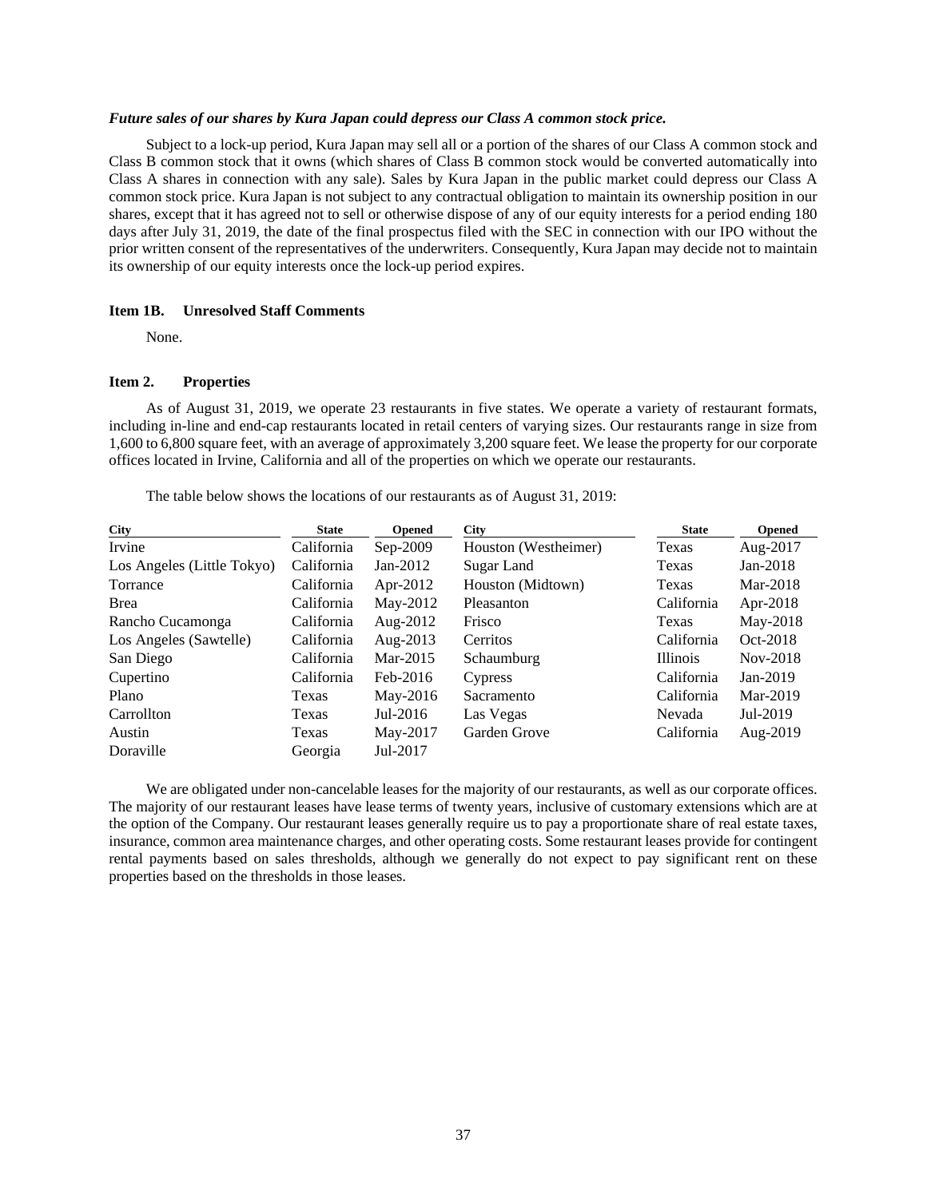***Future sales of our shares by Kura Japan could depress our Class A common stock price.***

Subject to a lock-up period, Kura Japan may sell all or a portion of the shares of our Class A common stock and Class B common stock that it owns (which shares of Class B common stock would be converted automatically into Class A shares in connection with any sale). Sales by Kura Japan in the public market could depress our Class A common stock price. Kura Japan is not subject to any contractual obligation to maintain its ownership position in our shares, except that it has agreed not to sell or otherwise dispose of any of our equity interests for a period ending 180 days after July 31, 2019, the date of the final prospectus filed with the SEC in connection with our IPO without the prior written consent of the representatives of the underwriters. Consequently, Kura Japan may decide not to maintain its ownership of our equity interests once the lock-up period expires.

## Item 1B. Unresolved Staff Comments

None.

## Item 2. Properties

As of August 31, 2019, we operate 23 restaurants in five states. We operate a variety of restaurant formats, including in-line and end-cap restaurants located in retail centers of varying sizes. Our restaurants range in size from 1,600 to 6,800 square feet, with an average of approximately 3,200 square feet. We lease the property for our corporate offices located in Irvine, California and all of the properties on which we operate our restaurants.

The table below shows the locations of our restaurants as of August 31, 2019:

| City | State | Opened | City | State | Opened |
|---|---|---|---|---|---|
| Irvine | California | Sep-2009 | Houston (Westheimer) | Texas | Aug-2017 |
| Los Angeles (Little Tokyo) | California | Jan-2012 | Sugar Land | Texas | Jan-2018 |
| Torrance | California | Apr-2012 | Houston (Midtown) | Texas | Mar-2018 |
| Brea | California | May-2012 | Pleasanton | California | Apr-2018 |
| Rancho Cucamonga | California | Aug-2012 | Frisco | Texas | May-2018 |
| Los Angeles (Sawtelle) | California | Aug-2013 | Cerritos | California | Oct-2018 |
| San Diego | California | Mar-2015 | Schaumburg | Illinois | Nov-2018 |
| Cupertino | California | Feb-2016 | Cypress | California | Jan-2019 |
| Plano | Texas | May-2016 | Sacramento | California | Mar-2019 |
| Carrollton | Texas | Jul-2016 | Las Vegas | Nevada | Jul-2019 |
| Austin | Texas | May-2017 | Garden Grove | California | Aug-2019 |
| Doraville | Georgia | Jul-2017 | | | |

We are obligated under non-cancelable leases for the majority of our restaurants, as well as our corporate offices. The majority of our restaurant leases have lease terms of twenty years, inclusive of customary extensions which are at the option of the Company. Our restaurant leases generally require us to pay a proportionate share of real estate taxes, insurance, common area maintenance charges, and other operating costs. Some restaurant leases provide for contingent rental payments based on sales thresholds, although we generally do not expect to pay significant rent on these properties based on the thresholds in those leases.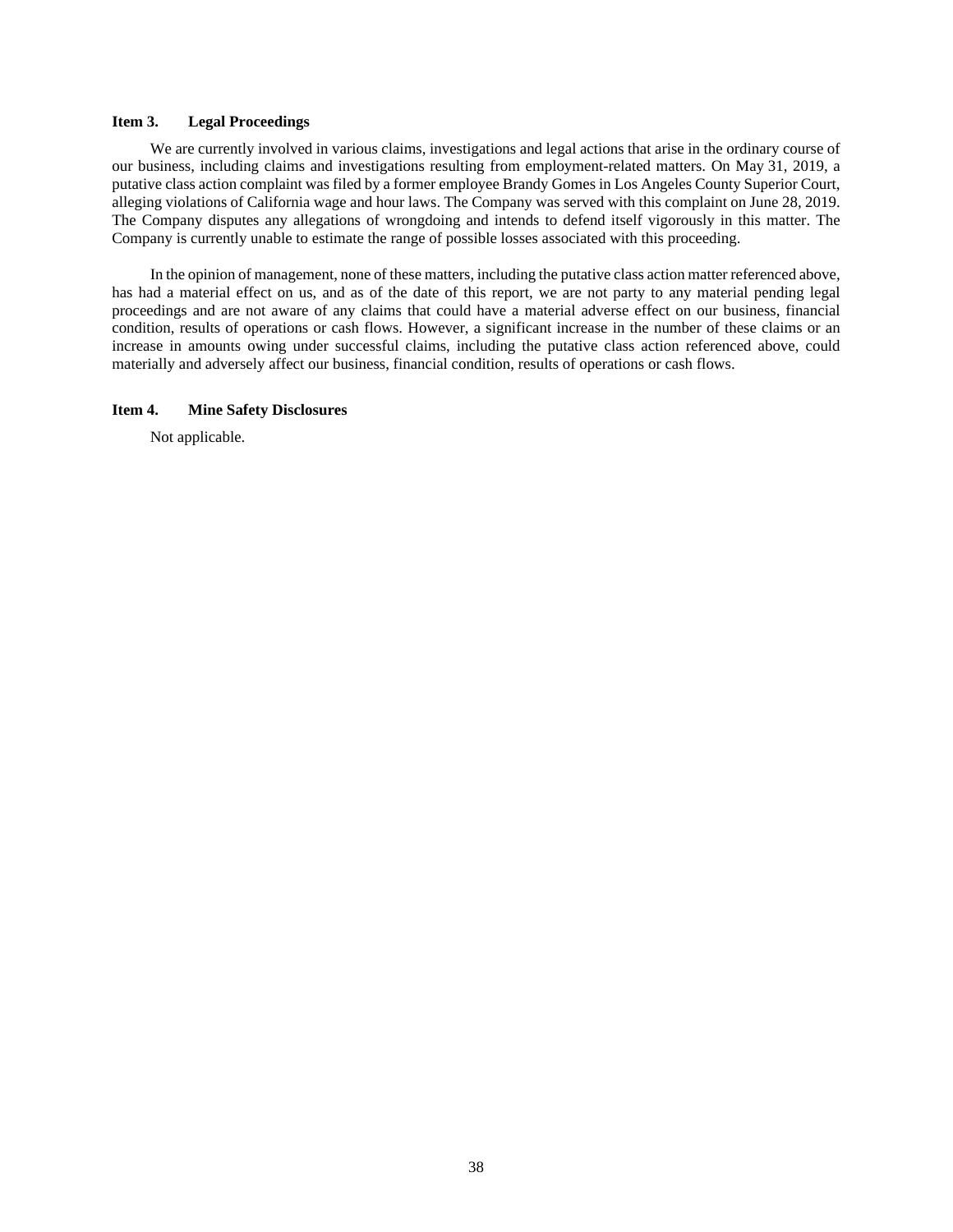### Item 3. Legal Proceedings

We are currently involved in various claims, investigations and legal actions that arise in the ordinary course of our business, including claims and investigations resulting from employment-related matters. On May 31, 2019, a putative class action complaint was filed by a former employee Brandy Gomes in Los Angeles County Superior Court, alleging violations of California wage and hour laws. The Company was served with this complaint on June 28, 2019. The Company disputes any allegations of wrongdoing and intends to defend itself vigorously in this matter. The Company is currently unable to estimate the range of possible losses associated with this proceeding.

In the opinion of management, none of these matters, including the putative class action matter referenced above, has had a material effect on us, and as of the date of this report, we are not party to any material pending legal proceedings and are not aware of any claims that could have a material adverse effect on our business, financial condition, results of operations or cash flows. However, a significant increase in the number of these claims or an increase in amounts owing under successful claims, including the putative class action referenced above, could materially and adversely affect our business, financial condition, results of operations or cash flows.

### Item 4. Mine Safety Disclosures

Not applicable.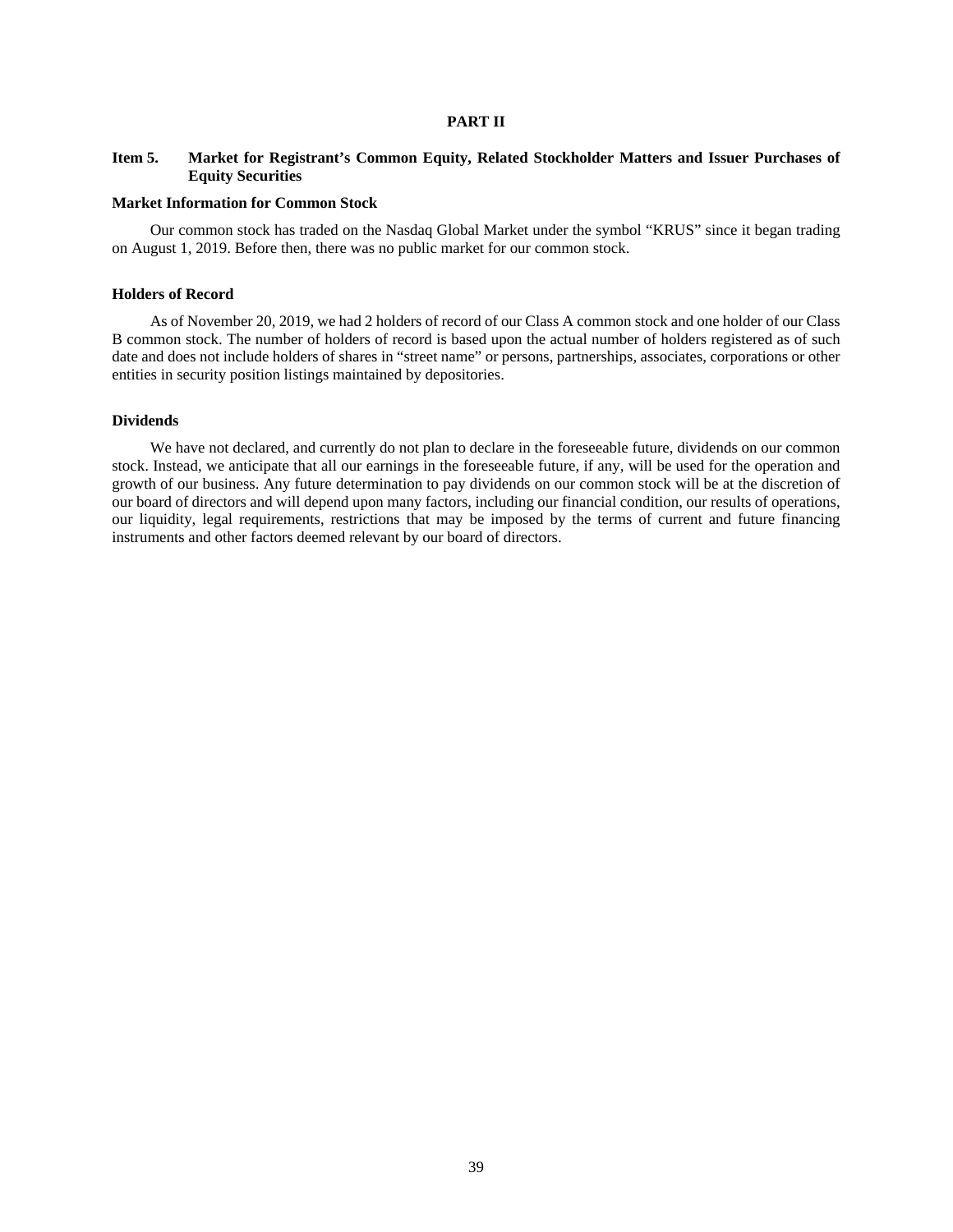# PART II

## Item 5. Market for Registrant's Common Equity, Related Stockholder Matters and Issuer Purchases of Equity Securities

### Market Information for Common Stock

Our common stock has traded on the Nasdaq Global Market under the symbol "KRUS" since it began trading on August 1, 2019. Before then, there was no public market for our common stock.

### Holders of Record

As of November 20, 2019, we had 2 holders of record of our Class A common stock and one holder of our Class B common stock. The number of holders of record is based upon the actual number of holders registered as of such date and does not include holders of shares in "street name" or persons, partnerships, associates, corporations or other entities in security position listings maintained by depositories.

### Dividends

We have not declared, and currently do not plan to declare in the foreseeable future, dividends on our common stock. Instead, we anticipate that all our earnings in the foreseeable future, if any, will be used for the operation and growth of our business. Any future determination to pay dividends on our common stock will be at the discretion of our board of directors and will depend upon many factors, including our financial condition, our results of operations, our liquidity, legal requirements, restrictions that may be imposed by the terms of current and future financing instruments and other factors deemed relevant by our board of directors.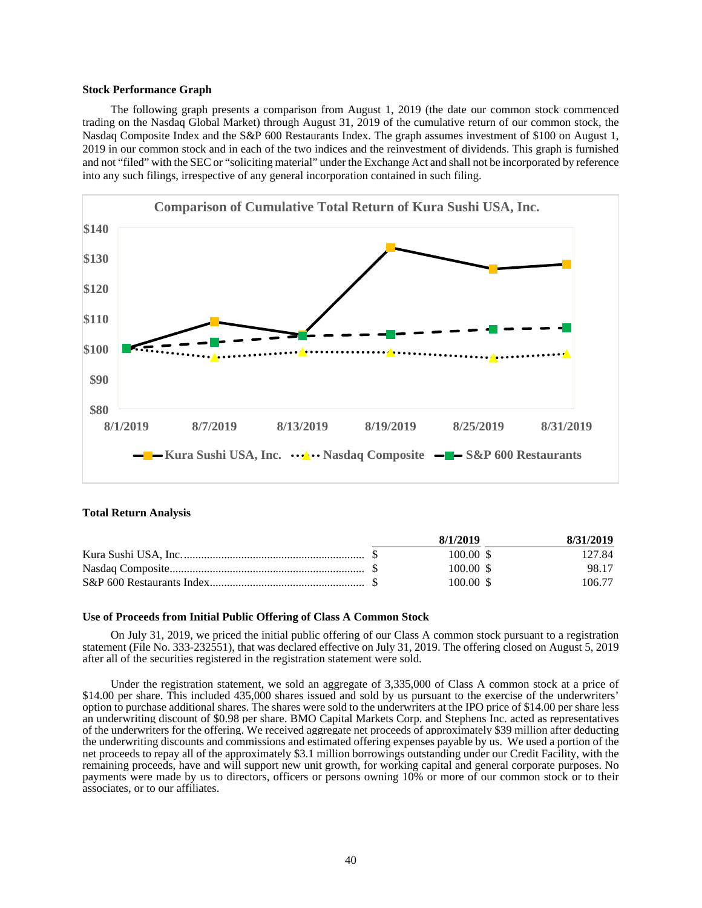### Stock Performance Graph

The following graph presents a comparison from August 1, 2019 (the date our common stock commenced trading on the Nasdaq Global Market) through August 31, 2019 of the cumulative return of our common stock, the Nasdaq Composite Index and the S&P 600 Restaurants Index. The graph assumes investment of $100 on August 1, 2019 in our common stock and in each of the two indices and the reinvestment of dividends. This graph is furnished and not "filed" with the SEC or "soliciting material" under the Exchange Act and shall not be incorporated by reference into any such filings, irrespective of any general incorporation contained in such filing.

**Comparison of Cumulative Total Return of Kura Sushi USA, Inc.**

### Total Return Analysis

| | 8/1/2019 | 8/31/2019 |
|---|---|---|
| Kura Sushi USA, Inc. | $ 100.00 | $ 127.84 |
| Nasdaq Composite | $ 100.00 | $ 98.17 |
| S&P 600 Restaurants Index | $ 100.00 | $ 106.77 |

### Use of Proceeds from Initial Public Offering of Class A Common Stock

On July 31, 2019, we priced the initial public offering of our Class A common stock pursuant to a registration statement (File No. 333-232551), that was declared effective on July 31, 2019. The offering closed on August 5, 2019 after all of the securities registered in the registration statement were sold.

Under the registration statement, we sold an aggregate of 3,335,000 of Class A common stock at a price of $14.00 per share. This included 435,000 shares issued and sold by us pursuant to the exercise of the underwriters' option to purchase additional shares. The shares were sold to the underwriters at the IPO price of $14.00 per share less an underwriting discount of $0.98 per share. BMO Capital Markets Corp. and Stephens Inc. acted as representatives of the underwriters for the offering. We received aggregate net proceeds of approximately $39 million after deducting the underwriting discounts and commissions and estimated offering expenses payable by us. We used a portion of the net proceeds to repay all of the approximately $3.1 million borrowings outstanding under our Credit Facility, with the remaining proceeds, have and will support new unit growth, for working capital and general corporate purposes. No payments were made by us to directors, officers or persons owning 10% or more of our common stock or to their associates, or to our affiliates.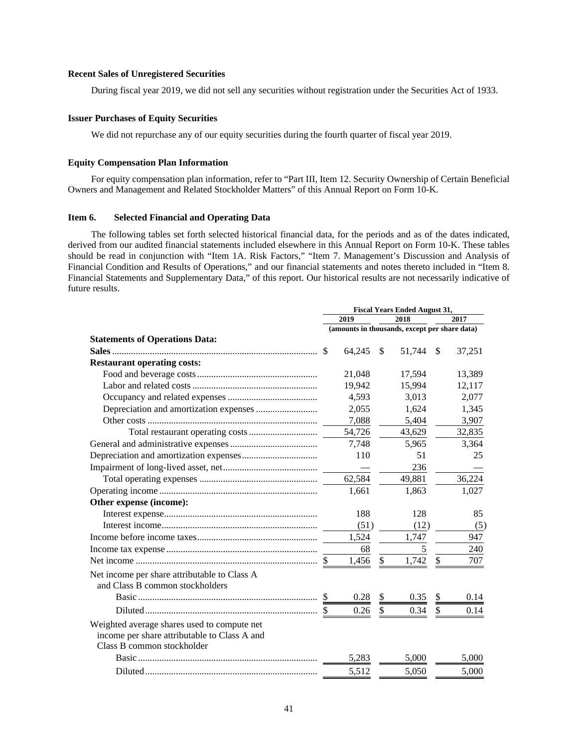### Recent Sales of Unregistered Securities

During fiscal year 2019, we did not sell any securities without registration under the Securities Act of 1933.

### Issuer Purchases of Equity Securities

We did not repurchase any of our equity securities during the fourth quarter of fiscal year 2019.

### Equity Compensation Plan Information

For equity compensation plan information, refer to "Part III, Item 12. Security Ownership of Certain Beneficial Owners and Management and Related Stockholder Matters" of this Annual Report on Form 10-K.

## Item 6. Selected Financial and Operating Data

The following tables set forth selected historical financial data, for the periods and as of the dates indicated, derived from our audited financial statements included elsewhere in this Annual Report on Form 10-K. These tables should be read in conjunction with "Item 1A. Risk Factors," "Item 7. Management's Discussion and Analysis of Financial Condition and Results of Operations," and our financial statements and notes thereto included in "Item 8. Financial Statements and Supplementary Data," of this report. Our historical results are not necessarily indicative of future results.

| | Fiscal Years Ended August 31, | | |
|---|---|---|---|
| | 2019 | 2018 | 2017 |
| | (amounts in thousands, except per share data) | | |
| **Statements of Operations Data:** | | | |
| **Sales** | $ 64,245 | $ 51,744 | $ 37,251 |
| **Restaurant operating costs:** | | | |
| Food and beverage costs | 21,048 | 17,594 | 13,389 |
| Labor and related costs | 19,942 | 15,994 | 12,117 |
| Occupancy and related expenses | 4,593 | 3,013 | 2,077 |
| Depreciation and amortization expenses | 2,055 | 1,624 | 1,345 |
| Other costs | 7,088 | 5,404 | 3,907 |
| Total restaurant operating costs | 54,726 | 43,629 | 32,835 |
| General and administrative expenses | 7,748 | 5,965 | 3,364 |
| Depreciation and amortization expenses | 110 | 51 | 25 |
| Impairment of long-lived asset, net | — | 236 | — |
| Total operating expenses | 62,584 | 49,881 | 36,224 |
| Operating income | 1,661 | 1,863 | 1,027 |
| **Other expense (income):** | | | |
| Interest expense | 188 | 128 | 85 |
| Interest income | (51) | (12) | (5) |
| Income before income taxes | 1,524 | 1,747 | 947 |
| Income tax expense | 68 | 5 | 240 |
| Net income | $ 1,456 | $ 1,742 | $ 707 |
| Net income per share attributable to Class A and Class B common stockholders | | | |
| Basic | $ 0.28 | $ 0.35 | $ 0.14 |
| Diluted | $ 0.26 | $ 0.34 | $ 0.14 |
| Weighted average shares used to compute net income per share attributable to Class A and Class B common stockholder | | | |
| Basic | 5,283 | 5,000 | 5,000 |
| Diluted | 5,512 | 5,050 | 5,000 |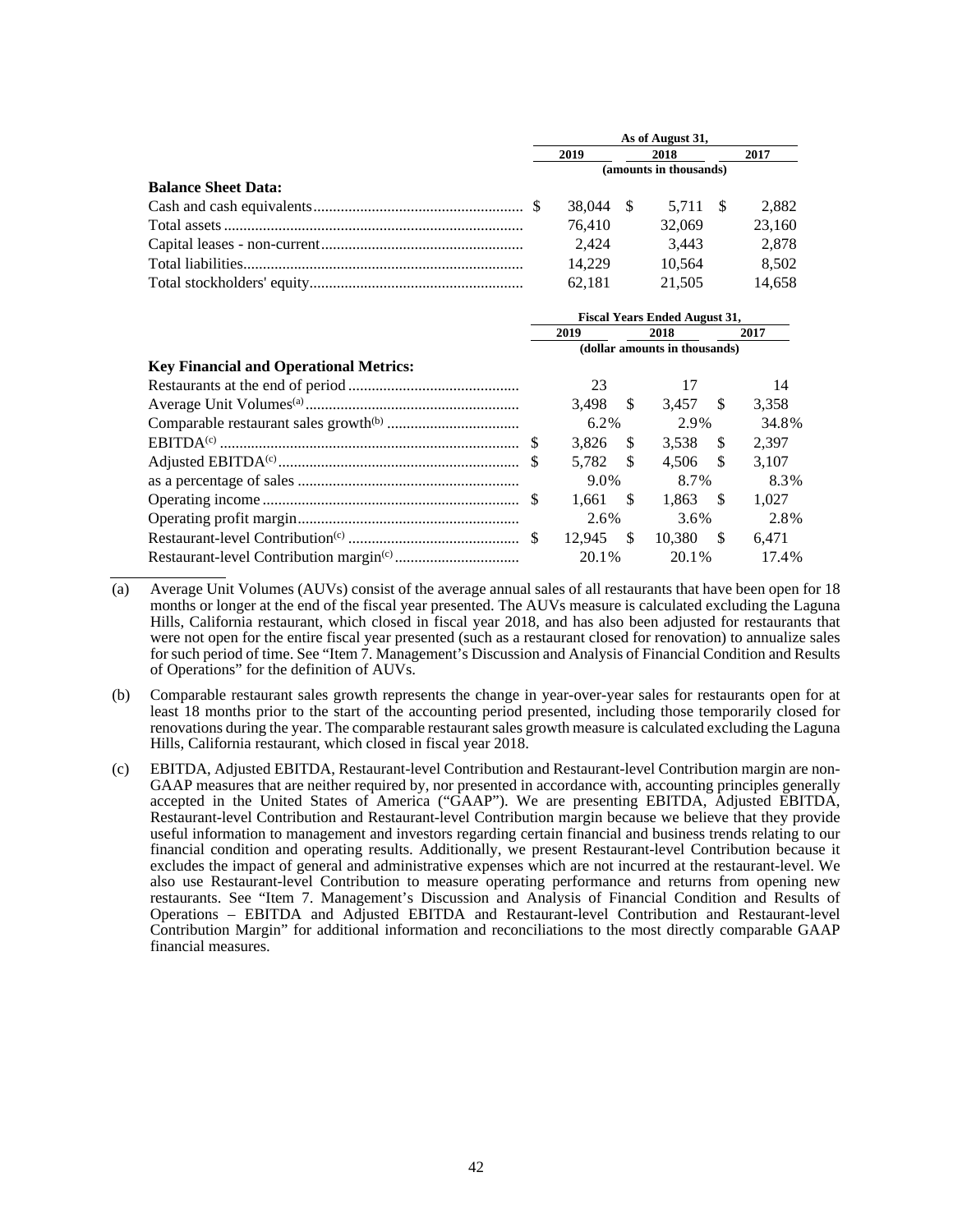| | As of August 31, | | |
|---|---|---|---|
| | 2019 | 2018 | 2017 |
| | (amounts in thousands) | | |
| **Balance Sheet Data:** | | | |
| Cash and cash equivalents | $ 38,044 | $ 5,711 | $ 2,882 |
| Total assets | 76,410 | 32,069 | 23,160 |
| Capital leases - non-current | 2,424 | 3,443 | 2,878 |
| Total liabilities | 14,229 | 10,564 | 8,502 |
| Total stockholders' equity | 62,181 | 21,505 | 14,658 |

| | Fiscal Years Ended August 31, | | |
|---|---|---|---|
| | 2019 | 2018 | 2017 |
| | (dollar amounts in thousands) | | |
| **Key Financial and Operational Metrics:** | | | |
| Restaurants at the end of period | 23 | 17 | 14 |
| Average Unit Volumes[(a)] | 3,498 | $ 3,457 | $ 3,358 |
| Comparable restaurant sales growth[(b)] | 6.2% | 2.9% | 34.8% |
| EBITDA[(c)] | $ 3,826 | $ 3,538 | $ 2,397 |
| Adjusted EBITDA[(c)] | $ 5,782 | $ 4,506 | $ 3,107 |
| as a percentage of sales | 9.0% | 8.7% | 8.3% |
| Operating income | $ 1,661 | $ 1,863 | $ 1,027 |
| Operating profit margin | 2.6% | 3.6% | 2.8% |
| Restaurant-level Contribution[(c)] | $ 12,945 | $ 10,380 | $ 6,471 |
| Restaurant-level Contribution margin[(c)] | 20.1% | 20.1% | 17.4% |

(a) Average Unit Volumes (AUVs) consist of the average annual sales of all restaurants that have been open for 18 months or longer at the end of the fiscal year presented. The AUVs measure is calculated excluding the Laguna Hills, California restaurant, which closed in fiscal year 2018, and has also been adjusted for restaurants that were not open for the entire fiscal year presented (such as a restaurant closed for renovation) to annualize sales for such period of time. See "Item 7. Management's Discussion and Analysis of Financial Condition and Results of Operations" for the definition of AUVs.

(b) Comparable restaurant sales growth represents the change in year-over-year sales for restaurants open for at least 18 months prior to the start of the accounting period presented, including those temporarily closed for renovations during the year. The comparable restaurant sales growth measure is calculated excluding the Laguna Hills, California restaurant, which closed in fiscal year 2018.

(c) EBITDA, Adjusted EBITDA, Restaurant-level Contribution and Restaurant-level Contribution margin are non-GAAP measures that are neither required by, nor presented in accordance with, accounting principles generally accepted in the United States of America ("GAAP"). We are presenting EBITDA, Adjusted EBITDA, Restaurant-level Contribution and Restaurant-level Contribution margin because we believe that they provide useful information to management and investors regarding certain financial and business trends relating to our financial condition and operating results. Additionally, we present Restaurant-level Contribution because it excludes the impact of general and administrative expenses which are not incurred at the restaurant-level. We also use Restaurant-level Contribution to measure operating performance and returns from opening new restaurants. See "Item 7. Management's Discussion and Analysis of Financial Condition and Results of Operations – EBITDA and Adjusted EBITDA and Restaurant-level Contribution and Restaurant-level Contribution Margin" for additional information and reconciliations to the most directly comparable GAAP financial measures.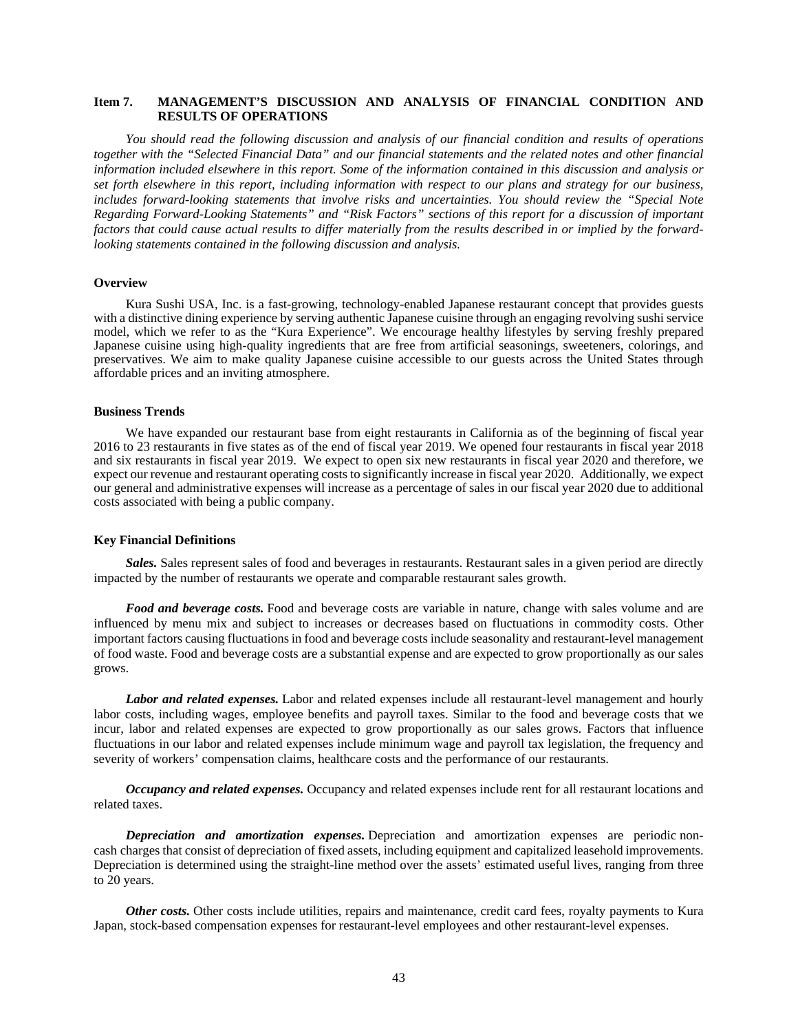## Item 7. MANAGEMENT'S DISCUSSION AND ANALYSIS OF FINANCIAL CONDITION AND RESULTS OF OPERATIONS

*You should read the following discussion and analysis of our financial condition and results of operations together with the "Selected Financial Data" and our financial statements and the related notes and other financial information included elsewhere in this report. Some of the information contained in this discussion and analysis or set forth elsewhere in this report, including information with respect to our plans and strategy for our business, includes forward-looking statements that involve risks and uncertainties. You should review the "Special Note Regarding Forward-Looking Statements" and "Risk Factors" sections of this report for a discussion of important factors that could cause actual results to differ materially from the results described in or implied by the forward-looking statements contained in the following discussion and analysis.*

### Overview

Kura Sushi USA, Inc. is a fast-growing, technology-enabled Japanese restaurant concept that provides guests with a distinctive dining experience by serving authentic Japanese cuisine through an engaging revolving sushi service model, which we refer to as the "Kura Experience". We encourage healthy lifestyles by serving freshly prepared Japanese cuisine using high-quality ingredients that are free from artificial seasonings, sweeteners, colorings, and preservatives. We aim to make quality Japanese cuisine accessible to our guests across the United States through affordable prices and an inviting atmosphere.

### Business Trends

We have expanded our restaurant base from eight restaurants in California as of the beginning of fiscal year 2016 to 23 restaurants in five states as of the end of fiscal year 2019. We opened four restaurants in fiscal year 2018 and six restaurants in fiscal year 2019. We expect to open six new restaurants in fiscal year 2020 and therefore, we expect our revenue and restaurant operating costs to significantly increase in fiscal year 2020. Additionally, we expect our general and administrative expenses will increase as a percentage of sales in our fiscal year 2020 due to additional costs associated with being a public company.

### Key Financial Definitions

***Sales.*** Sales represent sales of food and beverages in restaurants. Restaurant sales in a given period are directly impacted by the number of restaurants we operate and comparable restaurant sales growth.

***Food and beverage costs.*** Food and beverage costs are variable in nature, change with sales volume and are influenced by menu mix and subject to increases or decreases based on fluctuations in commodity costs. Other important factors causing fluctuations in food and beverage costs include seasonality and restaurant-level management of food waste. Food and beverage costs are a substantial expense and are expected to grow proportionally as our sales grows.

***Labor and related expenses.*** Labor and related expenses include all restaurant-level management and hourly labor costs, including wages, employee benefits and payroll taxes. Similar to the food and beverage costs that we incur, labor and related expenses are expected to grow proportionally as our sales grows. Factors that influence fluctuations in our labor and related expenses include minimum wage and payroll tax legislation, the frequency and severity of workers' compensation claims, healthcare costs and the performance of our restaurants.

***Occupancy and related expenses.*** Occupancy and related expenses include rent for all restaurant locations and related taxes.

***Depreciation and amortization expenses.*** Depreciation and amortization expenses are periodic non-cash charges that consist of depreciation of fixed assets, including equipment and capitalized leasehold improvements. Depreciation is determined using the straight-line method over the assets' estimated useful lives, ranging from three to 20 years.

***Other costs.*** Other costs include utilities, repairs and maintenance, credit card fees, royalty payments to Kura Japan, stock-based compensation expenses for restaurant-level employees and other restaurant-level expenses.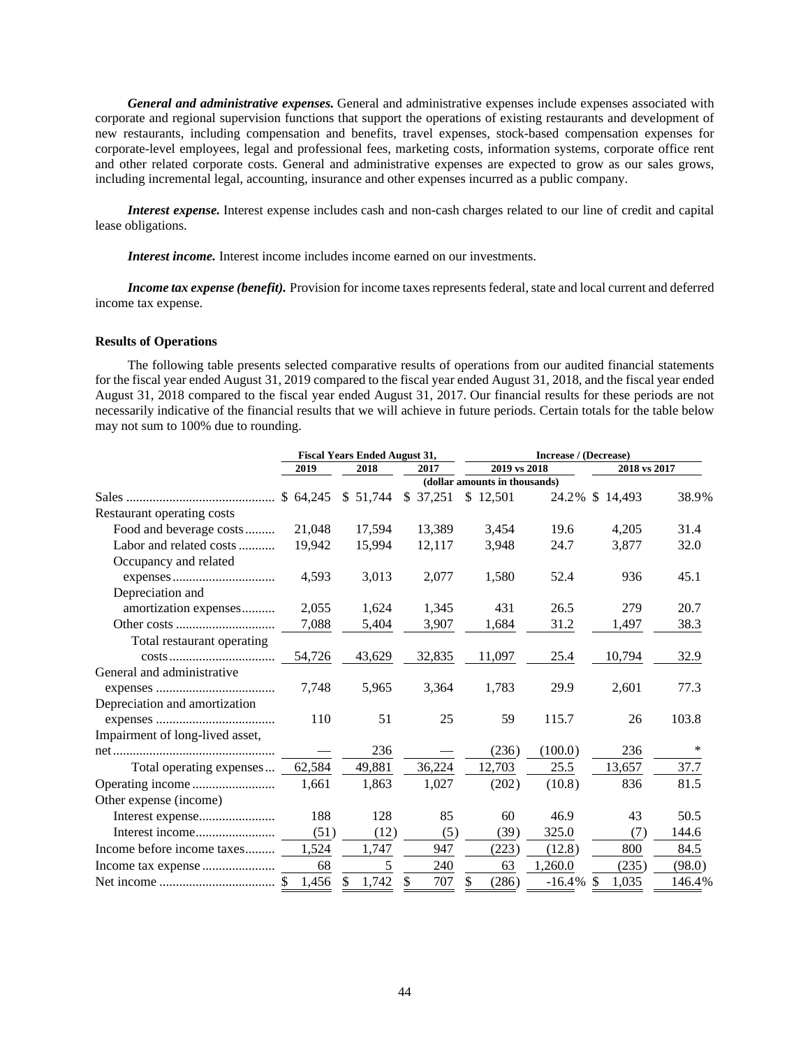***General and administrative expenses.*** General and administrative expenses include expenses associated with corporate and regional supervision functions that support the operations of existing restaurants and development of new restaurants, including compensation and benefits, travel expenses, stock-based compensation expenses for corporate-level employees, legal and professional fees, marketing costs, information systems, corporate office rent and other related corporate costs. General and administrative expenses are expected to grow as our sales grows, including incremental legal, accounting, insurance and other expenses incurred as a public company.

***Interest expense.*** Interest expense includes cash and non-cash charges related to our line of credit and capital lease obligations.

***Interest income.*** Interest income includes income earned on our investments.

***Income tax expense (benefit).*** Provision for income taxes represents federal, state and local current and deferred income tax expense.

**Results of Operations**

The following table presents selected comparative results of operations from our audited financial statements for the fiscal year ended August 31, 2019 compared to the fiscal year ended August 31, 2018, and the fiscal year ended August 31, 2018 compared to the fiscal year ended August 31, 2017. Our financial results for these periods are not necessarily indicative of the financial results that we will achieve in future periods. Certain totals for the table below may not sum to 100% due to rounding.

| | Fiscal Years Ended August 31, | | | Increase / (Decrease) | | | |
|---|---|---|---|---|---|---|---|
| | 2019 | 2018 | 2017 | 2019 vs 2018 | | 2018 vs 2017 | |
| | (dollar amounts in thousands) | | | | | | |
| Sales | $ 64,245 | $ 51,744 | $ 37,251 | $ 12,501 | 24.2% | $ 14,493 | 38.9% |
| Restaurant operating costs | | | | | | | |
| Food and beverage costs | 21,048 | 17,594 | 13,389 | 3,454 | 19.6 | 4,205 | 31.4 |
| Labor and related costs | 19,942 | 15,994 | 12,117 | 3,948 | 24.7 | 3,877 | 32.0 |
| Occupancy and related expenses | 4,593 | 3,013 | 2,077 | 1,580 | 52.4 | 936 | 45.1 |
| Depreciation and amortization expenses | 2,055 | 1,624 | 1,345 | 431 | 26.5 | 279 | 20.7 |
| Other costs | 7,088 | 5,404 | 3,907 | 1,684 | 31.2 | 1,497 | 38.3 |
| Total restaurant operating costs | 54,726 | 43,629 | 32,835 | 11,097 | 25.4 | 10,794 | 32.9 |
| General and administrative expenses | 7,748 | 5,965 | 3,364 | 1,783 | 29.9 | 2,601 | 77.3 |
| Depreciation and amortization expenses | 110 | 51 | 25 | 59 | 115.7 | 26 | 103.8 |
| Impairment of long-lived asset, net | — | 236 | — | (236) | (100.0) | 236 | * |
| Total operating expenses | 62,584 | 49,881 | 36,224 | 12,703 | 25.5 | 13,657 | 37.7 |
| Operating income | 1,661 | 1,863 | 1,027 | (202) | (10.8) | 836 | 81.5 |
| Other expense (income) | | | | | | | |
| Interest expense | 188 | 128 | 85 | 60 | 46.9 | 43 | 50.5 |
| Interest income | (51) | (12) | (5) | (39) | 325.0 | (7) | 144.6 |
| Income before income taxes | 1,524 | 1,747 | 947 | (223) | (12.8) | 800 | 84.5 |
| Income tax expense | 68 | 5 | 240 | 63 | 1,260.0 | (235) | (98.0) |
| Net income | $ 1,456 | $ 1,742 | $ 707 | $ (286) | -16.4% | $ 1,035 | 146.4% |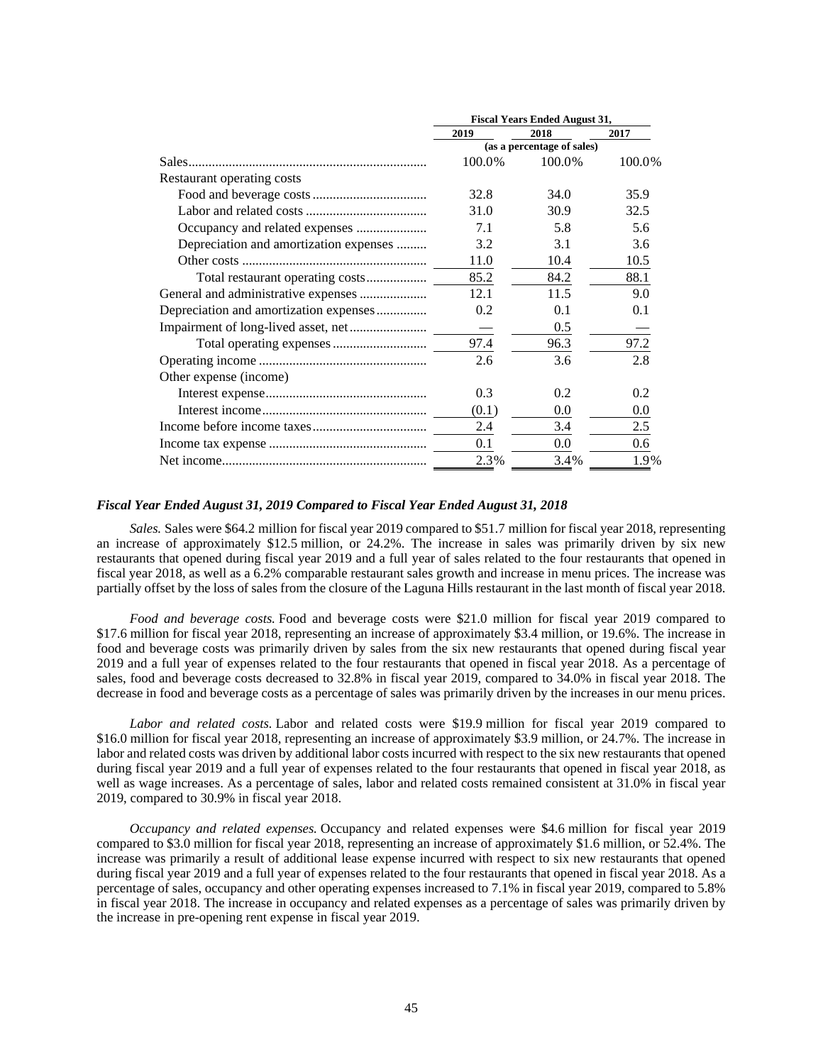| | Fiscal Years Ended August 31, | | |
|---|---|---|---|
| | 2019 | 2018 | 2017 |
| | (as a percentage of sales) | | |
| Sales | 100.0% | 100.0% | 100.0% |
| Restaurant operating costs | | | |
| Food and beverage costs | 32.8 | 34.0 | 35.9 |
| Labor and related costs | 31.0 | 30.9 | 32.5 |
| Occupancy and related expenses | 7.1 | 5.8 | 5.6 |
| Depreciation and amortization expenses | 3.2 | 3.1 | 3.6 |
| Other costs | 11.0 | 10.4 | 10.5 |
| Total restaurant operating costs | 85.2 | 84.2 | 88.1 |
| General and administrative expenses | 12.1 | 11.5 | 9.0 |
| Depreciation and amortization expenses | 0.2 | 0.1 | 0.1 |
| Impairment of long-lived asset, net | — | 0.5 | — |
| Total operating expenses | 97.4 | 96.3 | 97.2 |
| Operating income | 2.6 | 3.6 | 2.8 |
| Other expense (income) | | | |
| Interest expense | 0.3 | 0.2 | 0.2 |
| Interest income | (0.1) | 0.0 | 0.0 |
| Income before income taxes | 2.4 | 3.4 | 2.5 |
| Income tax expense | 0.1 | 0.0 | 0.6 |
| Net income | 2.3% | 3.4% | 1.9% |

### *Fiscal Year Ended August 31, 2019 Compared to Fiscal Year Ended August 31, 2018*

*Sales.* Sales were $64.2 million for fiscal year 2019 compared to $51.7 million for fiscal year 2018, representing an increase of approximately $12.5 million, or 24.2%. The increase in sales was primarily driven by six new restaurants that opened during fiscal year 2019 and a full year of sales related to the four restaurants that opened in fiscal year 2018, as well as a 6.2% comparable restaurant sales growth and increase in menu prices. The increase was partially offset by the loss of sales from the closure of the Laguna Hills restaurant in the last month of fiscal year 2018.

*Food and beverage costs.* Food and beverage costs were $21.0 million for fiscal year 2019 compared to $17.6 million for fiscal year 2018, representing an increase of approximately $3.4 million, or 19.6%. The increase in food and beverage costs was primarily driven by sales from the six new restaurants that opened during fiscal year 2019 and a full year of expenses related to the four restaurants that opened in fiscal year 2018. As a percentage of sales, food and beverage costs decreased to 32.8% in fiscal year 2019, compared to 34.0% in fiscal year 2018. The decrease in food and beverage costs as a percentage of sales was primarily driven by the increases in our menu prices.

*Labor and related costs.* Labor and related costs were $19.9 million for fiscal year 2019 compared to $16.0 million for fiscal year 2018, representing an increase of approximately $3.9 million, or 24.7%. The increase in labor and related costs was driven by additional labor costs incurred with respect to the six new restaurants that opened during fiscal year 2019 and a full year of expenses related to the four restaurants that opened in fiscal year 2018, as well as wage increases. As a percentage of sales, labor and related costs remained consistent at 31.0% in fiscal year 2019, compared to 30.9% in fiscal year 2018.

*Occupancy and related expenses.* Occupancy and related expenses were $4.6 million for fiscal year 2019 compared to $3.0 million for fiscal year 2018, representing an increase of approximately $1.6 million, or 52.4%. The increase was primarily a result of additional lease expense incurred with respect to six new restaurants that opened during fiscal year 2019 and a full year of expenses related to the four restaurants that opened in fiscal year 2018. As a percentage of sales, occupancy and other operating expenses increased to 7.1% in fiscal year 2019, compared to 5.8% in fiscal year 2018. The increase in occupancy and related expenses as a percentage of sales was primarily driven by the increase in pre-opening rent expense in fiscal year 2019.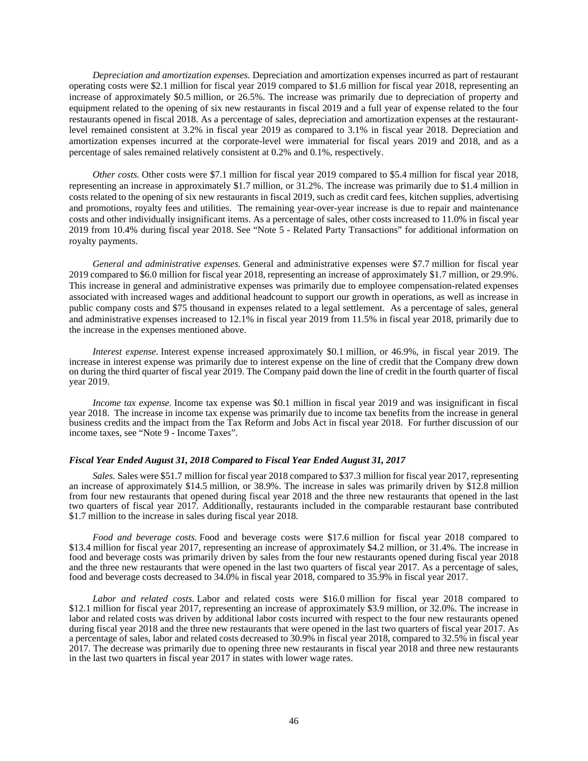*Depreciation and amortization expenses.* Depreciation and amortization expenses incurred as part of restaurant operating costs were $2.1 million for fiscal year 2019 compared to $1.6 million for fiscal year 2018, representing an increase of approximately $0.5 million, or 26.5%. The increase was primarily due to depreciation of property and equipment related to the opening of six new restaurants in fiscal 2019 and a full year of expense related to the four restaurants opened in fiscal 2018. As a percentage of sales, depreciation and amortization expenses at the restaurant-level remained consistent at 3.2% in fiscal year 2019 as compared to 3.1% in fiscal year 2018. Depreciation and amortization expenses incurred at the corporate-level were immaterial for fiscal years 2019 and 2018, and as a percentage of sales remained relatively consistent at 0.2% and 0.1%, respectively.

*Other costs.* Other costs were $7.1 million for fiscal year 2019 compared to $5.4 million for fiscal year 2018, representing an increase in approximately $1.7 million, or 31.2%. The increase was primarily due to $1.4 million in costs related to the opening of six new restaurants in fiscal 2019, such as credit card fees, kitchen supplies, advertising and promotions, royalty fees and utilities. The remaining year-over-year increase is due to repair and maintenance costs and other individually insignificant items. As a percentage of sales, other costs increased to 11.0% in fiscal year 2019 from 10.4% during fiscal year 2018. See "Note 5 - Related Party Transactions" for additional information on royalty payments.

*General and administrative expenses.* General and administrative expenses were $7.7 million for fiscal year 2019 compared to $6.0 million for fiscal year 2018, representing an increase of approximately $1.7 million, or 29.9%. This increase in general and administrative expenses was primarily due to employee compensation-related expenses associated with increased wages and additional headcount to support our growth in operations, as well as increase in public company costs and $75 thousand in expenses related to a legal settlement. As a percentage of sales, general and administrative expenses increased to 12.1% in fiscal year 2019 from 11.5% in fiscal year 2018, primarily due to the increase in the expenses mentioned above.

*Interest expense.* Interest expense increased approximately $0.1 million, or 46.9%, in fiscal year 2019. The increase in interest expense was primarily due to interest expense on the line of credit that the Company drew down on during the third quarter of fiscal year 2019. The Company paid down the line of credit in the fourth quarter of fiscal year 2019.

*Income tax expense.* Income tax expense was $0.1 million in fiscal year 2019 and was insignificant in fiscal year 2018. The increase in income tax expense was primarily due to income tax benefits from the increase in general business credits and the impact from the Tax Reform and Jobs Act in fiscal year 2018. For further discussion of our income taxes, see "Note 9 - Income Taxes".

***Fiscal Year Ended August 31, 2018 Compared to Fiscal Year Ended August 31, 2017***

*Sales.* Sales were $51.7 million for fiscal year 2018 compared to $37.3 million for fiscal year 2017, representing an increase of approximately $14.5 million, or 38.9%. The increase in sales was primarily driven by $12.8 million from four new restaurants that opened during fiscal year 2018 and the three new restaurants that opened in the last two quarters of fiscal year 2017. Additionally, restaurants included in the comparable restaurant base contributed $1.7 million to the increase in sales during fiscal year 2018.

*Food and beverage costs.* Food and beverage costs were $17.6 million for fiscal year 2018 compared to $13.4 million for fiscal year 2017, representing an increase of approximately $4.2 million, or 31.4%. The increase in food and beverage costs was primarily driven by sales from the four new restaurants opened during fiscal year 2018 and the three new restaurants that were opened in the last two quarters of fiscal year 2017. As a percentage of sales, food and beverage costs decreased to 34.0% in fiscal year 2018, compared to 35.9% in fiscal year 2017.

*Labor and related costs.* Labor and related costs were $16.0 million for fiscal year 2018 compared to $12.1 million for fiscal year 2017, representing an increase of approximately $3.9 million, or 32.0%. The increase in labor and related costs was driven by additional labor costs incurred with respect to the four new restaurants opened during fiscal year 2018 and the three new restaurants that were opened in the last two quarters of fiscal year 2017. As a percentage of sales, labor and related costs decreased to 30.9% in fiscal year 2018, compared to 32.5% in fiscal year 2017. The decrease was primarily due to opening three new restaurants in fiscal year 2018 and three new restaurants in the last two quarters in fiscal year 2017 in states with lower wage rates.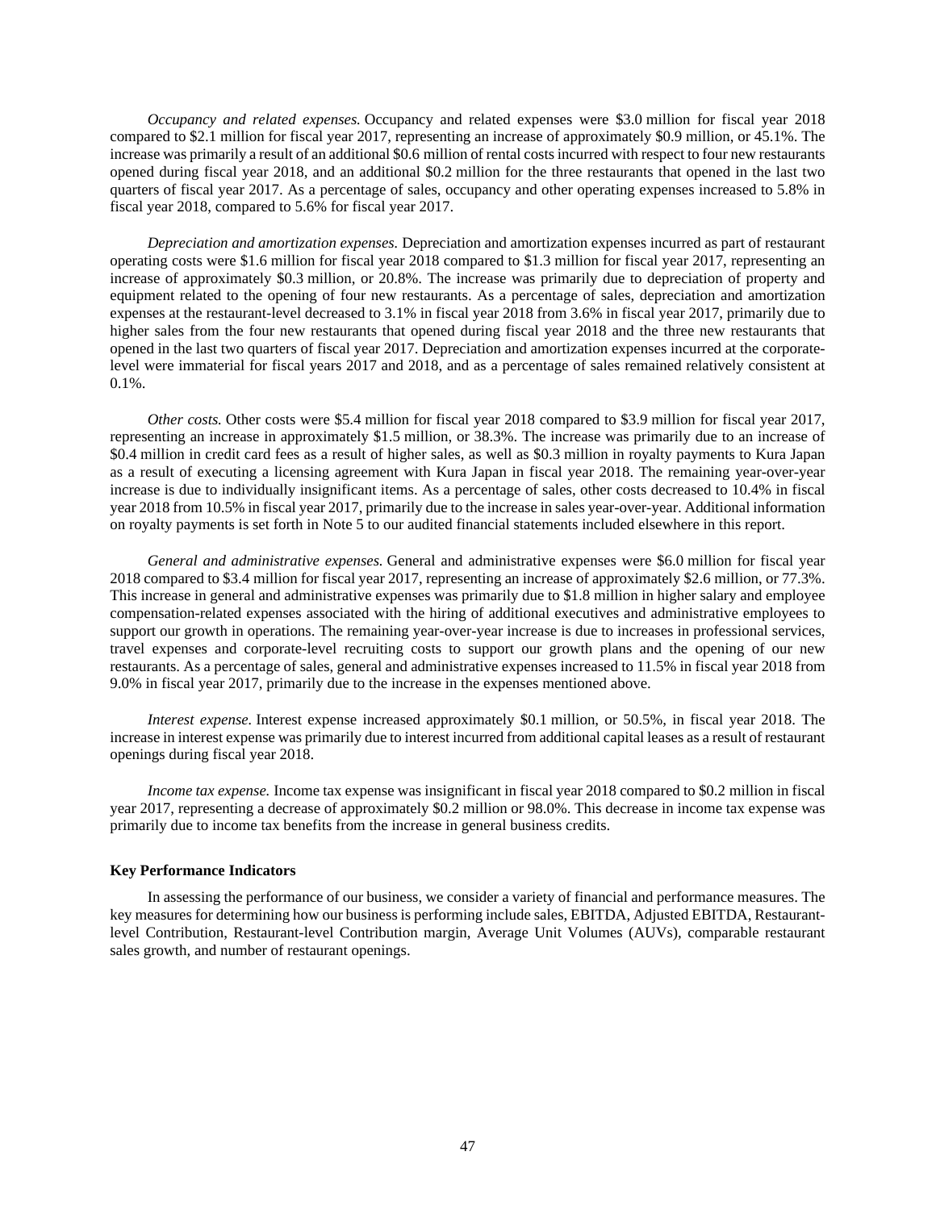*Occupancy and related expenses.* Occupancy and related expenses were $3.0 million for fiscal year 2018 compared to $2.1 million for fiscal year 2017, representing an increase of approximately $0.9 million, or 45.1%. The increase was primarily a result of an additional $0.6 million of rental costs incurred with respect to four new restaurants opened during fiscal year 2018, and an additional $0.2 million for the three restaurants that opened in the last two quarters of fiscal year 2017. As a percentage of sales, occupancy and other operating expenses increased to 5.8% in fiscal year 2018, compared to 5.6% for fiscal year 2017.

*Depreciation and amortization expenses.* Depreciation and amortization expenses incurred as part of restaurant operating costs were $1.6 million for fiscal year 2018 compared to $1.3 million for fiscal year 2017, representing an increase of approximately $0.3 million, or 20.8%. The increase was primarily due to depreciation of property and equipment related to the opening of four new restaurants. As a percentage of sales, depreciation and amortization expenses at the restaurant-level decreased to 3.1% in fiscal year 2018 from 3.6% in fiscal year 2017, primarily due to higher sales from the four new restaurants that opened during fiscal year 2018 and the three new restaurants that opened in the last two quarters of fiscal year 2017. Depreciation and amortization expenses incurred at the corporate-level were immaterial for fiscal years 2017 and 2018, and as a percentage of sales remained relatively consistent at 0.1%.

*Other costs.* Other costs were $5.4 million for fiscal year 2018 compared to $3.9 million for fiscal year 2017, representing an increase in approximately $1.5 million, or 38.3%. The increase was primarily due to an increase of $0.4 million in credit card fees as a result of higher sales, as well as $0.3 million in royalty payments to Kura Japan as a result of executing a licensing agreement with Kura Japan in fiscal year 2018. The remaining year-over-year increase is due to individually insignificant items. As a percentage of sales, other costs decreased to 10.4% in fiscal year 2018 from 10.5% in fiscal year 2017, primarily due to the increase in sales year-over-year. Additional information on royalty payments is set forth in Note 5 to our audited financial statements included elsewhere in this report.

*General and administrative expenses.* General and administrative expenses were $6.0 million for fiscal year 2018 compared to $3.4 million for fiscal year 2017, representing an increase of approximately $2.6 million, or 77.3%. This increase in general and administrative expenses was primarily due to $1.8 million in higher salary and employee compensation-related expenses associated with the hiring of additional executives and administrative employees to support our growth in operations. The remaining year-over-year increase is due to increases in professional services, travel expenses and corporate-level recruiting costs to support our growth plans and the opening of our new restaurants. As a percentage of sales, general and administrative expenses increased to 11.5% in fiscal year 2018 from 9.0% in fiscal year 2017, primarily due to the increase in the expenses mentioned above.

*Interest expense.* Interest expense increased approximately $0.1 million, or 50.5%, in fiscal year 2018. The increase in interest expense was primarily due to interest incurred from additional capital leases as a result of restaurant openings during fiscal year 2018.

*Income tax expense.* Income tax expense was insignificant in fiscal year 2018 compared to $0.2 million in fiscal year 2017, representing a decrease of approximately $0.2 million or 98.0%. This decrease in income tax expense was primarily due to income tax benefits from the increase in general business credits.

**Key Performance Indicators**

In assessing the performance of our business, we consider a variety of financial and performance measures. The key measures for determining how our business is performing include sales, EBITDA, Adjusted EBITDA, Restaurant-level Contribution, Restaurant-level Contribution margin, Average Unit Volumes (AUVs), comparable restaurant sales growth, and number of restaurant openings.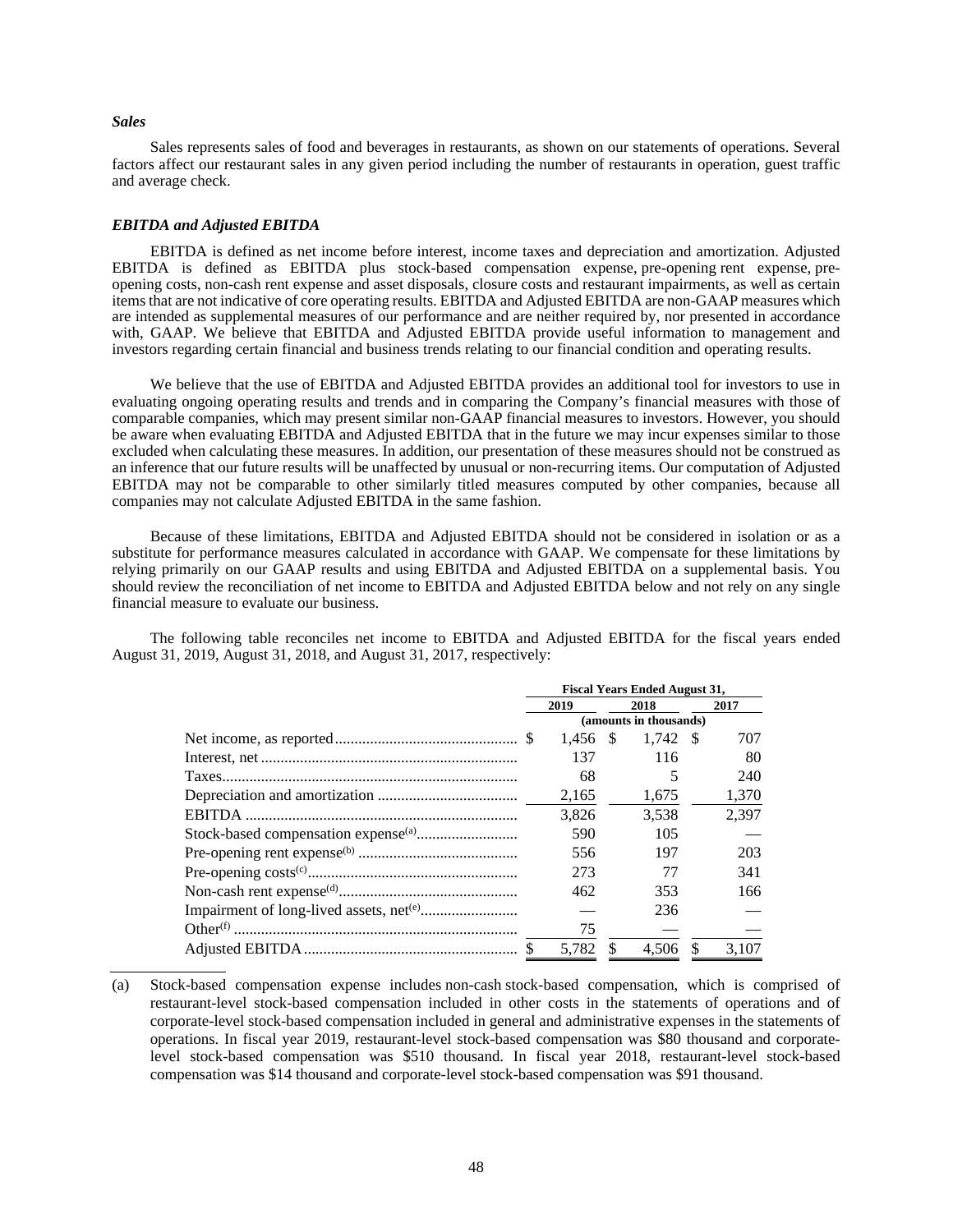### *Sales*

Sales represents sales of food and beverages in restaurants, as shown on our statements of operations. Several factors affect our restaurant sales in any given period including the number of restaurants in operation, guest traffic and average check.

### *EBITDA and Adjusted EBITDA*

EBITDA is defined as net income before interest, income taxes and depreciation and amortization. Adjusted EBITDA is defined as EBITDA plus stock-based compensation expense, pre-opening rent expense, pre-opening costs, non-cash rent expense and asset disposals, closure costs and restaurant impairments, as well as certain items that are not indicative of core operating results. EBITDA and Adjusted EBITDA are non-GAAP measures which are intended as supplemental measures of our performance and are neither required by, nor presented in accordance with, GAAP. We believe that EBITDA and Adjusted EBITDA provide useful information to management and investors regarding certain financial and business trends relating to our financial condition and operating results.

We believe that the use of EBITDA and Adjusted EBITDA provides an additional tool for investors to use in evaluating ongoing operating results and trends and in comparing the Company's financial measures with those of comparable companies, which may present similar non-GAAP financial measures to investors. However, you should be aware when evaluating EBITDA and Adjusted EBITDA that in the future we may incur expenses similar to those excluded when calculating these measures. In addition, our presentation of these measures should not be construed as an inference that our future results will be unaffected by unusual or non-recurring items. Our computation of Adjusted EBITDA may not be comparable to other similarly titled measures computed by other companies, because all companies may not calculate Adjusted EBITDA in the same fashion.

Because of these limitations, EBITDA and Adjusted EBITDA should not be considered in isolation or as a substitute for performance measures calculated in accordance with GAAP. We compensate for these limitations by relying primarily on our GAAP results and using EBITDA and Adjusted EBITDA on a supplemental basis. You should review the reconciliation of net income to EBITDA and Adjusted EBITDA below and not rely on any single financial measure to evaluate our business.

The following table reconciles net income to EBITDA and Adjusted EBITDA for the fiscal years ended August 31, 2019, August 31, 2018, and August 31, 2017, respectively:

| | Fiscal Years Ended August 31, | | |
|---|---|---|---|
| | 2019 | 2018 | 2017 |
| | (amounts in thousands) | | |
| Net income, as reported | $ 1,456 | $ 1,742 | $ 707 |
| Interest, net | 137 | 116 | 80 |
| Taxes | 68 | 5 | 240 |
| Depreciation and amortization | 2,165 | 1,675 | 1,370 |
| EBITDA | 3,826 | 3,538 | 2,397 |
| Stock-based compensation expense[(a)] | 590 | 105 | — |
| Pre-opening rent expense[(b)] | 556 | 197 | 203 |
| Pre-opening costs[(c)] | 273 | 77 | 341 |
| Non-cash rent expense[(d)] | 462 | 353 | 166 |
| Impairment of long-lived assets, net[(e)] | — | 236 | — |
| Other[(f)] | 75 | — | — |
| Adjusted EBITDA | $ 5,782 | $ 4,506 | $ 3,107 |

(a) Stock-based compensation expense includes non-cash stock-based compensation, which is comprised of restaurant-level stock-based compensation included in other costs in the statements of operations and of corporate-level stock-based compensation included in general and administrative expenses in the statements of operations. In fiscal year 2019, restaurant-level stock-based compensation was $80 thousand and corporate-level stock-based compensation was $510 thousand. In fiscal year 2018, restaurant-level stock-based compensation was $14 thousand and corporate-level stock-based compensation was $91 thousand.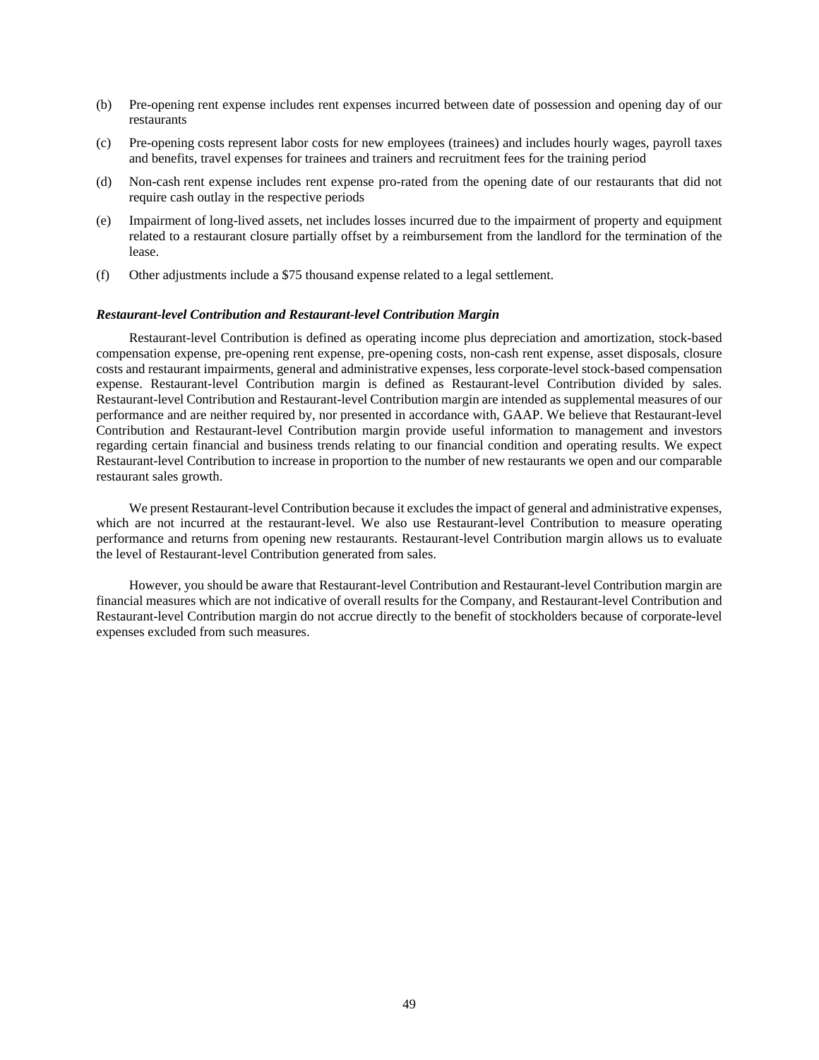(b) Pre-opening rent expense includes rent expenses incurred between date of possession and opening day of our restaurants

(c) Pre-opening costs represent labor costs for new employees (trainees) and includes hourly wages, payroll taxes and benefits, travel expenses for trainees and trainers and recruitment fees for the training period

(d) Non-cash rent expense includes rent expense pro-rated from the opening date of our restaurants that did not require cash outlay in the respective periods

(e) Impairment of long-lived assets, net includes losses incurred due to the impairment of property and equipment related to a restaurant closure partially offset by a reimbursement from the landlord for the termination of the lease.

(f) Other adjustments include a $75 thousand expense related to a legal settlement.

***Restaurant-level Contribution and Restaurant-level Contribution Margin***

Restaurant-level Contribution is defined as operating income plus depreciation and amortization, stock-based compensation expense, pre-opening rent expense, pre-opening costs, non-cash rent expense, asset disposals, closure costs and restaurant impairments, general and administrative expenses, less corporate-level stock-based compensation expense. Restaurant-level Contribution margin is defined as Restaurant-level Contribution divided by sales. Restaurant-level Contribution and Restaurant-level Contribution margin are intended as supplemental measures of our performance and are neither required by, nor presented in accordance with, GAAP. We believe that Restaurant-level Contribution and Restaurant-level Contribution margin provide useful information to management and investors regarding certain financial and business trends relating to our financial condition and operating results. We expect Restaurant-level Contribution to increase in proportion to the number of new restaurants we open and our comparable restaurant sales growth.

We present Restaurant-level Contribution because it excludes the impact of general and administrative expenses, which are not incurred at the restaurant-level. We also use Restaurant-level Contribution to measure operating performance and returns from opening new restaurants. Restaurant-level Contribution margin allows us to evaluate the level of Restaurant-level Contribution generated from sales.

However, you should be aware that Restaurant-level Contribution and Restaurant-level Contribution margin are financial measures which are not indicative of overall results for the Company, and Restaurant-level Contribution and Restaurant-level Contribution margin do not accrue directly to the benefit of stockholders because of corporate-level expenses excluded from such measures.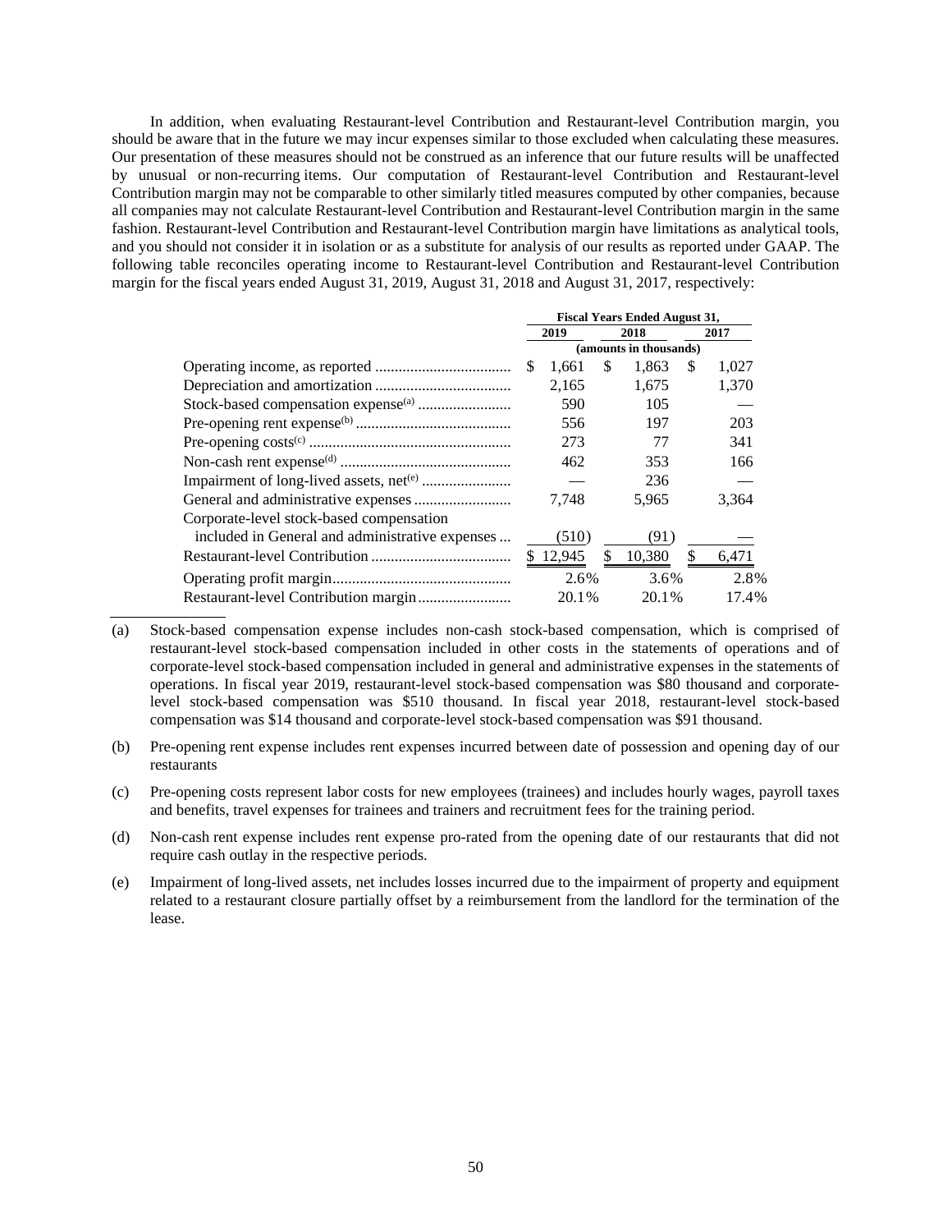In addition, when evaluating Restaurant-level Contribution and Restaurant-level Contribution margin, you should be aware that in the future we may incur expenses similar to those excluded when calculating these measures. Our presentation of these measures should not be construed as an inference that our future results will be unaffected by unusual or non-recurring items. Our computation of Restaurant-level Contribution and Restaurant-level Contribution margin may not be comparable to other similarly titled measures computed by other companies, because all companies may not calculate Restaurant-level Contribution and Restaurant-level Contribution margin in the same fashion. Restaurant-level Contribution and Restaurant-level Contribution margin have limitations as analytical tools, and you should not consider it in isolation or as a substitute for analysis of our results as reported under GAAP. The following table reconciles operating income to Restaurant-level Contribution and Restaurant-level Contribution margin for the fiscal years ended August 31, 2019, August 31, 2018 and August 31, 2017, respectively:

| | Fiscal Years Ended August 31, | | |
|---|---|---|---|
| | 2019 | 2018 | 2017 |
| | (amounts in thousands) | | |
| Operating income, as reported | $ 1,661 | $ 1,863 | $ 1,027 |
| Depreciation and amortization | 2,165 | 1,675 | 1,370 |
| Stock-based compensation expense[(a)] | 590 | 105 | — |
| Pre-opening rent expense[(b)] | 556 | 197 | 203 |
| Pre-opening costs[(c)] | 273 | 77 | 341 |
| Non-cash rent expense[(d)] | 462 | 353 | 166 |
| Impairment of long-lived assets, net[(e)] | — | 236 | — |
| General and administrative expenses | 7,748 | 5,965 | 3,364 |
| Corporate-level stock-based compensation included in General and administrative expenses | (510) | (91) | — |
| Restaurant-level Contribution | $ 12,945 | $ 10,380 | $ 6,471 |
| Operating profit margin | 2.6% | 3.6% | 2.8% |
| Restaurant-level Contribution margin | 20.1% | 20.1% | 17.4% |

(a) Stock-based compensation expense includes non-cash stock-based compensation, which is comprised of restaurant-level stock-based compensation included in other costs in the statements of operations and of corporate-level stock-based compensation included in general and administrative expenses in the statements of operations. In fiscal year 2019, restaurant-level stock-based compensation was $80 thousand and corporate-level stock-based compensation was $510 thousand. In fiscal year 2018, restaurant-level stock-based compensation was $14 thousand and corporate-level stock-based compensation was $91 thousand.

(b) Pre-opening rent expense includes rent expenses incurred between date of possession and opening day of our restaurants

(c) Pre-opening costs represent labor costs for new employees (trainees) and includes hourly wages, payroll taxes and benefits, travel expenses for trainees and trainers and recruitment fees for the training period.

(d) Non-cash rent expense includes rent expense pro-rated from the opening date of our restaurants that did not require cash outlay in the respective periods.

(e) Impairment of long-lived assets, net includes losses incurred due to the impairment of property and equipment related to a restaurant closure partially offset by a reimbursement from the landlord for the termination of the lease.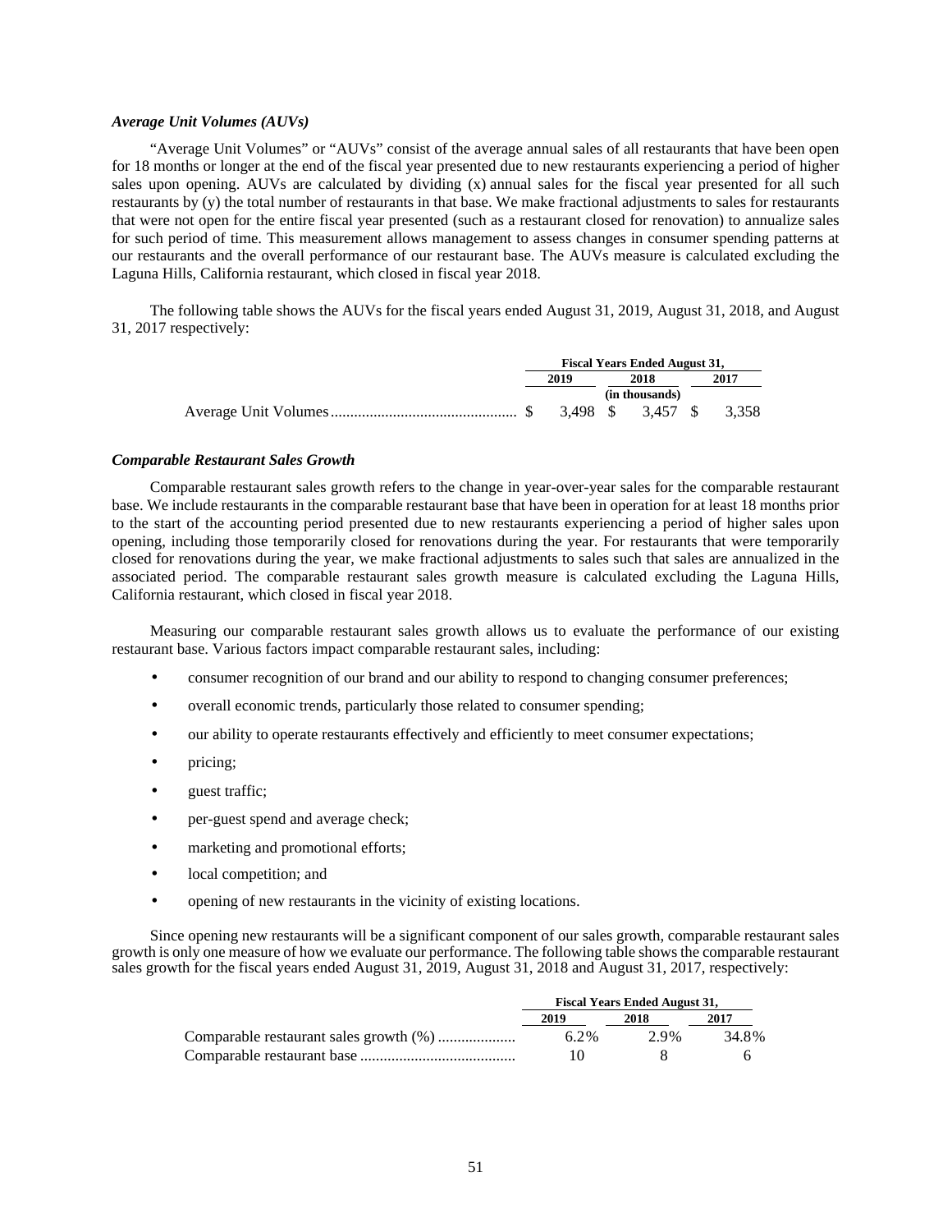### *Average Unit Volumes (AUVs)*

"Average Unit Volumes" or "AUVs" consist of the average annual sales of all restaurants that have been open for 18 months or longer at the end of the fiscal year presented due to new restaurants experiencing a period of higher sales upon opening. AUVs are calculated by dividing (x) annual sales for the fiscal year presented for all such restaurants by (y) the total number of restaurants in that base. We make fractional adjustments to sales for restaurants that were not open for the entire fiscal year presented (such as a restaurant closed for renovation) to annualize sales for such period of time. This measurement allows management to assess changes in consumer spending patterns at our restaurants and the overall performance of our restaurant base. The AUVs measure is calculated excluding the Laguna Hills, California restaurant, which closed in fiscal year 2018.

The following table shows the AUVs for the fiscal years ended August 31, 2019, August 31, 2018, and August 31, 2017 respectively:

| | Fiscal Years Ended August 31, | | |
|---|---|---|---|
| | 2019 | 2018 | 2017 |
| | | (in thousands) | |
| Average Unit Volumes | $ 3,498 | $ 3,457 | $ 3,358 |

### *Comparable Restaurant Sales Growth*

Comparable restaurant sales growth refers to the change in year-over-year sales for the comparable restaurant base. We include restaurants in the comparable restaurant base that have been in operation for at least 18 months prior to the start of the accounting period presented due to new restaurants experiencing a period of higher sales upon opening, including those temporarily closed for renovations during the year. For restaurants that were temporarily closed for renovations during the year, we make fractional adjustments to sales such that sales are annualized in the associated period. The comparable restaurant sales growth measure is calculated excluding the Laguna Hills, California restaurant, which closed in fiscal year 2018.

Measuring our comparable restaurant sales growth allows us to evaluate the performance of our existing restaurant base. Various factors impact comparable restaurant sales, including:

- consumer recognition of our brand and our ability to respond to changing consumer preferences;
- overall economic trends, particularly those related to consumer spending;
- our ability to operate restaurants effectively and efficiently to meet consumer expectations;
- pricing;
- guest traffic;
- per-guest spend and average check;
- marketing and promotional efforts;
- local competition; and
- opening of new restaurants in the vicinity of existing locations.

Since opening new restaurants will be a significant component of our sales growth, comparable restaurant sales growth is only one measure of how we evaluate our performance. The following table shows the comparable restaurant sales growth for the fiscal years ended August 31, 2019, August 31, 2018 and August 31, 2017, respectively:

| | Fiscal Years Ended August 31, | | |
|---|---|---|---|
| | 2019 | 2018 | 2017 |
| Comparable restaurant sales growth (%) | 6.2% | 2.9% | 34.8% |
| Comparable restaurant base | 10 | 8 | 6 |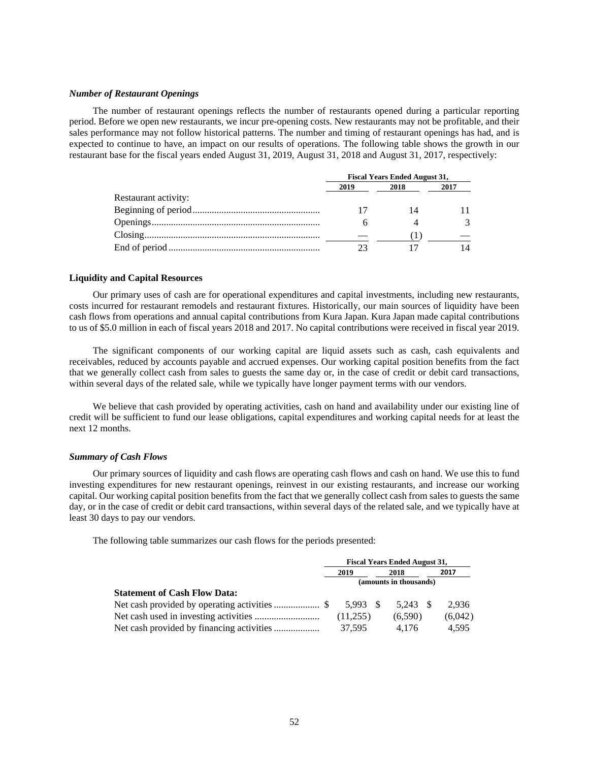### *Number of Restaurant Openings*

The number of restaurant openings reflects the number of restaurants opened during a particular reporting period. Before we open new restaurants, we incur pre-opening costs. New restaurants may not be profitable, and their sales performance may not follow historical patterns. The number and timing of restaurant openings has had, and is expected to continue to have, an impact on our results of operations. The following table shows the growth in our restaurant base for the fiscal years ended August 31, 2019, August 31, 2018 and August 31, 2017, respectively:

| | Fiscal Years Ended August 31, | | |
|---|---|---|---|
| | 2019 | 2018 | 2017 |
| Restaurant activity: | | | |
| Beginning of period | 17 | 14 | 11 |
| Openings | 6 | 4 | 3 |
| Closing | — | (1) | — |
| End of period | 23 | 17 | 14 |

## Liquidity and Capital Resources

Our primary uses of cash are for operational expenditures and capital investments, including new restaurants, costs incurred for restaurant remodels and restaurant fixtures. Historically, our main sources of liquidity have been cash flows from operations and annual capital contributions from Kura Japan. Kura Japan made capital contributions to us of $5.0 million in each of fiscal years 2018 and 2017. No capital contributions were received in fiscal year 2019.

The significant components of our working capital are liquid assets such as cash, cash equivalents and receivables, reduced by accounts payable and accrued expenses. Our working capital position benefits from the fact that we generally collect cash from sales to guests the same day or, in the case of credit or debit card transactions, within several days of the related sale, while we typically have longer payment terms with our vendors.

We believe that cash provided by operating activities, cash on hand and availability under our existing line of credit will be sufficient to fund our lease obligations, capital expenditures and working capital needs for at least the next 12 months.

### *Summary of Cash Flows*

Our primary sources of liquidity and cash flows are operating cash flows and cash on hand. We use this to fund investing expenditures for new restaurant openings, reinvest in our existing restaurants, and increase our working capital. Our working capital position benefits from the fact that we generally collect cash from sales to guests the same day, or in the case of credit or debit card transactions, within several days of the related sale, and we typically have at least 30 days to pay our vendors.

The following table summarizes our cash flows for the periods presented:

| | Fiscal Years Ended August 31, | | |
|---|---|---|---|
| | 2019 | 2018 | 2017 |
| | (amounts in thousands) | | |
| **Statement of Cash Flow Data:** | | | |
| Net cash provided by operating activities | $ 5,993 | $ 5,243 | $ 2,936 |
| Net cash used in investing activities | (11,255) | (6,590) | (6,042) |
| Net cash provided by financing activities | 37,595 | 4,176 | 4,595 |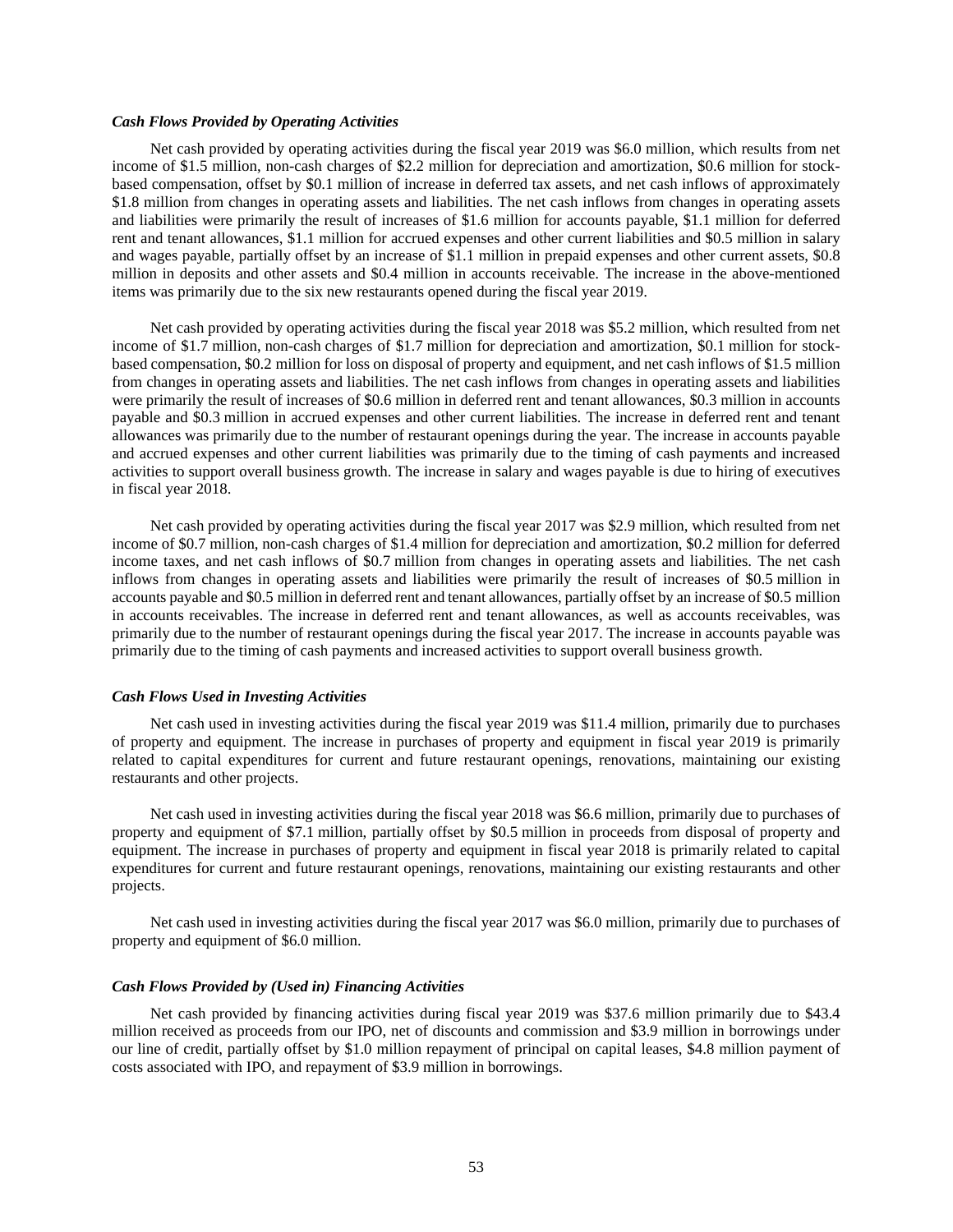***Cash Flows Provided by Operating Activities***

Net cash provided by operating activities during the fiscal year 2019 was $6.0 million, which results from net income of $1.5 million, non-cash charges of $2.2 million for depreciation and amortization, $0.6 million for stock-based compensation, offset by $0.1 million of increase in deferred tax assets, and net cash inflows of approximately $1.8 million from changes in operating assets and liabilities. The net cash inflows from changes in operating assets and liabilities were primarily the result of increases of $1.6 million for accounts payable, $1.1 million for deferred rent and tenant allowances, $1.1 million for accrued expenses and other current liabilities and $0.5 million in salary and wages payable, partially offset by an increase of $1.1 million in prepaid expenses and other current assets, $0.8 million in deposits and other assets and $0.4 million in accounts receivable. The increase in the above-mentioned items was primarily due to the six new restaurants opened during the fiscal year 2019.

Net cash provided by operating activities during the fiscal year 2018 was $5.2 million, which resulted from net income of $1.7 million, non-cash charges of $1.7 million for depreciation and amortization, $0.1 million for stock-based compensation, $0.2 million for loss on disposal of property and equipment, and net cash inflows of $1.5 million from changes in operating assets and liabilities. The net cash inflows from changes in operating assets and liabilities were primarily the result of increases of $0.6 million in deferred rent and tenant allowances, $0.3 million in accounts payable and $0.3 million in accrued expenses and other current liabilities. The increase in deferred rent and tenant allowances was primarily due to the number of restaurant openings during the year. The increase in accounts payable and accrued expenses and other current liabilities was primarily due to the timing of cash payments and increased activities to support overall business growth. The increase in salary and wages payable is due to hiring of executives in fiscal year 2018.

Net cash provided by operating activities during the fiscal year 2017 was $2.9 million, which resulted from net income of $0.7 million, non-cash charges of $1.4 million for depreciation and amortization, $0.2 million for deferred income taxes, and net cash inflows of $0.7 million from changes in operating assets and liabilities. The net cash inflows from changes in operating assets and liabilities were primarily the result of increases of $0.5 million in accounts payable and $0.5 million in deferred rent and tenant allowances, partially offset by an increase of $0.5 million in accounts receivables. The increase in deferred rent and tenant allowances, as well as accounts receivables, was primarily due to the number of restaurant openings during the fiscal year 2017. The increase in accounts payable was primarily due to the timing of cash payments and increased activities to support overall business growth.

***Cash Flows Used in Investing Activities***

Net cash used in investing activities during the fiscal year 2019 was $11.4 million, primarily due to purchases of property and equipment. The increase in purchases of property and equipment in fiscal year 2019 is primarily related to capital expenditures for current and future restaurant openings, renovations, maintaining our existing restaurants and other projects.

Net cash used in investing activities during the fiscal year 2018 was $6.6 million, primarily due to purchases of property and equipment of $7.1 million, partially offset by $0.5 million in proceeds from disposal of property and equipment. The increase in purchases of property and equipment in fiscal year 2018 is primarily related to capital expenditures for current and future restaurant openings, renovations, maintaining our existing restaurants and other projects.

Net cash used in investing activities during the fiscal year 2017 was $6.0 million, primarily due to purchases of property and equipment of $6.0 million.

***Cash Flows Provided by (Used in) Financing Activities***

Net cash provided by financing activities during fiscal year 2019 was $37.6 million primarily due to $43.4 million received as proceeds from our IPO, net of discounts and commission and $3.9 million in borrowings under our line of credit, partially offset by $1.0 million repayment of principal on capital leases, $4.8 million payment of costs associated with IPO, and repayment of $3.9 million in borrowings.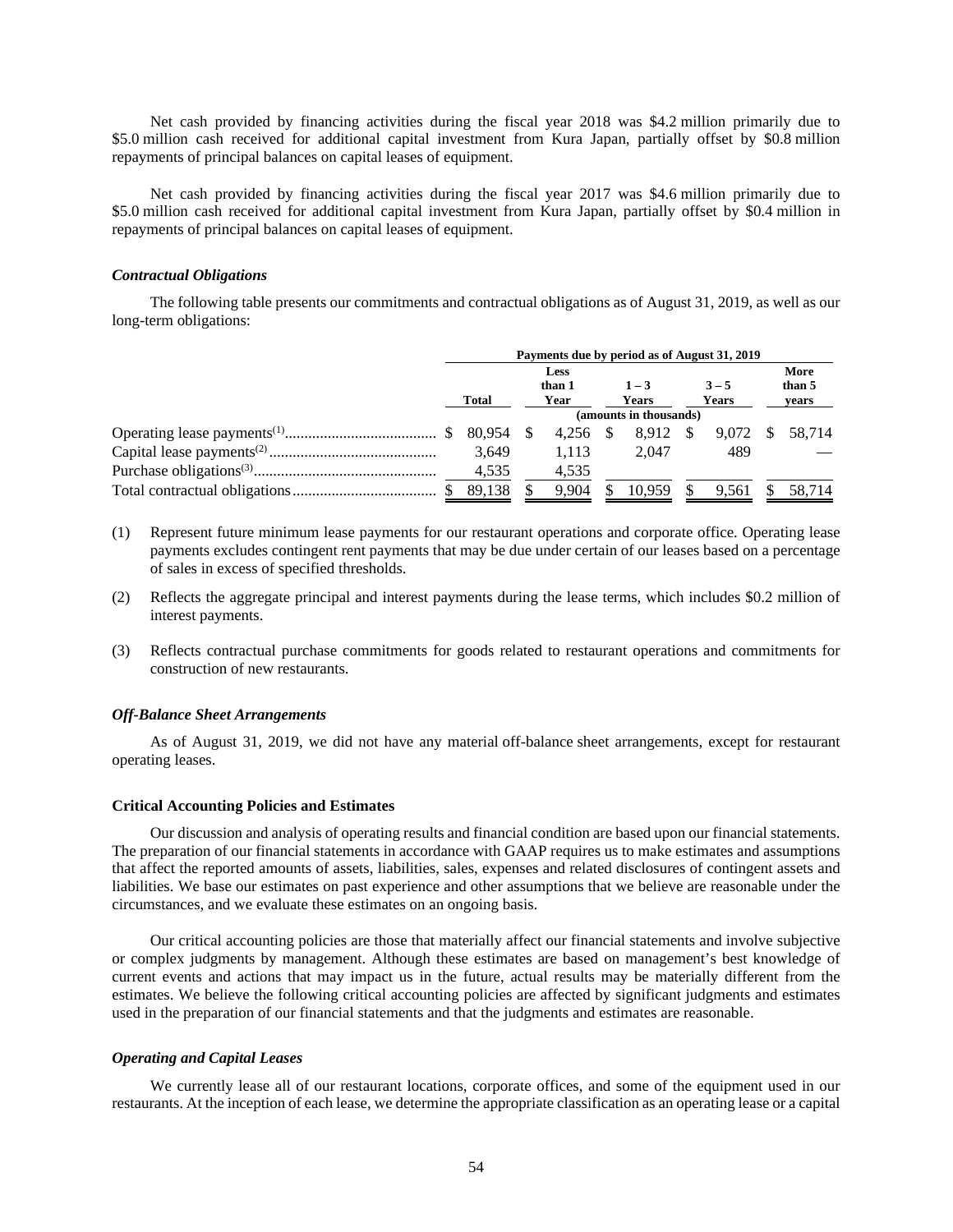Net cash provided by financing activities during the fiscal year 2018 was $4.2 million primarily due to $5.0 million cash received for additional capital investment from Kura Japan, partially offset by $0.8 million repayments of principal balances on capital leases of equipment.

Net cash provided by financing activities during the fiscal year 2017 was $4.6 million primarily due to $5.0 million cash received for additional capital investment from Kura Japan, partially offset by $0.4 million in repayments of principal balances on capital leases of equipment.

***Contractual Obligations***

The following table presents our commitments and contractual obligations as of August 31, 2019, as well as our long-term obligations:

| | Payments due by period as of August 31, 2019 | | | | |
|---|---|---|---|---|---|
| | Total | Less than 1 Year | 1 – 3 Years | 3 – 5 Years | More than 5 years |
| | (amounts in thousands) | | | | |
| Operating lease payments[(1)] | $ 80,954 | $ 4,256 | $ 8,912 | $ 9,072 | $ 58,714 |
| Capital lease payments[(2)] | 3,649 | 1,113 | 2,047 | 489 | — |
| Purchase obligations[(3)] | 4,535 | 4,535 | | | |
| Total contractual obligations | $ 89,138 | $ 9,904 | $ 10,959 | $ 9,561 | $ 58,714 |

(1) Represent future minimum lease payments for our restaurant operations and corporate office. Operating lease payments excludes contingent rent payments that may be due under certain of our leases based on a percentage of sales in excess of specified thresholds.

(2) Reflects the aggregate principal and interest payments during the lease terms, which includes $0.2 million of interest payments.

(3) Reflects contractual purchase commitments for goods related to restaurant operations and commitments for construction of new restaurants.

***Off-Balance Sheet Arrangements***

As of August 31, 2019, we did not have any material off-balance sheet arrangements, except for restaurant operating leases.

**Critical Accounting Policies and Estimates**

Our discussion and analysis of operating results and financial condition are based upon our financial statements. The preparation of our financial statements in accordance with GAAP requires us to make estimates and assumptions that affect the reported amounts of assets, liabilities, sales, expenses and related disclosures of contingent assets and liabilities. We base our estimates on past experience and other assumptions that we believe are reasonable under the circumstances, and we evaluate these estimates on an ongoing basis.

Our critical accounting policies are those that materially affect our financial statements and involve subjective or complex judgments by management. Although these estimates are based on management's best knowledge of current events and actions that may impact us in the future, actual results may be materially different from the estimates. We believe the following critical accounting policies are affected by significant judgments and estimates used in the preparation of our financial statements and that the judgments and estimates are reasonable.

***Operating and Capital Leases***

We currently lease all of our restaurant locations, corporate offices, and some of the equipment used in our restaurants. At the inception of each lease, we determine the appropriate classification as an operating lease or a capital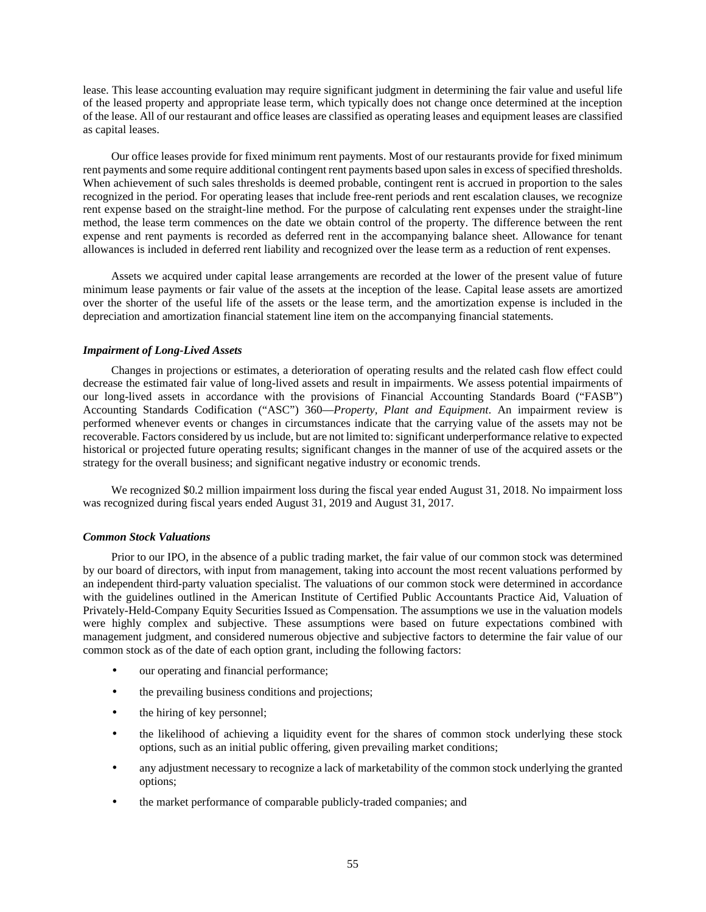lease. This lease accounting evaluation may require significant judgment in determining the fair value and useful life of the leased property and appropriate lease term, which typically does not change once determined at the inception of the lease. All of our restaurant and office leases are classified as operating leases and equipment leases are classified as capital leases.

Our office leases provide for fixed minimum rent payments. Most of our restaurants provide for fixed minimum rent payments and some require additional contingent rent payments based upon sales in excess of specified thresholds. When achievement of such sales thresholds is deemed probable, contingent rent is accrued in proportion to the sales recognized in the period. For operating leases that include free-rent periods and rent escalation clauses, we recognize rent expense based on the straight-line method. For the purpose of calculating rent expenses under the straight-line method, the lease term commences on the date we obtain control of the property. The difference between the rent expense and rent payments is recorded as deferred rent in the accompanying balance sheet. Allowance for tenant allowances is included in deferred rent liability and recognized over the lease term as a reduction of rent expenses.

Assets we acquired under capital lease arrangements are recorded at the lower of the present value of future minimum lease payments or fair value of the assets at the inception of the lease. Capital lease assets are amortized over the shorter of the useful life of the assets or the lease term, and the amortization expense is included in the depreciation and amortization financial statement line item on the accompanying financial statements.

### *Impairment of Long-Lived Assets*

Changes in projections or estimates, a deterioration of operating results and the related cash flow effect could decrease the estimated fair value of long-lived assets and result in impairments. We assess potential impairments of our long-lived assets in accordance with the provisions of Financial Accounting Standards Board ("FASB") Accounting Standards Codification ("ASC") 360—*Property, Plant and Equipment*. An impairment review is performed whenever events or changes in circumstances indicate that the carrying value of the assets may not be recoverable. Factors considered by us include, but are not limited to: significant underperformance relative to expected historical or projected future operating results; significant changes in the manner of use of the acquired assets or the strategy for the overall business; and significant negative industry or economic trends.

We recognized $0.2 million impairment loss during the fiscal year ended August 31, 2018. No impairment loss was recognized during fiscal years ended August 31, 2019 and August 31, 2017.

### *Common Stock Valuations*

Prior to our IPO, in the absence of a public trading market, the fair value of our common stock was determined by our board of directors, with input from management, taking into account the most recent valuations performed by an independent third-party valuation specialist. The valuations of our common stock were determined in accordance with the guidelines outlined in the American Institute of Certified Public Accountants Practice Aid, Valuation of Privately-Held-Company Equity Securities Issued as Compensation. The assumptions we use in the valuation models were highly complex and subjective. These assumptions were based on future expectations combined with management judgment, and considered numerous objective and subjective factors to determine the fair value of our common stock as of the date of each option grant, including the following factors:

- our operating and financial performance;
- the prevailing business conditions and projections;
- the hiring of key personnel;
- the likelihood of achieving a liquidity event for the shares of common stock underlying these stock options, such as an initial public offering, given prevailing market conditions;
- any adjustment necessary to recognize a lack of marketability of the common stock underlying the granted options;
- the market performance of comparable publicly-traded companies; and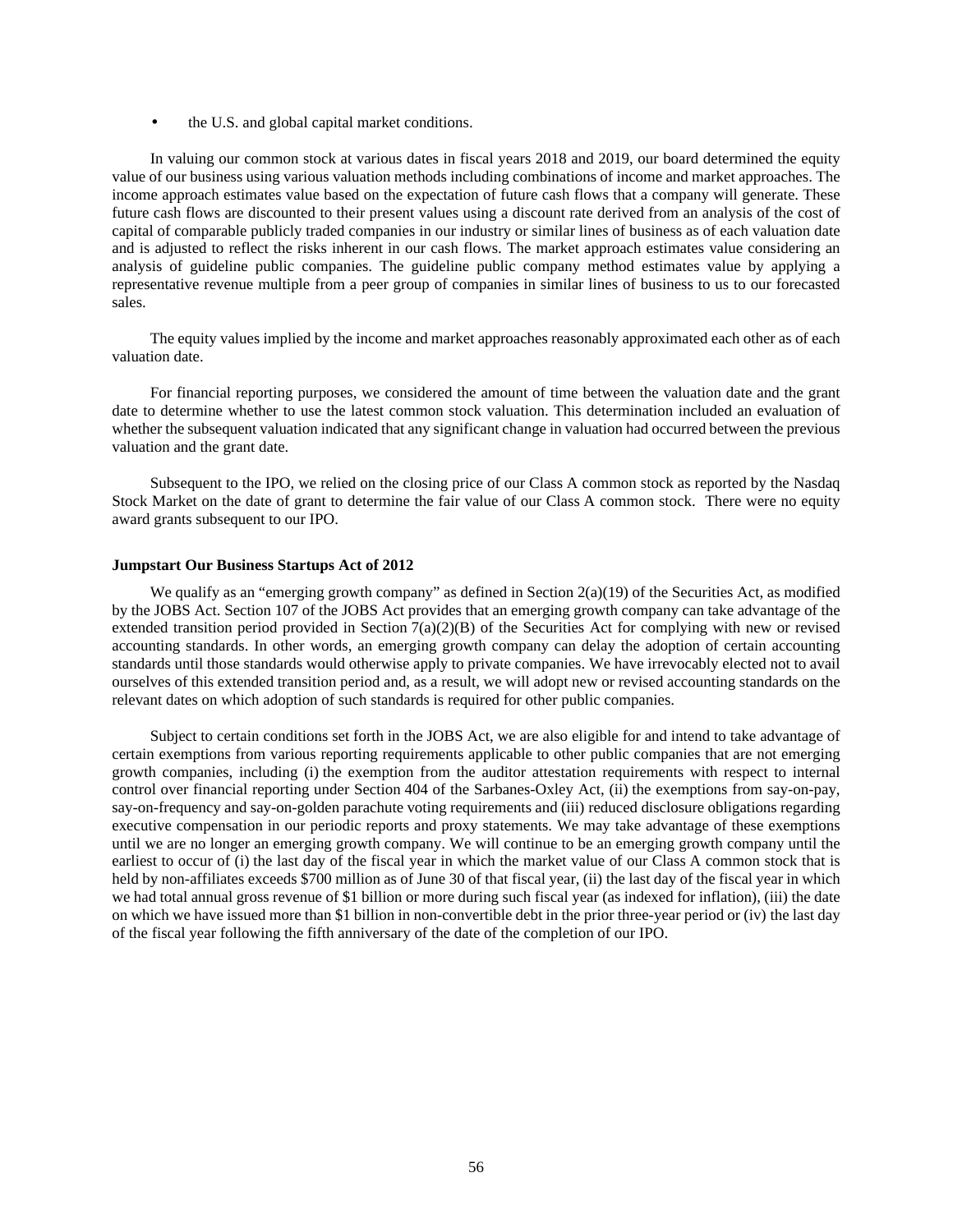- the U.S. and global capital market conditions.

In valuing our common stock at various dates in fiscal years 2018 and 2019, our board determined the equity value of our business using various valuation methods including combinations of income and market approaches. The income approach estimates value based on the expectation of future cash flows that a company will generate. These future cash flows are discounted to their present values using a discount rate derived from an analysis of the cost of capital of comparable publicly traded companies in our industry or similar lines of business as of each valuation date and is adjusted to reflect the risks inherent in our cash flows. The market approach estimates value considering an analysis of guideline public companies. The guideline public company method estimates value by applying a representative revenue multiple from a peer group of companies in similar lines of business to us to our forecasted sales.

The equity values implied by the income and market approaches reasonably approximated each other as of each valuation date.

For financial reporting purposes, we considered the amount of time between the valuation date and the grant date to determine whether to use the latest common stock valuation. This determination included an evaluation of whether the subsequent valuation indicated that any significant change in valuation had occurred between the previous valuation and the grant date.

Subsequent to the IPO, we relied on the closing price of our Class A common stock as reported by the Nasdaq Stock Market on the date of grant to determine the fair value of our Class A common stock. There were no equity award grants subsequent to our IPO.

**Jumpstart Our Business Startups Act of 2012**

We qualify as an "emerging growth company" as defined in Section 2(a)(19) of the Securities Act, as modified by the JOBS Act. Section 107 of the JOBS Act provides that an emerging growth company can take advantage of the extended transition period provided in Section 7(a)(2)(B) of the Securities Act for complying with new or revised accounting standards. In other words, an emerging growth company can delay the adoption of certain accounting standards until those standards would otherwise apply to private companies. We have irrevocably elected not to avail ourselves of this extended transition period and, as a result, we will adopt new or revised accounting standards on the relevant dates on which adoption of such standards is required for other public companies.

Subject to certain conditions set forth in the JOBS Act, we are also eligible for and intend to take advantage of certain exemptions from various reporting requirements applicable to other public companies that are not emerging growth companies, including (i) the exemption from the auditor attestation requirements with respect to internal control over financial reporting under Section 404 of the Sarbanes-Oxley Act, (ii) the exemptions from say-on-pay, say-on-frequency and say-on-golden parachute voting requirements and (iii) reduced disclosure obligations regarding executive compensation in our periodic reports and proxy statements. We may take advantage of these exemptions until we are no longer an emerging growth company. We will continue to be an emerging growth company until the earliest to occur of (i) the last day of the fiscal year in which the market value of our Class A common stock that is held by non-affiliates exceeds $700 million as of June 30 of that fiscal year, (ii) the last day of the fiscal year in which we had total annual gross revenue of $1 billion or more during such fiscal year (as indexed for inflation), (iii) the date on which we have issued more than $1 billion in non-convertible debt in the prior three-year period or (iv) the last day of the fiscal year following the fifth anniversary of the date of the completion of our IPO.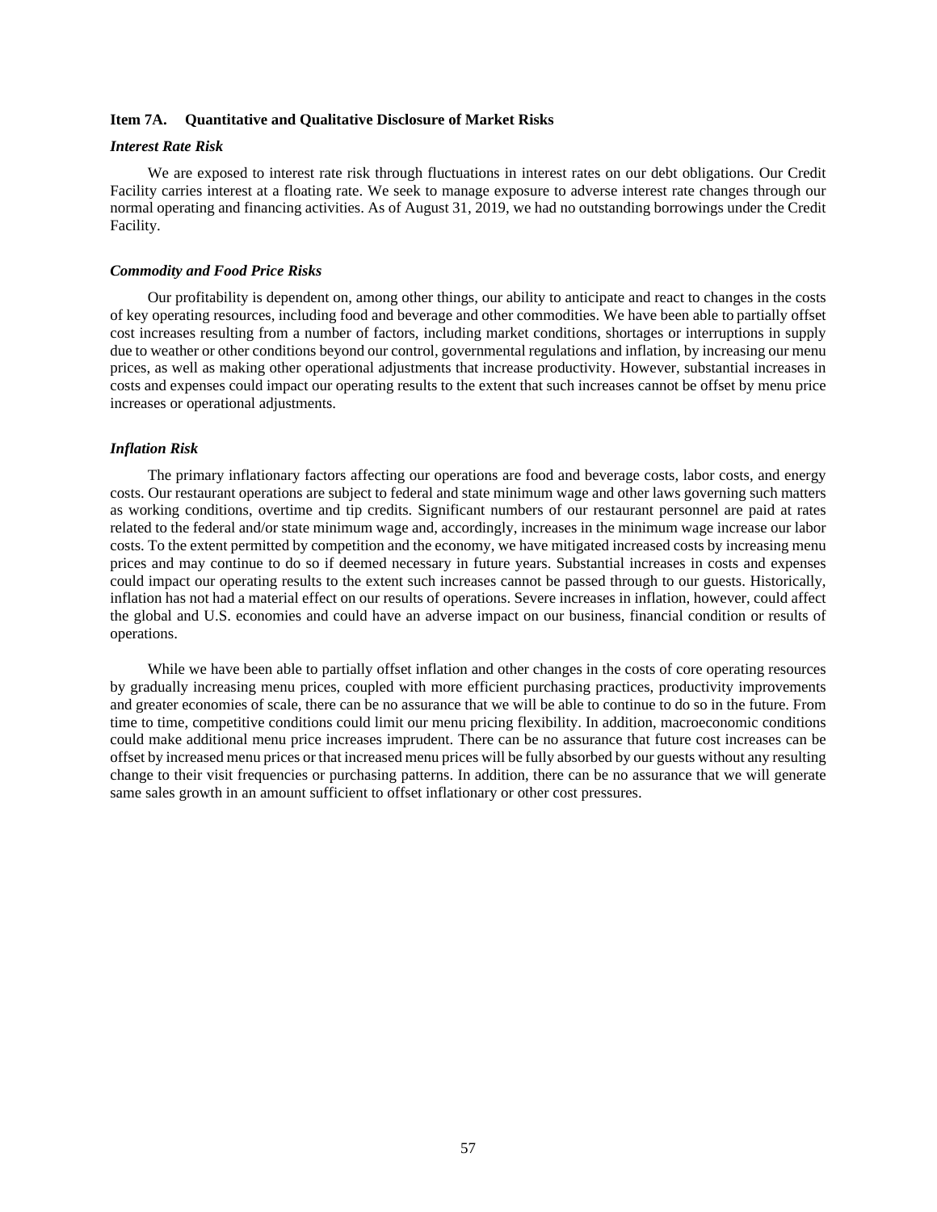**Item 7A. Quantitative and Qualitative Disclosure of Market Risks**

***Interest Rate Risk***

We are exposed to interest rate risk through fluctuations in interest rates on our debt obligations. Our Credit Facility carries interest at a floating rate. We seek to manage exposure to adverse interest rate changes through our normal operating and financing activities. As of August 31, 2019, we had no outstanding borrowings under the Credit Facility.

***Commodity and Food Price Risks***

Our profitability is dependent on, among other things, our ability to anticipate and react to changes in the costs of key operating resources, including food and beverage and other commodities. We have been able to partially offset cost increases resulting from a number of factors, including market conditions, shortages or interruptions in supply due to weather or other conditions beyond our control, governmental regulations and inflation, by increasing our menu prices, as well as making other operational adjustments that increase productivity. However, substantial increases in costs and expenses could impact our operating results to the extent that such increases cannot be offset by menu price increases or operational adjustments.

***Inflation Risk***

The primary inflationary factors affecting our operations are food and beverage costs, labor costs, and energy costs. Our restaurant operations are subject to federal and state minimum wage and other laws governing such matters as working conditions, overtime and tip credits. Significant numbers of our restaurant personnel are paid at rates related to the federal and/or state minimum wage and, accordingly, increases in the minimum wage increase our labor costs. To the extent permitted by competition and the economy, we have mitigated increased costs by increasing menu prices and may continue to do so if deemed necessary in future years. Substantial increases in costs and expenses could impact our operating results to the extent such increases cannot be passed through to our guests. Historically, inflation has not had a material effect on our results of operations. Severe increases in inflation, however, could affect the global and U.S. economies and could have an adverse impact on our business, financial condition or results of operations.

While we have been able to partially offset inflation and other changes in the costs of core operating resources by gradually increasing menu prices, coupled with more efficient purchasing practices, productivity improvements and greater economies of scale, there can be no assurance that we will be able to continue to do so in the future. From time to time, competitive conditions could limit our menu pricing flexibility. In addition, macroeconomic conditions could make additional menu price increases imprudent. There can be no assurance that future cost increases can be offset by increased menu prices or that increased menu prices will be fully absorbed by our guests without any resulting change to their visit frequencies or purchasing patterns. In addition, there can be no assurance that we will generate same sales growth in an amount sufficient to offset inflationary or other cost pressures.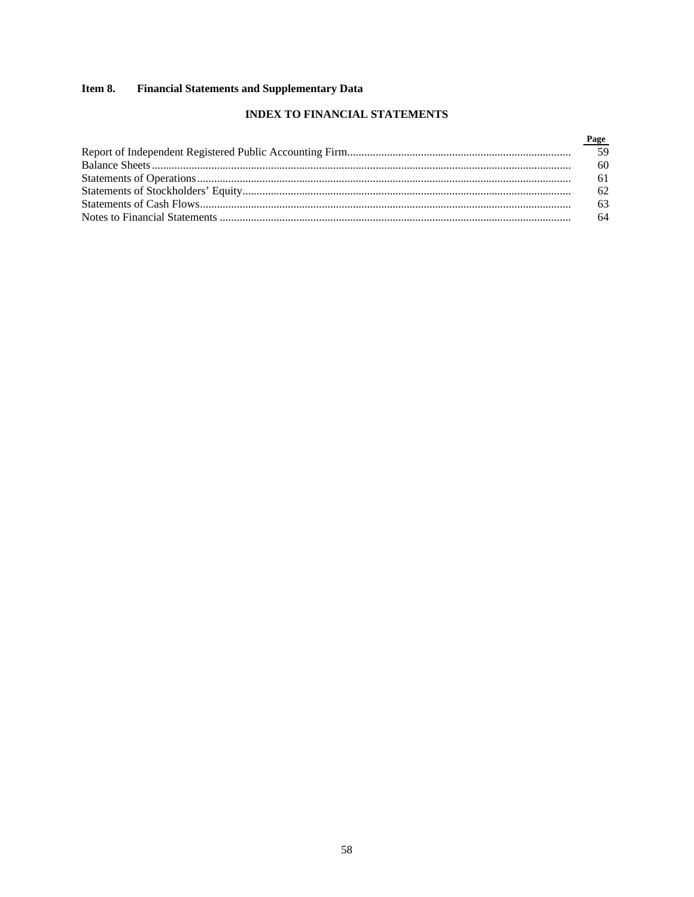## Item 8. Financial Statements and Supplementary Data

### INDEX TO FINANCIAL STATEMENTS

| | Page |
|---|---|
| Report of Independent Registered Public Accounting Firm | 59 |
| Balance Sheets | 60 |
| Statements of Operations | 61 |
| Statements of Stockholders' Equity | 62 |
| Statements of Cash Flows | 63 |
| Notes to Financial Statements | 64 |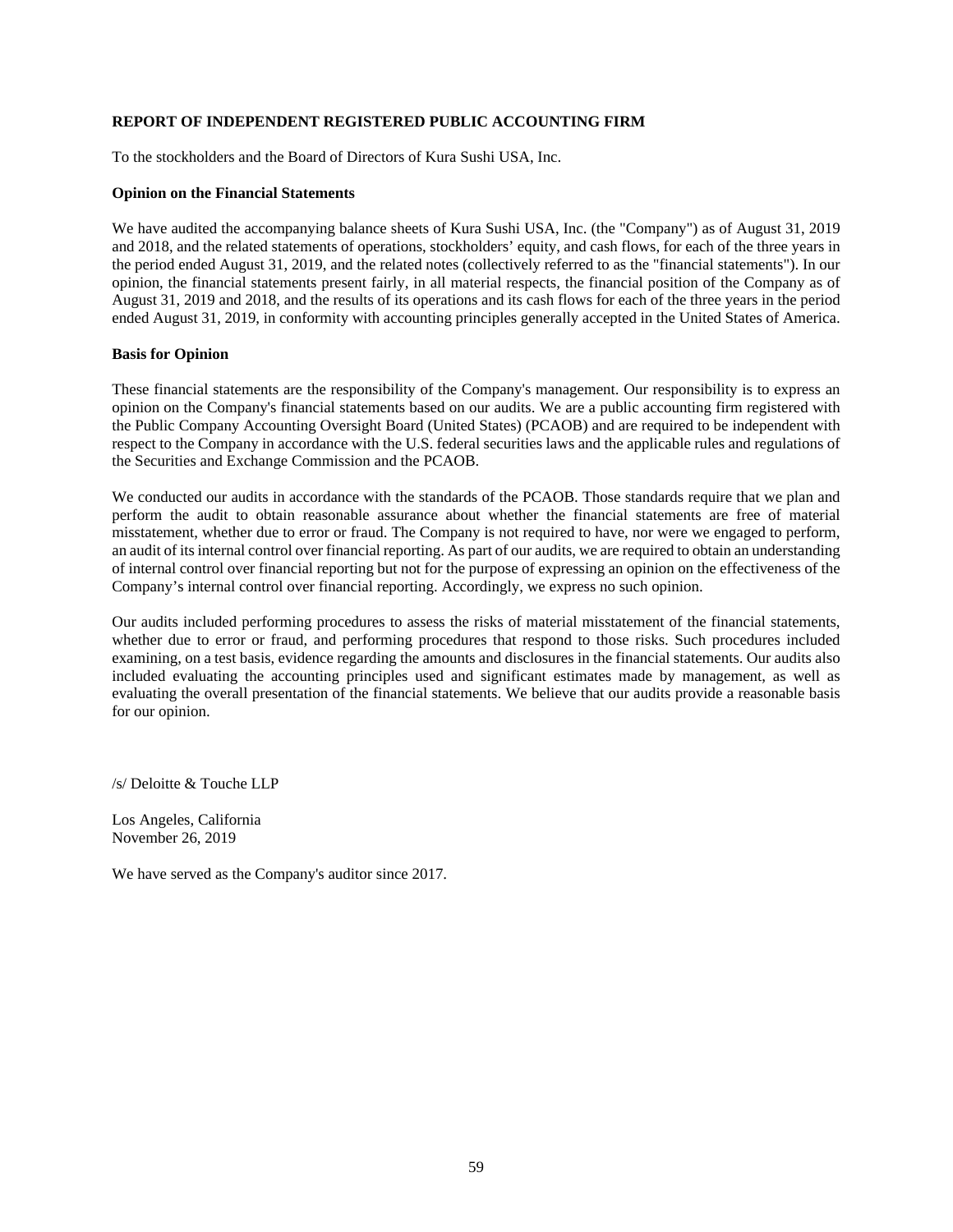**REPORT OF INDEPENDENT REGISTERED PUBLIC ACCOUNTING FIRM**

To the stockholders and the Board of Directors of Kura Sushi USA, Inc.

**Opinion on the Financial Statements**

We have audited the accompanying balance sheets of Kura Sushi USA, Inc. (the "Company") as of August 31, 2019 and 2018, and the related statements of operations, stockholders' equity, and cash flows, for each of the three years in the period ended August 31, 2019, and the related notes (collectively referred to as the "financial statements"). In our opinion, the financial statements present fairly, in all material respects, the financial position of the Company as of August 31, 2019 and 2018, and the results of its operations and its cash flows for each of the three years in the period ended August 31, 2019, in conformity with accounting principles generally accepted in the United States of America.

**Basis for Opinion**

These financial statements are the responsibility of the Company's management. Our responsibility is to express an opinion on the Company's financial statements based on our audits. We are a public accounting firm registered with the Public Company Accounting Oversight Board (United States) (PCAOB) and are required to be independent with respect to the Company in accordance with the U.S. federal securities laws and the applicable rules and regulations of the Securities and Exchange Commission and the PCAOB.

We conducted our audits in accordance with the standards of the PCAOB. Those standards require that we plan and perform the audit to obtain reasonable assurance about whether the financial statements are free of material misstatement, whether due to error or fraud. The Company is not required to have, nor were we engaged to perform, an audit of its internal control over financial reporting. As part of our audits, we are required to obtain an understanding of internal control over financial reporting but not for the purpose of expressing an opinion on the effectiveness of the Company's internal control over financial reporting. Accordingly, we express no such opinion.

Our audits included performing procedures to assess the risks of material misstatement of the financial statements, whether due to error or fraud, and performing procedures that respond to those risks. Such procedures included examining, on a test basis, evidence regarding the amounts and disclosures in the financial statements. Our audits also included evaluating the accounting principles used and significant estimates made by management, as well as evaluating the overall presentation of the financial statements. We believe that our audits provide a reasonable basis for our opinion.

/s/ Deloitte & Touche LLP

Los Angeles, California
November 26, 2019

We have served as the Company's auditor since 2017.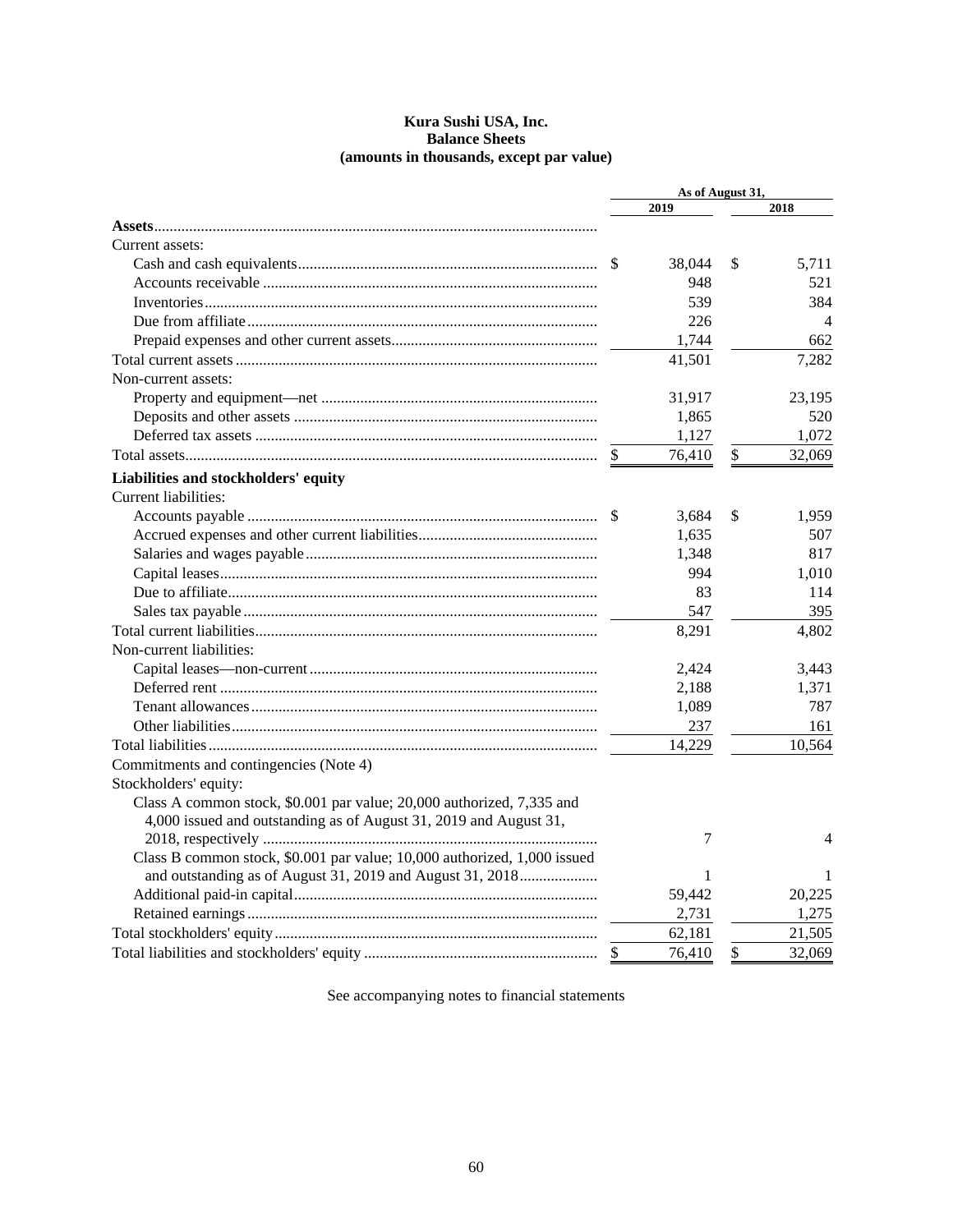**Kura Sushi USA, Inc.**
**Balance Sheets**
**(amounts in thousands, except par value)**

| | As of August 31, | |
|---|---|---|
| | 2019 | 2018 |
| **Assets** | | |
| Current assets: | | |
| Cash and cash equivalents | $ 38,044 | $ 5,711 |
| Accounts receivable | 948 | 521 |
| Inventories | 539 | 384 |
| Due from affiliate | 226 | 4 |
| Prepaid expenses and other current assets | 1,744 | 662 |
| Total current assets | 41,501 | 7,282 |
| Non-current assets: | | |
| Property and equipment—net | 31,917 | 23,195 |
| Deposits and other assets | 1,865 | 520 |
| Deferred tax assets | 1,127 | 1,072 |
| Total assets | $ 76,410 | $ 32,069 |
| **Liabilities and stockholders' equity** | | |
| Current liabilities: | | |
| Accounts payable | $ 3,684 | $ 1,959 |
| Accrued expenses and other current liabilities | 1,635 | 507 |
| Salaries and wages payable | 1,348 | 817 |
| Capital leases | 994 | 1,010 |
| Due to affiliate | 83 | 114 |
| Sales tax payable | 547 | 395 |
| Total current liabilities | 8,291 | 4,802 |
| Non-current liabilities: | | |
| Capital leases—non-current | 2,424 | 3,443 |
| Deferred rent | 2,188 | 1,371 |
| Tenant allowances | 1,089 | 787 |
| Other liabilities | 237 | 161 |
| Total liabilities | 14,229 | 10,564 |
| Commitments and contingencies (Note 4) | | |
| Stockholders' equity: | | |
| Class A common stock, $0.001 par value; 20,000 authorized, 7,335 and 4,000 issued and outstanding as of August 31, 2019 and August 31, 2018, respectively | 7 | 4 |
| Class B common stock, $0.001 par value; 10,000 authorized, 1,000 issued and outstanding as of August 31, 2019 and August 31, 2018 | 1 | 1 |
| Additional paid-in capital | 59,442 | 20,225 |
| Retained earnings | 2,731 | 1,275 |
| Total stockholders' equity | 62,181 | 21,505 |
| Total liabilities and stockholders' equity | $ 76,410 | $ 32,069 |

See accompanying notes to financial statements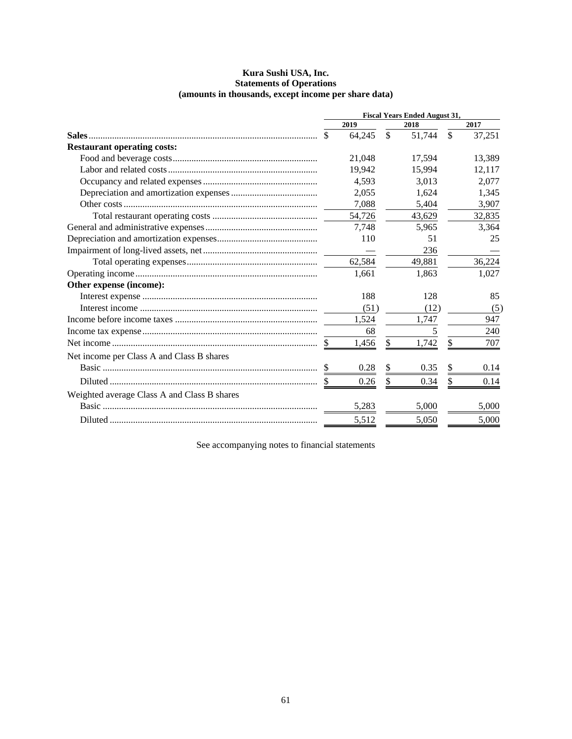**Kura Sushi USA, Inc.**
**Statements of Operations**
**(amounts in thousands, except income per share data)**

| | Fiscal Years Ended August 31, | | |
|---|---|---|---|
| | 2019 | 2018 | 2017 |
| **Sales** | $ 64,245 | $ 51,744 | $ 37,251 |
| **Restaurant operating costs:** | | | |
| Food and beverage costs | 21,048 | 17,594 | 13,389 |
| Labor and related costs | 19,942 | 15,994 | 12,117 |
| Occupancy and related expenses | 4,593 | 3,013 | 2,077 |
| Depreciation and amortization expenses | 2,055 | 1,624 | 1,345 |
| Other costs | 7,088 | 5,404 | 3,907 |
| Total restaurant operating costs | 54,726 | 43,629 | 32,835 |
| General and administrative expenses | 7,748 | 5,965 | 3,364 |
| Depreciation and amortization expenses | 110 | 51 | 25 |
| Impairment of long-lived assets, net | — | 236 | — |
| Total operating expenses | 62,584 | 49,881 | 36,224 |
| Operating income | 1,661 | 1,863 | 1,027 |
| **Other expense (income):** | | | |
| Interest expense | 188 | 128 | 85 |
| Interest income | (51) | (12) | (5) |
| Income before income taxes | 1,524 | 1,747 | 947 |
| Income tax expense | 68 | 5 | 240 |
| Net income | $ 1,456 | $ 1,742 | $ 707 |
| Net income per Class A and Class B shares | | | |
| Basic | $ 0.28 | $ 0.35 | $ 0.14 |
| Diluted | $ 0.26 | $ 0.34 | $ 0.14 |
| Weighted average Class A and Class B shares | | | |
| Basic | 5,283 | 5,000 | 5,000 |
| Diluted | 5,512 | 5,050 | 5,000 |

See accompanying notes to financial statements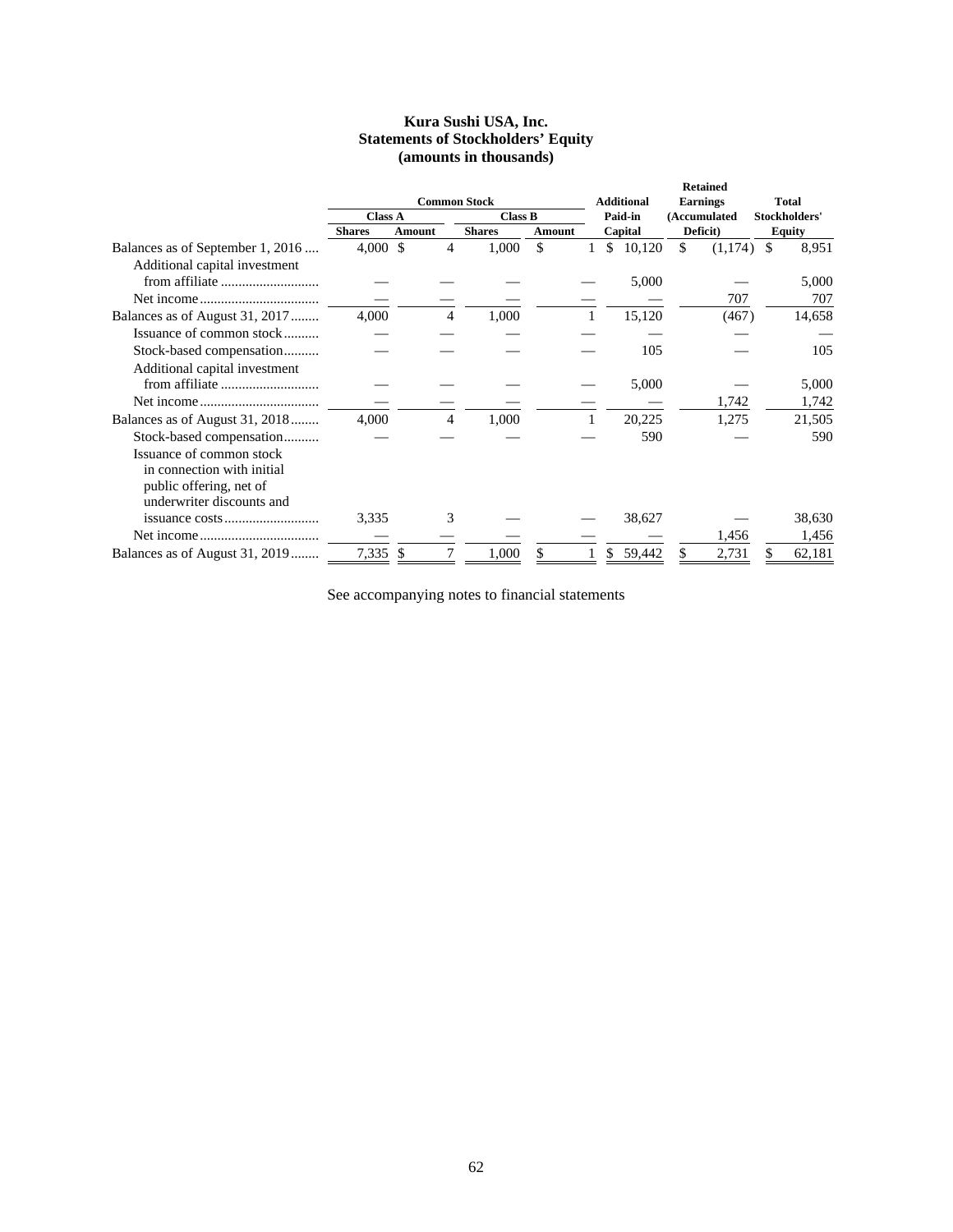**Kura Sushi USA, Inc.**
**Statements of Stockholders' Equity**
**(amounts in thousands)**

| | Common Stock | | | | Additional Paid-in Capital | Retained Earnings (Accumulated Deficit) | Total Stockholders' Equity |
|---|---|---|---|---|---|---|---|
| | Class A | | Class B | | | | |
| | Shares | Amount | Shares | Amount | | | |
| Balances as of September 1, 2016 | 4,000 | $ 4 | 1,000 | $ 1 | $ 10,120 | $ (1,174) | $ 8,951 |
| Additional capital investment from affiliate | — | — | — | — | 5,000 | — | 5,000 |
| Net income | — | — | — | — | — | 707 | 707 |
| Balances as of August 31, 2017 | 4,000 | 4 | 1,000 | 1 | 15,120 | (467) | 14,658 |
| Issuance of common stock | — | — | — | — | — | — | — |
| Stock-based compensation | — | — | — | — | 105 | — | 105 |
| Additional capital investment from affiliate | — | — | — | — | 5,000 | — | 5,000 |
| Net income | — | — | — | — | — | 1,742 | 1,742 |
| Balances as of August 31, 2018 | 4,000 | 4 | 1,000 | 1 | 20,225 | 1,275 | 21,505 |
| Stock-based compensation | — | — | — | — | 590 | — | 590 |
| Issuance of common stock in connection with initial public offering, net of underwriter discounts and issuance costs | 3,335 | 3 | — | — | 38,627 | — | 38,630 |
| Net income | — | — | — | — | — | 1,456 | 1,456 |
| Balances as of August 31, 2019 | 7,335 | $ 7 | 1,000 | $ 1 | $ 59,442 | $ 2,731 | $ 62,181 |

See accompanying notes to financial statements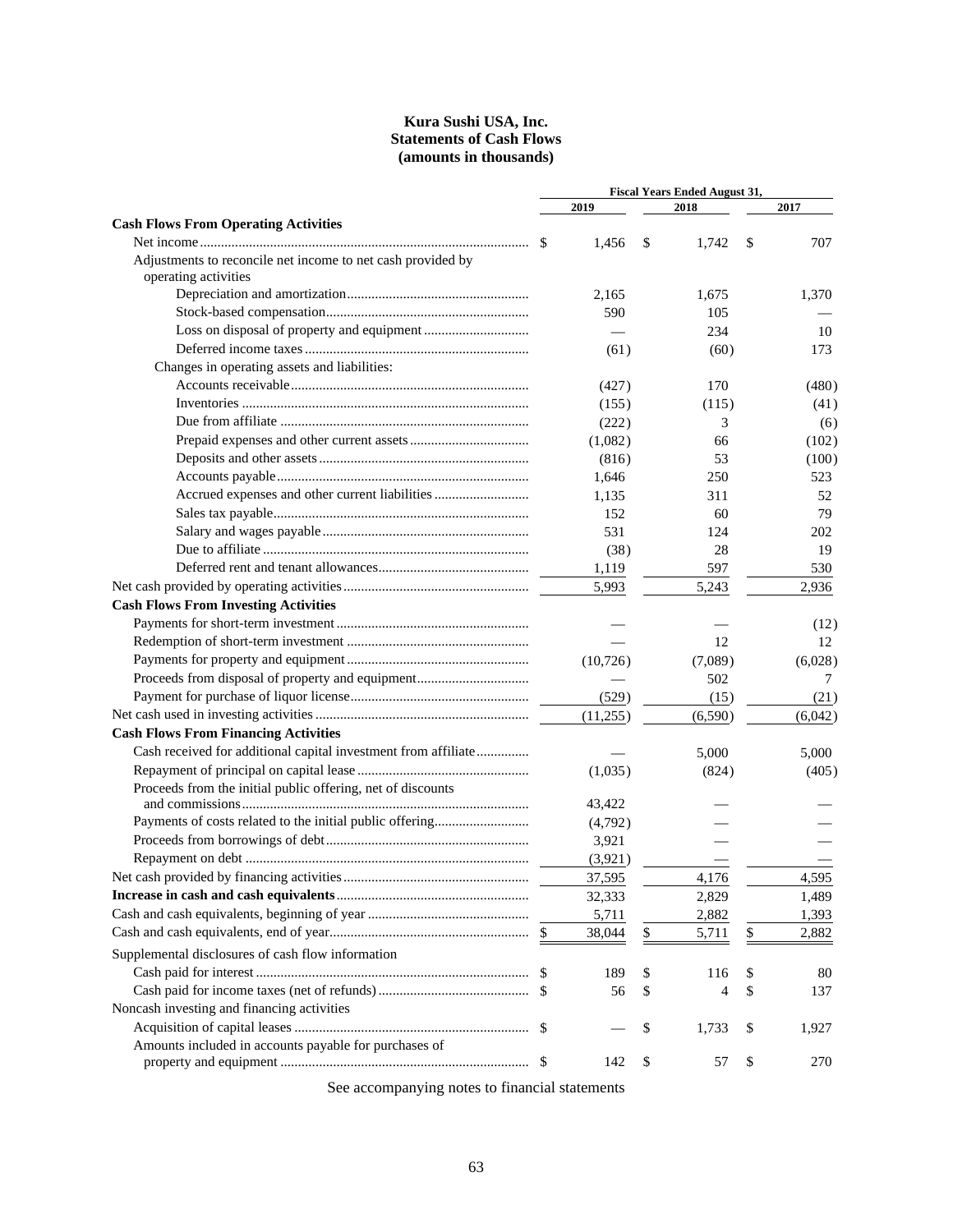**Kura Sushi USA, Inc.**
**Statements of Cash Flows**
**(amounts in thousands)**

| | Fiscal Years Ended August 31, | | |
|---|---|---|---|
| | 2019 | 2018 | 2017 |
| **Cash Flows From Operating Activities** | | | |
| Net income | $ 1,456 | $ 1,742 | $ 707 |
| Adjustments to reconcile net income to net cash provided by operating activities | | | |
| Depreciation and amortization | 2,165 | 1,675 | 1,370 |
| Stock-based compensation | 590 | 105 | — |
| Loss on disposal of property and equipment | — | 234 | 10 |
| Deferred income taxes | (61) | (60) | 173 |
| Changes in operating assets and liabilities: | | | |
| Accounts receivable | (427) | 170 | (480) |
| Inventories | (155) | (115) | (41) |
| Due from affiliate | (222) | 3 | (6) |
| Prepaid expenses and other current assets | (1,082) | 66 | (102) |
| Deposits and other assets | (816) | 53 | (100) |
| Accounts payable | 1,646 | 250 | 523 |
| Accrued expenses and other current liabilities | 1,135 | 311 | 52 |
| Sales tax payable | 152 | 60 | 79 |
| Salary and wages payable | 531 | 124 | 202 |
| Due to affiliate | (38) | 28 | 19 |
| Deferred rent and tenant allowances | 1,119 | 597 | 530 |
| Net cash provided by operating activities | 5,993 | 5,243 | 2,936 |
| **Cash Flows From Investing Activities** | | | |
| Payments for short-term investment | — | — | (12) |
| Redemption of short-term investment | — | 12 | 12 |
| Payments for property and equipment | (10,726) | (7,089) | (6,028) |
| Proceeds from disposal of property and equipment | — | 502 | 7 |
| Payment for purchase of liquor license | (529) | (15) | (21) |
| Net cash used in investing activities | (11,255) | (6,590) | (6,042) |
| **Cash Flows From Financing Activities** | | | |
| Cash received for additional capital investment from affiliate | — | 5,000 | 5,000 |
| Repayment of principal on capital lease | (1,035) | (824) | (405) |
| Proceeds from the initial public offering, net of discounts and commissions | 43,422 | — | — |
| Payments of costs related to the initial public offering | (4,792) | — | — |
| Proceeds from borrowings of debt | 3,921 | — | — |
| Repayment on debt | (3,921) | — | — |
| Net cash provided by financing activities | 37,595 | 4,176 | 4,595 |
| **Increase in cash and cash equivalents** | 32,333 | 2,829 | 1,489 |
| Cash and cash equivalents, beginning of year | 5,711 | 2,882 | 1,393 |
| Cash and cash equivalents, end of year | $ 38,044 | $ 5,711 | $ 2,882 |
| Supplemental disclosures of cash flow information | | | |
| Cash paid for interest | $ 189 | $ 116 | $ 80 |
| Cash paid for income taxes (net of refunds) | $ 56 | $ 4 | $ 137 |
| Noncash investing and financing activities | | | |
| Acquisition of capital leases | $ — | $ 1,733 | $ 1,927 |
| Amounts included in accounts payable for purchases of property and equipment | $ 142 | $ 57 | $ 270 |

See accompanying notes to financial statements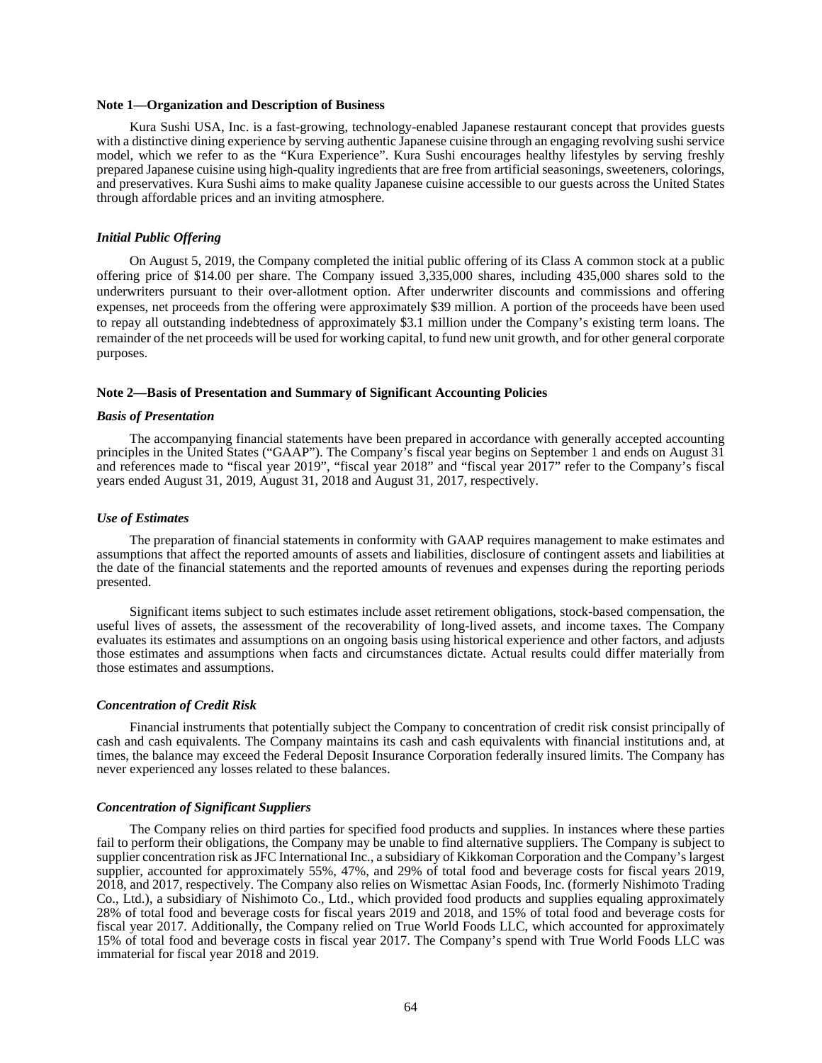**Note 1—Organization and Description of Business**

Kura Sushi USA, Inc. is a fast-growing, technology-enabled Japanese restaurant concept that provides guests with a distinctive dining experience by serving authentic Japanese cuisine through an engaging revolving sushi service model, which we refer to as the "Kura Experience". Kura Sushi encourages healthy lifestyles by serving freshly prepared Japanese cuisine using high-quality ingredients that are free from artificial seasonings, sweeteners, colorings, and preservatives. Kura Sushi aims to make quality Japanese cuisine accessible to our guests across the United States through affordable prices and an inviting atmosphere.

***Initial Public Offering***

On August 5, 2019, the Company completed the initial public offering of its Class A common stock at a public offering price of $14.00 per share. The Company issued 3,335,000 shares, including 435,000 shares sold to the underwriters pursuant to their over-allotment option. After underwriter discounts and commissions and offering expenses, net proceeds from the offering were approximately $39 million. A portion of the proceeds have been used to repay all outstanding indebtedness of approximately $3.1 million under the Company's existing term loans. The remainder of the net proceeds will be used for working capital, to fund new unit growth, and for other general corporate purposes.

**Note 2—Basis of Presentation and Summary of Significant Accounting Policies**

***Basis of Presentation***

The accompanying financial statements have been prepared in accordance with generally accepted accounting principles in the United States ("GAAP"). The Company's fiscal year begins on September 1 and ends on August 31 and references made to "fiscal year 2019", "fiscal year 2018" and "fiscal year 2017" refer to the Company's fiscal years ended August 31, 2019, August 31, 2018 and August 31, 2017, respectively.

***Use of Estimates***

The preparation of financial statements in conformity with GAAP requires management to make estimates and assumptions that affect the reported amounts of assets and liabilities, disclosure of contingent assets and liabilities at the date of the financial statements and the reported amounts of revenues and expenses during the reporting periods presented.

Significant items subject to such estimates include asset retirement obligations, stock-based compensation, the useful lives of assets, the assessment of the recoverability of long-lived assets, and income taxes. The Company evaluates its estimates and assumptions on an ongoing basis using historical experience and other factors, and adjusts those estimates and assumptions when facts and circumstances dictate. Actual results could differ materially from those estimates and assumptions.

***Concentration of Credit Risk***

Financial instruments that potentially subject the Company to concentration of credit risk consist principally of cash and cash equivalents. The Company maintains its cash and cash equivalents with financial institutions and, at times, the balance may exceed the Federal Deposit Insurance Corporation federally insured limits. The Company has never experienced any losses related to these balances.

***Concentration of Significant Suppliers***

The Company relies on third parties for specified food products and supplies. In instances where these parties fail to perform their obligations, the Company may be unable to find alternative suppliers. The Company is subject to supplier concentration risk as JFC International Inc., a subsidiary of Kikkoman Corporation and the Company's largest supplier, accounted for approximately 55%, 47%, and 29% of total food and beverage costs for fiscal years 2019, 2018, and 2017, respectively. The Company also relies on Wismettac Asian Foods, Inc. (formerly Nishimoto Trading Co., Ltd.), a subsidiary of Nishimoto Co., Ltd., which provided food products and supplies equaling approximately 28% of total food and beverage costs for fiscal years 2019 and 2018, and 15% of total food and beverage costs for fiscal year 2017. Additionally, the Company relied on True World Foods LLC, which accounted for approximately 15% of total food and beverage costs in fiscal year 2017. The Company's spend with True World Foods LLC was immaterial for fiscal year 2018 and 2019.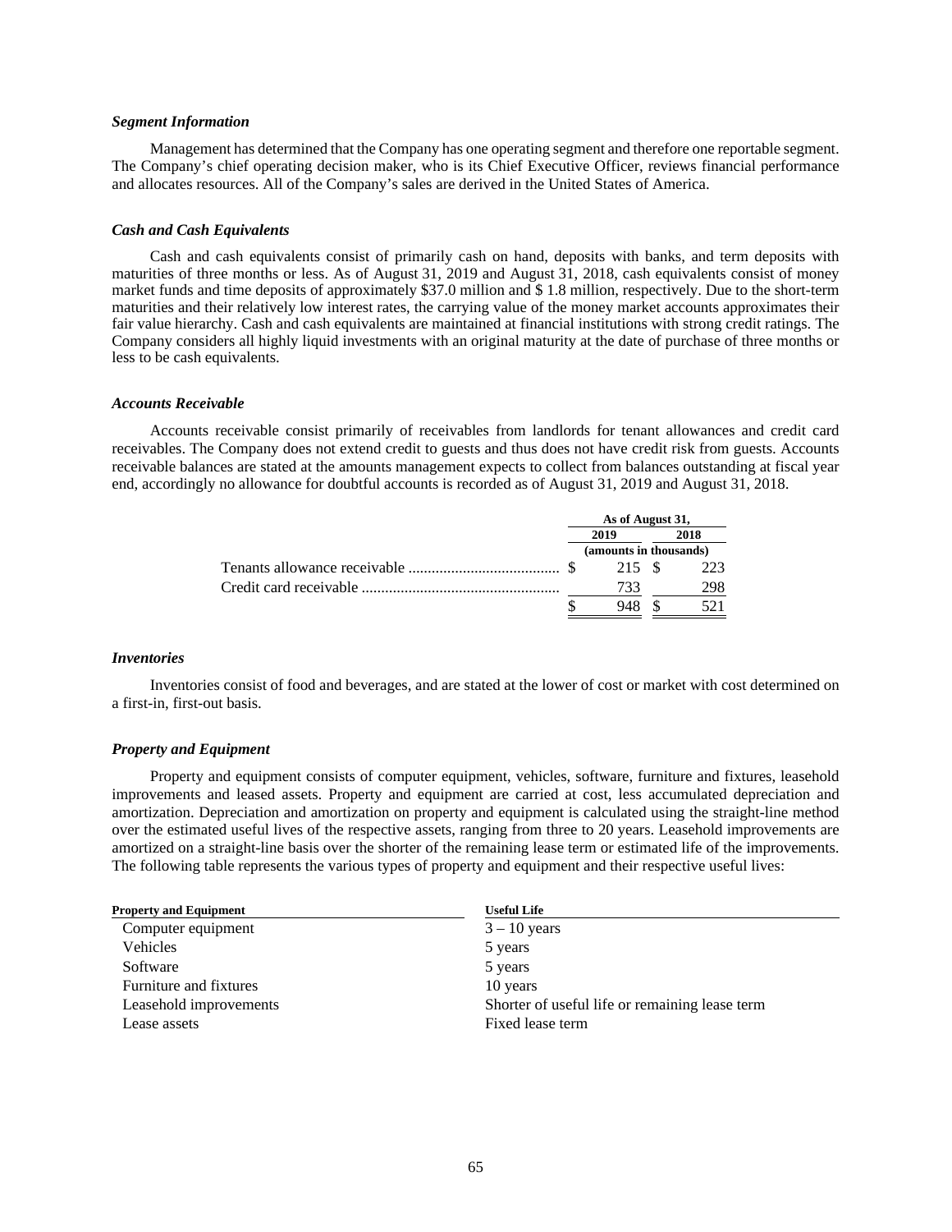### *Segment Information*

Management has determined that the Company has one operating segment and therefore one reportable segment. The Company's chief operating decision maker, who is its Chief Executive Officer, reviews financial performance and allocates resources. All of the Company's sales are derived in the United States of America.

### *Cash and Cash Equivalents*

Cash and cash equivalents consist of primarily cash on hand, deposits with banks, and term deposits with maturities of three months or less. As of August 31, 2019 and August 31, 2018, cash equivalents consist of money market funds and time deposits of approximately $37.0 million and $ 1.8 million, respectively. Due to the short-term maturities and their relatively low interest rates, the carrying value of the money market accounts approximates their fair value hierarchy. Cash and cash equivalents are maintained at financial institutions with strong credit ratings. The Company considers all highly liquid investments with an original maturity at the date of purchase of three months or less to be cash equivalents.

### *Accounts Receivable*

Accounts receivable consist primarily of receivables from landlords for tenant allowances and credit card receivables. The Company does not extend credit to guests and thus does not have credit risk from guests. Accounts receivable balances are stated at the amounts management expects to collect from balances outstanding at fiscal year end, accordingly no allowance for doubtful accounts is recorded as of August 31, 2019 and August 31, 2018.

| | As of August 31, | |
|---|---|---|
| | 2019 | 2018 |
| | (amounts in thousands) | |
| Tenants allowance receivable | $ 215 | $ 223 |
| Credit card receivable | 733 | 298 |
| | $ 948 | $ 521 |

### *Inventories*

Inventories consist of food and beverages, and are stated at the lower of cost or market with cost determined on a first-in, first-out basis.

### *Property and Equipment*

Property and equipment consists of computer equipment, vehicles, software, furniture and fixtures, leasehold improvements and leased assets. Property and equipment are carried at cost, less accumulated depreciation and amortization. Depreciation and amortization on property and equipment is calculated using the straight-line method over the estimated useful lives of the respective assets, ranging from three to 20 years. Leasehold improvements are amortized on a straight-line basis over the shorter of the remaining lease term or estimated life of the improvements. The following table represents the various types of property and equipment and their respective useful lives:

| Property and Equipment | Useful Life |
|---|---|
| Computer equipment | 3 – 10 years |
| Vehicles | 5 years |
| Software | 5 years |
| Furniture and fixtures | 10 years |
| Leasehold improvements | Shorter of useful life or remaining lease term |
| Lease assets | Fixed lease term |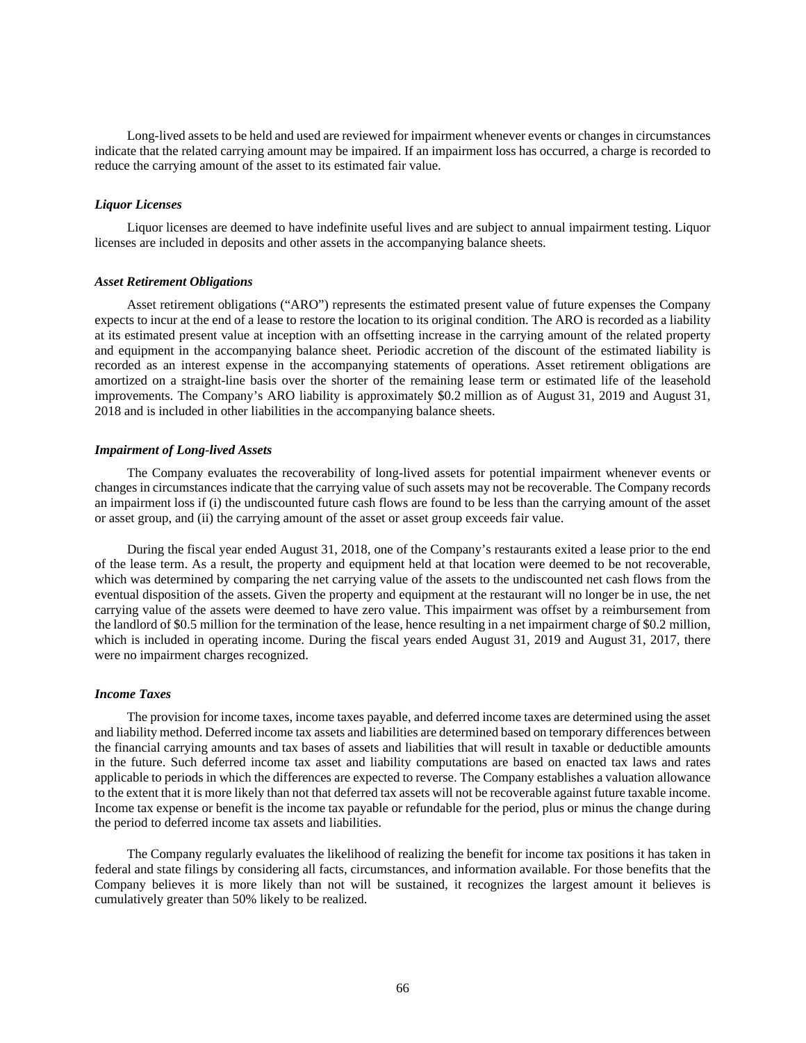Long-lived assets to be held and used are reviewed for impairment whenever events or changes in circumstances indicate that the related carrying amount may be impaired. If an impairment loss has occurred, a charge is recorded to reduce the carrying amount of the asset to its estimated fair value.

***Liquor Licenses***

Liquor licenses are deemed to have indefinite useful lives and are subject to annual impairment testing. Liquor licenses are included in deposits and other assets in the accompanying balance sheets.

***Asset Retirement Obligations***

Asset retirement obligations ("ARO") represents the estimated present value of future expenses the Company expects to incur at the end of a lease to restore the location to its original condition. The ARO is recorded as a liability at its estimated present value at inception with an offsetting increase in the carrying amount of the related property and equipment in the accompanying balance sheet. Periodic accretion of the discount of the estimated liability is recorded as an interest expense in the accompanying statements of operations. Asset retirement obligations are amortized on a straight-line basis over the shorter of the remaining lease term or estimated life of the leasehold improvements. The Company's ARO liability is approximately $0.2 million as of August 31, 2019 and August 31, 2018 and is included in other liabilities in the accompanying balance sheets.

***Impairment of Long-lived Assets***

The Company evaluates the recoverability of long-lived assets for potential impairment whenever events or changes in circumstances indicate that the carrying value of such assets may not be recoverable. The Company records an impairment loss if (i) the undiscounted future cash flows are found to be less than the carrying amount of the asset or asset group, and (ii) the carrying amount of the asset or asset group exceeds fair value.

During the fiscal year ended August 31, 2018, one of the Company's restaurants exited a lease prior to the end of the lease term. As a result, the property and equipment held at that location were deemed to be not recoverable, which was determined by comparing the net carrying value of the assets to the undiscounted net cash flows from the eventual disposition of the assets. Given the property and equipment at the restaurant will no longer be in use, the net carrying value of the assets were deemed to have zero value. This impairment was offset by a reimbursement from the landlord of $0.5 million for the termination of the lease, hence resulting in a net impairment charge of $0.2 million, which is included in operating income. During the fiscal years ended August 31, 2019 and August 31, 2017, there were no impairment charges recognized.

***Income Taxes***

The provision for income taxes, income taxes payable, and deferred income taxes are determined using the asset and liability method. Deferred income tax assets and liabilities are determined based on temporary differences between the financial carrying amounts and tax bases of assets and liabilities that will result in taxable or deductible amounts in the future. Such deferred income tax asset and liability computations are based on enacted tax laws and rates applicable to periods in which the differences are expected to reverse. The Company establishes a valuation allowance to the extent that it is more likely than not that deferred tax assets will not be recoverable against future taxable income. Income tax expense or benefit is the income tax payable or refundable for the period, plus or minus the change during the period to deferred income tax assets and liabilities.

The Company regularly evaluates the likelihood of realizing the benefit for income tax positions it has taken in federal and state filings by considering all facts, circumstances, and information available. For those benefits that the Company believes it is more likely than not will be sustained, it recognizes the largest amount it believes is cumulatively greater than 50% likely to be realized.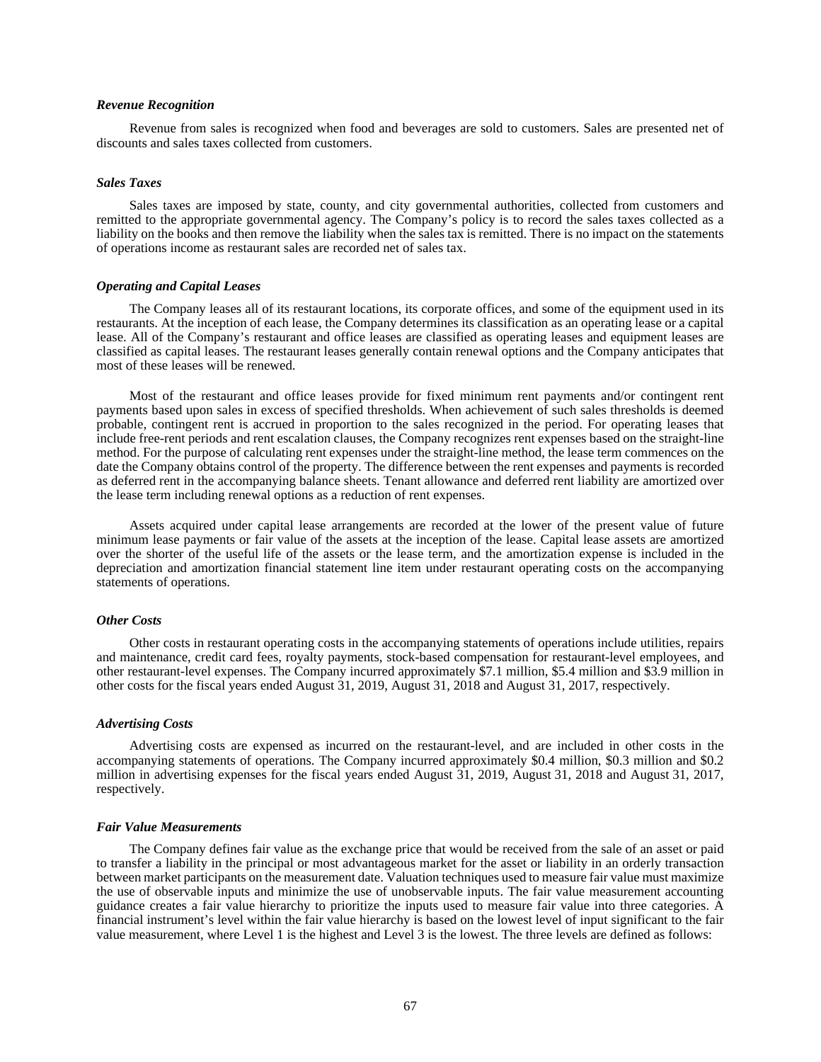***Revenue Recognition***

Revenue from sales is recognized when food and beverages are sold to customers. Sales are presented net of discounts and sales taxes collected from customers.

***Sales Taxes***

Sales taxes are imposed by state, county, and city governmental authorities, collected from customers and remitted to the appropriate governmental agency. The Company's policy is to record the sales taxes collected as a liability on the books and then remove the liability when the sales tax is remitted. There is no impact on the statements of operations income as restaurant sales are recorded net of sales tax.

***Operating and Capital Leases***

The Company leases all of its restaurant locations, its corporate offices, and some of the equipment used in its restaurants. At the inception of each lease, the Company determines its classification as an operating lease or a capital lease. All of the Company's restaurant and office leases are classified as operating leases and equipment leases are classified as capital leases. The restaurant leases generally contain renewal options and the Company anticipates that most of these leases will be renewed.

Most of the restaurant and office leases provide for fixed minimum rent payments and/or contingent rent payments based upon sales in excess of specified thresholds. When achievement of such sales thresholds is deemed probable, contingent rent is accrued in proportion to the sales recognized in the period. For operating leases that include free-rent periods and rent escalation clauses, the Company recognizes rent expenses based on the straight-line method. For the purpose of calculating rent expenses under the straight-line method, the lease term commences on the date the Company obtains control of the property. The difference between the rent expenses and payments is recorded as deferred rent in the accompanying balance sheets. Tenant allowance and deferred rent liability are amortized over the lease term including renewal options as a reduction of rent expenses.

Assets acquired under capital lease arrangements are recorded at the lower of the present value of future minimum lease payments or fair value of the assets at the inception of the lease. Capital lease assets are amortized over the shorter of the useful life of the assets or the lease term, and the amortization expense is included in the depreciation and amortization financial statement line item under restaurant operating costs on the accompanying statements of operations.

***Other Costs***

Other costs in restaurant operating costs in the accompanying statements of operations include utilities, repairs and maintenance, credit card fees, royalty payments, stock-based compensation for restaurant-level employees, and other restaurant-level expenses. The Company incurred approximately $7.1 million, $5.4 million and $3.9 million in other costs for the fiscal years ended August 31, 2019, August 31, 2018 and August 31, 2017, respectively.

***Advertising Costs***

Advertising costs are expensed as incurred on the restaurant-level, and are included in other costs in the accompanying statements of operations. The Company incurred approximately $0.4 million, $0.3 million and $0.2 million in advertising expenses for the fiscal years ended August 31, 2019, August 31, 2018 and August 31, 2017, respectively.

***Fair Value Measurements***

The Company defines fair value as the exchange price that would be received from the sale of an asset or paid to transfer a liability in the principal or most advantageous market for the asset or liability in an orderly transaction between market participants on the measurement date. Valuation techniques used to measure fair value must maximize the use of observable inputs and minimize the use of unobservable inputs. The fair value measurement accounting guidance creates a fair value hierarchy to prioritize the inputs used to measure fair value into three categories. A financial instrument's level within the fair value hierarchy is based on the lowest level of input significant to the fair value measurement, where Level 1 is the highest and Level 3 is the lowest. The three levels are defined as follows: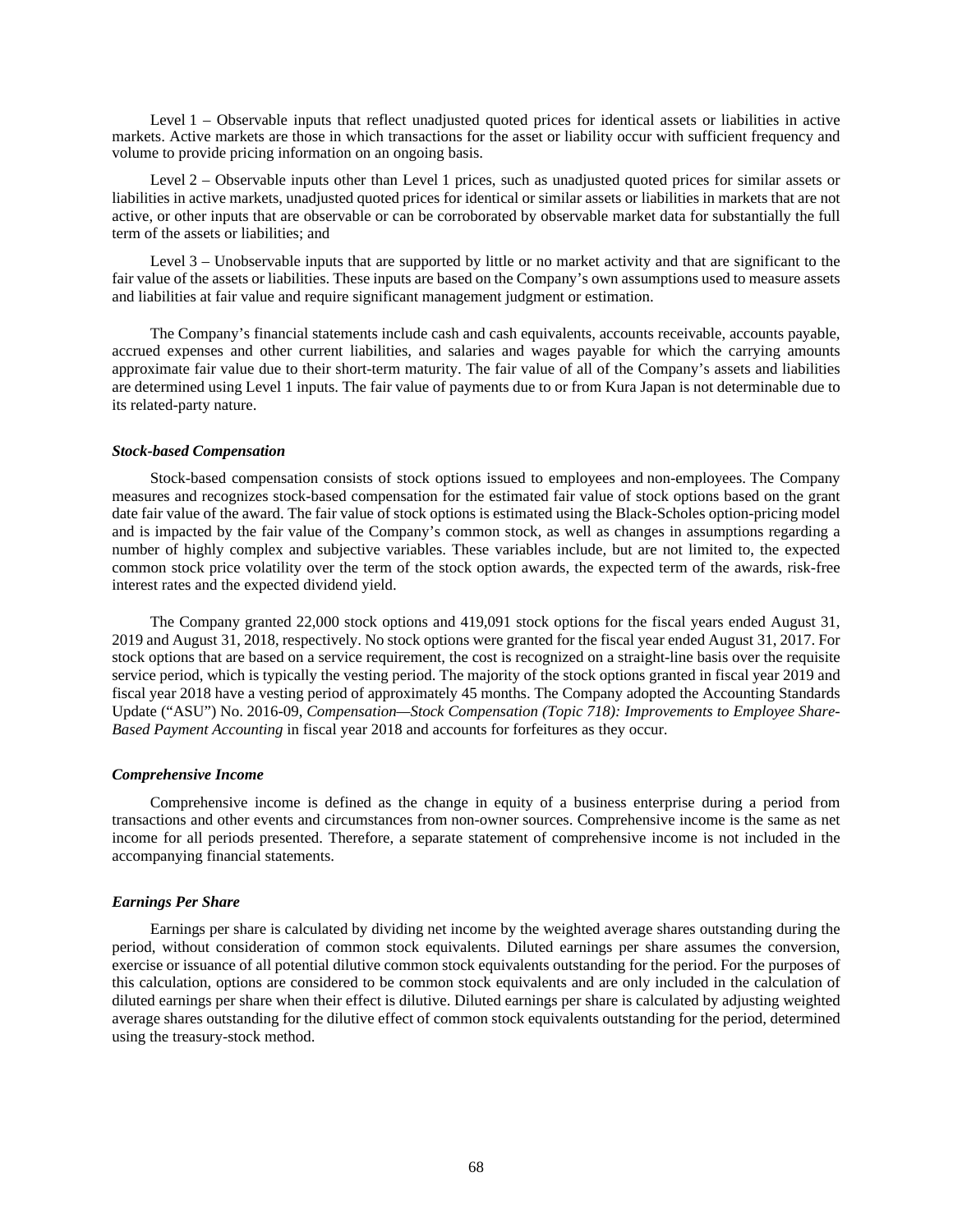Level 1 – Observable inputs that reflect unadjusted quoted prices for identical assets or liabilities in active markets. Active markets are those in which transactions for the asset or liability occur with sufficient frequency and volume to provide pricing information on an ongoing basis.

Level 2 – Observable inputs other than Level 1 prices, such as unadjusted quoted prices for similar assets or liabilities in active markets, unadjusted quoted prices for identical or similar assets or liabilities in markets that are not active, or other inputs that are observable or can be corroborated by observable market data for substantially the full term of the assets or liabilities; and

Level 3 – Unobservable inputs that are supported by little or no market activity and that are significant to the fair value of the assets or liabilities. These inputs are based on the Company's own assumptions used to measure assets and liabilities at fair value and require significant management judgment or estimation.

The Company's financial statements include cash and cash equivalents, accounts receivable, accounts payable, accrued expenses and other current liabilities, and salaries and wages payable for which the carrying amounts approximate fair value due to their short-term maturity. The fair value of all of the Company's assets and liabilities are determined using Level 1 inputs. The fair value of payments due to or from Kura Japan is not determinable due to its related-party nature.

***Stock-based Compensation***

Stock-based compensation consists of stock options issued to employees and non-employees. The Company measures and recognizes stock-based compensation for the estimated fair value of stock options based on the grant date fair value of the award. The fair value of stock options is estimated using the Black-Scholes option-pricing model and is impacted by the fair value of the Company's common stock, as well as changes in assumptions regarding a number of highly complex and subjective variables. These variables include, but are not limited to, the expected common stock price volatility over the term of the stock option awards, the expected term of the awards, risk-free interest rates and the expected dividend yield.

The Company granted 22,000 stock options and 419,091 stock options for the fiscal years ended August 31, 2019 and August 31, 2018, respectively. No stock options were granted for the fiscal year ended August 31, 2017. For stock options that are based on a service requirement, the cost is recognized on a straight-line basis over the requisite service period, which is typically the vesting period. The majority of the stock options granted in fiscal year 2019 and fiscal year 2018 have a vesting period of approximately 45 months. The Company adopted the Accounting Standards Update ("ASU") No. 2016-09, *Compensation—Stock Compensation (Topic 718): Improvements to Employee Share-Based Payment Accounting* in fiscal year 2018 and accounts for forfeitures as they occur.

***Comprehensive Income***

Comprehensive income is defined as the change in equity of a business enterprise during a period from transactions and other events and circumstances from non-owner sources. Comprehensive income is the same as net income for all periods presented. Therefore, a separate statement of comprehensive income is not included in the accompanying financial statements.

***Earnings Per Share***

Earnings per share is calculated by dividing net income by the weighted average shares outstanding during the period, without consideration of common stock equivalents. Diluted earnings per share assumes the conversion, exercise or issuance of all potential dilutive common stock equivalents outstanding for the period. For the purposes of this calculation, options are considered to be common stock equivalents and are only included in the calculation of diluted earnings per share when their effect is dilutive. Diluted earnings per share is calculated by adjusting weighted average shares outstanding for the dilutive effect of common stock equivalents outstanding for the period, determined using the treasury-stock method.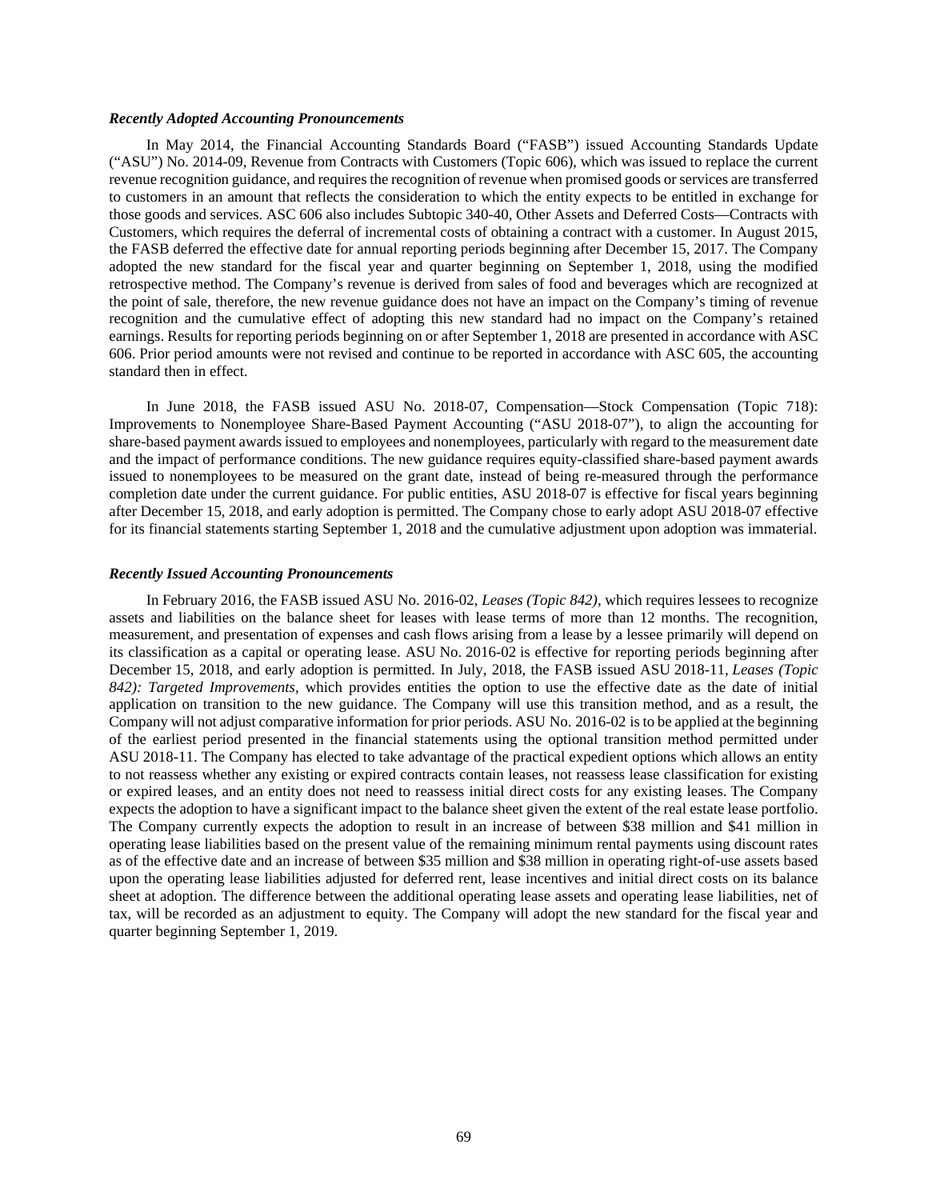***Recently Adopted Accounting Pronouncements***

In May 2014, the Financial Accounting Standards Board ("FASB") issued Accounting Standards Update ("ASU") No. 2014-09, Revenue from Contracts with Customers (Topic 606), which was issued to replace the current revenue recognition guidance, and requires the recognition of revenue when promised goods or services are transferred to customers in an amount that reflects the consideration to which the entity expects to be entitled in exchange for those goods and services. ASC 606 also includes Subtopic 340-40, Other Assets and Deferred Costs—Contracts with Customers, which requires the deferral of incremental costs of obtaining a contract with a customer. In August 2015, the FASB deferred the effective date for annual reporting periods beginning after December 15, 2017. The Company adopted the new standard for the fiscal year and quarter beginning on September 1, 2018, using the modified retrospective method. The Company's revenue is derived from sales of food and beverages which are recognized at the point of sale, therefore, the new revenue guidance does not have an impact on the Company's timing of revenue recognition and the cumulative effect of adopting this new standard had no impact on the Company's retained earnings. Results for reporting periods beginning on or after September 1, 2018 are presented in accordance with ASC 606. Prior period amounts were not revised and continue to be reported in accordance with ASC 605, the accounting standard then in effect.

In June 2018, the FASB issued ASU No. 2018-07, Compensation—Stock Compensation (Topic 718): Improvements to Nonemployee Share-Based Payment Accounting ("ASU 2018-07"), to align the accounting for share-based payment awards issued to employees and nonemployees, particularly with regard to the measurement date and the impact of performance conditions. The new guidance requires equity-classified share-based payment awards issued to nonemployees to be measured on the grant date, instead of being re-measured through the performance completion date under the current guidance. For public entities, ASU 2018-07 is effective for fiscal years beginning after December 15, 2018, and early adoption is permitted. The Company chose to early adopt ASU 2018-07 effective for its financial statements starting September 1, 2018 and the cumulative adjustment upon adoption was immaterial.

***Recently Issued Accounting Pronouncements***

In February 2016, the FASB issued ASU No. 2016-02, *Leases (Topic 842)*, which requires lessees to recognize assets and liabilities on the balance sheet for leases with lease terms of more than 12 months. The recognition, measurement, and presentation of expenses and cash flows arising from a lease by a lessee primarily will depend on its classification as a capital or operating lease. ASU No. 2016-02 is effective for reporting periods beginning after December 15, 2018, and early adoption is permitted. In July, 2018, the FASB issued ASU 2018-11, *Leases (Topic 842): Targeted Improvements*, which provides entities the option to use the effective date as the date of initial application on transition to the new guidance. The Company will use this transition method, and as a result, the Company will not adjust comparative information for prior periods. ASU No. 2016-02 is to be applied at the beginning of the earliest period presented in the financial statements using the optional transition method permitted under ASU 2018-11. The Company has elected to take advantage of the practical expedient options which allows an entity to not reassess whether any existing or expired contracts contain leases, not reassess lease classification for existing or expired leases, and an entity does not need to reassess initial direct costs for any existing leases. The Company expects the adoption to have a significant impact to the balance sheet given the extent of the real estate lease portfolio. The Company currently expects the adoption to result in an increase of between $38 million and $41 million in operating lease liabilities based on the present value of the remaining minimum rental payments using discount rates as of the effective date and an increase of between $35 million and $38 million in operating right-of-use assets based upon the operating lease liabilities adjusted for deferred rent, lease incentives and initial direct costs on its balance sheet at adoption. The difference between the additional operating lease assets and operating lease liabilities, net of tax, will be recorded as an adjustment to equity. The Company will adopt the new standard for the fiscal year and quarter beginning September 1, 2019.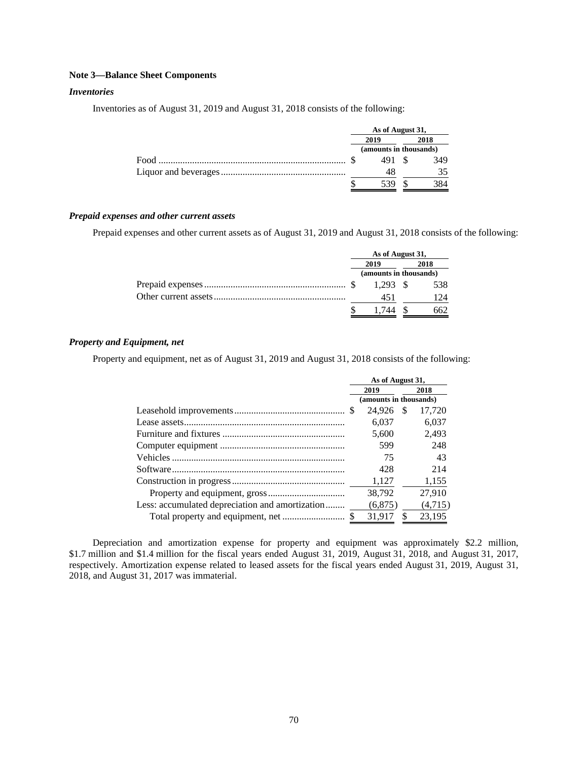**Note 3—Balance Sheet Components**

***Inventories***

Inventories as of August 31, 2019 and August 31, 2018 consists of the following:

| | As of August 31, | |
|---|---|---|
| | 2019 | 2018 |
| | (amounts in thousands) | |
| Food | $ 491 | $ 349 |
| Liquor and beverages | 48 | 35 |
| | $ 539 | $ 384 |

***Prepaid expenses and other current assets***

Prepaid expenses and other current assets as of August 31, 2019 and August 31, 2018 consists of the following:

| | As of August 31, | |
|---|---|---|
| | 2019 | 2018 |
| | (amounts in thousands) | |
| Prepaid expenses | $ 1,293 | $ 538 |
| Other current assets | 451 | 124 |
| | $ 1,744 | $ 662 |

***Property and Equipment, net***

Property and equipment, net as of August 31, 2019 and August 31, 2018 consists of the following:

| | As of August 31, | |
|---|---|---|
| | 2019 | 2018 |
| | (amounts in thousands) | |
| Leasehold improvements | $ 24,926 | $ 17,720 |
| Lease assets | 6,037 | 6,037 |
| Furniture and fixtures | 5,600 | 2,493 |
| Computer equipment | 599 | 248 |
| Vehicles | 75 | 43 |
| Software | 428 | 214 |
| Construction in progress | 1,127 | 1,155 |
| Property and equipment, gross | 38,792 | 27,910 |
| Less: accumulated depreciation and amortization | (6,875) | (4,715) |
| Total property and equipment, net | $ 31,917 | $ 23,195 |

Depreciation and amortization expense for property and equipment was approximately $2.2 million, $1.7 million and $1.4 million for the fiscal years ended August 31, 2019, August 31, 2018, and August 31, 2017, respectively. Amortization expense related to leased assets for the fiscal years ended August 31, 2019, August 31, 2018, and August 31, 2017 was immaterial.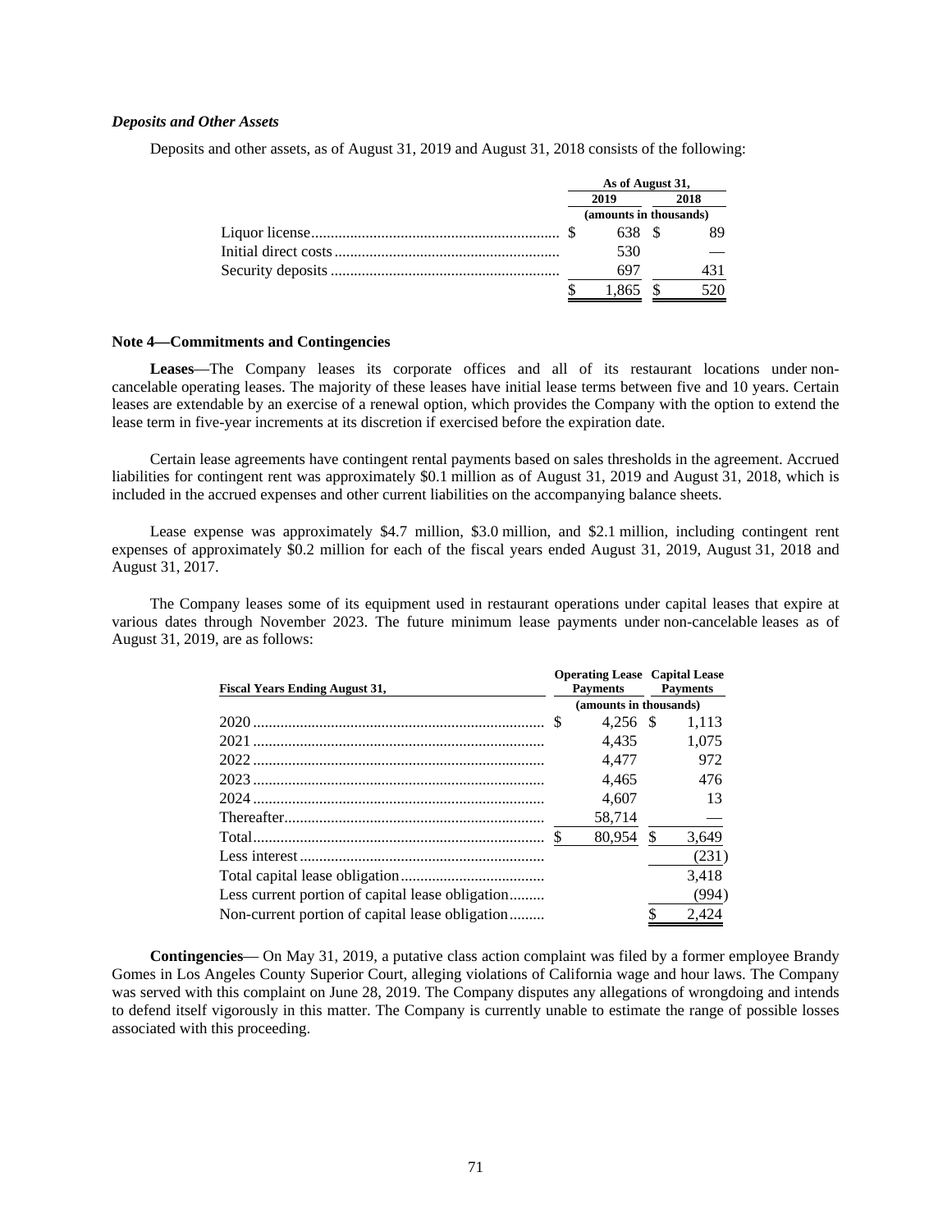***Deposits and Other Assets***

Deposits and other assets, as of August 31, 2019 and August 31, 2018 consists of the following:

| | As of August 31, | |
|---|---|---|
| | 2019 | 2018 |
| | (amounts in thousands) | |
| Liquor license | $ 638 | $ 89 |
| Initial direct costs | 530 | — |
| Security deposits | 697 | 431 |
| | $ 1,865 | $ 520 |

**Note 4—Commitments and Contingencies**

**Leases**—The Company leases its corporate offices and all of its restaurant locations under non-cancelable operating leases. The majority of these leases have initial lease terms between five and 10 years. Certain leases are extendable by an exercise of a renewal option, which provides the Company with the option to extend the lease term in five-year increments at its discretion if exercised before the expiration date.

Certain lease agreements have contingent rental payments based on sales thresholds in the agreement. Accrued liabilities for contingent rent was approximately $0.1 million as of August 31, 2019 and August 31, 2018, which is included in the accrued expenses and other current liabilities on the accompanying balance sheets.

Lease expense was approximately $4.7 million, $3.0 million, and $2.1 million, including contingent rent expenses of approximately $0.2 million for each of the fiscal years ended August 31, 2019, August 31, 2018 and August 31, 2017.

The Company leases some of its equipment used in restaurant operations under capital leases that expire at various dates through November 2023. The future minimum lease payments under non-cancelable leases as of August 31, 2019, are as follows:

| Fiscal Years Ending August 31, | Operating Lease Payments | Capital Lease Payments |
|---|---|---|
| | (amounts in thousands) | |
| 2020 | $ 4,256 | $ 1,113 |
| 2021 | 4,435 | 1,075 |
| 2022 | 4,477 | 972 |
| 2023 | 4,465 | 476 |
| 2024 | 4,607 | 13 |
| Thereafter | 58,714 | — |
| Total | $ 80,954 | $ 3,649 |
| Less interest | | (231) |
| Total capital lease obligation | | 3,418 |
| Less current portion of capital lease obligation | | (994) |
| Non-current portion of capital lease obligation | | $ 2,424 |

**Contingencies**— On May 31, 2019, a putative class action complaint was filed by a former employee Brandy Gomes in Los Angeles County Superior Court, alleging violations of California wage and hour laws. The Company was served with this complaint on June 28, 2019. The Company disputes any allegations of wrongdoing and intends to defend itself vigorously in this matter. The Company is currently unable to estimate the range of possible losses associated with this proceeding.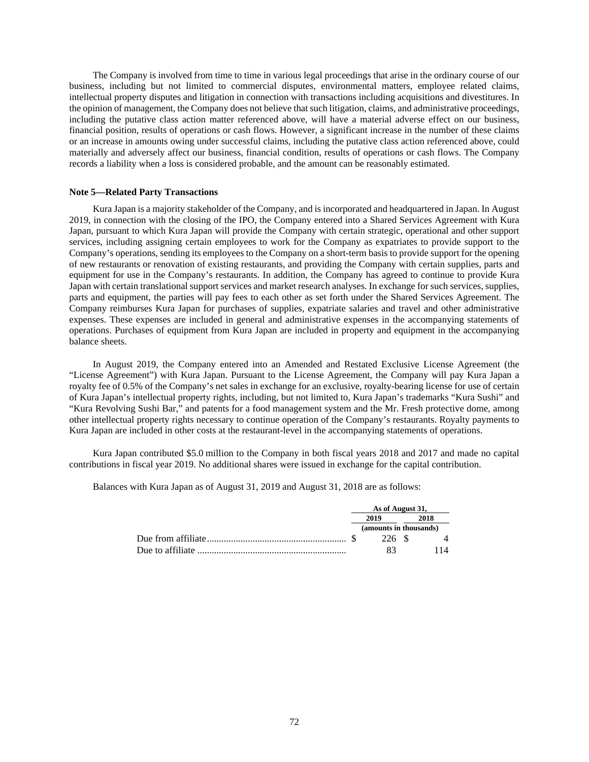The Company is involved from time to time in various legal proceedings that arise in the ordinary course of our business, including but not limited to commercial disputes, environmental matters, employee related claims, intellectual property disputes and litigation in connection with transactions including acquisitions and divestitures. In the opinion of management, the Company does not believe that such litigation, claims, and administrative proceedings, including the putative class action matter referenced above, will have a material adverse effect on our business, financial position, results of operations or cash flows. However, a significant increase in the number of these claims or an increase in amounts owing under successful claims, including the putative class action referenced above, could materially and adversely affect our business, financial condition, results of operations or cash flows. The Company records a liability when a loss is considered probable, and the amount can be reasonably estimated.

**Note 5—Related Party Transactions**

Kura Japan is a majority stakeholder of the Company, and is incorporated and headquartered in Japan. In August 2019, in connection with the closing of the IPO, the Company entered into a Shared Services Agreement with Kura Japan, pursuant to which Kura Japan will provide the Company with certain strategic, operational and other support services, including assigning certain employees to work for the Company as expatriates to provide support to the Company's operations, sending its employees to the Company on a short-term basis to provide support for the opening of new restaurants or renovation of existing restaurants, and providing the Company with certain supplies, parts and equipment for use in the Company's restaurants. In addition, the Company has agreed to continue to provide Kura Japan with certain translational support services and market research analyses. In exchange for such services, supplies, parts and equipment, the parties will pay fees to each other as set forth under the Shared Services Agreement. The Company reimburses Kura Japan for purchases of supplies, expatriate salaries and travel and other administrative expenses. These expenses are included in general and administrative expenses in the accompanying statements of operations. Purchases of equipment from Kura Japan are included in property and equipment in the accompanying balance sheets.

In August 2019, the Company entered into an Amended and Restated Exclusive License Agreement (the "License Agreement") with Kura Japan. Pursuant to the License Agreement, the Company will pay Kura Japan a royalty fee of 0.5% of the Company's net sales in exchange for an exclusive, royalty-bearing license for use of certain of Kura Japan's intellectual property rights, including, but not limited to, Kura Japan's trademarks "Kura Sushi" and "Kura Revolving Sushi Bar," and patents for a food management system and the Mr. Fresh protective dome, among other intellectual property rights necessary to continue operation of the Company's restaurants. Royalty payments to Kura Japan are included in other costs at the restaurant-level in the accompanying statements of operations.

Kura Japan contributed $5.0 million to the Company in both fiscal years 2018 and 2017 and made no capital contributions in fiscal year 2019. No additional shares were issued in exchange for the capital contribution.

Balances with Kura Japan as of August 31, 2019 and August 31, 2018 are as follows:

| | As of August 31, | |
|---|---|---|
| | 2019 | 2018 |
| | (amounts in thousands) | |
| Due from affiliate | $ 226 | $ 4 |
| Due to affiliate | 83 | 114 |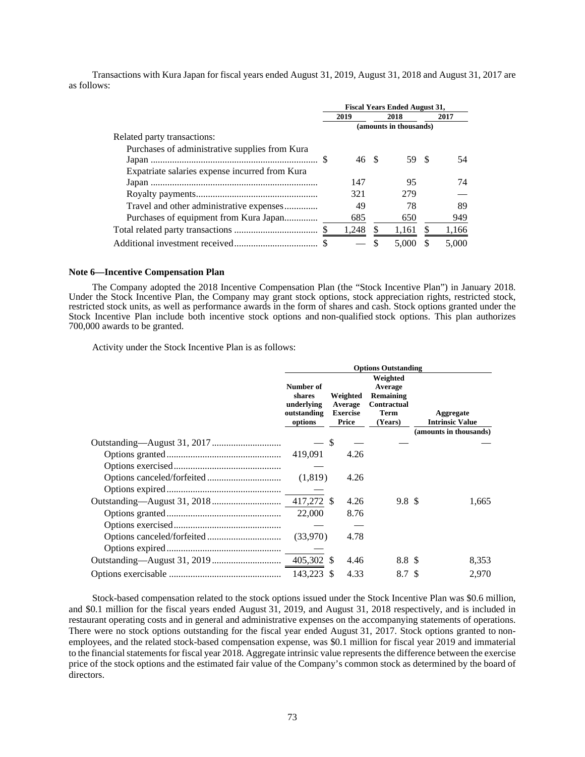Transactions with Kura Japan for fiscal years ended August 31, 2019, August 31, 2018 and August 31, 2017 are as follows:

| | Fiscal Years Ended August 31, | | |
|---|---|---|---|
| | 2019 | 2018 | 2017 |
| | (amounts in thousands) | | |
| Related party transactions: | | | |
| Purchases of administrative supplies from Kura Japan | $ 46 | $ 59 | $ 54 |
| Expatriate salaries expense incurred from Kura Japan | 147 | 95 | 74 |
| Royalty payments | 321 | 279 | — |
| Travel and other administrative expenses | 49 | 78 | 89 |
| Purchases of equipment from Kura Japan | 685 | 650 | 949 |
| Total related party transactions | $ 1,248 | $ 1,161 | $ 1,166 |
| Additional investment received | $ — | $ 5,000 | $ 5,000 |

**Note 6—Incentive Compensation Plan**

The Company adopted the 2018 Incentive Compensation Plan (the "Stock Incentive Plan") in January 2018. Under the Stock Incentive Plan, the Company may grant stock options, stock appreciation rights, restricted stock, restricted stock units, as well as performance awards in the form of shares and cash. Stock options granted under the Stock Incentive Plan include both incentive stock options and non-qualified stock options. This plan authorizes 700,000 awards to be granted.

Activity under the Stock Incentive Plan is as follows:

| | Options Outstanding | | | |
|---|---|---|---|---|
| | Number of shares underlying outstanding options | Weighted Average Exercise Price | Weighted Average Remaining Contractual Term (Years) | Aggregate Intrinsic Value |
| | | | | (amounts in thousands) |
| Outstanding—August 31, 2017 | — | $ — | — | — |
| Options granted | 419,091 | 4.26 | | |
| Options exercised | — | | | |
| Options canceled/forfeited | (1,819) | 4.26 | | |
| Options expired | — | | | |
| Outstanding—August 31, 2018 | 417,272 | $ 4.26 | 9.8 | $ 1,665 |
| Options granted | 22,000 | 8.76 | | |
| Options exercised | — | — | | |
| Options canceled/forfeited | (33,970) | 4.78 | | |
| Options expired | — | | | |
| Outstanding—August 31, 2019 | 405,302 | $ 4.46 | 8.8 | $ 8,353 |
| Options exercisable | 143,223 | $ 4.33 | 8.7 | $ 2,970 |

Stock-based compensation related to the stock options issued under the Stock Incentive Plan was $0.6 million, and $0.1 million for the fiscal years ended August 31, 2019, and August 31, 2018 respectively, and is included in restaurant operating costs and in general and administrative expenses on the accompanying statements of operations. There were no stock options outstanding for the fiscal year ended August 31, 2017. Stock options granted to non-employees, and the related stock-based compensation expense, was $0.1 million for fiscal year 2019 and immaterial to the financial statements for fiscal year 2018. Aggregate intrinsic value represents the difference between the exercise price of the stock options and the estimated fair value of the Company's common stock as determined by the board of directors.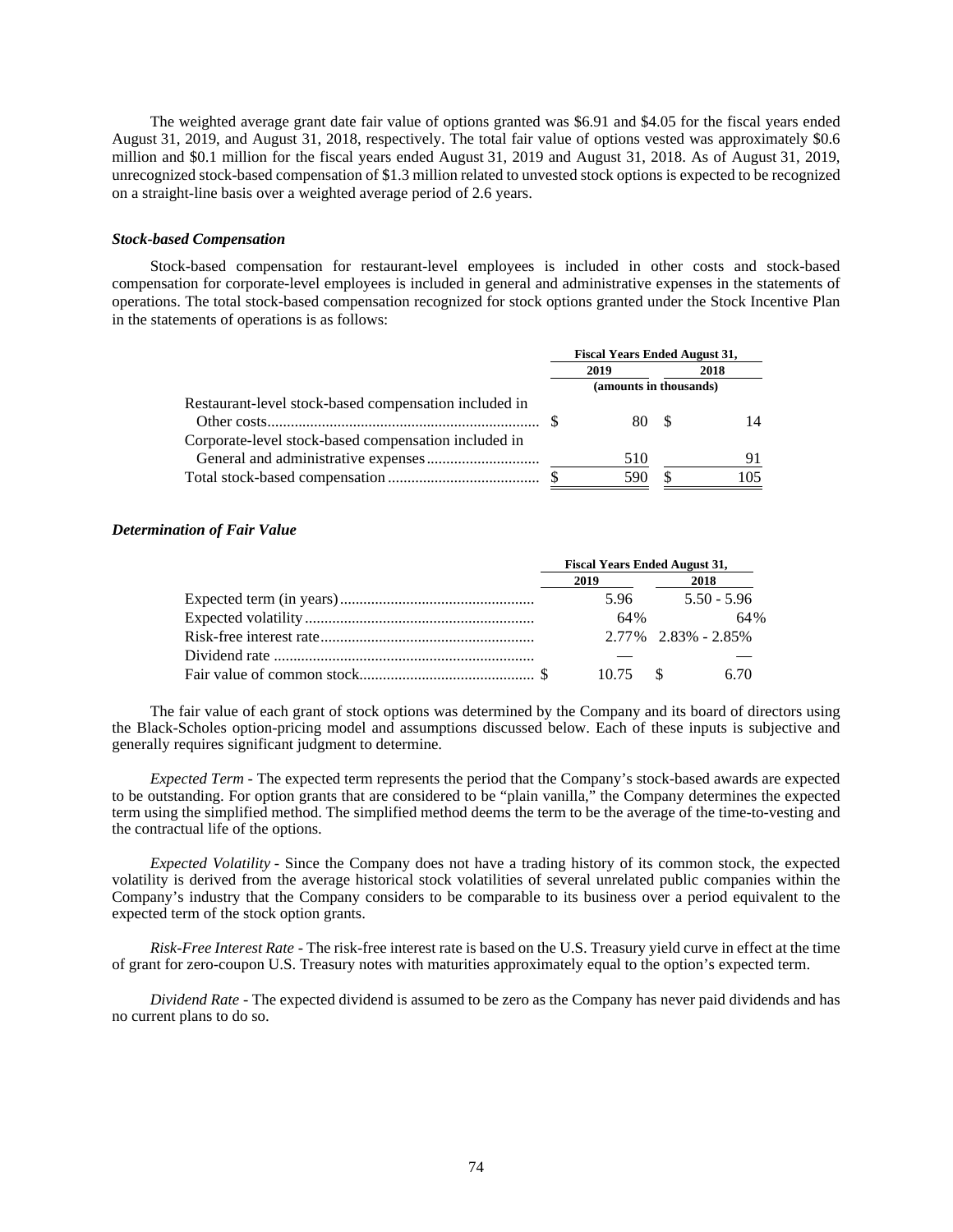The weighted average grant date fair value of options granted was $6.91 and $4.05 for the fiscal years ended August 31, 2019, and August 31, 2018, respectively. The total fair value of options vested was approximately $0.6 million and $0.1 million for the fiscal years ended August 31, 2019 and August 31, 2018. As of August 31, 2019, unrecognized stock-based compensation of $1.3 million related to unvested stock options is expected to be recognized on a straight-line basis over a weighted average period of 2.6 years.

***Stock-based Compensation***

Stock-based compensation for restaurant-level employees is included in other costs and stock-based compensation for corporate-level employees is included in general and administrative expenses in the statements of operations. The total stock-based compensation recognized for stock options granted under the Stock Incentive Plan in the statements of operations is as follows:

| | Fiscal Years Ended August 31, | |
|---|---|---|
| | 2019 | 2018 |
| | (amounts in thousands) | |
| Restaurant-level stock-based compensation included in Other costs | $ 80 | $ 14 |
| Corporate-level stock-based compensation included in General and administrative expenses | 510 | 91 |
| Total stock-based compensation | $ 590 | $ 105 |

***Determination of Fair Value***

| | Fiscal Years Ended August 31, | |
|---|---|---|
| | 2019 | 2018 |
| Expected term (in years) | 5.96 | 5.50 - 5.96 |
| Expected volatility | 64% | 64% |
| Risk-free interest rate | 2.77% | 2.83% - 2.85% |
| Dividend rate | — | — |
| Fair value of common stock | $ 10.75 | $ 6.70 |

The fair value of each grant of stock options was determined by the Company and its board of directors using the Black-Scholes option-pricing model and assumptions discussed below. Each of these inputs is subjective and generally requires significant judgment to determine.

*Expected Term* - The expected term represents the period that the Company's stock-based awards are expected to be outstanding. For option grants that are considered to be "plain vanilla," the Company determines the expected term using the simplified method. The simplified method deems the term to be the average of the time-to-vesting and the contractual life of the options.

*Expected Volatility* - Since the Company does not have a trading history of its common stock, the expected volatility is derived from the average historical stock volatilities of several unrelated public companies within the Company's industry that the Company considers to be comparable to its business over a period equivalent to the expected term of the stock option grants.

*Risk-Free Interest Rate* - The risk-free interest rate is based on the U.S. Treasury yield curve in effect at the time of grant for zero-coupon U.S. Treasury notes with maturities approximately equal to the option's expected term.

*Dividend Rate* - The expected dividend is assumed to be zero as the Company has never paid dividends and has no current plans to do so.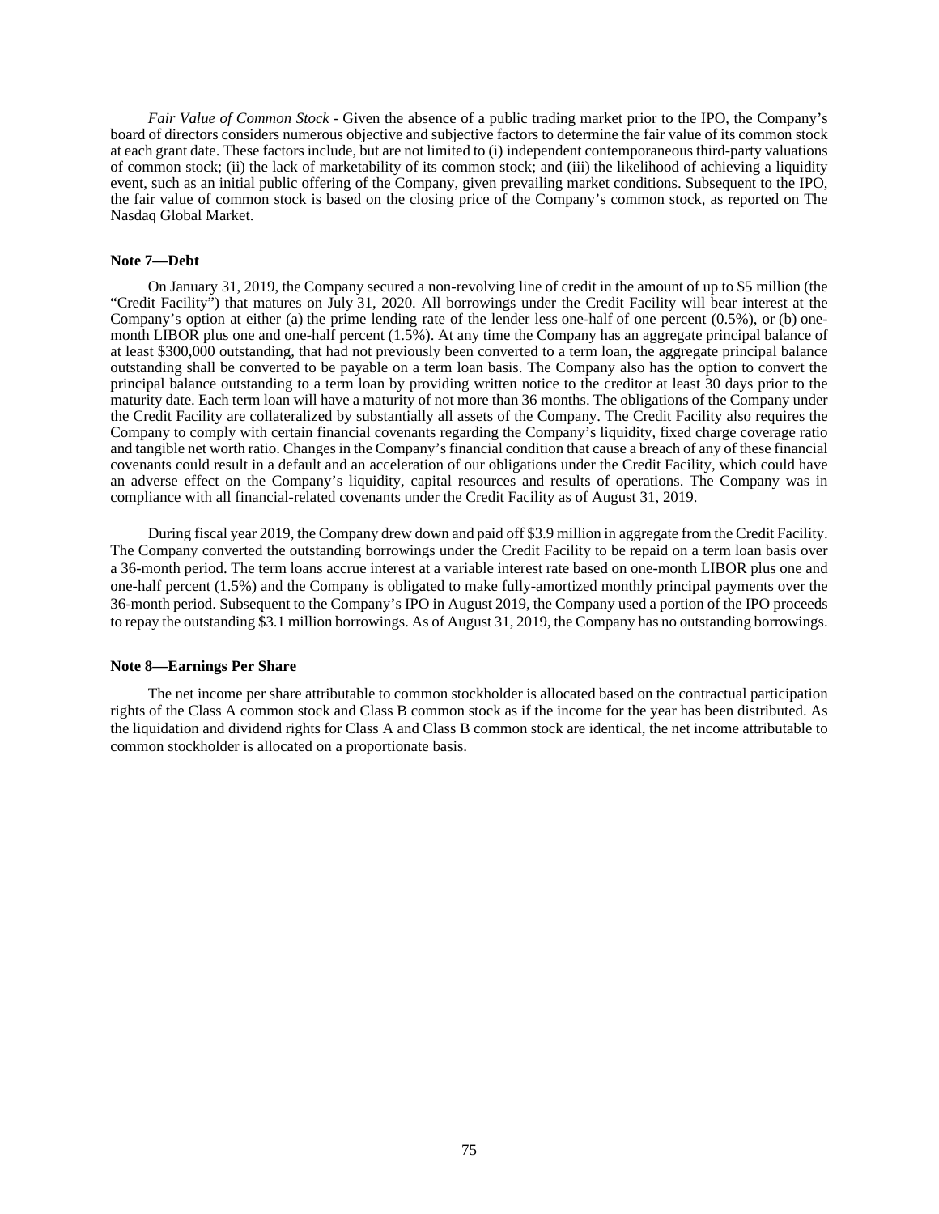*Fair Value of Common Stock* - Given the absence of a public trading market prior to the IPO, the Company's board of directors considers numerous objective and subjective factors to determine the fair value of its common stock at each grant date. These factors include, but are not limited to (i) independent contemporaneous third-party valuations of common stock; (ii) the lack of marketability of its common stock; and (iii) the likelihood of achieving a liquidity event, such as an initial public offering of the Company, given prevailing market conditions. Subsequent to the IPO, the fair value of common stock is based on the closing price of the Company's common stock, as reported on The Nasdaq Global Market.

**Note 7—Debt**

On January 31, 2019, the Company secured a non-revolving line of credit in the amount of up to $5 million (the "Credit Facility") that matures on July 31, 2020. All borrowings under the Credit Facility will bear interest at the Company's option at either (a) the prime lending rate of the lender less one-half of one percent (0.5%), or (b) one-month LIBOR plus one and one-half percent (1.5%). At any time the Company has an aggregate principal balance of at least $300,000 outstanding, that had not previously been converted to a term loan, the aggregate principal balance outstanding shall be converted to be payable on a term loan basis. The Company also has the option to convert the principal balance outstanding to a term loan by providing written notice to the creditor at least 30 days prior to the maturity date. Each term loan will have a maturity of not more than 36 months. The obligations of the Company under the Credit Facility are collateralized by substantially all assets of the Company. The Credit Facility also requires the Company to comply with certain financial covenants regarding the Company's liquidity, fixed charge coverage ratio and tangible net worth ratio. Changes in the Company's financial condition that cause a breach of any of these financial covenants could result in a default and an acceleration of our obligations under the Credit Facility, which could have an adverse effect on the Company's liquidity, capital resources and results of operations. The Company was in compliance with all financial-related covenants under the Credit Facility as of August 31, 2019.

During fiscal year 2019, the Company drew down and paid off $3.9 million in aggregate from the Credit Facility. The Company converted the outstanding borrowings under the Credit Facility to be repaid on a term loan basis over a 36-month period. The term loans accrue interest at a variable interest rate based on one-month LIBOR plus one and one-half percent (1.5%) and the Company is obligated to make fully-amortized monthly principal payments over the 36-month period. Subsequent to the Company's IPO in August 2019, the Company used a portion of the IPO proceeds to repay the outstanding $3.1 million borrowings. As of August 31, 2019, the Company has no outstanding borrowings.

**Note 8—Earnings Per Share**

The net income per share attributable to common stockholder is allocated based on the contractual participation rights of the Class A common stock and Class B common stock as if the income for the year has been distributed. As the liquidation and dividend rights for Class A and Class B common stock are identical, the net income attributable to common stockholder is allocated on a proportionate basis.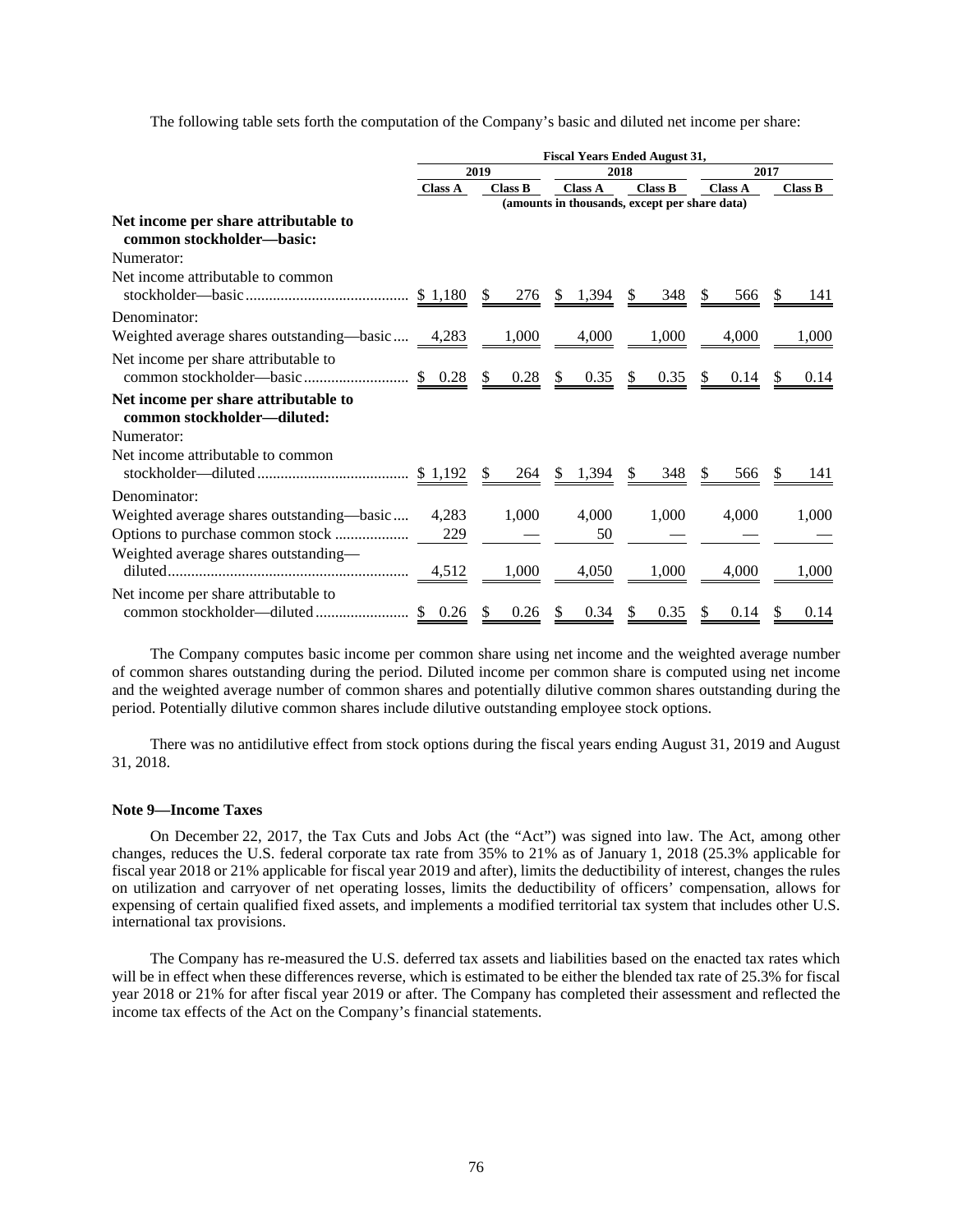The following table sets forth the computation of the Company's basic and diluted net income per share:

| | Fiscal Years Ended August 31, | | | | | |
|---|---|---|---|---|---|---|
| | 2019 | | 2018 | | 2017 | |
| | Class A | Class B | Class A | Class B | Class A | Class B |
| | (amounts in thousands, except per share data) | | | | | |
| **Net income per share attributable to common stockholder—basic:** | | | | | | |
| Numerator: | | | | | | |
| Net income attributable to common stockholder—basic | $ 1,180 | $ 276 | $ 1,394 | $ 348 | $ 566 | $ 141 |
| Denominator: | | | | | | |
| Weighted average shares outstanding—basic | 4,283 | 1,000 | 4,000 | 1,000 | 4,000 | 1,000 |
| Net income per share attributable to common stockholder—basic | $ 0.28 | $ 0.28 | $ 0.35 | $ 0.35 | $ 0.14 | $ 0.14 |
| **Net income per share attributable to common stockholder—diluted:** | | | | | | |
| Numerator: | | | | | | |
| Net income attributable to common stockholder—diluted | $ 1,192 | $ 264 | $ 1,394 | $ 348 | $ 566 | $ 141 |
| Denominator: | | | | | | |
| Weighted average shares outstanding—basic | 4,283 | 1,000 | 4,000 | 1,000 | 4,000 | 1,000 |
| Options to purchase common stock | 229 | — | 50 | — | — | — |
| Weighted average shares outstanding—diluted | 4,512 | 1,000 | 4,050 | 1,000 | 4,000 | 1,000 |
| Net income per share attributable to common stockholder—diluted | $ 0.26 | $ 0.26 | $ 0.34 | $ 0.35 | $ 0.14 | $ 0.14 |

The Company computes basic income per common share using net income and the weighted average number of common shares outstanding during the period. Diluted income per common share is computed using net income and the weighted average number of common shares and potentially dilutive common shares outstanding during the period. Potentially dilutive common shares include dilutive outstanding employee stock options.

There was no antidilutive effect from stock options during the fiscal years ending August 31, 2019 and August 31, 2018.

**Note 9—Income Taxes**

On December 22, 2017, the Tax Cuts and Jobs Act (the "Act") was signed into law. The Act, among other changes, reduces the U.S. federal corporate tax rate from 35% to 21% as of January 1, 2018 (25.3% applicable for fiscal year 2018 or 21% applicable for fiscal year 2019 and after), limits the deductibility of interest, changes the rules on utilization and carryover of net operating losses, limits the deductibility of officers' compensation, allows for expensing of certain qualified fixed assets, and implements a modified territorial tax system that includes other U.S. international tax provisions.

The Company has re-measured the U.S. deferred tax assets and liabilities based on the enacted tax rates which will be in effect when these differences reverse, which is estimated to be either the blended tax rate of 25.3% for fiscal year 2018 or 21% for after fiscal year 2019 or after. The Company has completed their assessment and reflected the income tax effects of the Act on the Company's financial statements.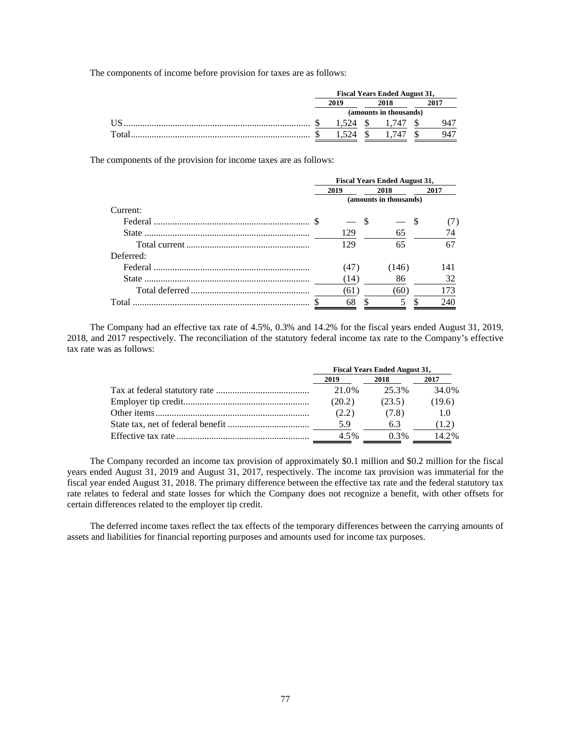The components of income before provision for taxes are as follows:

| | Fiscal Years Ended August 31, | | |
|---|---|---|---|
| | 2019 | 2018 | 2017 |
| | (amounts in thousands) | | |
| US | $ 1,524 | $ 1,747 | $ 947 |
| Total | $ 1,524 | $ 1,747 | $ 947 |

The components of the provision for income taxes are as follows:

| | Fiscal Years Ended August 31, | | |
|---|---|---|---|
| | 2019 | 2018 | 2017 |
| | (amounts in thousands) | | |
| Current: | | | |
| Federal | $ — | $ — | $ (7) |
| State | 129 | 65 | 74 |
| Total current | 129 | 65 | 67 |
| Deferred: | | | |
| Federal | (47) | (146) | 141 |
| State | (14) | 86 | 32 |
| Total deferred | (61) | (60) | 173 |
| Total | $ 68 | $ 5 | $ 240 |

The Company had an effective tax rate of 4.5%, 0.3% and 14.2% for the fiscal years ended August 31, 2019, 2018, and 2017 respectively. The reconciliation of the statutory federal income tax rate to the Company's effective tax rate was as follows:

| | Fiscal Years Ended August 31, | | |
|---|---|---|---|
| | 2019 | 2018 | 2017 |
| Tax at federal statutory rate | 21.0% | 25.3% | 34.0% |
| Employer tip credit | (20.2) | (23.5) | (19.6) |
| Other items | (2.2) | (7.8) | 1.0 |
| State tax, net of federal benefit | 5.9 | 6.3 | (1.2) |
| Effective tax rate | 4.5% | 0.3% | 14.2% |

The Company recorded an income tax provision of approximately $0.1 million and $0.2 million for the fiscal years ended August 31, 2019 and August 31, 2017, respectively. The income tax provision was immaterial for the fiscal year ended August 31, 2018. The primary difference between the effective tax rate and the federal statutory tax rate relates to federal and state losses for which the Company does not recognize a benefit, with other offsets for certain differences related to the employer tip credit.

The deferred income taxes reflect the tax effects of the temporary differences between the carrying amounts of assets and liabilities for financial reporting purposes and amounts used for income tax purposes.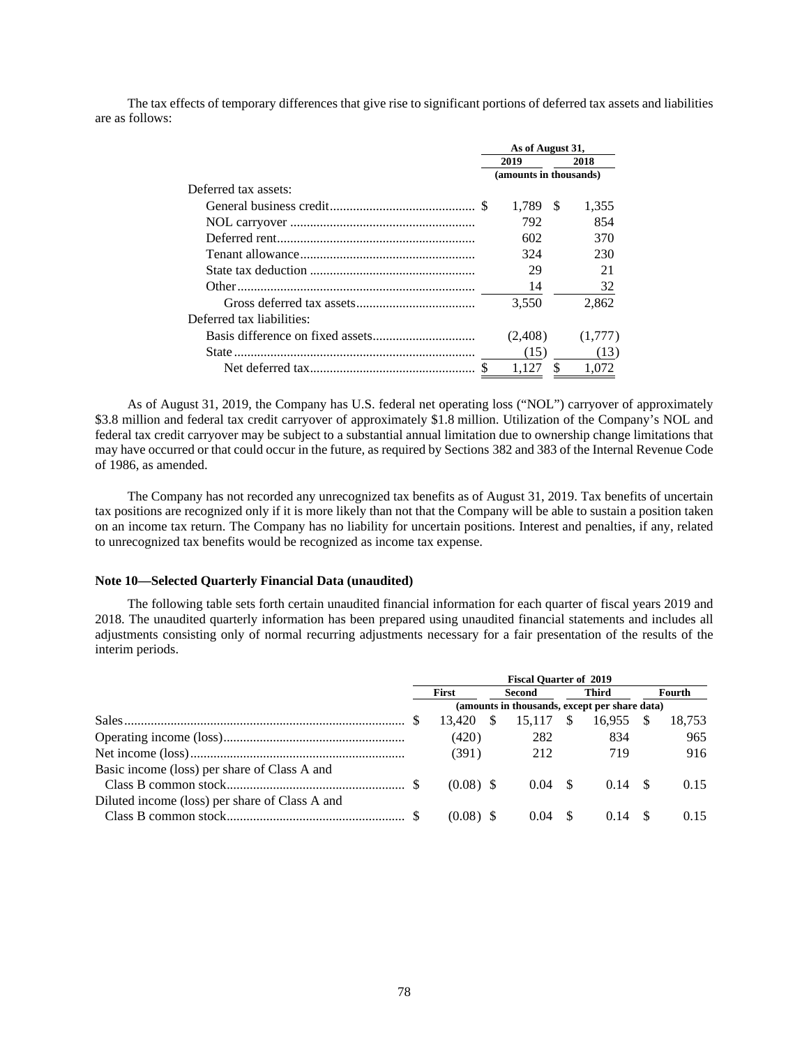The tax effects of temporary differences that give rise to significant portions of deferred tax assets and liabilities are as follows:

| | As of August 31, | |
|---|---|---|
| | 2019 | 2018 |
| | (amounts in thousands) | |
| Deferred tax assets: | | |
| General business credit | $ 1,789 | $ 1,355 |
| NOL carryover | 792 | 854 |
| Deferred rent | 602 | 370 |
| Tenant allowance | 324 | 230 |
| State tax deduction | 29 | 21 |
| Other | 14 | 32 |
| Gross deferred tax assets | 3,550 | 2,862 |
| Deferred tax liabilities: | | |
| Basis difference on fixed assets | (2,408) | (1,777) |
| State | (15) | (13) |
| Net deferred tax | $ 1,127 | $ 1,072 |

As of August 31, 2019, the Company has U.S. federal net operating loss ("NOL") carryover of approximately \$3.8 million and federal tax credit carryover of approximately \$1.8 million. Utilization of the Company's NOL and federal tax credit carryover may be subject to a substantial annual limitation due to ownership change limitations that may have occurred or that could occur in the future, as required by Sections 382 and 383 of the Internal Revenue Code of 1986, as amended.

The Company has not recorded any unrecognized tax benefits as of August 31, 2019. Tax benefits of uncertain tax positions are recognized only if it is more likely than not that the Company will be able to sustain a position taken on an income tax return. The Company has no liability for uncertain positions. Interest and penalties, if any, related to unrecognized tax benefits would be recognized as income tax expense.

**Note 10—Selected Quarterly Financial Data (unaudited)**

The following table sets forth certain unaudited financial information for each quarter of fiscal years 2019 and 2018. The unaudited quarterly information has been prepared using unaudited financial statements and includes all adjustments consisting only of normal recurring adjustments necessary for a fair presentation of the results of the interim periods.

| | Fiscal Quarter of 2019 | | | |
|---|---|---|---|---|
| | First | Second | Third | Fourth |
| | (amounts in thousands, except per share data) | | | |
| Sales | $ 13,420 | $ 15,117 | $ 16,955 | $ 18,753 |
| Operating income (loss) | (420) | 282 | 834 | 965 |
| Net income (loss) | (391) | 212 | 719 | 916 |
| Basic income (loss) per share of Class A and Class B common stock | $ (0.08) | $ 0.04 | $ 0.14 | $ 0.15 |
| Diluted income (loss) per share of Class A and Class B common stock | $ (0.08) | $ 0.04 | $ 0.14 | $ 0.15 |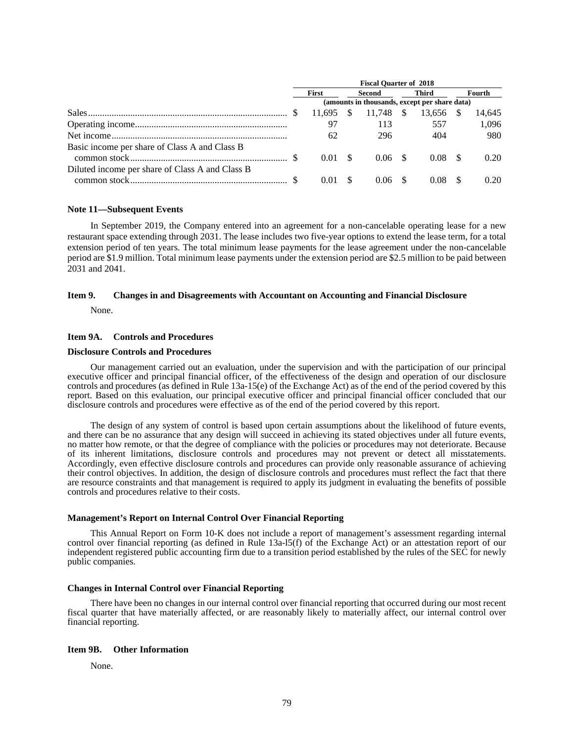| | Fiscal Quarter of 2018 | | | |
|---|---|---|---|---|
| | First | Second | Third | Fourth |
| | (amounts in thousands, except per share data) | | | |
| Sales | $ 11,695 | $ 11,748 | $ 13,656 | $ 14,645 |
| Operating income | 97 | 113 | 557 | 1,096 |
| Net income | 62 | 296 | 404 | 980 |
| Basic income per share of Class A and Class B common stock | $ 0.01 | $ 0.06 | $ 0.08 | $ 0.20 |
| Diluted income per share of Class A and Class B common stock | $ 0.01 | $ 0.06 | $ 0.08 | $ 0.20 |

**Note 11—Subsequent Events**

In September 2019, the Company entered into an agreement for a non-cancelable operating lease for a new restaurant space extending through 2031. The lease includes two five-year options to extend the lease term, for a total extension period of ten years. The total minimum lease payments for the lease agreement under the non-cancelable period are $1.9 million. Total minimum lease payments under the extension period are $2.5 million to be paid between 2031 and 2041.

### Item 9. Changes in and Disagreements with Accountant on Accounting and Financial Disclosure

None.

### Item 9A. Controls and Procedures

**Disclosure Controls and Procedures**

Our management carried out an evaluation, under the supervision and with the participation of our principal executive officer and principal financial officer, of the effectiveness of the design and operation of our disclosure controls and procedures (as defined in Rule 13a-15(e) of the Exchange Act) as of the end of the period covered by this report. Based on this evaluation, our principal executive officer and principal financial officer concluded that our disclosure controls and procedures were effective as of the end of the period covered by this report.

The design of any system of control is based upon certain assumptions about the likelihood of future events, and there can be no assurance that any design will succeed in achieving its stated objectives under all future events, no matter how remote, or that the degree of compliance with the policies or procedures may not deteriorate. Because of its inherent limitations, disclosure controls and procedures may not prevent or detect all misstatements. Accordingly, even effective disclosure controls and procedures can provide only reasonable assurance of achieving their control objectives. In addition, the design of disclosure controls and procedures must reflect the fact that there are resource constraints and that management is required to apply its judgment in evaluating the benefits of possible controls and procedures relative to their costs.

**Management's Report on Internal Control Over Financial Reporting**

This Annual Report on Form 10-K does not include a report of management's assessment regarding internal control over financial reporting (as defined in Rule 13a-l5(f) of the Exchange Act) or an attestation report of our independent registered public accounting firm due to a transition period established by the rules of the SEC for newly public companies.

**Changes in Internal Control over Financial Reporting**

There have been no changes in our internal control over financial reporting that occurred during our most recent fiscal quarter that have materially affected, or are reasonably likely to materially affect, our internal control over financial reporting.

### Item 9B. Other Information

None.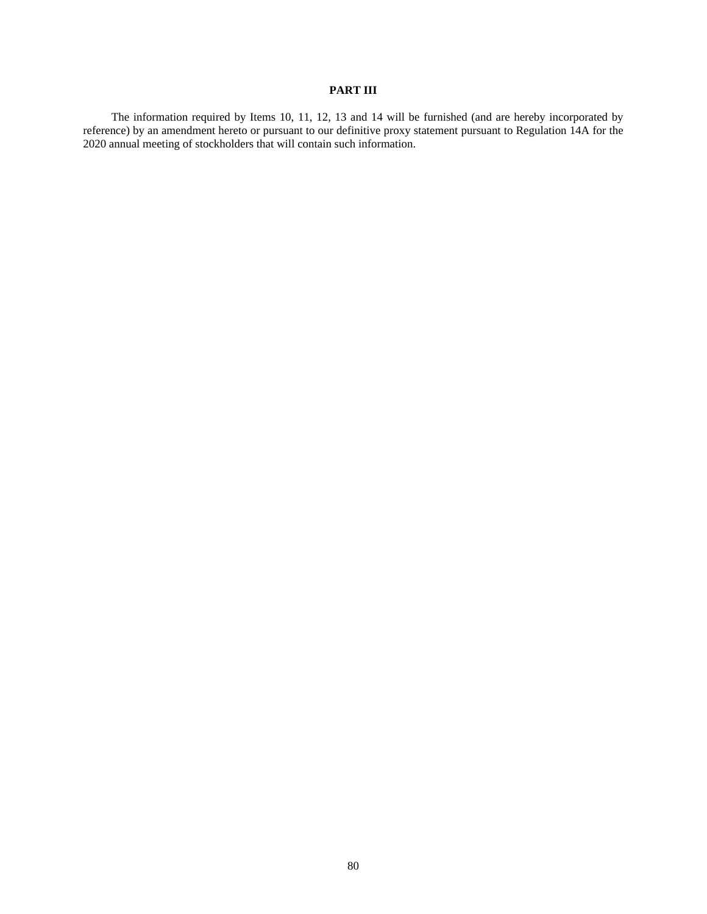## PART III

The information required by Items 10, 11, 12, 13 and 14 will be furnished (and are hereby incorporated by reference) by an amendment hereto or pursuant to our definitive proxy statement pursuant to Regulation 14A for the 2020 annual meeting of stockholders that will contain such information.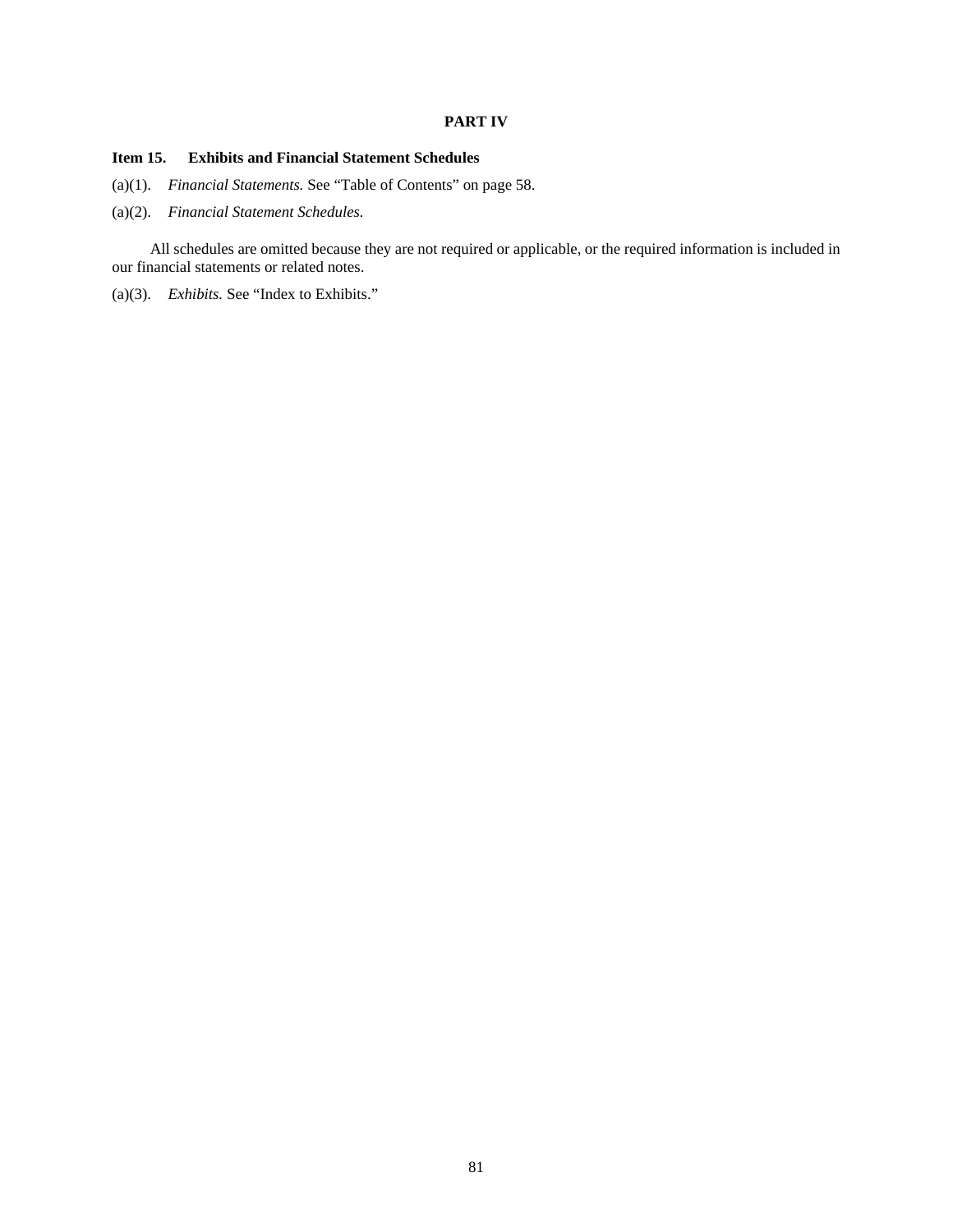# PART IV

## Item 15. Exhibits and Financial Statement Schedules

(a)(1). *Financial Statements.* See "Table of Contents" on page 58.

(a)(2). *Financial Statement Schedules.*

All schedules are omitted because they are not required or applicable, or the required information is included in our financial statements or related notes.

(a)(3). *Exhibits.* See "Index to Exhibits."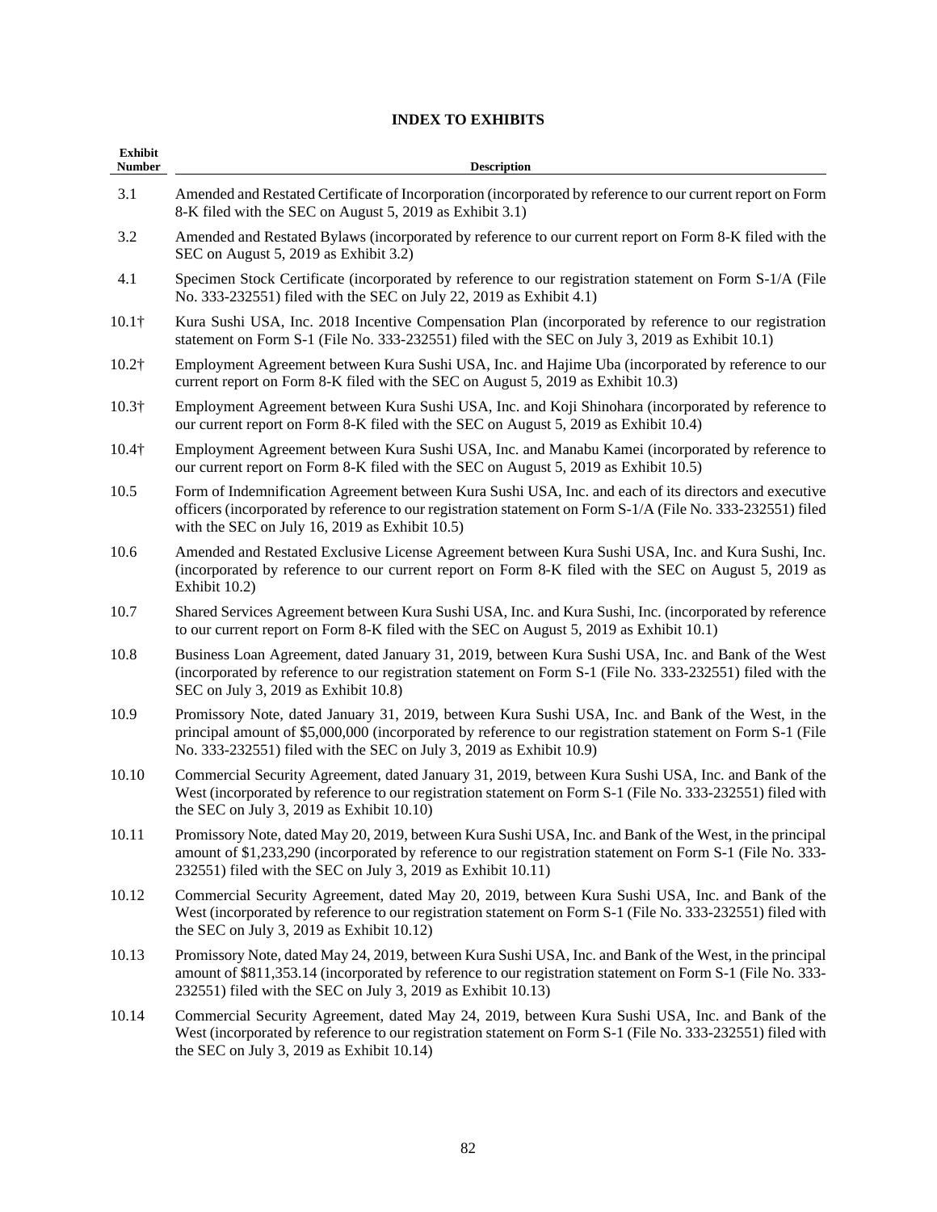## INDEX TO EXHIBITS

| Exhibit Number | Description |
|---|---|
| 3.1 | Amended and Restated Certificate of Incorporation (incorporated by reference to our current report on Form 8-K filed with the SEC on August 5, 2019 as Exhibit 3.1) |
| 3.2 | Amended and Restated Bylaws (incorporated by reference to our current report on Form 8-K filed with the SEC on August 5, 2019 as Exhibit 3.2) |
| 4.1 | Specimen Stock Certificate (incorporated by reference to our registration statement on Form S-1/A (File No. 333-232551) filed with the SEC on July 22, 2019 as Exhibit 4.1) |
| 10.1† | Kura Sushi USA, Inc. 2018 Incentive Compensation Plan (incorporated by reference to our registration statement on Form S-1 (File No. 333-232551) filed with the SEC on July 3, 2019 as Exhibit 10.1) |
| 10.2† | Employment Agreement between Kura Sushi USA, Inc. and Hajime Uba (incorporated by reference to our current report on Form 8-K filed with the SEC on August 5, 2019 as Exhibit 10.3) |
| 10.3† | Employment Agreement between Kura Sushi USA, Inc. and Koji Shinohara (incorporated by reference to our current report on Form 8-K filed with the SEC on August 5, 2019 as Exhibit 10.4) |
| 10.4† | Employment Agreement between Kura Sushi USA, Inc. and Manabu Kamei (incorporated by reference to our current report on Form 8-K filed with the SEC on August 5, 2019 as Exhibit 10.5) |
| 10.5 | Form of Indemnification Agreement between Kura Sushi USA, Inc. and each of its directors and executive officers (incorporated by reference to our registration statement on Form S-1/A (File No. 333-232551) filed with the SEC on July 16, 2019 as Exhibit 10.5) |
| 10.6 | Amended and Restated Exclusive License Agreement between Kura Sushi USA, Inc. and Kura Sushi, Inc. (incorporated by reference to our current report on Form 8-K filed with the SEC on August 5, 2019 as Exhibit 10.2) |
| 10.7 | Shared Services Agreement between Kura Sushi USA, Inc. and Kura Sushi, Inc. (incorporated by reference to our current report on Form 8-K filed with the SEC on August 5, 2019 as Exhibit 10.1) |
| 10.8 | Business Loan Agreement, dated January 31, 2019, between Kura Sushi USA, Inc. and Bank of the West (incorporated by reference to our registration statement on Form S-1 (File No. 333-232551) filed with the SEC on July 3, 2019 as Exhibit 10.8) |
| 10.9 | Promissory Note, dated January 31, 2019, between Kura Sushi USA, Inc. and Bank of the West, in the principal amount of $5,000,000 (incorporated by reference to our registration statement on Form S-1 (File No. 333-232551) filed with the SEC on July 3, 2019 as Exhibit 10.9) |
| 10.10 | Commercial Security Agreement, dated January 31, 2019, between Kura Sushi USA, Inc. and Bank of the West (incorporated by reference to our registration statement on Form S-1 (File No. 333-232551) filed with the SEC on July 3, 2019 as Exhibit 10.10) |
| 10.11 | Promissory Note, dated May 20, 2019, between Kura Sushi USA, Inc. and Bank of the West, in the principal amount of $1,233,290 (incorporated by reference to our registration statement on Form S-1 (File No. 333-232551) filed with the SEC on July 3, 2019 as Exhibit 10.11) |
| 10.12 | Commercial Security Agreement, dated May 20, 2019, between Kura Sushi USA, Inc. and Bank of the West (incorporated by reference to our registration statement on Form S-1 (File No. 333-232551) filed with the SEC on July 3, 2019 as Exhibit 10.12) |
| 10.13 | Promissory Note, dated May 24, 2019, between Kura Sushi USA, Inc. and Bank of the West, in the principal amount of $811,353.14 (incorporated by reference to our registration statement on Form S-1 (File No. 333-232551) filed with the SEC on July 3, 2019 as Exhibit 10.13) |
| 10.14 | Commercial Security Agreement, dated May 24, 2019, between Kura Sushi USA, Inc. and Bank of the West (incorporated by reference to our registration statement on Form S-1 (File No. 333-232551) filed with the SEC on July 3, 2019 as Exhibit 10.14) |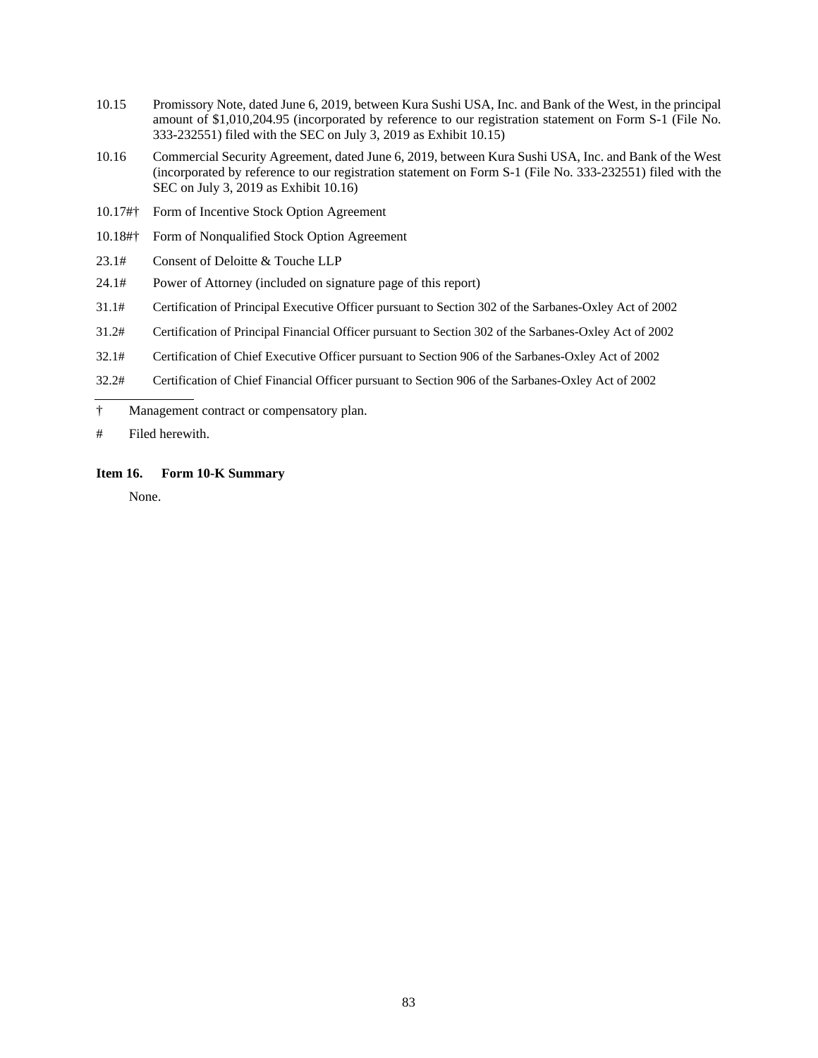| | |
|---|---|
| 10.15 | Promissory Note, dated June 6, 2019, between Kura Sushi USA, Inc. and Bank of the West, in the principal amount of $1,010,204.95 (incorporated by reference to our registration statement on Form S-1 (File No. 333-232551) filed with the SEC on July 3, 2019 as Exhibit 10.15) |
| 10.16 | Commercial Security Agreement, dated June 6, 2019, between Kura Sushi USA, Inc. and Bank of the West (incorporated by reference to our registration statement on Form S-1 (File No. 333-232551) filed with the SEC on July 3, 2019 as Exhibit 10.16) |
| 10.17#† | Form of Incentive Stock Option Agreement |
| 10.18#† | Form of Nonqualified Stock Option Agreement |
| 23.1# | Consent of Deloitte & Touche LLP |
| 24.1# | Power of Attorney (included on signature page of this report) |
| 31.1# | Certification of Principal Executive Officer pursuant to Section 302 of the Sarbanes-Oxley Act of 2002 |
| 31.2# | Certification of Principal Financial Officer pursuant to Section 302 of the Sarbanes-Oxley Act of 2002 |
| 32.1# | Certification of Chief Executive Officer pursuant to Section 906 of the Sarbanes-Oxley Act of 2002 |
| 32.2# | Certification of Chief Financial Officer pursuant to Section 906 of the Sarbanes-Oxley Act of 2002 |

† Management contract or compensatory plan.

# Filed herewith.

**Item 16. Form 10-K Summary**

None.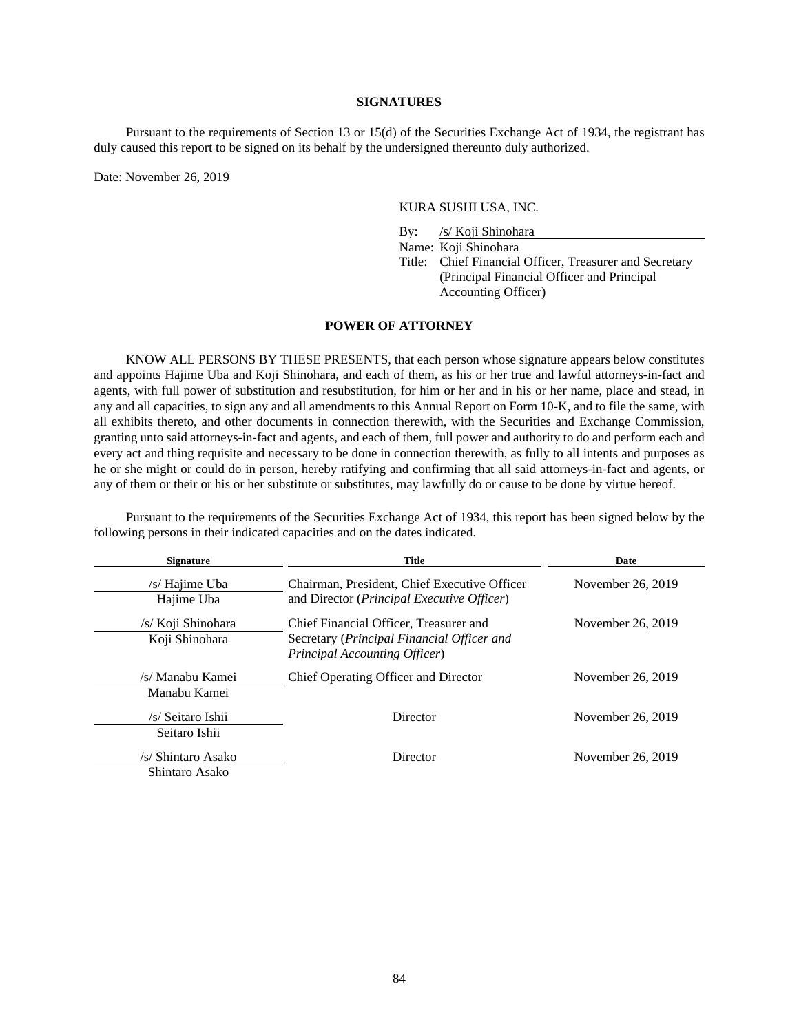## SIGNATURES

Pursuant to the requirements of Section 13 or 15(d) of the Securities Exchange Act of 1934, the registrant has duly caused this report to be signed on its behalf by the undersigned thereunto duly authorized.

Date: November 26, 2019

KURA SUSHI USA, INC.

By: /s/ Koji Shinohara
Name: Koji Shinohara
Title: Chief Financial Officer, Treasurer and Secretary (Principal Financial Officer and Principal Accounting Officer)

## POWER OF ATTORNEY

KNOW ALL PERSONS BY THESE PRESENTS, that each person whose signature appears below constitutes and appoints Hajime Uba and Koji Shinohara, and each of them, as his or her true and lawful attorneys-in-fact and agents, with full power of substitution and resubstitution, for him or her and in his or her name, place and stead, in any and all capacities, to sign any and all amendments to this Annual Report on Form 10-K, and to file the same, with all exhibits thereto, and other documents in connection therewith, with the Securities and Exchange Commission, granting unto said attorneys-in-fact and agents, and each of them, full power and authority to do and perform each and every act and thing requisite and necessary to be done in connection therewith, as fully to all intents and purposes as he or she might or could do in person, hereby ratifying and confirming that all said attorneys-in-fact and agents, or any of them or their or his or her substitute or substitutes, may lawfully do or cause to be done by virtue hereof.

Pursuant to the requirements of the Securities Exchange Act of 1934, this report has been signed below by the following persons in their indicated capacities and on the dates indicated.

| Signature | Title | Date |
|---|---|---|
| /s/ Hajime Uba<br>Hajime Uba | Chairman, President, Chief Executive Officer and Director (*Principal Executive Officer*) | November 26, 2019 |
| /s/ Koji Shinohara<br>Koji Shinohara | Chief Financial Officer, Treasurer and Secretary (*Principal Financial Officer and Principal Accounting Officer*) | November 26, 2019 |
| /s/ Manabu Kamei<br>Manabu Kamei | Chief Operating Officer and Director | November 26, 2019 |
| /s/ Seitaro Ishii<br>Seitaro Ishii | Director | November 26, 2019 |
| /s/ Shintaro Asako<br>Shintaro Asako | Director | November 26, 2019 |